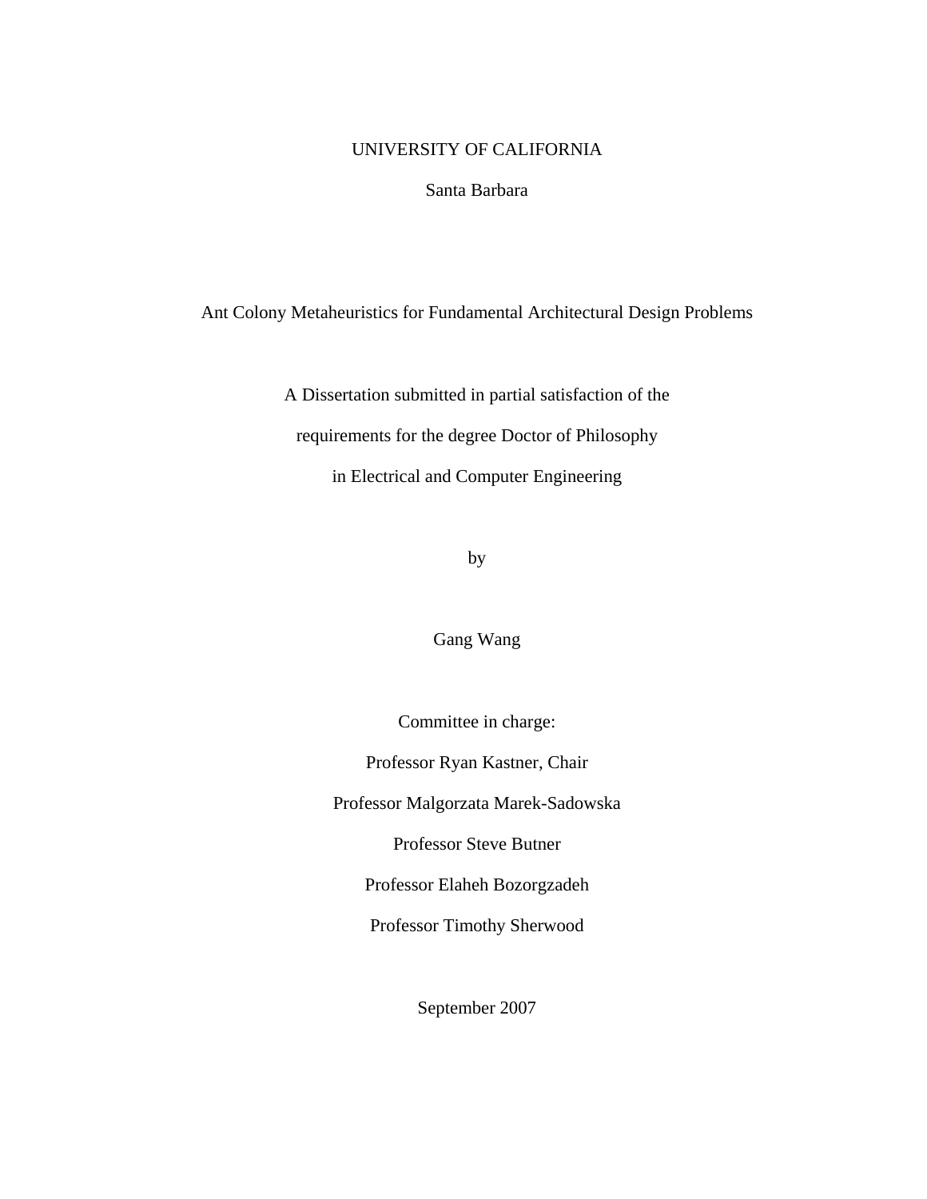UNIVERSITY OF CALIFORNIA

Santa Barbara

# Ant Colony Metaheuristics for Fundamental Architectural Design Problems

A Dissertation submitted in partial satisfaction of the

requirements for the degree Doctor of Philosophy

in Electrical and Computer Engineering

by

Gang Wang

Committee in charge:

Professor Ryan Kastner, Chair

Professor Malgorzata Marek-Sadowska

Professor Steve Butner

Professor Elaheh Bozorgzadeh

Professor Timothy Sherwood

September 2007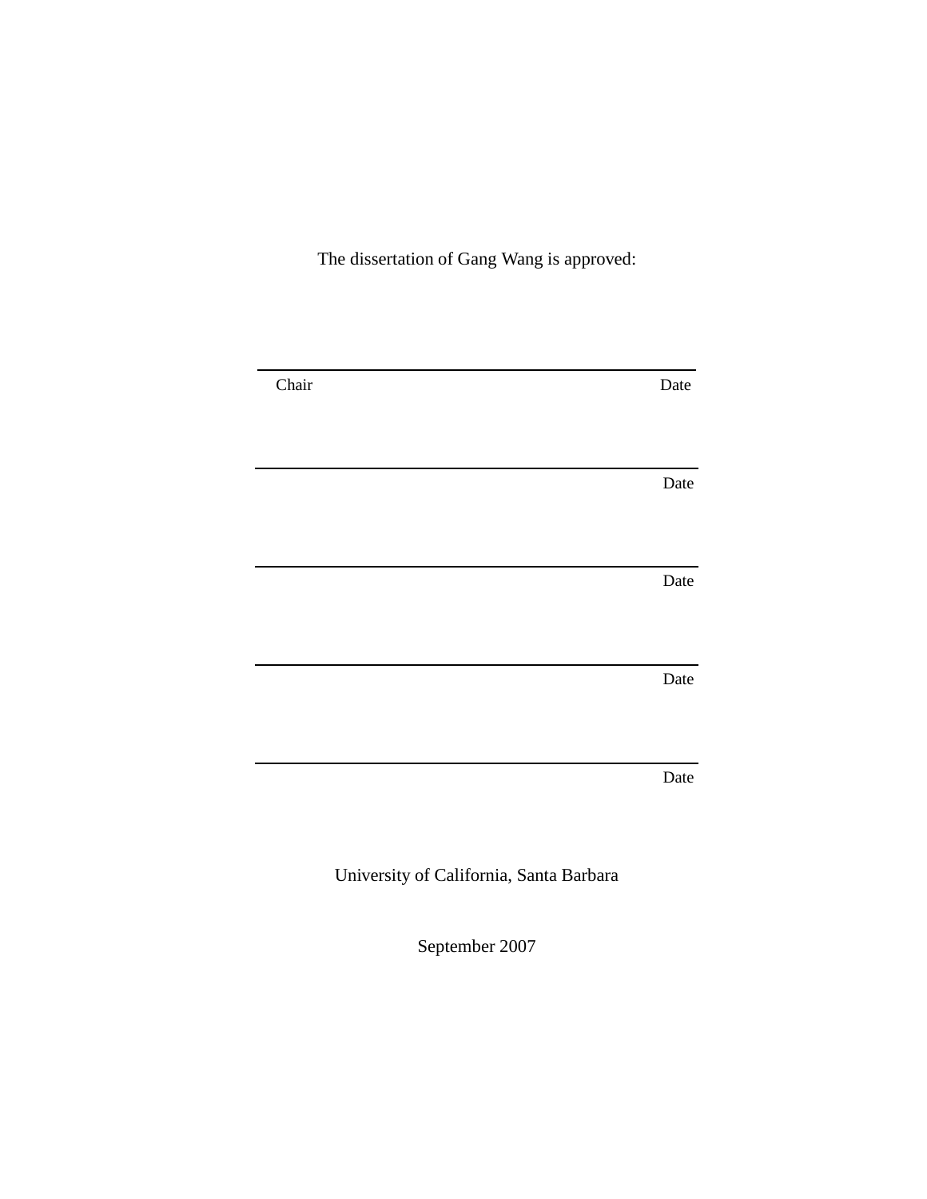The dissertation of Gang Wang is approved:

\_\_\_\_\_\_\_\_\_\_\_\_\_\_\_\_\_\_\_\_\_\_\_\_\_\_\_\_\_\_\_\_\_\_\_\_\_\_\_\_\_\_\_\_\_\_\_\_

Chair Date

\_\_\_\_\_\_\_\_\_\_\_\_\_\_\_\_\_\_\_\_\_\_\_\_\_\_\_\_\_\_\_\_\_\_\_\_\_\_\_\_\_\_\_\_\_\_\_\_

Date

\_\_\_\_\_\_\_\_\_\_\_\_\_\_\_\_\_\_\_\_\_\_\_\_\_\_\_\_\_\_\_\_\_\_\_\_\_\_\_\_\_\_\_\_\_\_\_\_

Date

\_\_\_\_\_\_\_\_\_\_\_\_\_\_\_\_\_\_\_\_\_\_\_\_\_\_\_\_\_\_\_\_\_\_\_\_\_\_\_\_\_\_\_\_\_\_\_\_

Date

\_\_\_\_\_\_\_\_\_\_\_\_\_\_\_\_\_\_\_\_\_\_\_\_\_\_\_\_\_\_\_\_\_\_\_\_\_\_\_\_\_\_\_\_\_\_\_\_

Date

University of California, Santa Barbara

September 2007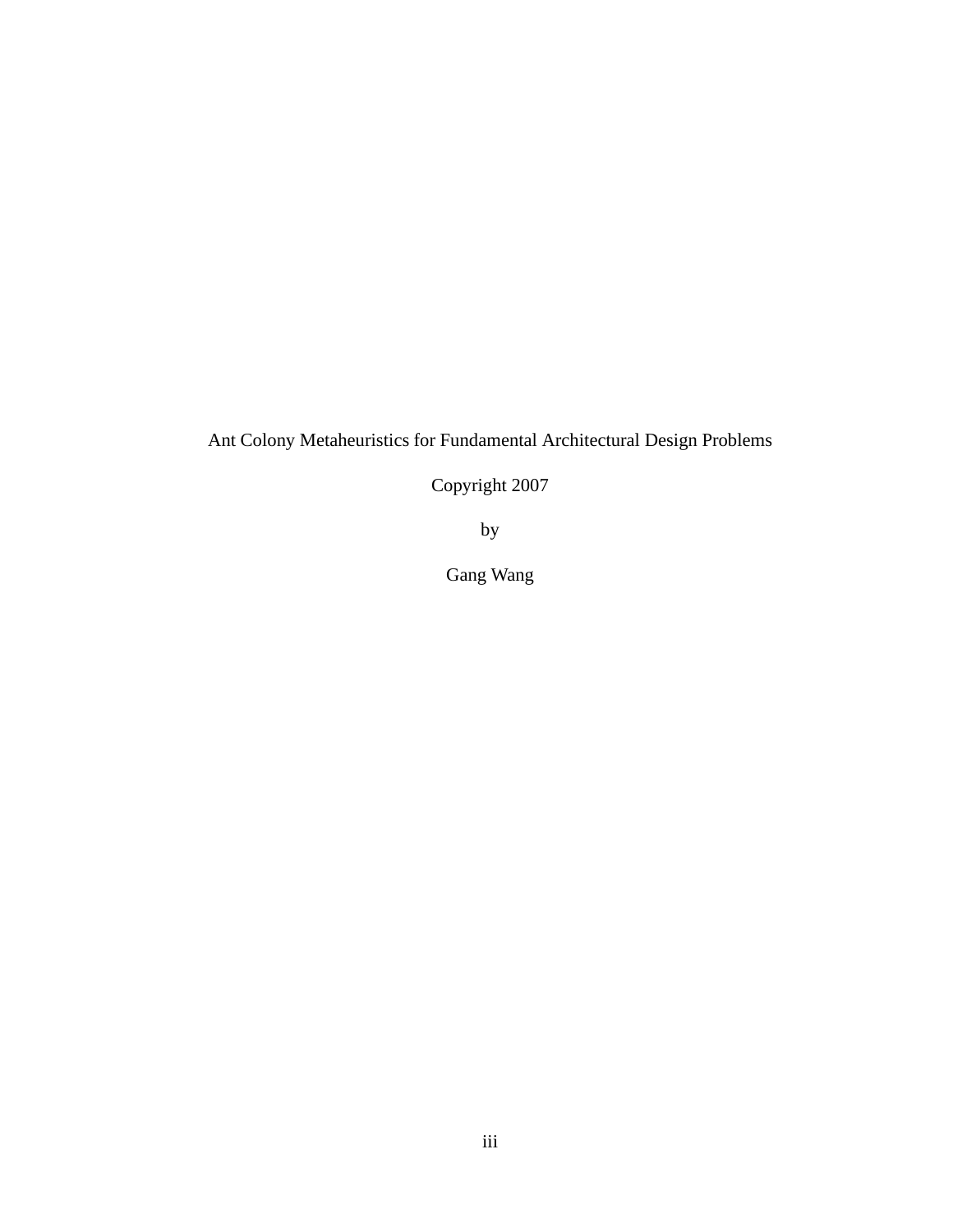Ant Colony Metaheuristics for Fundamental Architectural Design Problems

Copyright 2007

by

Gang Wang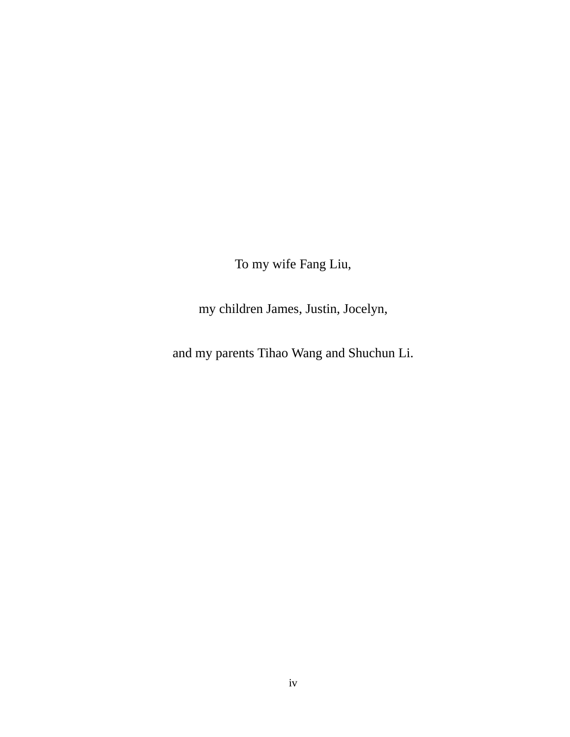To my wife Fang Liu,

my children James, Justin, Jocelyn,

and my parents Tihao Wang and Shuchun Li.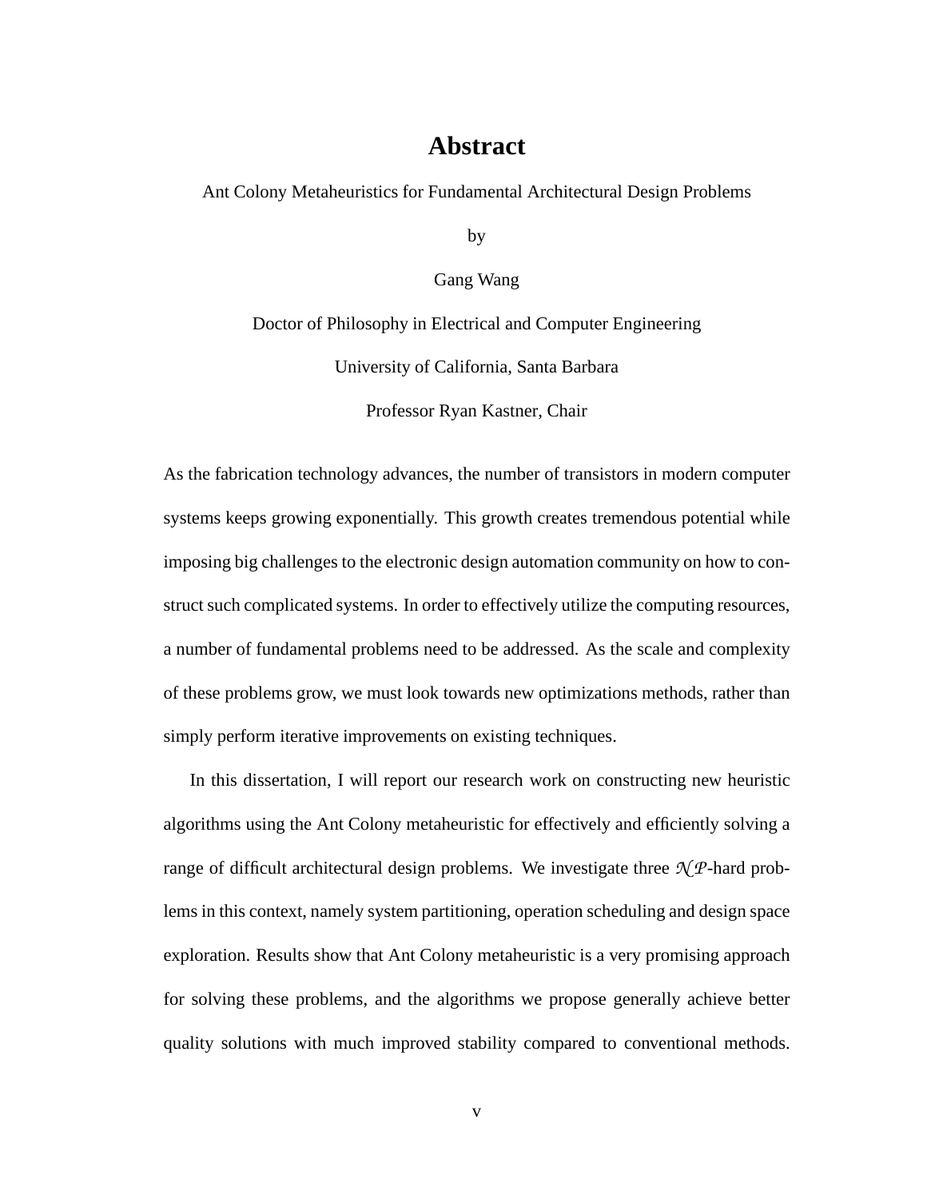# Abstract

Ant Colony Metaheuristics for Fundamental Architectural Design Problems

by

Gang Wang

Doctor of Philosophy in Electrical and Computer Engineering

University of California, Santa Barbara

Professor Ryan Kastner, Chair

As the fabrication technology advances, the number of transistors in modern computer systems keeps growing exponentially. This growth creates tremendous potential while imposing big challenges to the electronic design automation community on how to construct such complicated systems. In order to effectively utilize the computing resources, a number of fundamental problems need to be addressed. As the scale and complexity of these problems grow, we must look towards new optimizations methods, rather than simply perform iterative improvements on existing techniques.

In this dissertation, I will report our research work on constructing new heuristic algorithms using the Ant Colony metaheuristic for effectively and efficiently solving a range of difficult architectural design problems. We investigate three $\mathcal{NP}$-hard problems in this context, namely system partitioning, operation scheduling and design space exploration. Results show that Ant Colony metaheuristic is a very promising approach for solving these problems, and the algorithms we propose generally achieve better quality solutions with much improved stability compared to conventional methods.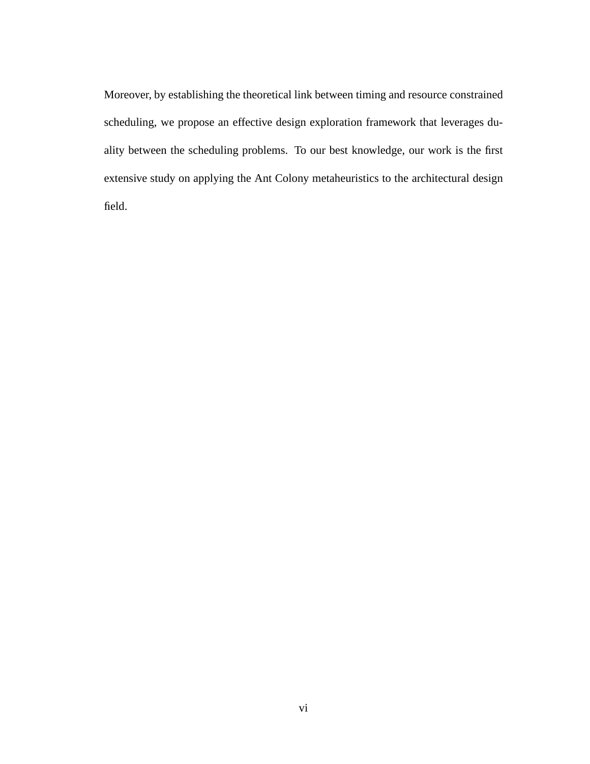Moreover, by establishing the theoretical link between timing and resource constrained scheduling, we propose an effective design exploration framework that leverages duality between the scheduling problems. To our best knowledge, our work is the first extensive study on applying the Ant Colony metaheuristics to the architectural design field.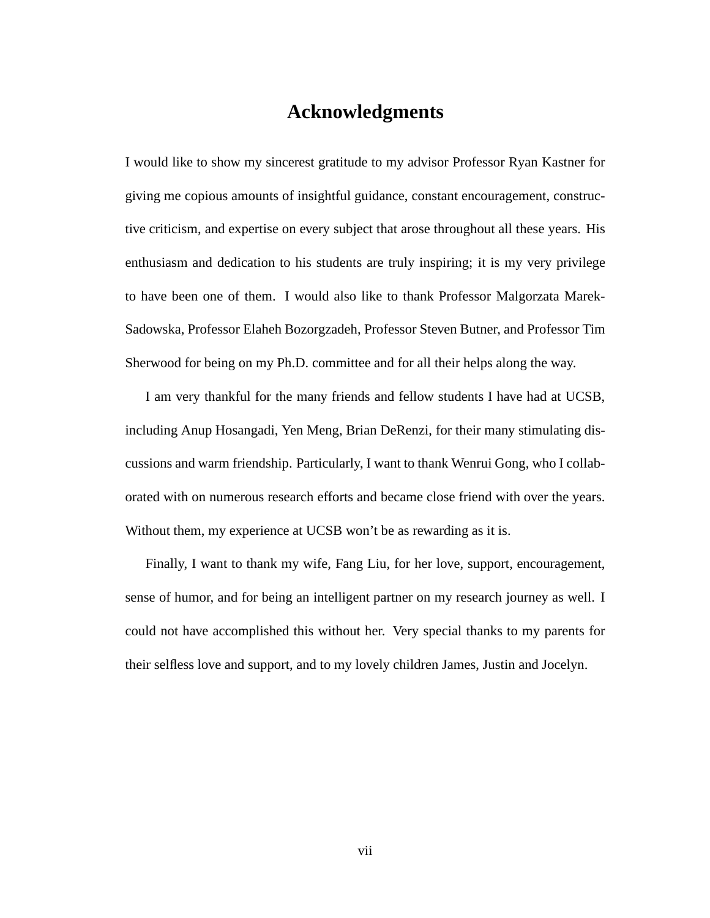# Acknowledgments

I would like to show my sincerest gratitude to my advisor Professor Ryan Kastner for giving me copious amounts of insightful guidance, constant encouragement, constructive criticism, and expertise on every subject that arose throughout all these years. His enthusiasm and dedication to his students are truly inspiring; it is my very privilege to have been one of them. I would also like to thank Professor Malgorzata Marek-Sadowska, Professor Elaheh Bozorgzadeh, Professor Steven Butner, and Professor Tim Sherwood for being on my Ph.D. committee and for all their helps along the way.

I am very thankful for the many friends and fellow students I have had at UCSB, including Anup Hosangadi, Yen Meng, Brian DeRenzi, for their many stimulating discussions and warm friendship. Particularly, I want to thank Wenrui Gong, who I collaborated with on numerous research efforts and became close friend with over the years. Without them, my experience at UCSB won't be as rewarding as it is.

Finally, I want to thank my wife, Fang Liu, for her love, support, encouragement, sense of humor, and for being an intelligent partner on my research journey as well. I could not have accomplished this without her. Very special thanks to my parents for their selfless love and support, and to my lovely children James, Justin and Jocelyn.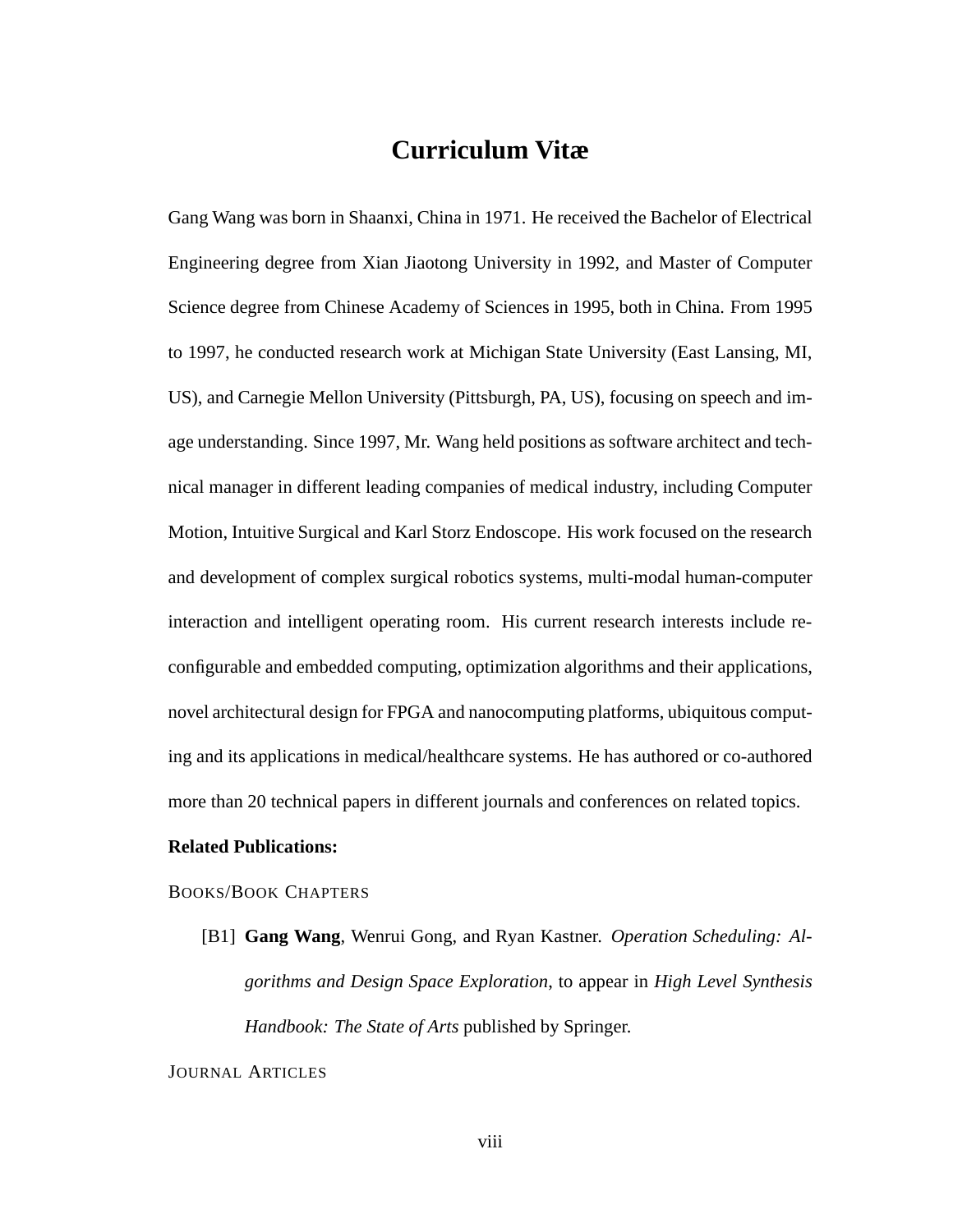# Curriculum Vitæ

Gang Wang was born in Shaanxi, China in 1971. He received the Bachelor of Electrical Engineering degree from Xian Jiaotong University in 1992, and Master of Computer Science degree from Chinese Academy of Sciences in 1995, both in China. From 1995 to 1997, he conducted research work at Michigan State University (East Lansing, MI, US), and Carnegie Mellon University (Pittsburgh, PA, US), focusing on speech and image understanding. Since 1997, Mr. Wang held positions as software architect and technical manager in different leading companies of medical industry, including Computer Motion, Intuitive Surgical and Karl Storz Endoscope. His work focused on the research and development of complex surgical robotics systems, multi-modal human-computer interaction and intelligent operating room. His current research interests include reconfigurable and embedded computing, optimization algorithms and their applications, novel architectural design for FPGA and nanocomputing platforms, ubiquitous computing and its applications in medical/healthcare systems. He has authored or co-authored more than 20 technical papers in different journals and conferences on related topics.

**Related Publications:**

BOOKS/BOOK CHAPTERS

[B1] **Gang Wang**, Wenrui Gong, and Ryan Kastner. *Operation Scheduling: Algorithms and Design Space Exploration*, to appear in *High Level Synthesis Handbook: The State of Arts* published by Springer.

JOURNAL ARTICLES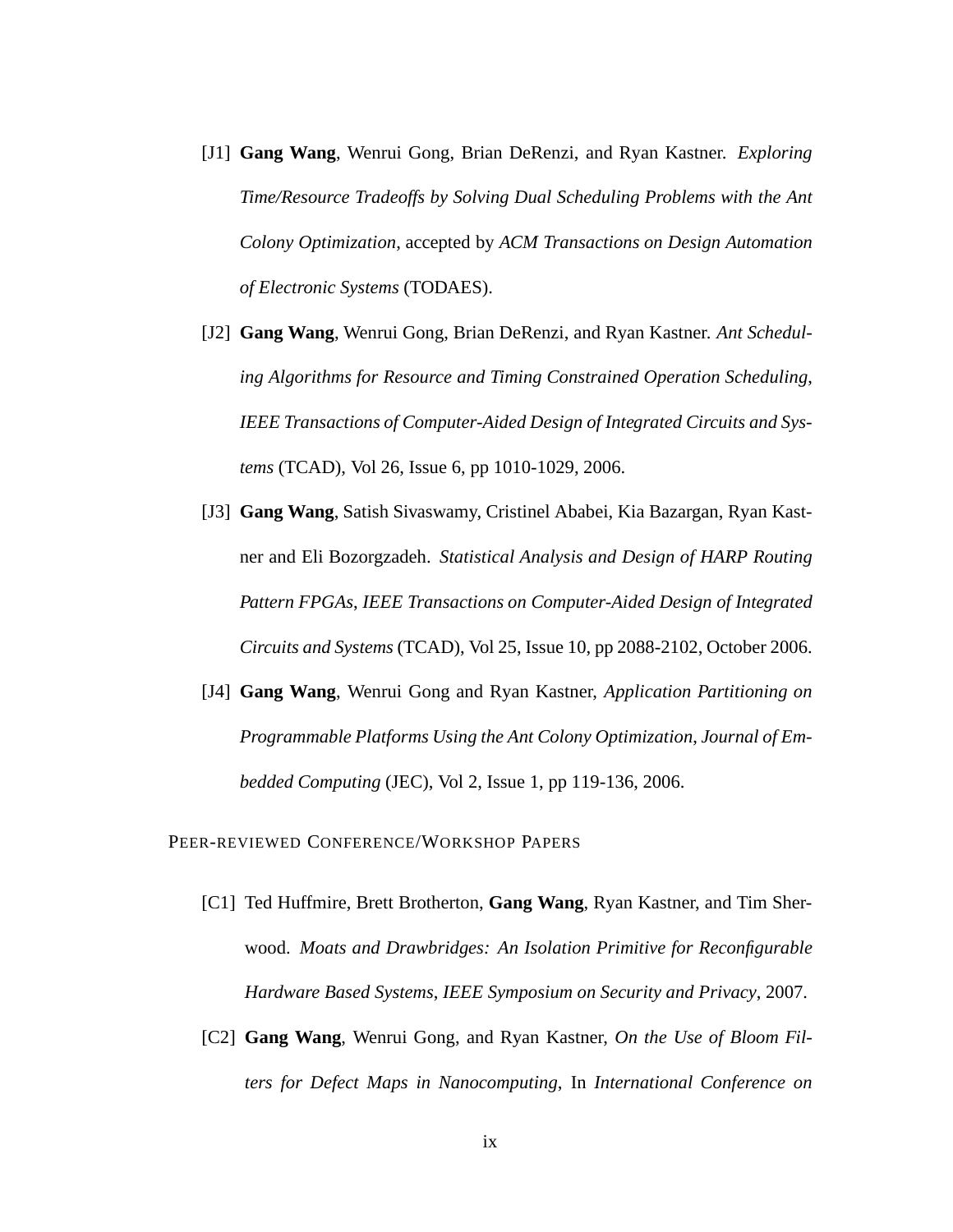[J1] **Gang Wang**, Wenrui Gong, Brian DeRenzi, and Ryan Kastner. *Exploring Time/Resource Tradeoffs by Solving Dual Scheduling Problems with the Ant Colony Optimization*, accepted by *ACM Transactions on Design Automation of Electronic Systems* (TODAES).

[J2] **Gang Wang**, Wenrui Gong, Brian DeRenzi, and Ryan Kastner. *Ant Scheduling Algorithms for Resource and Timing Constrained Operation Scheduling*, *IEEE Transactions of Computer-Aided Design of Integrated Circuits and Systems* (TCAD), Vol 26, Issue 6, pp 1010-1029, 2006.

[J3] **Gang Wang**, Satish Sivaswamy, Cristinel Ababei, Kia Bazargan, Ryan Kastner and Eli Bozorgzadeh. *Statistical Analysis and Design of HARP Routing Pattern FPGAs*, *IEEE Transactions on Computer-Aided Design of Integrated Circuits and Systems* (TCAD), Vol 25, Issue 10, pp 2088-2102, October 2006.

[J4] **Gang Wang**, Wenrui Gong and Ryan Kastner, *Application Partitioning on Programmable Platforms Using the Ant Colony Optimization*, *Journal of Embedded Computing* (JEC), Vol 2, Issue 1, pp 119-136, 2006.

PEER-REVIEWED CONFERENCE/WORKSHOP PAPERS

[C1] Ted Huffmire, Brett Brotherton, **Gang Wang**, Ryan Kastner, and Tim Sherwood. *Moats and Drawbridges: An Isolation Primitive for Reconfigurable Hardware Based Systems*, *IEEE Symposium on Security and Privacy*, 2007.

[C2] **Gang Wang**, Wenrui Gong, and Ryan Kastner, *On the Use of Bloom Filters for Defect Maps in Nanocomputing*, In *International Conference on*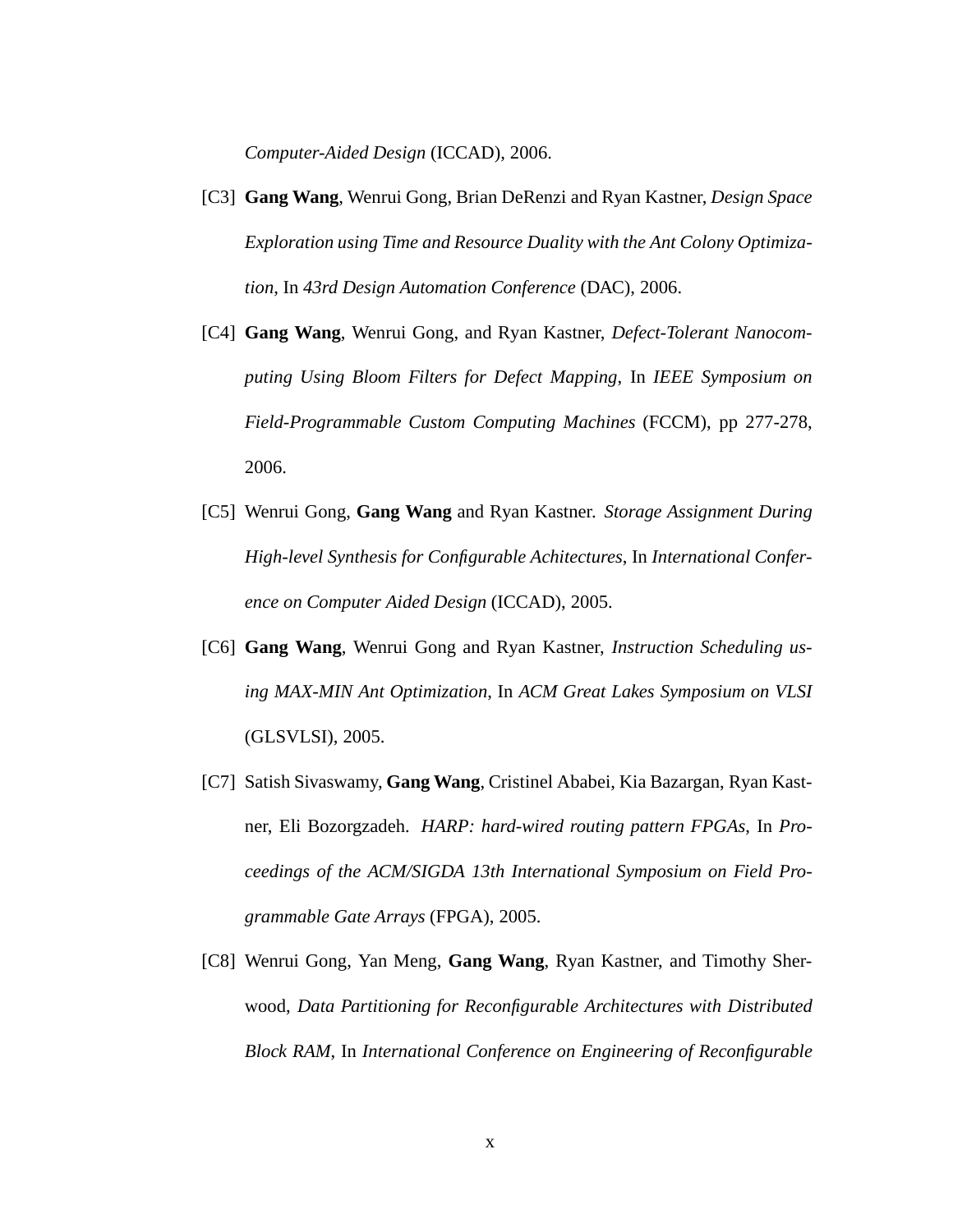*Computer-Aided Design* (ICCAD), 2006.

[C3] **Gang Wang**, Wenrui Gong, Brian DeRenzi and Ryan Kastner, *Design Space Exploration using Time and Resource Duality with the Ant Colony Optimization*, In *43rd Design Automation Conference* (DAC), 2006.

[C4] **Gang Wang**, Wenrui Gong, and Ryan Kastner, *Defect-Tolerant Nanocomputing Using Bloom Filters for Defect Mapping*, In *IEEE Symposium on Field-Programmable Custom Computing Machines* (FCCM), pp 277-278, 2006.

[C5] Wenrui Gong, **Gang Wang** and Ryan Kastner. *Storage Assignment During High-level Synthesis for Configurable Achitectures*, In *International Conference on Computer Aided Design* (ICCAD), 2005.

[C6] **Gang Wang**, Wenrui Gong and Ryan Kastner, *Instruction Scheduling using MAX-MIN Ant Optimization*, In *ACM Great Lakes Symposium on VLSI* (GLSVLSI), 2005.

[C7] Satish Sivaswamy, **Gang Wang**, Cristinel Ababei, Kia Bazargan, Ryan Kastner, Eli Bozorgzadeh. *HARP: hard-wired routing pattern FPGAs*, In *Proceedings of the ACM/SIGDA 13th International Symposium on Field Programmable Gate Arrays* (FPGA), 2005.

[C8] Wenrui Gong, Yan Meng, **Gang Wang**, Ryan Kastner, and Timothy Sherwood, *Data Partitioning for Reconfigurable Architectures with Distributed Block RAM*, In *International Conference on Engineering of Reconfigurable*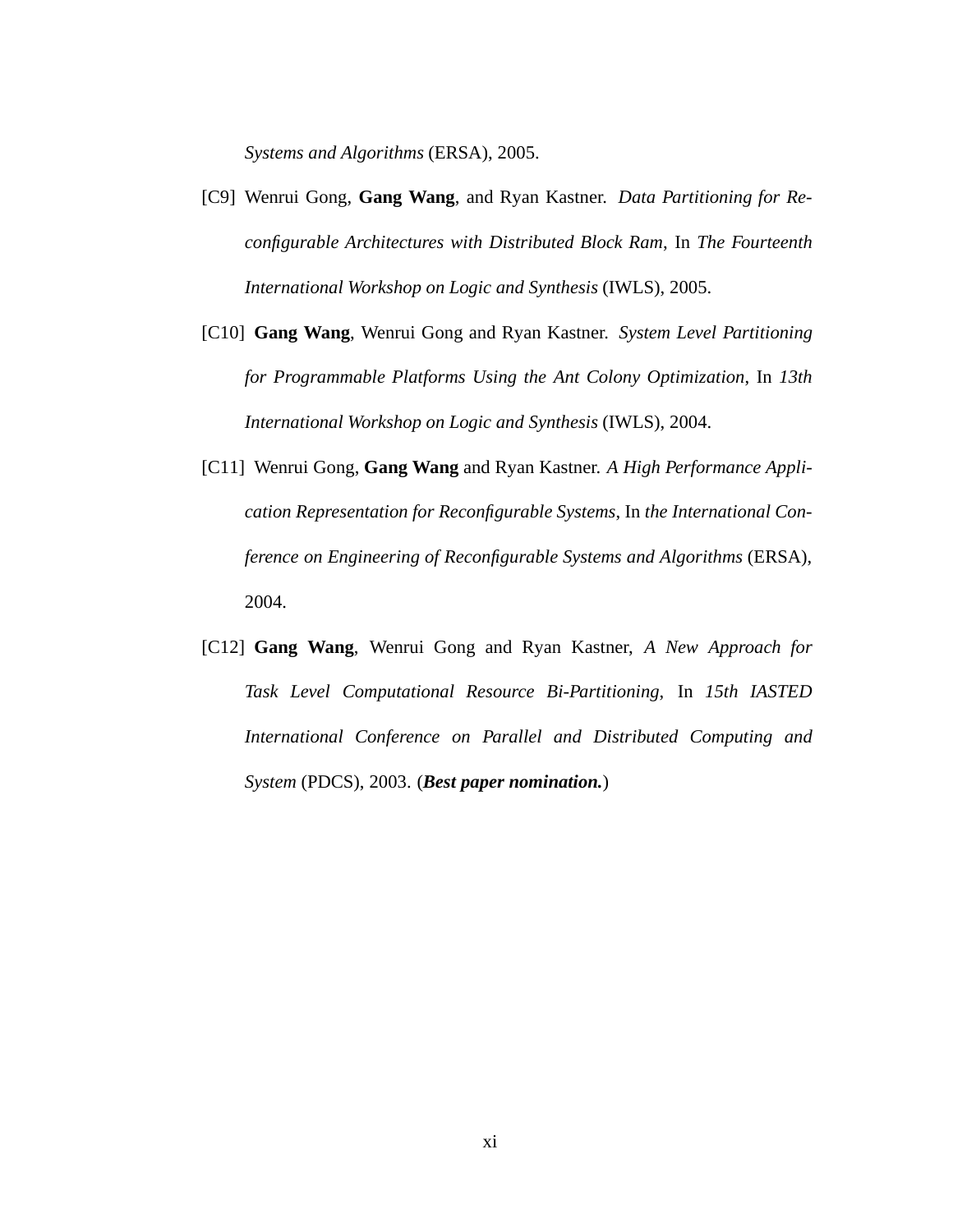*Systems and Algorithms* (ERSA), 2005.

[C9] Wenrui Gong, **Gang Wang**, and Ryan Kastner. *Data Partitioning for Reconfigurable Architectures with Distributed Block Ram*, In *The Fourteenth International Workshop on Logic and Synthesis* (IWLS), 2005.

[C10] **Gang Wang**, Wenrui Gong and Ryan Kastner. *System Level Partitioning for Programmable Platforms Using the Ant Colony Optimization*, In *13th International Workshop on Logic and Synthesis* (IWLS), 2004.

[C11] Wenrui Gong, **Gang Wang** and Ryan Kastner. *A High Performance Application Representation for Reconfigurable Systems*, In *the International Conference on Engineering of Reconfigurable Systems and Algorithms* (ERSA), 2004.

[C12] **Gang Wang**, Wenrui Gong and Ryan Kastner, *A New Approach for Task Level Computational Resource Bi-Partitioning*, In *15th IASTED International Conference on Parallel and Distributed Computing and System* (PDCS), 2003. (***Best paper nomination.***)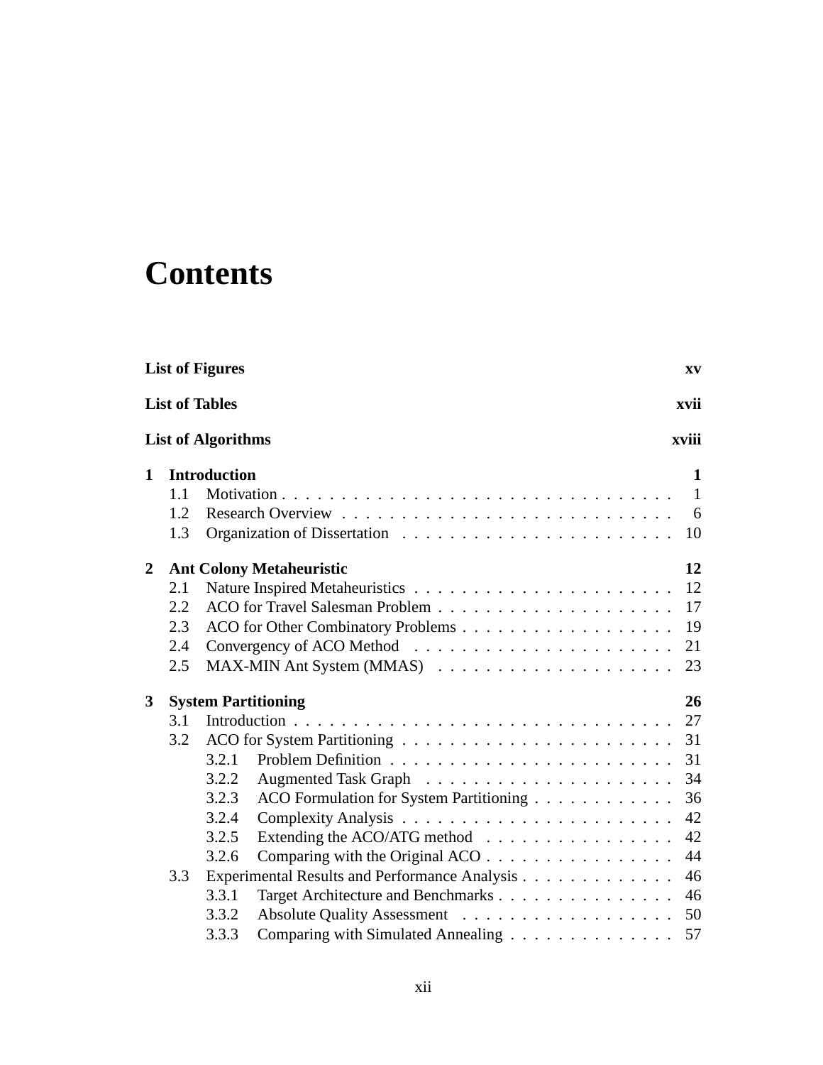# Contents

| | | | |
|---|---|---|---|
| **List of Figures** | | | **xv** |
| **List of Tables** | | | **xvii** |
| **List of Algorithms** | | | **xviii** |
| **1** | **Introduction** | | **1** |
| | 1.1 | Motivation | 1 |
| | 1.2 | Research Overview | 6 |
| | 1.3 | Organization of Dissertation | 10 |
| **2** | **Ant Colony Metaheuristic** | | **12** |
| | 2.1 | Nature Inspired Metaheuristics | 12 |
| | 2.2 | ACO for Travel Salesman Problem | 17 |
| | 2.3 | ACO for Other Combinatory Problems | 19 |
| | 2.4 | Convergency of ACO Method | 21 |
| | 2.5 | MAX-MIN Ant System (MMAS) | 23 |
| **3** | **System Partitioning** | | **26** |
| | 3.1 | Introduction | 27 |
| | 3.2 | ACO for System Partitioning | 31 |
| | | 3.2.1 Problem Definition | 31 |
| | | 3.2.2 Augmented Task Graph | 34 |
| | | 3.2.3 ACO Formulation for System Partitioning | 36 |
| | | 3.2.4 Complexity Analysis | 42 |
| | | 3.2.5 Extending the ACO/ATG method | 42 |
| | | 3.2.6 Comparing with the Original ACO | 44 |
| | 3.3 | Experimental Results and Performance Analysis | 46 |
| | | 3.3.1 Target Architecture and Benchmarks | 46 |
| | | 3.3.2 Absolute Quality Assessment | 50 |
| | | 3.3.3 Comparing with Simulated Annealing | 57 |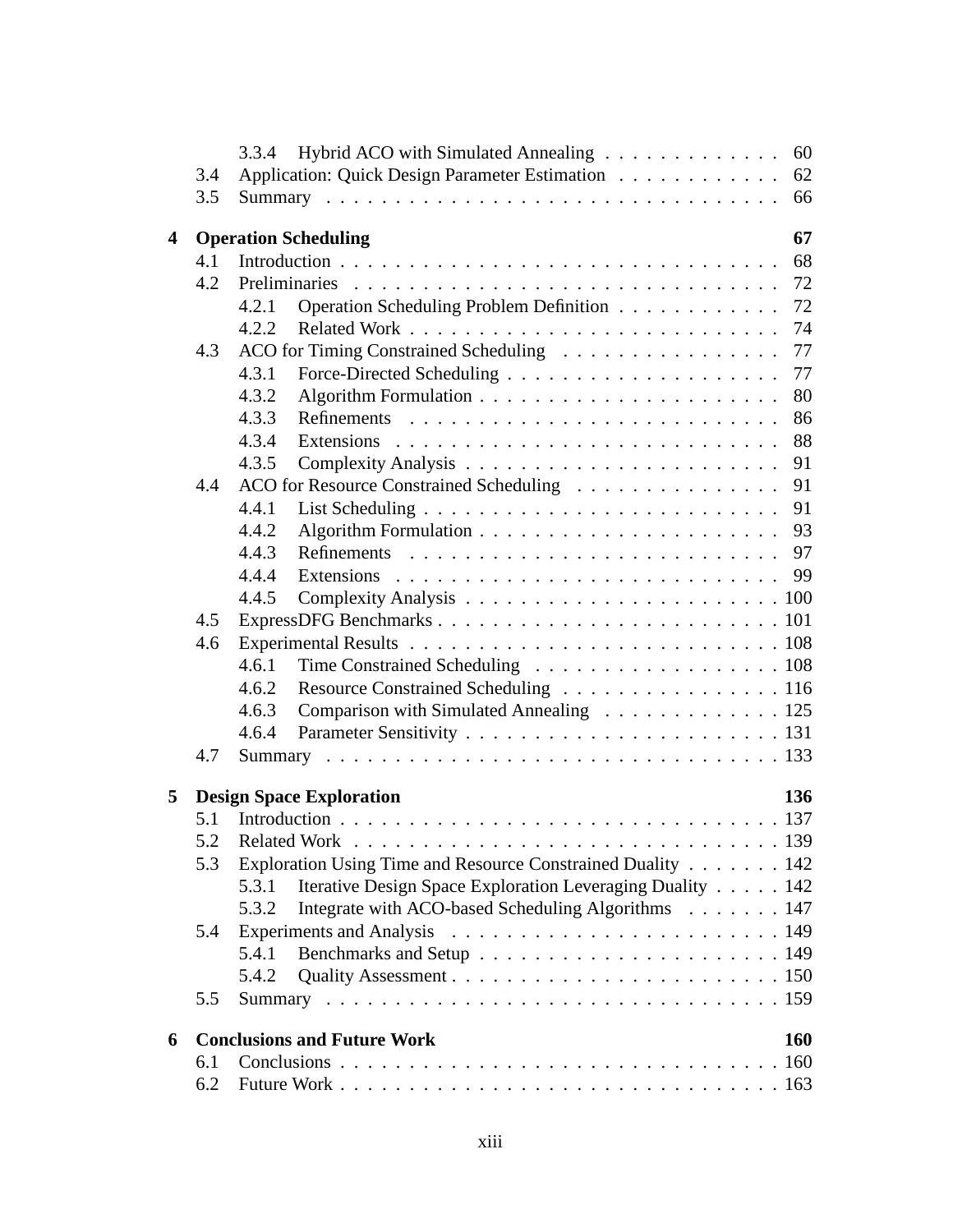- 3.3.4 Hybrid ACO with Simulated Annealing . . . . . . . . . . . . . 60
- 3.4 Application: Quick Design Parameter Estimation . . . . . . . . . . . . 62
- 3.5 Summary . . . . . . . . . . . . . . . . . . . . . . . . . . . . . . . . . 66

**4 Operation Scheduling** **67**

- 4.1 Introduction . . . . . . . . . . . . . . . . . . . . . . . . . . . . . . . . 68
- 4.2 Preliminaries . . . . . . . . . . . . . . . . . . . . . . . . . . . . . . . 72
  - 4.2.1 Operation Scheduling Problem Definition . . . . . . . . . . . . 72
  - 4.2.2 Related Work . . . . . . . . . . . . . . . . . . . . . . . . . . . 74
- 4.3 ACO for Timing Constrained Scheduling . . . . . . . . . . . . . . . . 77
  - 4.3.1 Force-Directed Scheduling . . . . . . . . . . . . . . . . . . . . 77
  - 4.3.2 Algorithm Formulation . . . . . . . . . . . . . . . . . . . . . . 80
  - 4.3.3 Refinements . . . . . . . . . . . . . . . . . . . . . . . . . . . 86
  - 4.3.4 Extensions . . . . . . . . . . . . . . . . . . . . . . . . . . . . 88
  - 4.3.5 Complexity Analysis . . . . . . . . . . . . . . . . . . . . . . . 91
- 4.4 ACO for Resource Constrained Scheduling . . . . . . . . . . . . . . . 91
  - 4.4.1 List Scheduling . . . . . . . . . . . . . . . . . . . . . . . . . . 91
  - 4.4.2 Algorithm Formulation . . . . . . . . . . . . . . . . . . . . . . 93
  - 4.4.3 Refinements . . . . . . . . . . . . . . . . . . . . . . . . . . . 97
  - 4.4.4 Extensions . . . . . . . . . . . . . . . . . . . . . . . . . . . . 99
  - 4.4.5 Complexity Analysis . . . . . . . . . . . . . . . . . . . . . . . 100
- 4.5 ExpressDFG Benchmarks . . . . . . . . . . . . . . . . . . . . . . . . . 101
- 4.6 Experimental Results . . . . . . . . . . . . . . . . . . . . . . . . . . . 108
  - 4.6.1 Time Constrained Scheduling . . . . . . . . . . . . . . . . . . 108
  - 4.6.2 Resource Constrained Scheduling . . . . . . . . . . . . . . . . 116
  - 4.6.3 Comparison with Simulated Annealing . . . . . . . . . . . . . 125
  - 4.6.4 Parameter Sensitivity . . . . . . . . . . . . . . . . . . . . . . . 131
- 4.7 Summary . . . . . . . . . . . . . . . . . . . . . . . . . . . . . . . . . 133

**5 Design Space Exploration** **136**

- 5.1 Introduction . . . . . . . . . . . . . . . . . . . . . . . . . . . . . . . . 137
- 5.2 Related Work . . . . . . . . . . . . . . . . . . . . . . . . . . . . . . . 139
- 5.3 Exploration Using Time and Resource Constrained Duality . . . . . . . 142
  - 5.3.1 Iterative Design Space Exploration Leveraging Duality . . . . . 142
  - 5.3.2 Integrate with ACO-based Scheduling Algorithms . . . . . . . 147
- 5.4 Experiments and Analysis . . . . . . . . . . . . . . . . . . . . . . . . 149
  - 5.4.1 Benchmarks and Setup . . . . . . . . . . . . . . . . . . . . . . 149
  - 5.4.2 Quality Assessment . . . . . . . . . . . . . . . . . . . . . . . . 150
- 5.5 Summary . . . . . . . . . . . . . . . . . . . . . . . . . . . . . . . . . 159

**6 Conclusions and Future Work** **160**

- 6.1 Conclusions . . . . . . . . . . . . . . . . . . . . . . . . . . . . . . . . 160
- 6.2 Future Work . . . . . . . . . . . . . . . . . . . . . . . . . . . . . . . . 163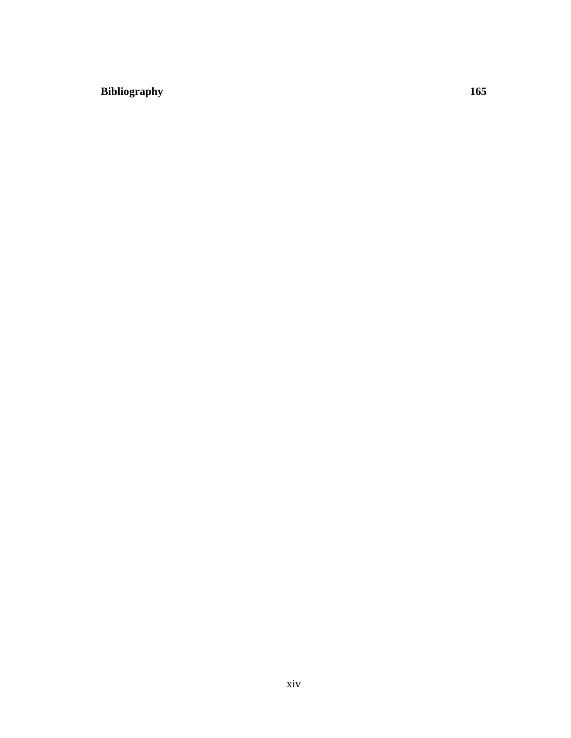**Bibliography** **165**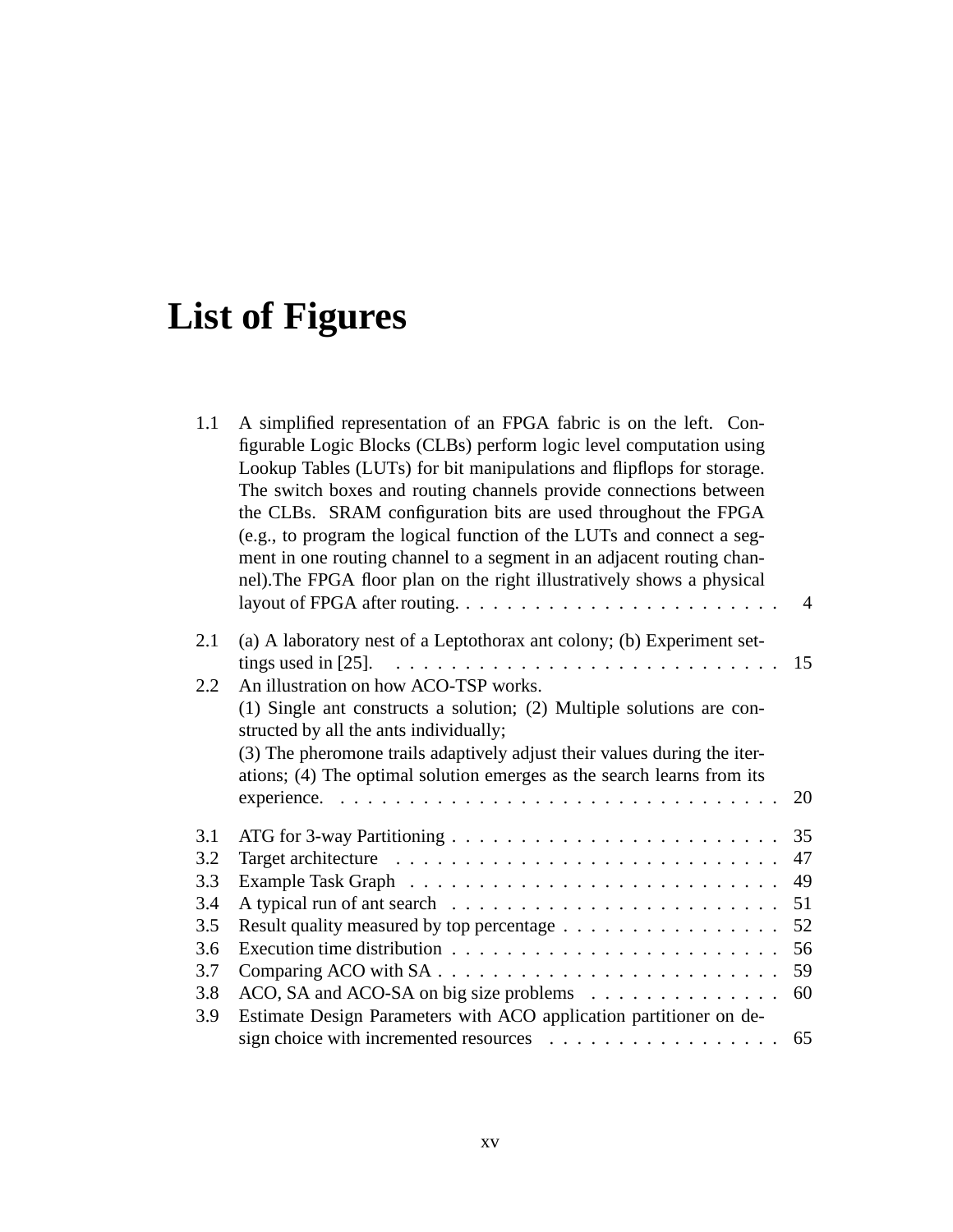# List of Figures

| | | |
|---|---|---|
| 1.1 | A simplified representation of an FPGA fabric is on the left. Configurable Logic Blocks (CLBs) perform logic level computation using Lookup Tables (LUTs) for bit manipulations and flipflops for storage. The switch boxes and routing channels provide connections between the CLBs. SRAM configuration bits are used throughout the FPGA (e.g., to program the logical function of the LUTs and connect a segment in one routing channel to a segment in an adjacent routing channel).The FPGA floor plan on the right illustratively shows a physical layout of FPGA after routing. | 4 |
| 2.1 | (a) A laboratory nest of a Leptothorax ant colony; (b) Experiment settings used in [25]. | 15 |
| 2.2 | An illustration on how ACO-TSP works. (1) Single ant constructs a solution; (2) Multiple solutions are constructed by all the ants individually; (3) The pheromone trails adaptively adjust their values during the iterations; (4) The optimal solution emerges as the search learns from its experience. | 20 |
| 3.1 | ATG for 3-way Partitioning | 35 |
| 3.2 | Target architecture | 47 |
| 3.3 | Example Task Graph | 49 |
| 3.4 | A typical run of ant search | 51 |
| 3.5 | Result quality measured by top percentage | 52 |
| 3.6 | Execution time distribution | 56 |
| 3.7 | Comparing ACO with SA | 59 |
| 3.8 | ACO, SA and ACO-SA on big size problems | 60 |
| 3.9 | Estimate Design Parameters with ACO application partitioner on design choice with incremented resources | 65 |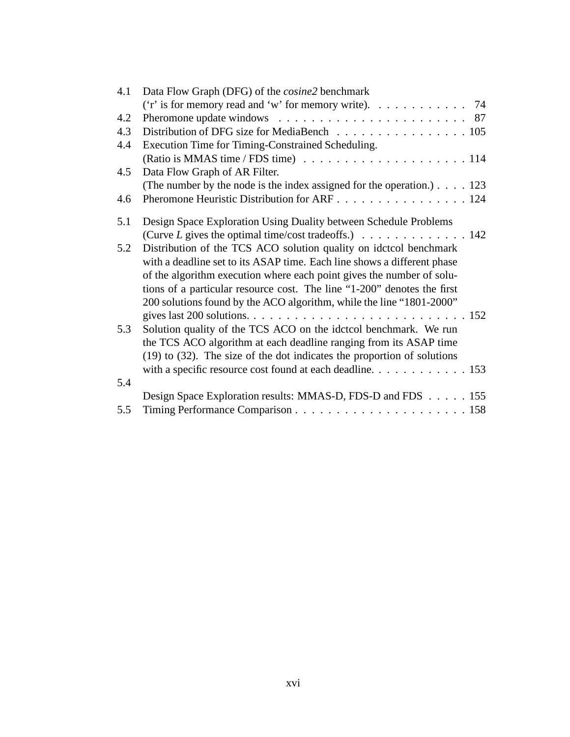4.1 Data Flow Graph (DFG) of the *cosine2* benchmark
('r' is for memory read and 'w' for memory write). . . . . . . . . . . . 74

4.2 Pheromone update windows . . . . . . . . . . . . . . . . . . . . . . . 87

4.3 Distribution of DFG size for MediaBench . . . . . . . . . . . . . . . . 105

4.4 Execution Time for Timing-Constrained Scheduling.
(Ratio is MMAS time / FDS time) . . . . . . . . . . . . . . . . . . . . 114

4.5 Data Flow Graph of AR Filter.
(The number by the node is the index assigned for the operation.) . . . . 123

4.6 Pheromone Heuristic Distribution for ARF . . . . . . . . . . . . . . . . 124

5.1 Design Space Exploration Using Duality between Schedule Problems
(Curve *L* gives the optimal time/cost tradeoffs.) . . . . . . . . . . . . . 142

5.2 Distribution of the TCS ACO solution quality on idctcol benchmark with a deadline set to its ASAP time. Each line shows a different phase of the algorithm execution where each point gives the number of solutions of a particular resource cost. The line "1-200" denotes the first 200 solutions found by the ACO algorithm, while the line "1801-2000" gives last 200 solutions. . . . . . . . . . . . . . . . . . . . . . . . . . . 152

5.3 Solution quality of the TCS ACO on the idctcol benchmark. We run the TCS ACO algorithm at each deadline ranging from its ASAP time (19) to (32). The size of the dot indicates the proportion of solutions with a specific resource cost found at each deadline. . . . . . . . . . . . 153

5.4
Design Space Exploration results: MMAS-D, FDS-D and FDS . . . . . 155

5.5 Timing Performance Comparison . . . . . . . . . . . . . . . . . . . . . 158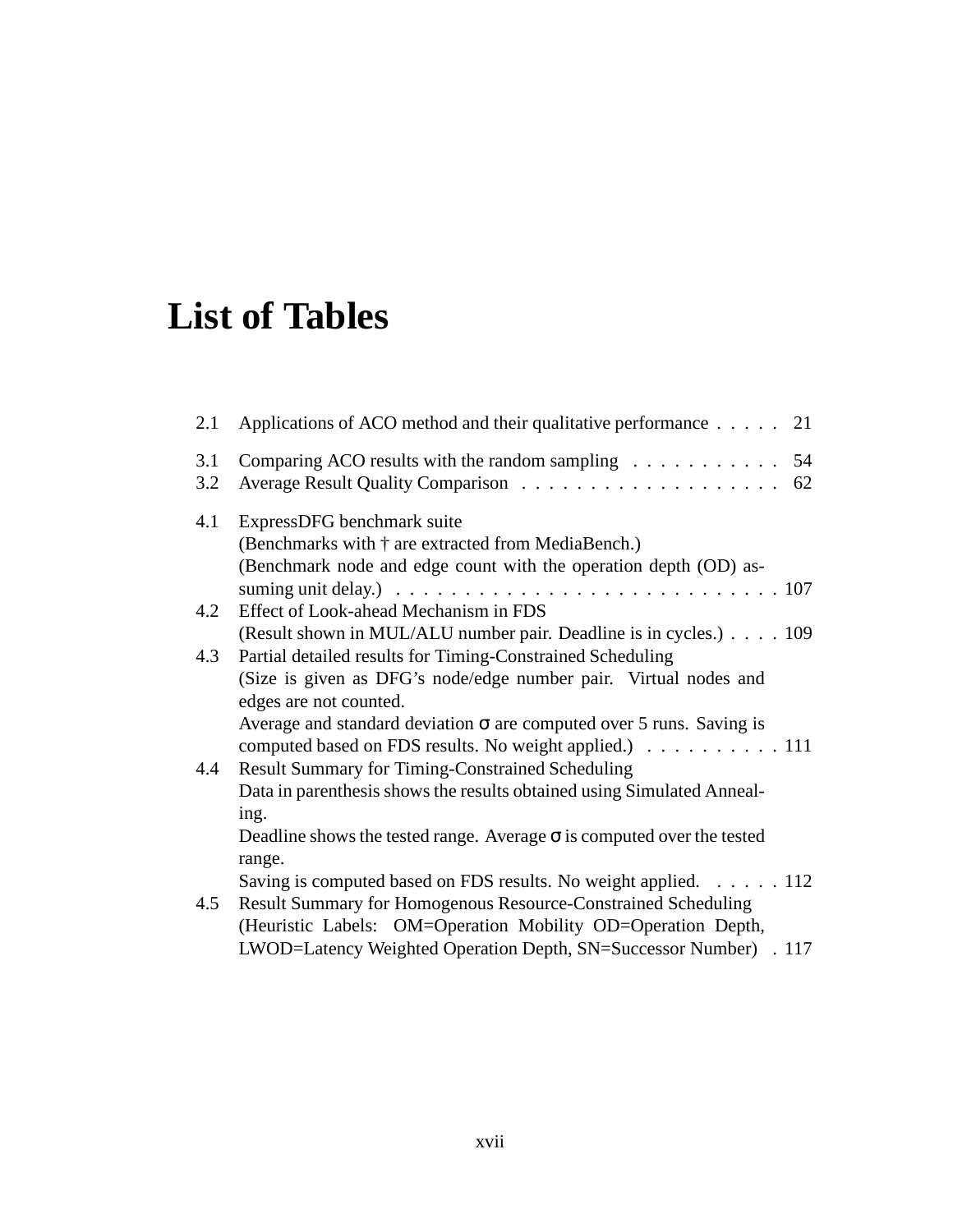# List of Tables

2.1 Applications of ACO method and their qualitative performance . . . . . 21

3.1 Comparing ACO results with the random sampling . . . . . . . . . . . 54

3.2 Average Result Quality Comparison . . . . . . . . . . . . . . . . . . . 62

4.1 ExpressDFG benchmark suite
(Benchmarks with † are extracted from MediaBench.)
(Benchmark node and edge count with the operation depth (OD) assuming unit delay.) . . . . . . . . . . . . . . . . . . . . . . . . . . . . 107

4.2 Effect of Look-ahead Mechanism in FDS
(Result shown in MUL/ALU number pair. Deadline is in cycles.) . . . . 109

4.3 Partial detailed results for Timing-Constrained Scheduling
(Size is given as DFG's node/edge number pair. Virtual nodes and edges are not counted.
Average and standard deviation $\sigma$ are computed over 5 runs. Saving is computed based on FDS results. No weight applied.) . . . . . . . . . . 111

4.4 Result Summary for Timing-Constrained Scheduling
Data in parenthesis shows the results obtained using Simulated Annealing.
Deadline shows the tested range. Average $\sigma$ is computed over the tested range.
Saving is computed based on FDS results. No weight applied. . . . . . 112

4.5 Result Summary for Homogenous Resource-Constrained Scheduling
(Heuristic Labels: OM=Operation Mobility OD=Operation Depth, LWOD=Latency Weighted Operation Depth, SN=Successor Number) . 117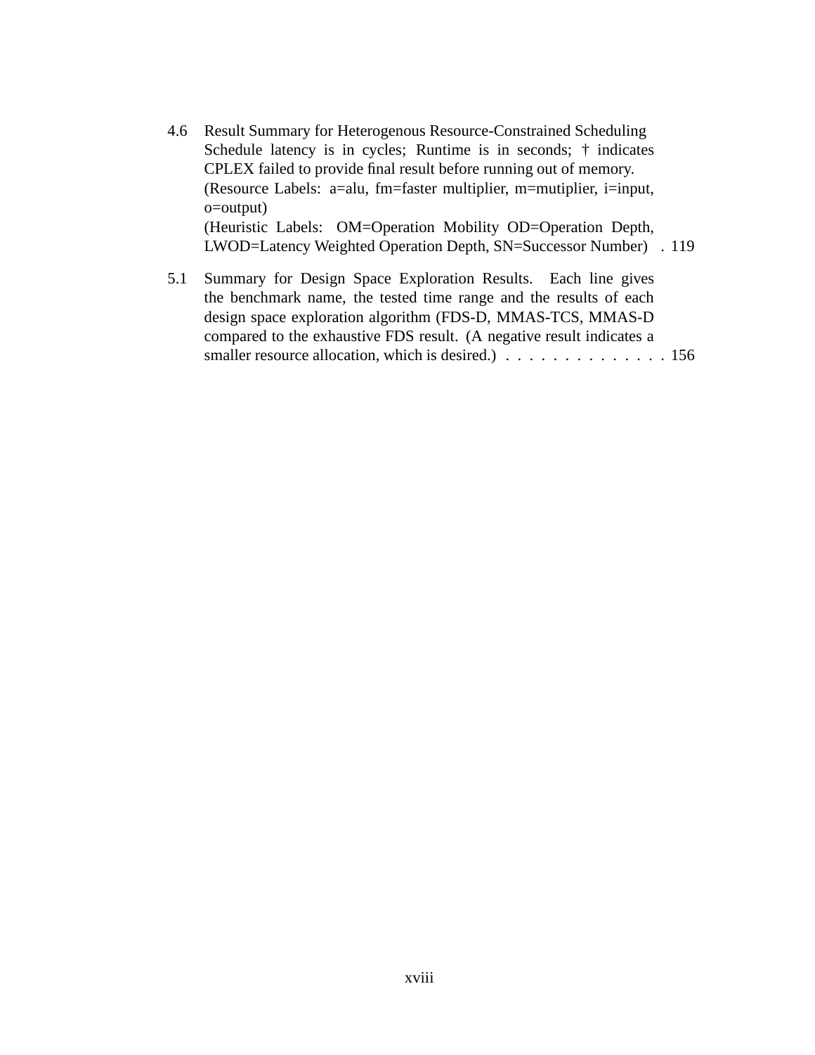4.6 Result Summary for Heterogenous Resource-Constrained Scheduling Schedule latency is in cycles; Runtime is in seconds; † indicates CPLEX failed to provide final result before running out of memory. (Resource Labels: a=alu, fm=faster multiplier, m=mutiplier, i=input, o=output) (Heuristic Labels: OM=Operation Mobility OD=Operation Depth, LWOD=Latency Weighted Operation Depth, SN=Successor Number) . 119

5.1 Summary for Design Space Exploration Results. Each line gives the benchmark name, the tested time range and the results of each design space exploration algorithm (FDS-D, MMAS-TCS, MMAS-D compared to the exhaustive FDS result. (A negative result indicates a smaller resource allocation, which is desired.) . . . . . . . . . . . . . . 156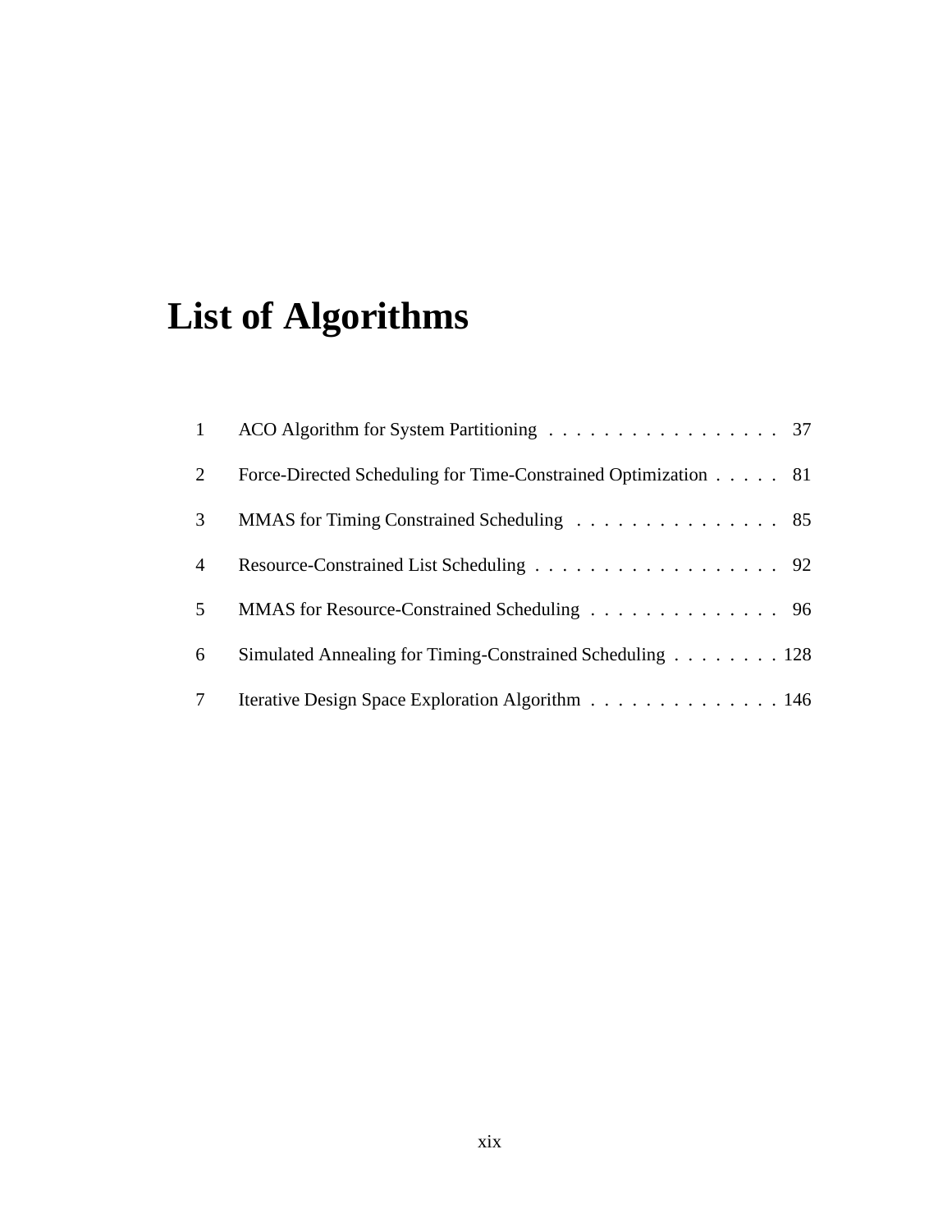# List of Algorithms

1. ACO Algorithm for System Partitioning . . . . . . . . . . . . . . . . . 37
2. Force-Directed Scheduling for Time-Constrained Optimization . . . . . 81
3. MMAS for Timing Constrained Scheduling . . . . . . . . . . . . . . . 85
4. Resource-Constrained List Scheduling . . . . . . . . . . . . . . . . . . 92
5. MMAS for Resource-Constrained Scheduling . . . . . . . . . . . . . . 96
6. Simulated Annealing for Timing-Constrained Scheduling . . . . . . . . 128
7. Iterative Design Space Exploration Algorithm . . . . . . . . . . . . . . 146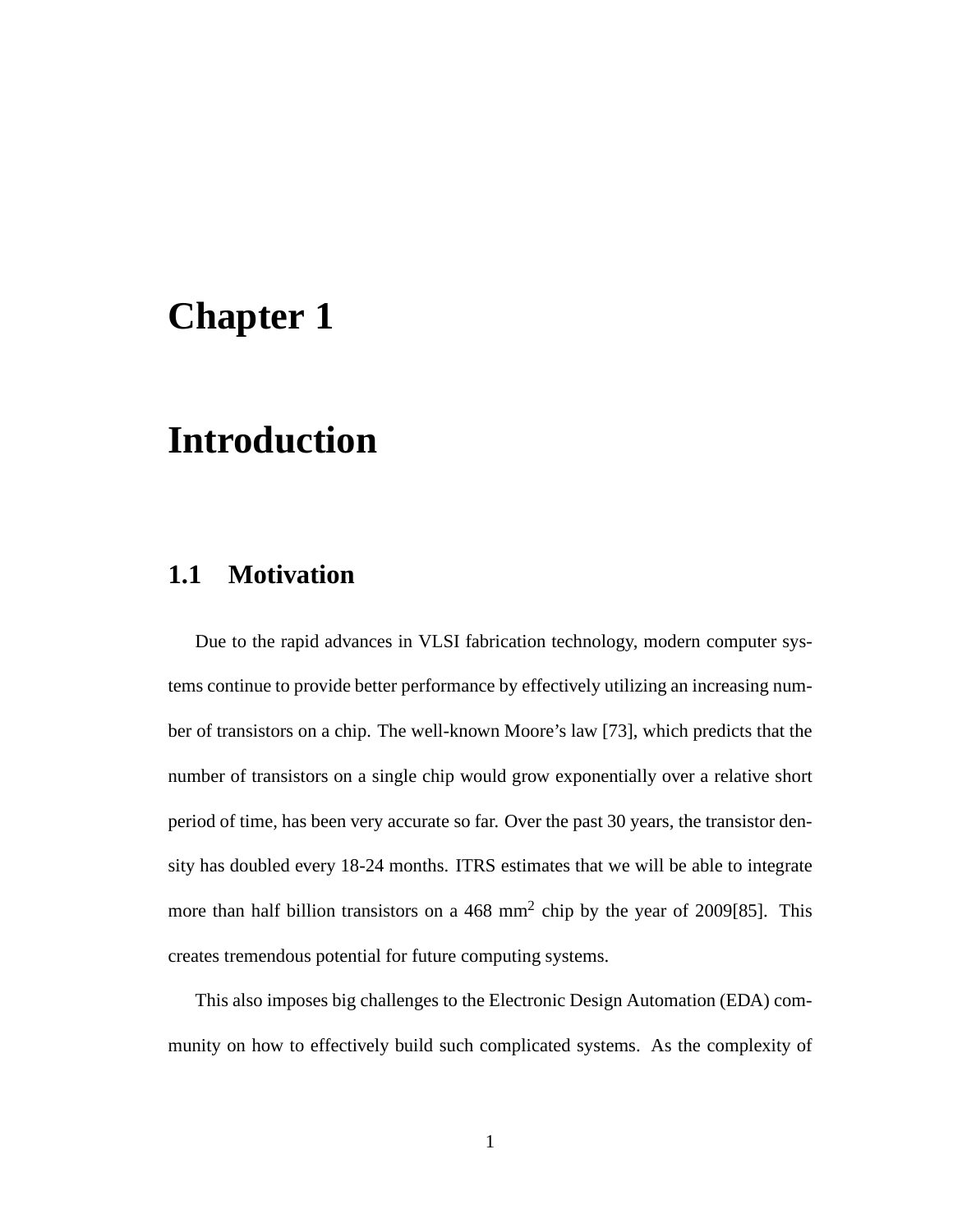# Chapter 1

# Introduction

## 1.1 Motivation

Due to the rapid advances in VLSI fabrication technology, modern computer systems continue to provide better performance by effectively utilizing an increasing number of transistors on a chip. The well-known Moore's law [73], which predicts that the number of transistors on a single chip would grow exponentially over a relative short period of time, has been very accurate so far. Over the past 30 years, the transistor density has doubled every 18-24 months. ITRS estimates that we will be able to integrate more than half billion transistors on a 468 $mm^2$ chip by the year of 2009[85]. This creates tremendous potential for future computing systems.

This also imposes big challenges to the Electronic Design Automation (EDA) community on how to effectively build such complicated systems. As the complexity of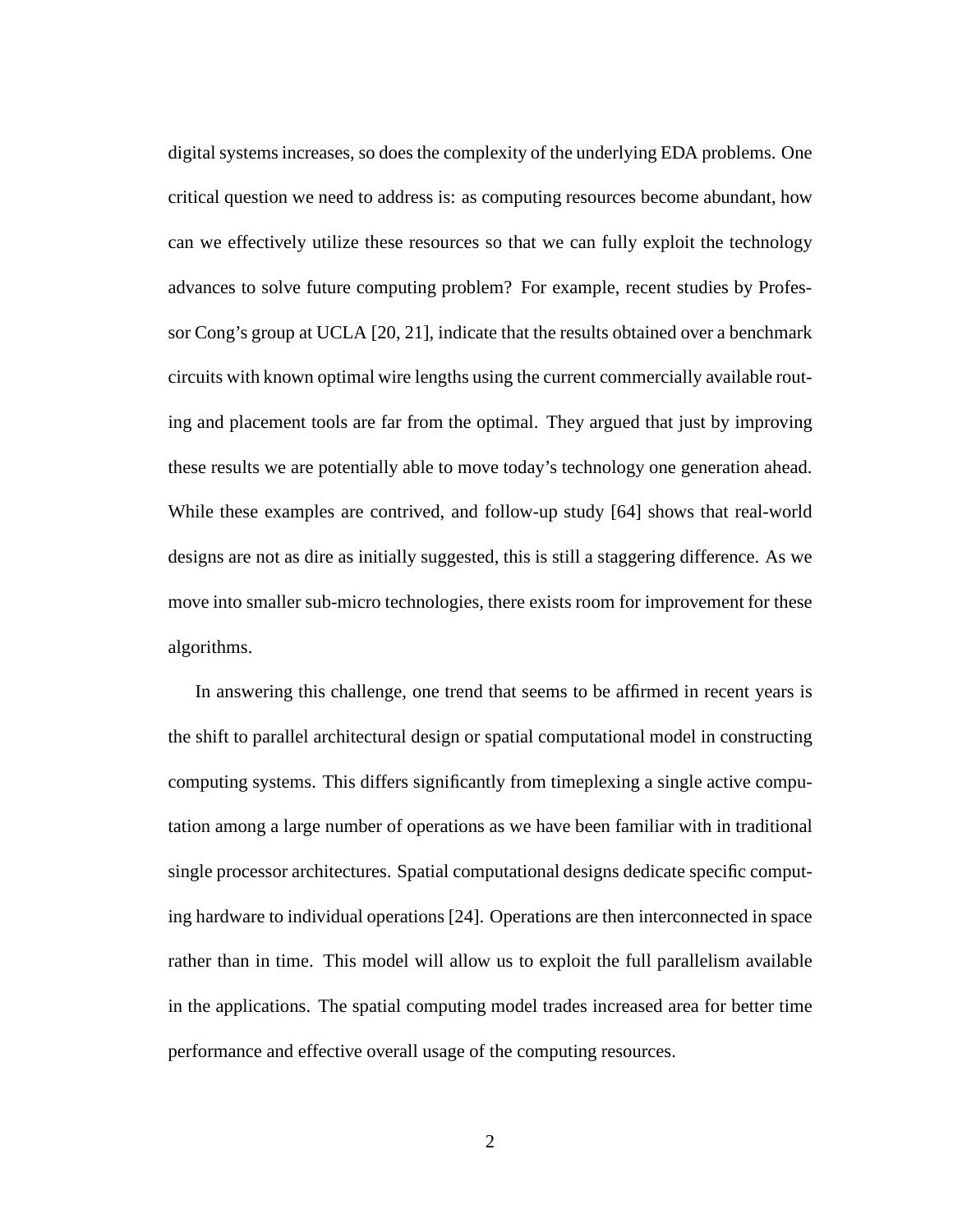digital systems increases, so does the complexity of the underlying EDA problems. One critical question we need to address is: as computing resources become abundant, how can we effectively utilize these resources so that we can fully exploit the technology advances to solve future computing problem? For example, recent studies by Professor Cong's group at UCLA [20, 21], indicate that the results obtained over a benchmark circuits with known optimal wire lengths using the current commercially available routing and placement tools are far from the optimal. They argued that just by improving these results we are potentially able to move today's technology one generation ahead. While these examples are contrived, and follow-up study [64] shows that real-world designs are not as dire as initially suggested, this is still a staggering difference. As we move into smaller sub-micro technologies, there exists room for improvement for these algorithms.

In answering this challenge, one trend that seems to be affirmed in recent years is the shift to parallel architectural design or spatial computational model in constructing computing systems. This differs significantly from timeplexing a single active computation among a large number of operations as we have been familiar with in traditional single processor architectures. Spatial computational designs dedicate specific computing hardware to individual operations [24]. Operations are then interconnected in space rather than in time. This model will allow us to exploit the full parallelism available in the applications. The spatial computing model trades increased area for better time performance and effective overall usage of the computing resources.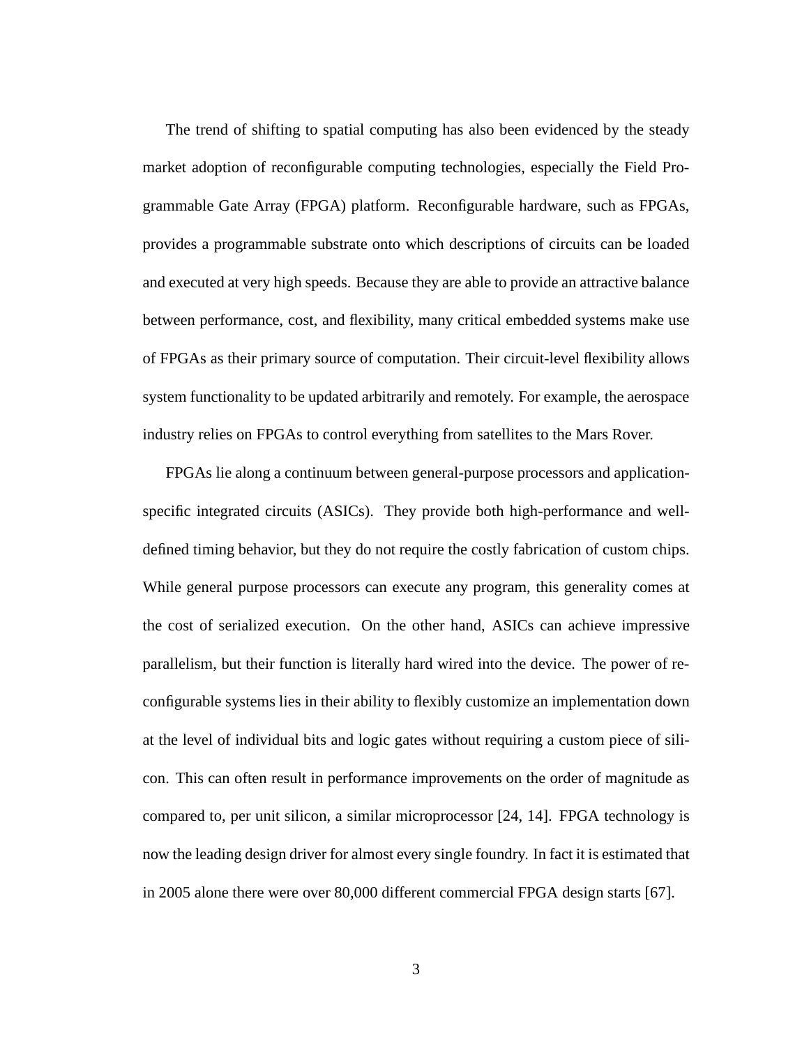The trend of shifting to spatial computing has also been evidenced by the steady market adoption of reconfigurable computing technologies, especially the Field Programmable Gate Array (FPGA) platform. Reconfigurable hardware, such as FPGAs, provides a programmable substrate onto which descriptions of circuits can be loaded and executed at very high speeds. Because they are able to provide an attractive balance between performance, cost, and flexibility, many critical embedded systems make use of FPGAs as their primary source of computation. Their circuit-level flexibility allows system functionality to be updated arbitrarily and remotely. For example, the aerospace industry relies on FPGAs to control everything from satellites to the Mars Rover.

FPGAs lie along a continuum between general-purpose processors and application-specific integrated circuits (ASICs). They provide both high-performance and well-defined timing behavior, but they do not require the costly fabrication of custom chips. While general purpose processors can execute any program, this generality comes at the cost of serialized execution. On the other hand, ASICs can achieve impressive parallelism, but their function is literally hard wired into the device. The power of reconfigurable systems lies in their ability to flexibly customize an implementation down at the level of individual bits and logic gates without requiring a custom piece of silicon. This can often result in performance improvements on the order of magnitude as compared to, per unit silicon, a similar microprocessor [24, 14]. FPGA technology is now the leading design driver for almost every single foundry. In fact it is estimated that in 2005 alone there were over 80,000 different commercial FPGA design starts [67].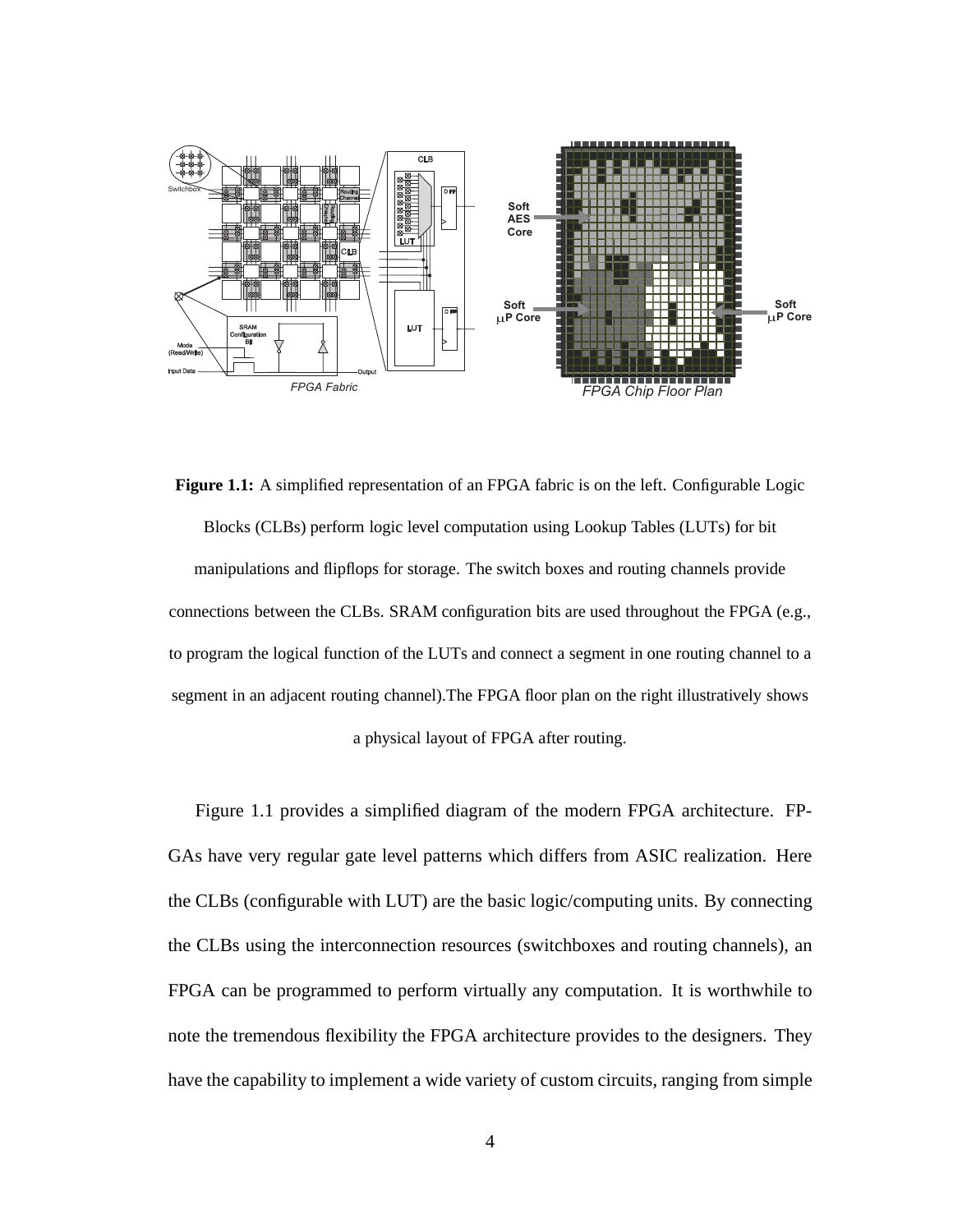**Figure 1.1:** A simplified representation of an FPGA fabric is on the left. Configurable Logic Blocks (CLBs) perform logic level computation using Lookup Tables (LUTs) for bit manipulations and flipflops for storage. The switch boxes and routing channels provide connections between the CLBs. SRAM configuration bits are used throughout the FPGA (e.g., to program the logical function of the LUTs and connect a segment in one routing channel to a segment in an adjacent routing channel).The FPGA floor plan on the right illustratively shows a physical layout of FPGA after routing.

Figure 1.1 provides a simplified diagram of the modern FPGA architecture. FPGAs have very regular gate level patterns which differs from ASIC realization. Here the CLBs (configurable with LUT) are the basic logic/computing units. By connecting the CLBs using the interconnection resources (switchboxes and routing channels), an FPGA can be programmed to perform virtually any computation. It is worthwhile to note the tremendous flexibility the FPGA architecture provides to the designers. They have the capability to implement a wide variety of custom circuits, ranging from simple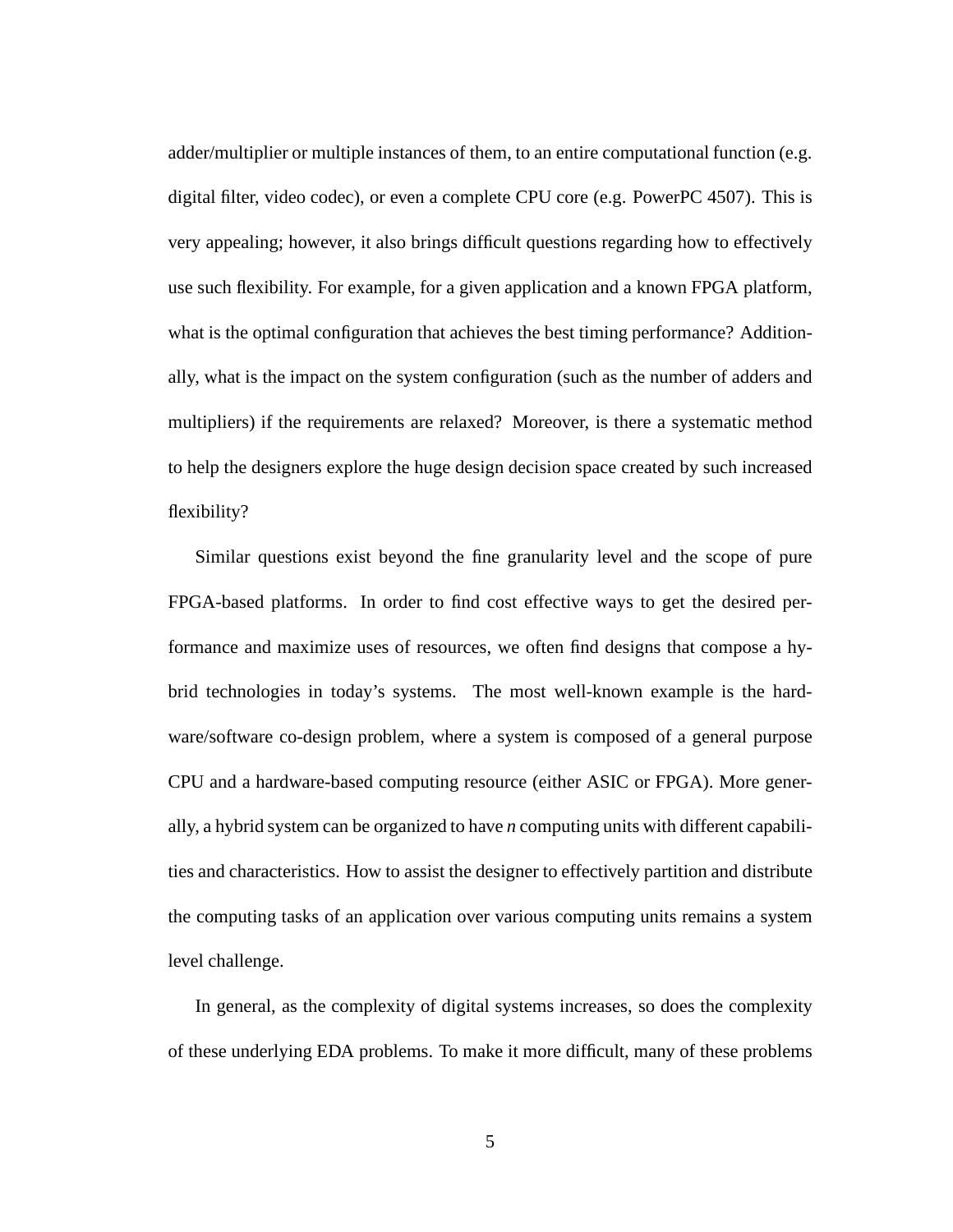adder/multiplier or multiple instances of them, to an entire computational function (e.g. digital filter, video codec), or even a complete CPU core (e.g. PowerPC 4507). This is very appealing; however, it also brings difficult questions regarding how to effectively use such flexibility. For example, for a given application and a known FPGA platform, what is the optimal configuration that achieves the best timing performance? Additionally, what is the impact on the system configuration (such as the number of adders and multipliers) if the requirements are relaxed? Moreover, is there a systematic method to help the designers explore the huge design decision space created by such increased flexibility?

Similar questions exist beyond the fine granularity level and the scope of pure FPGA-based platforms. In order to find cost effective ways to get the desired performance and maximize uses of resources, we often find designs that compose a hybrid technologies in today's systems. The most well-known example is the hardware/software co-design problem, where a system is composed of a general purpose CPU and a hardware-based computing resource (either ASIC or FPGA). More generally, a hybrid system can be organized to have $n$ computing units with different capabilities and characteristics. How to assist the designer to effectively partition and distribute the computing tasks of an application over various computing units remains a system level challenge.

In general, as the complexity of digital systems increases, so does the complexity of these underlying EDA problems. To make it more difficult, many of these problems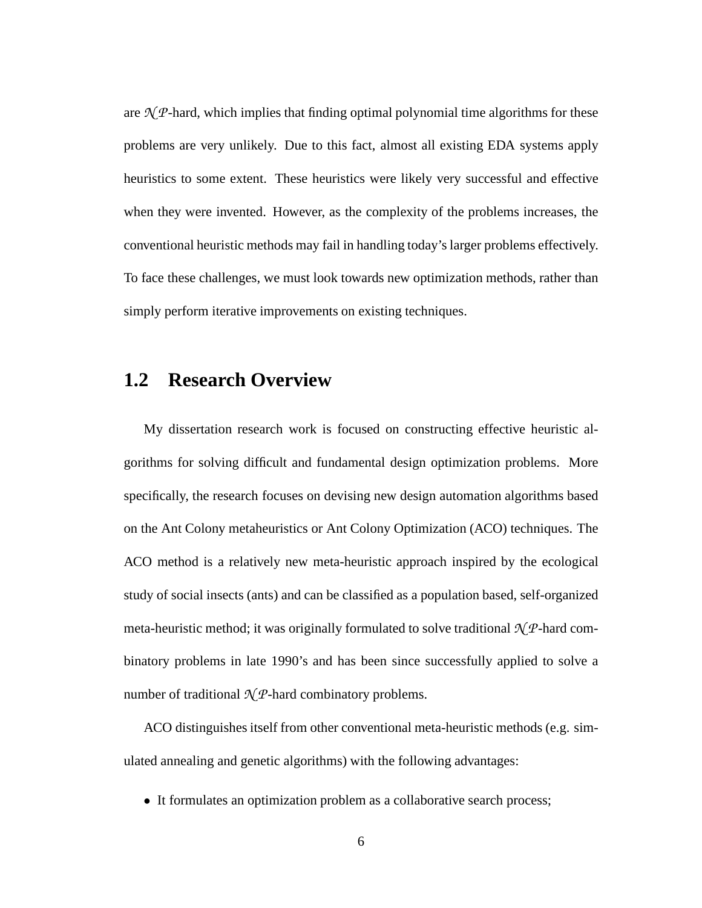are $\mathcal{NP}$-hard, which implies that finding optimal polynomial time algorithms for these problems are very unlikely. Due to this fact, almost all existing EDA systems apply heuristics to some extent. These heuristics were likely very successful and effective when they were invented. However, as the complexity of the problems increases, the conventional heuristic methods may fail in handling today's larger problems effectively. To face these challenges, we must look towards new optimization methods, rather than simply perform iterative improvements on existing techniques.

## 1.2 Research Overview

My dissertation research work is focused on constructing effective heuristic algorithms for solving difficult and fundamental design optimization problems. More specifically, the research focuses on devising new design automation algorithms based on the Ant Colony metaheuristics or Ant Colony Optimization (ACO) techniques. The ACO method is a relatively new meta-heuristic approach inspired by the ecological study of social insects (ants) and can be classified as a population based, self-organized meta-heuristic method; it was originally formulated to solve traditional $\mathcal{NP}$-hard combinatory problems in late 1990's and has been since successfully applied to solve a number of traditional $\mathcal{NP}$-hard combinatory problems.

ACO distinguishes itself from other conventional meta-heuristic methods (e.g. simulated annealing and genetic algorithms) with the following advantages:

- It formulates an optimization problem as a collaborative search process;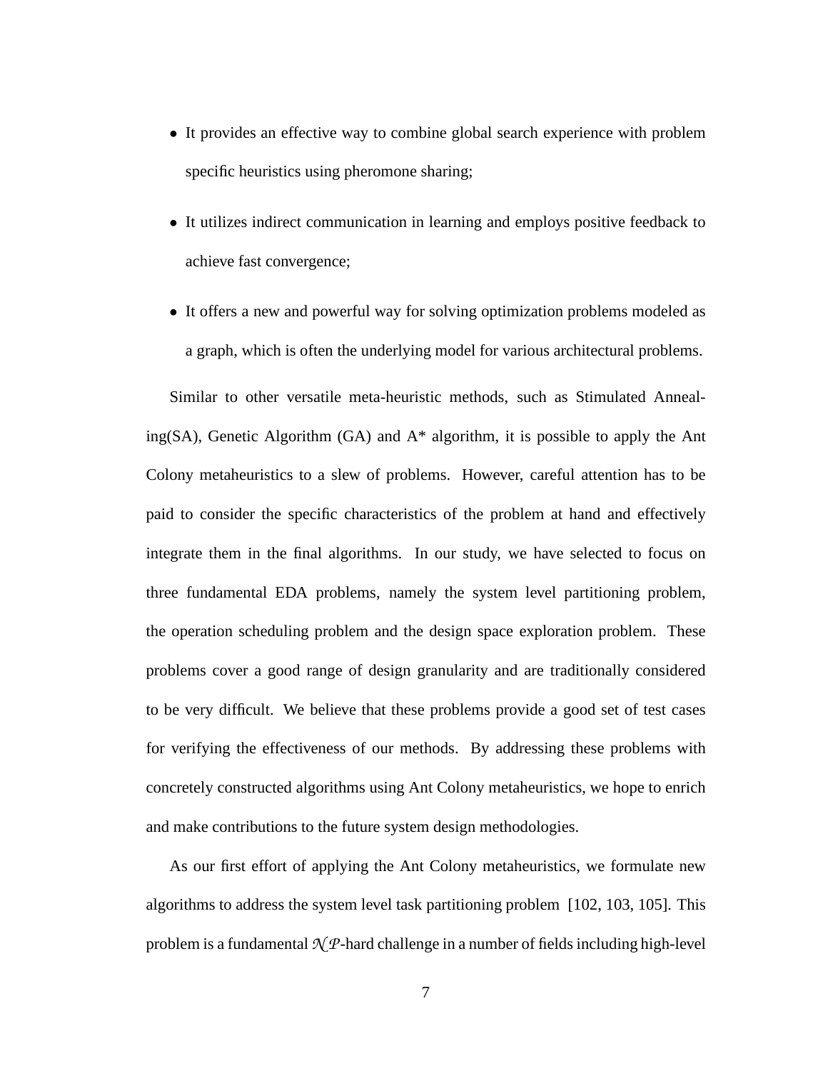- It provides an effective way to combine global search experience with problem specific heuristics using pheromone sharing;
- It utilizes indirect communication in learning and employs positive feedback to achieve fast convergence;
- It offers a new and powerful way for solving optimization problems modeled as a graph, which is often the underlying model for various architectural problems.

Similar to other versatile meta-heuristic methods, such as Stimulated Annealing(SA), Genetic Algorithm (GA) and A* algorithm, it is possible to apply the Ant Colony metaheuristics to a slew of problems. However, careful attention has to be paid to consider the specific characteristics of the problem at hand and effectively integrate them in the final algorithms. In our study, we have selected to focus on three fundamental EDA problems, namely the system level partitioning problem, the operation scheduling problem and the design space exploration problem. These problems cover a good range of design granularity and are traditionally considered to be very difficult. We believe that these problems provide a good set of test cases for verifying the effectiveness of our methods. By addressing these problems with concretely constructed algorithms using Ant Colony metaheuristics, we hope to enrich and make contributions to the future system design methodologies.

As our first effort of applying the Ant Colony metaheuristics, we formulate new algorithms to address the system level task partitioning problem [102, 103, 105]. This problem is a fundamental $\mathcal{NP}$-hard challenge in a number of fields including high-level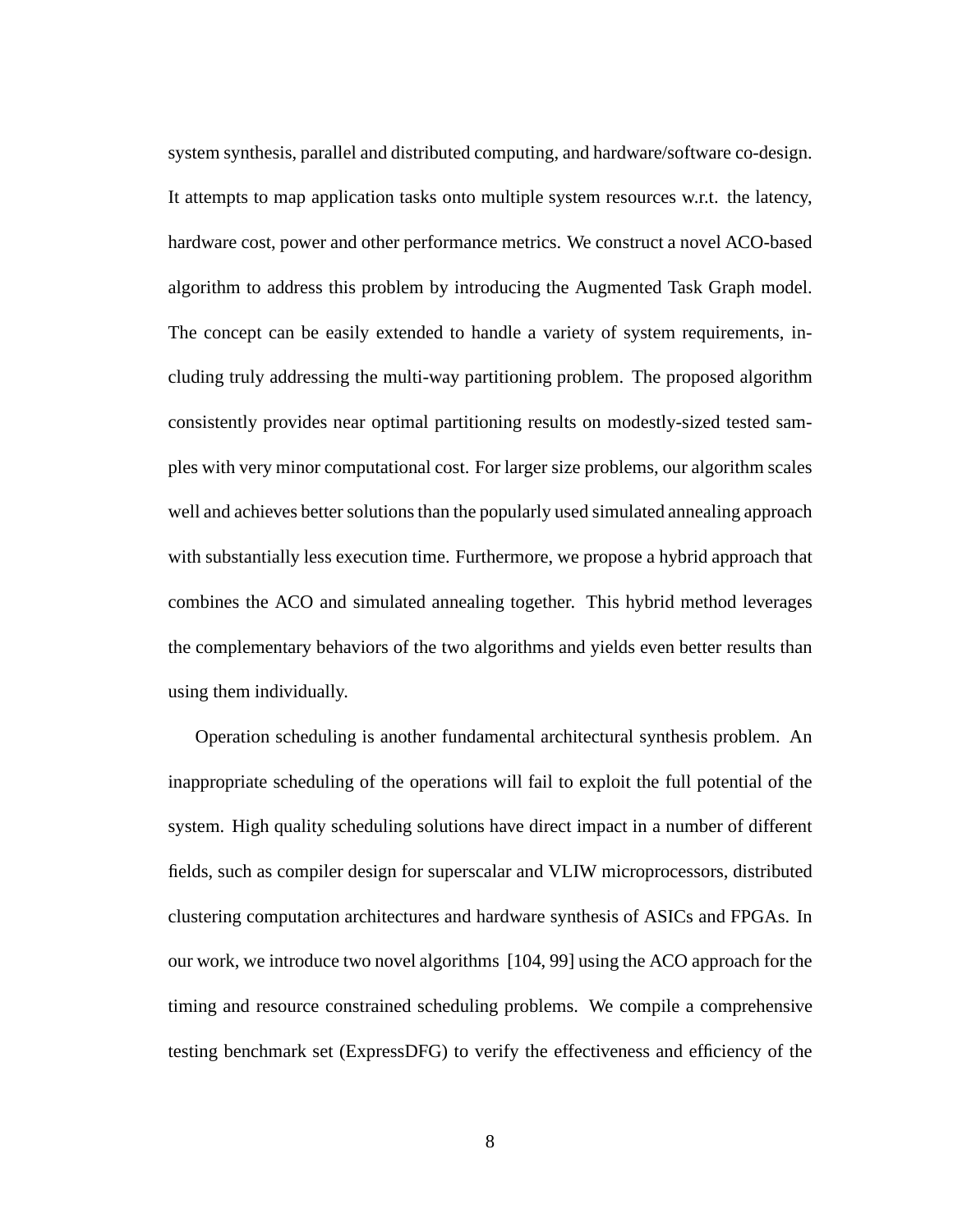system synthesis, parallel and distributed computing, and hardware/software co-design. It attempts to map application tasks onto multiple system resources w.r.t. the latency, hardware cost, power and other performance metrics. We construct a novel ACO-based algorithm to address this problem by introducing the Augmented Task Graph model. The concept can be easily extended to handle a variety of system requirements, including truly addressing the multi-way partitioning problem. The proposed algorithm consistently provides near optimal partitioning results on modestly-sized tested samples with very minor computational cost. For larger size problems, our algorithm scales well and achieves better solutions than the popularly used simulated annealing approach with substantially less execution time. Furthermore, we propose a hybrid approach that combines the ACO and simulated annealing together. This hybrid method leverages the complementary behaviors of the two algorithms and yields even better results than using them individually.

Operation scheduling is another fundamental architectural synthesis problem. An inappropriate scheduling of the operations will fail to exploit the full potential of the system. High quality scheduling solutions have direct impact in a number of different fields, such as compiler design for superscalar and VLIW microprocessors, distributed clustering computation architectures and hardware synthesis of ASICs and FPGAs. In our work, we introduce two novel algorithms [104, 99] using the ACO approach for the timing and resource constrained scheduling problems. We compile a comprehensive testing benchmark set (ExpressDFG) to verify the effectiveness and efficiency of the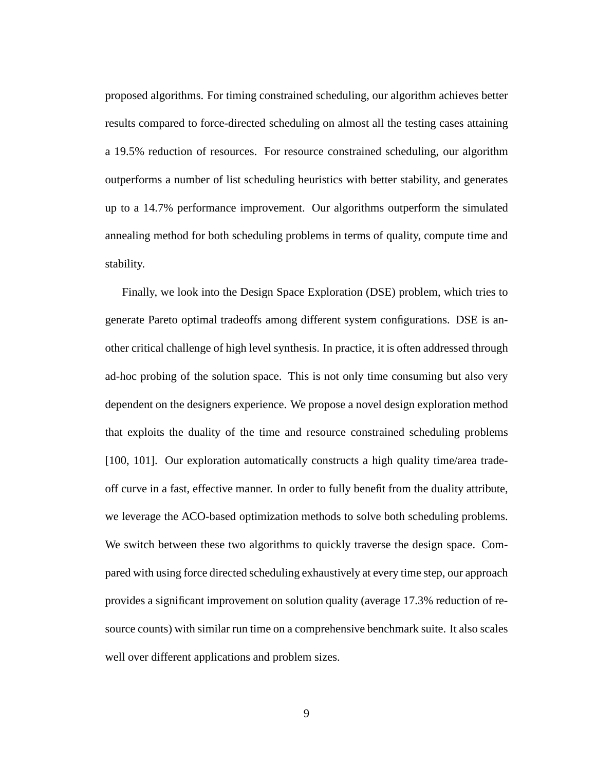proposed algorithms. For timing constrained scheduling, our algorithm achieves better results compared to force-directed scheduling on almost all the testing cases attaining a 19.5% reduction of resources. For resource constrained scheduling, our algorithm outperforms a number of list scheduling heuristics with better stability, and generates up to a 14.7% performance improvement. Our algorithms outperform the simulated annealing method for both scheduling problems in terms of quality, compute time and stability.

Finally, we look into the Design Space Exploration (DSE) problem, which tries to generate Pareto optimal tradeoffs among different system configurations. DSE is another critical challenge of high level synthesis. In practice, it is often addressed through ad-hoc probing of the solution space. This is not only time consuming but also very dependent on the designers experience. We propose a novel design exploration method that exploits the duality of the time and resource constrained scheduling problems [100, 101]. Our exploration automatically constructs a high quality time/area tradeoff curve in a fast, effective manner. In order to fully benefit from the duality attribute, we leverage the ACO-based optimization methods to solve both scheduling problems. We switch between these two algorithms to quickly traverse the design space. Compared with using force directed scheduling exhaustively at every time step, our approach provides a significant improvement on solution quality (average 17.3% reduction of resource counts) with similar run time on a comprehensive benchmark suite. It also scales well over different applications and problem sizes.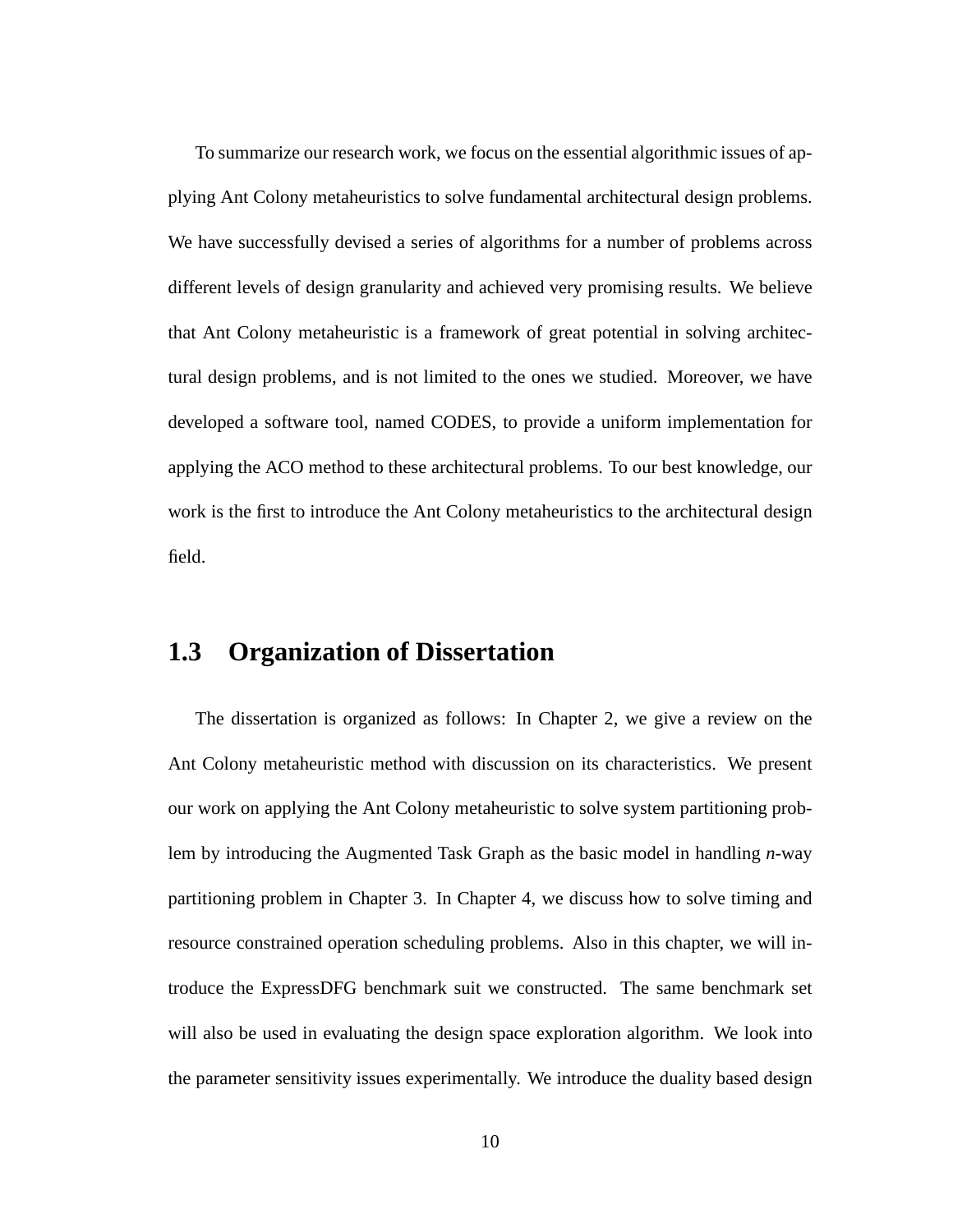To summarize our research work, we focus on the essential algorithmic issues of applying Ant Colony metaheuristics to solve fundamental architectural design problems. We have successfully devised a series of algorithms for a number of problems across different levels of design granularity and achieved very promising results. We believe that Ant Colony metaheuristic is a framework of great potential in solving architectural design problems, and is not limited to the ones we studied. Moreover, we have developed a software tool, named CODES, to provide a uniform implementation for applying the ACO method to these architectural problems. To our best knowledge, our work is the first to introduce the Ant Colony metaheuristics to the architectural design field.

## 1.3 Organization of Dissertation

The dissertation is organized as follows: In Chapter 2, we give a review on the Ant Colony metaheuristic method with discussion on its characteristics. We present our work on applying the Ant Colony metaheuristic to solve system partitioning problem by introducing the Augmented Task Graph as the basic model in handling *n*-way partitioning problem in Chapter 3. In Chapter 4, we discuss how to solve timing and resource constrained operation scheduling problems. Also in this chapter, we will introduce the ExpressDFG benchmark suit we constructed. The same benchmark set will also be used in evaluating the design space exploration algorithm. We look into the parameter sensitivity issues experimentally. We introduce the duality based design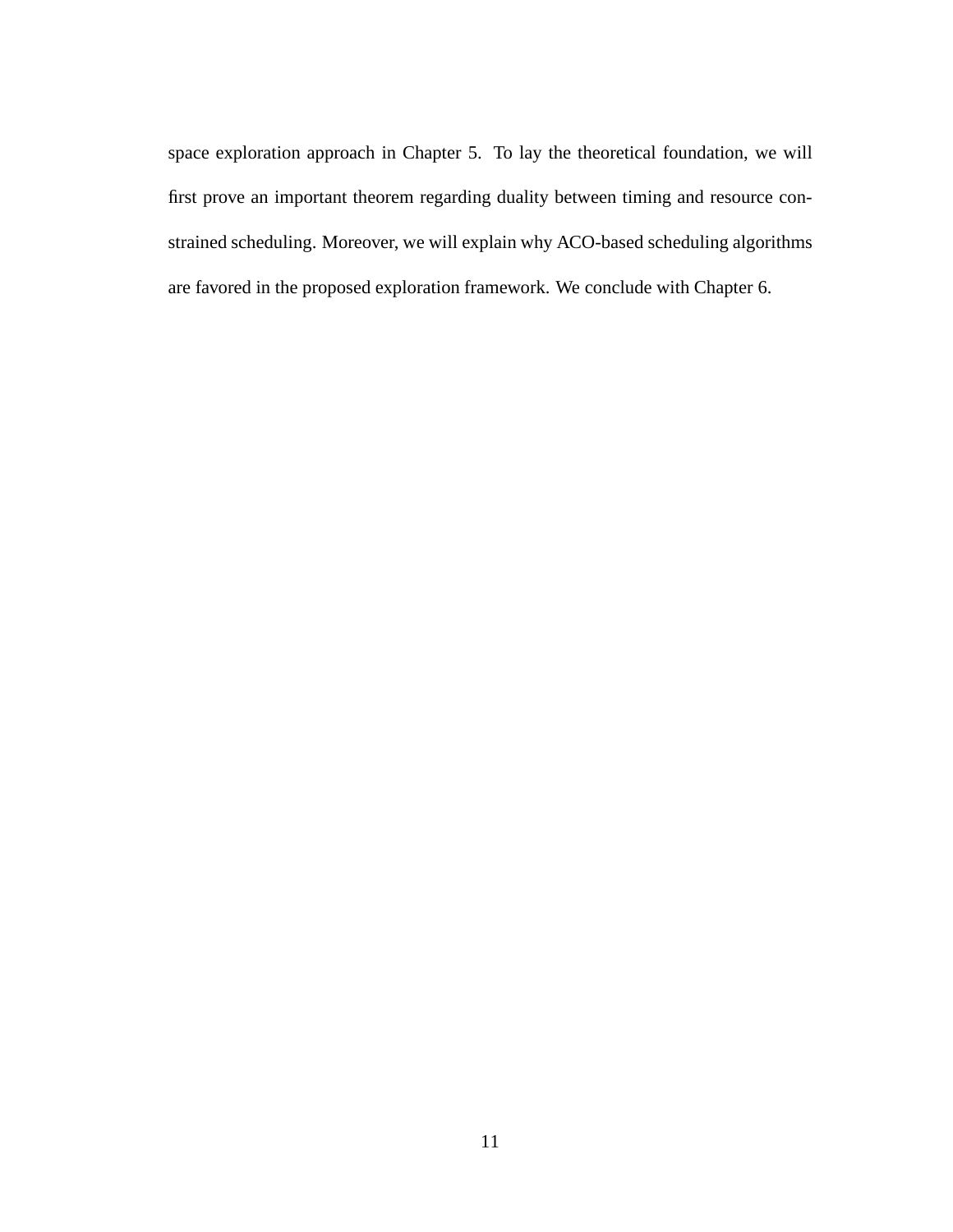space exploration approach in Chapter 5. To lay the theoretical foundation, we will first prove an important theorem regarding duality between timing and resource constrained scheduling. Moreover, we will explain why ACO-based scheduling algorithms are favored in the proposed exploration framework. We conclude with Chapter 6.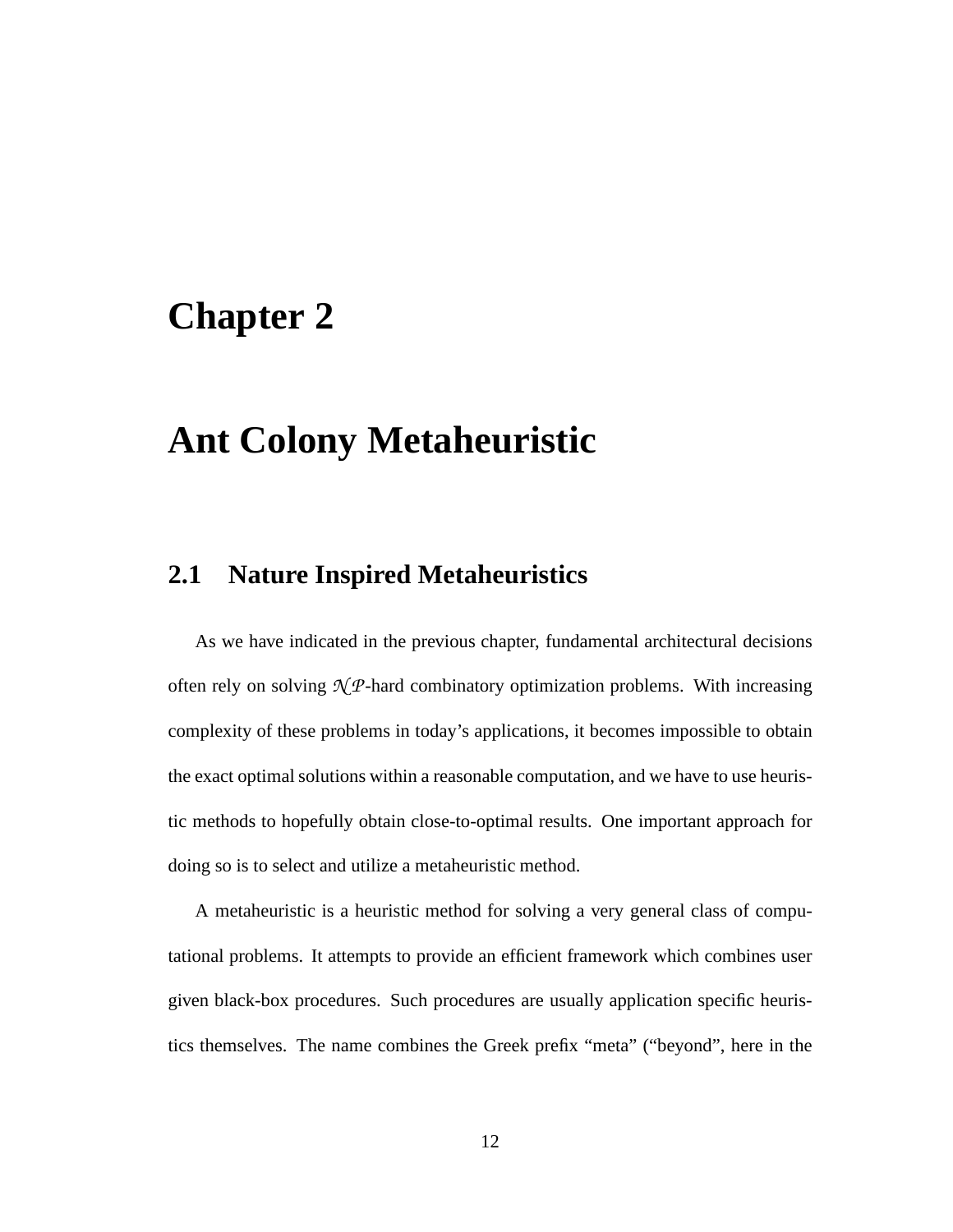# Chapter 2

# Ant Colony Metaheuristic

## 2.1 Nature Inspired Metaheuristics

As we have indicated in the previous chapter, fundamental architectural decisions often rely on solving $\mathcal{NP}$-hard combinatory optimization problems. With increasing complexity of these problems in today's applications, it becomes impossible to obtain the exact optimal solutions within a reasonable computation, and we have to use heuristic methods to hopefully obtain close-to-optimal results. One important approach for doing so is to select and utilize a metaheuristic method.

A metaheuristic is a heuristic method for solving a very general class of computational problems. It attempts to provide an efficient framework which combines user given black-box procedures. Such procedures are usually application specific heuristics themselves. The name combines the Greek prefix "meta" ("beyond", here in the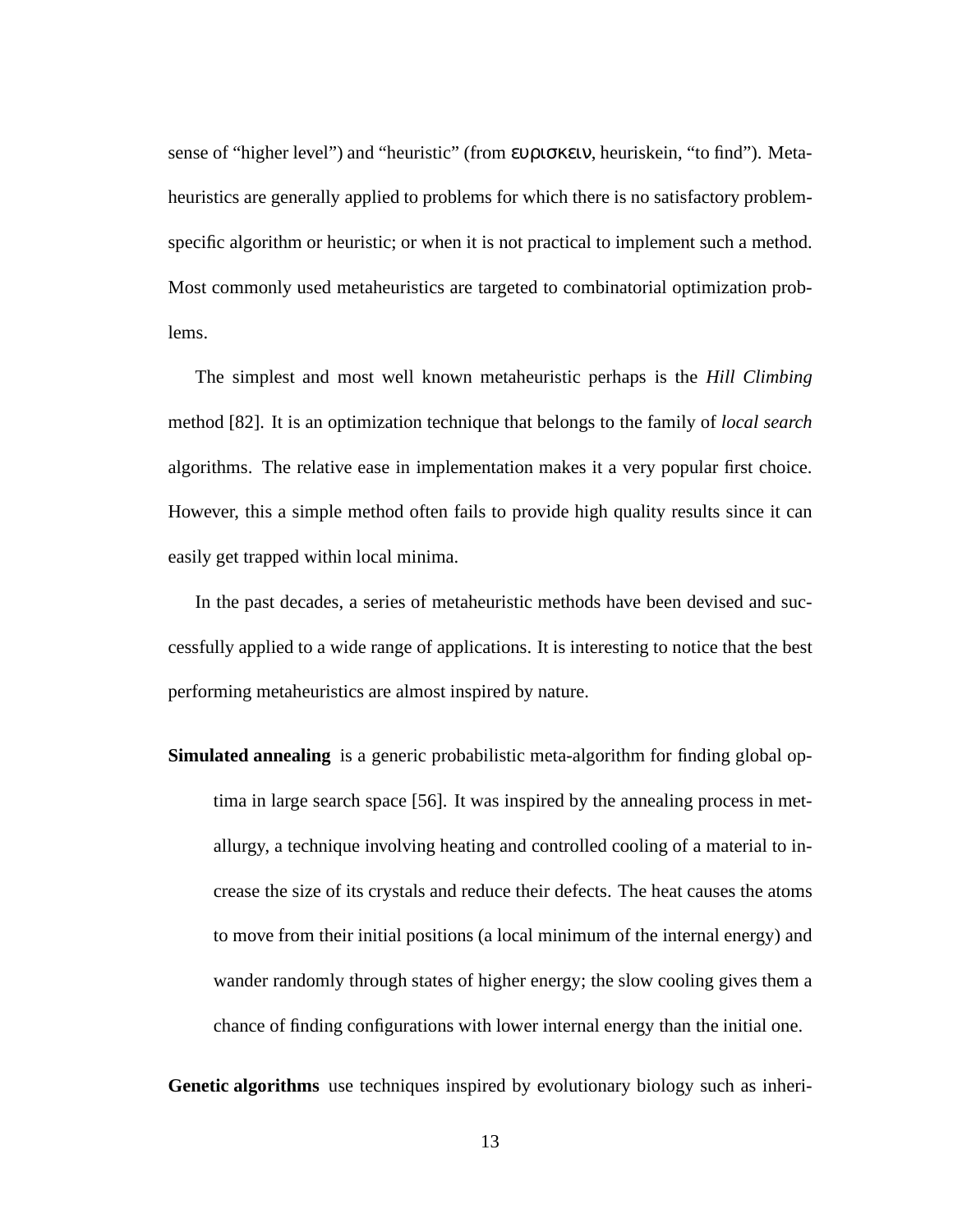sense of "higher level") and "heuristic" (from ευρισκειν, heuriskein, "to find"). Metaheuristics are generally applied to problems for which there is no satisfactory problem-specific algorithm or heuristic; or when it is not practical to implement such a method. Most commonly used metaheuristics are targeted to combinatorial optimization problems.

The simplest and most well known metaheuristic perhaps is the *Hill Climbing* method [82]. It is an optimization technique that belongs to the family of *local search* algorithms. The relative ease in implementation makes it a very popular first choice. However, this a simple method often fails to provide high quality results since it can easily get trapped within local minima.

In the past decades, a series of metaheuristic methods have been devised and successfully applied to a wide range of applications. It is interesting to notice that the best performing metaheuristics are almost inspired by nature.

**Simulated annealing** is a generic probabilistic meta-algorithm for finding global optima in large search space [56]. It was inspired by the annealing process in metallurgy, a technique involving heating and controlled cooling of a material to increase the size of its crystals and reduce their defects. The heat causes the atoms to move from their initial positions (a local minimum of the internal energy) and wander randomly through states of higher energy; the slow cooling gives them a chance of finding configurations with lower internal energy than the initial one.

**Genetic algorithms** use techniques inspired by evolutionary biology such as inheri-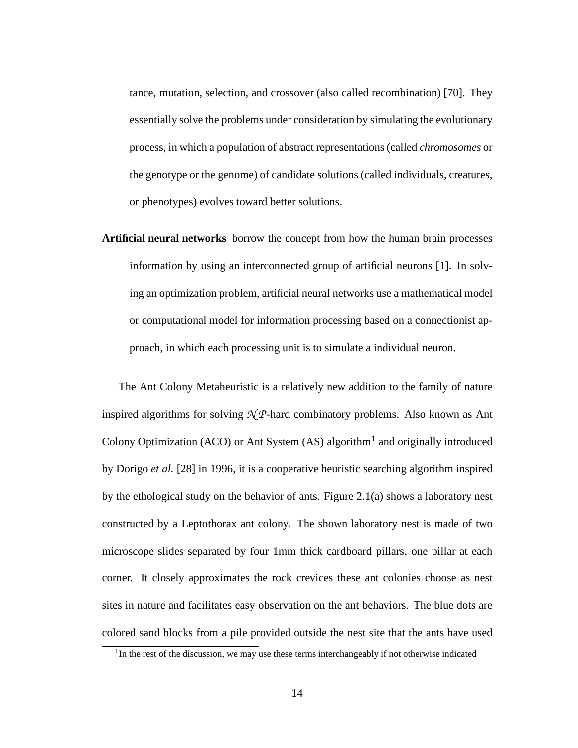tance, mutation, selection, and crossover (also called recombination) [70]. They essentially solve the problems under consideration by simulating the evolutionary process, in which a population of abstract representations (called *chromosomes* or the genotype or the genome) of candidate solutions (called individuals, creatures, or phenotypes) evolves toward better solutions.

**Artificial neural networks** borrow the concept from how the human brain processes information by using an interconnected group of artificial neurons [1]. In solving an optimization problem, artificial neural networks use a mathematical model or computational model for information processing based on a connectionist approach, in which each processing unit is to simulate a individual neuron.

The Ant Colony Metaheuristic is a relatively new addition to the family of nature inspired algorithms for solving $\mathcal{NP}$-hard combinatory problems. Also known as Ant Colony Optimization (ACO) or Ant System (AS) algorithm[1] and originally introduced by Dorigo *et al.* [28] in 1996, it is a cooperative heuristic searching algorithm inspired by the ethological study on the behavior of ants. Figure 2.1(a) shows a laboratory nest constructed by a Leptothorax ant colony. The shown laboratory nest is made of two microscope slides separated by four 1mm thick cardboard pillars, one pillar at each corner. It closely approximates the rock crevices these ant colonies choose as nest sites in nature and facilitates easy observation on the ant behaviors. The blue dots are colored sand blocks from a pile provided outside the nest site that the ants have used

[1] In the rest of the discussion, we may use these terms interchangeably if not otherwise indicated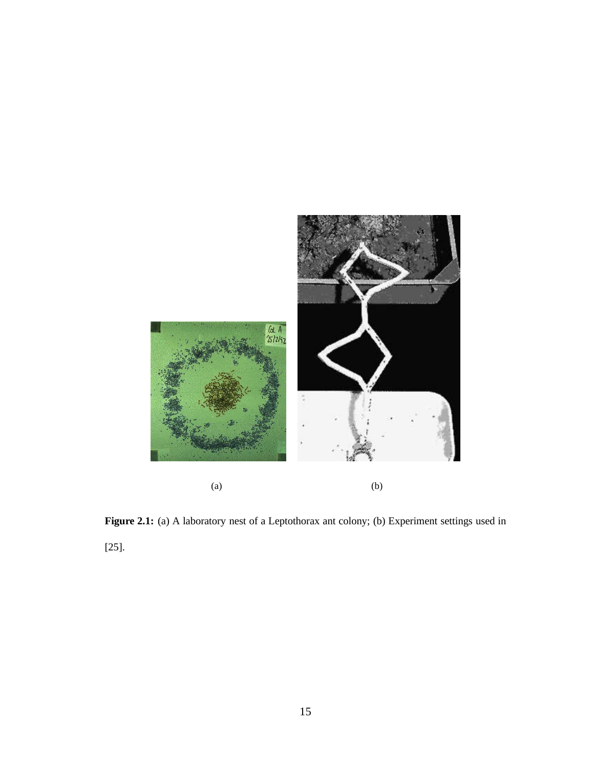(a) (b)

**Figure 2.1:** (a) A laboratory nest of a Leptothorax ant colony; (b) Experiment settings used in [25].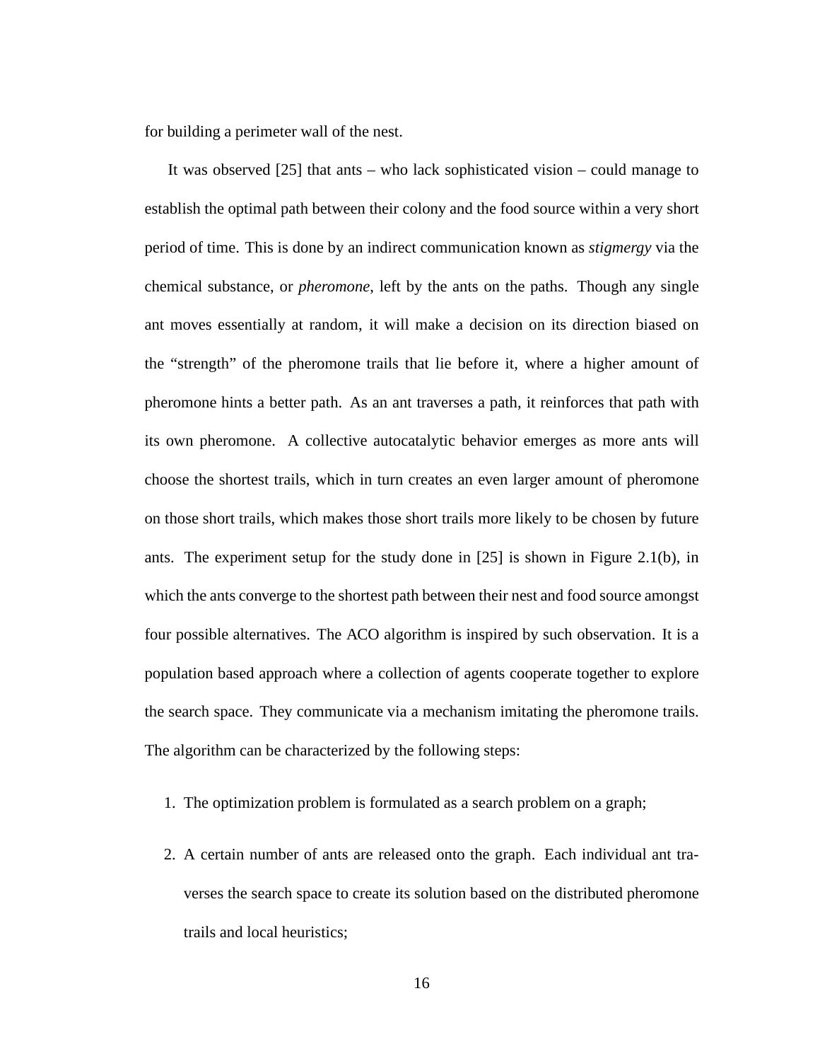for building a perimeter wall of the nest.

It was observed [25] that ants – who lack sophisticated vision – could manage to establish the optimal path between their colony and the food source within a very short period of time. This is done by an indirect communication known as *stigmergy* via the chemical substance, or *pheromone*, left by the ants on the paths. Though any single ant moves essentially at random, it will make a decision on its direction biased on the "strength" of the pheromone trails that lie before it, where a higher amount of pheromone hints a better path. As an ant traverses a path, it reinforces that path with its own pheromone. A collective autocatalytic behavior emerges as more ants will choose the shortest trails, which in turn creates an even larger amount of pheromone on those short trails, which makes those short trails more likely to be chosen by future ants. The experiment setup for the study done in [25] is shown in Figure 2.1(b), in which the ants converge to the shortest path between their nest and food source amongst four possible alternatives. The ACO algorithm is inspired by such observation. It is a population based approach where a collection of agents cooperate together to explore the search space. They communicate via a mechanism imitating the pheromone trails. The algorithm can be characterized by the following steps:

1. The optimization problem is formulated as a search problem on a graph;

2. A certain number of ants are released onto the graph. Each individual ant traverses the search space to create its solution based on the distributed pheromone trails and local heuristics;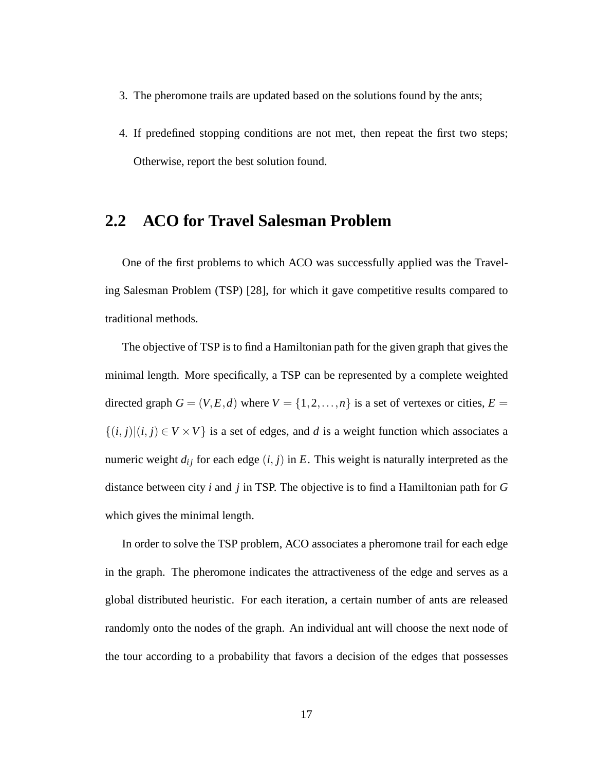3. The pheromone trails are updated based on the solutions found by the ants;
4. If predefined stopping conditions are not met, then repeat the first two steps; Otherwise, report the best solution found.

## 2.2 ACO for Travel Salesman Problem

One of the first problems to which ACO was successfully applied was the Traveling Salesman Problem (TSP) [28], for which it gave competitive results compared to traditional methods.

The objective of TSP is to find a Hamiltonian path for the given graph that gives the minimal length. More specifically, a TSP can be represented by a complete weighted directed graph $G = (V, E, d)$ where $V = \{1, 2, \ldots, n\}$ is a set of vertexes or cities, $E = \{(i, j)|(i, j) \in V \times V\}$ is a set of edges, and $d$ is a weight function which associates a numeric weight $d_{ij}$ for each edge $(i, j)$ in $E$. This weight is naturally interpreted as the distance between city $i$ and $j$ in TSP. The objective is to find a Hamiltonian path for $G$ which gives the minimal length.

In order to solve the TSP problem, ACO associates a pheromone trail for each edge in the graph. The pheromone indicates the attractiveness of the edge and serves as a global distributed heuristic. For each iteration, a certain number of ants are released randomly onto the nodes of the graph. An individual ant will choose the next node of the tour according to a probability that favors a decision of the edges that possesses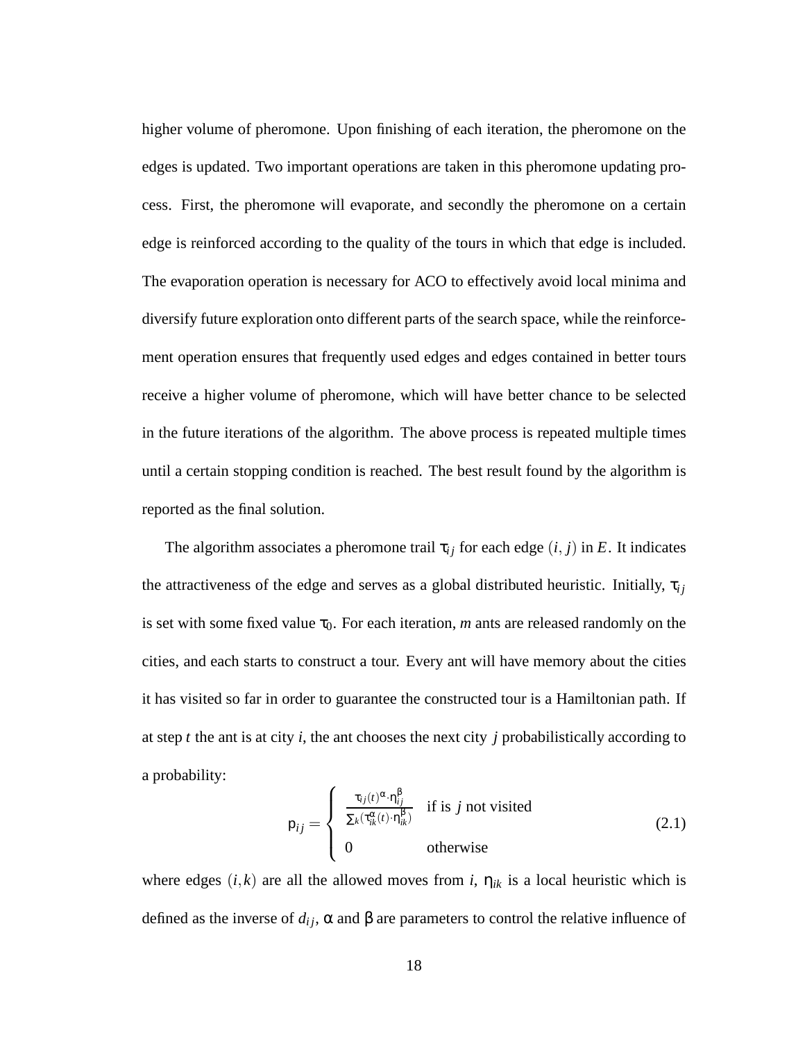higher volume of pheromone. Upon finishing of each iteration, the pheromone on the edges is updated. Two important operations are taken in this pheromone updating process. First, the pheromone will evaporate, and secondly the pheromone on a certain edge is reinforced according to the quality of the tours in which that edge is included. The evaporation operation is necessary for ACO to effectively avoid local minima and diversify future exploration onto different parts of the search space, while the reinforcement operation ensures that frequently used edges and edges contained in better tours receive a higher volume of pheromone, which will have better chance to be selected in the future iterations of the algorithm. The above process is repeated multiple times until a certain stopping condition is reached. The best result found by the algorithm is reported as the final solution.

The algorithm associates a pheromone trail $\tau_{ij}$ for each edge $(i, j)$ in $E$. It indicates the attractiveness of the edge and serves as a global distributed heuristic. Initially, $\tau_{ij}$ is set with some fixed value $\tau_0$. For each iteration, $m$ ants are released randomly on the cities, and each starts to construct a tour. Every ant will have memory about the cities it has visited so far in order to guarantee the constructed tour is a Hamiltonian path. If at step $t$ the ant is at city $i$, the ant chooses the next city $j$ probabilistically according to a probability:

$$p_{ij} = \begin{cases} \frac{\tau_{ij}(t)^{\alpha} \cdot \eta_{ij}^{\beta}}{\sum_k (\tau_{ik}^{\alpha}(t) \cdot \eta_{ik}^{\beta})} & \text{if is } j \text{ not visited} \\ 0 & \text{otherwise} \end{cases} \tag{2.1}$$

where edges $(i, k)$ are all the allowed moves from $i$, $\eta_{ik}$ is a local heuristic which is defined as the inverse of $d_{ij}$, $\alpha$ and $\beta$ are parameters to control the relative influence of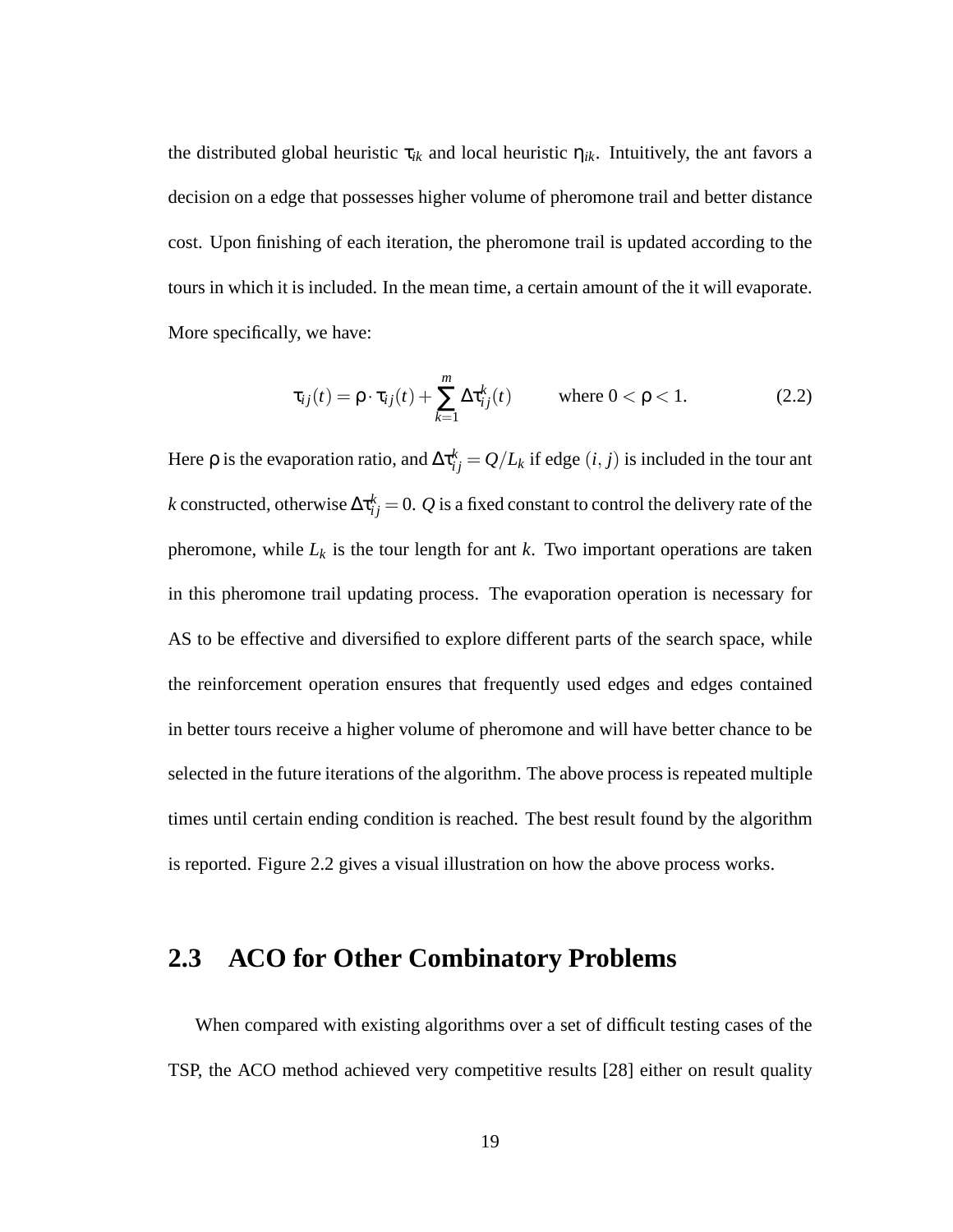the distributed global heuristic $\tau_{ik}$ and local heuristic $\eta_{ik}$. Intuitively, the ant favors a decision on a edge that possesses higher volume of pheromone trail and better distance cost. Upon finishing of each iteration, the pheromone trail is updated according to the tours in which it is included. In the mean time, a certain amount of the it will evaporate. More specifically, we have:

$$\tau_{ij}(t) = \rho \cdot \tau_{ij}(t) + \sum_{k=1}^{m} \Delta\tau_{ij}^{k}(t) \qquad \text{where } 0 < \rho < 1. \tag{2.2}$$

Here $\rho$ is the evaporation ratio, and $\Delta\tau_{ij}^{k} = Q/L_k$ if edge $(i, j)$ is included in the tour ant $k$ constructed, otherwise $\Delta\tau_{ij}^{k} = 0$. $Q$ is a fixed constant to control the delivery rate of the pheromone, while $L_k$ is the tour length for ant $k$. Two important operations are taken in this pheromone trail updating process. The evaporation operation is necessary for AS to be effective and diversified to explore different parts of the search space, while the reinforcement operation ensures that frequently used edges and edges contained in better tours receive a higher volume of pheromone and will have better chance to be selected in the future iterations of the algorithm. The above process is repeated multiple times until certain ending condition is reached. The best result found by the algorithm is reported. Figure 2.2 gives a visual illustration on how the above process works.

## 2.3 ACO for Other Combinatory Problems

When compared with existing algorithms over a set of difficult testing cases of the TSP, the ACO method achieved very competitive results [28] either on result quality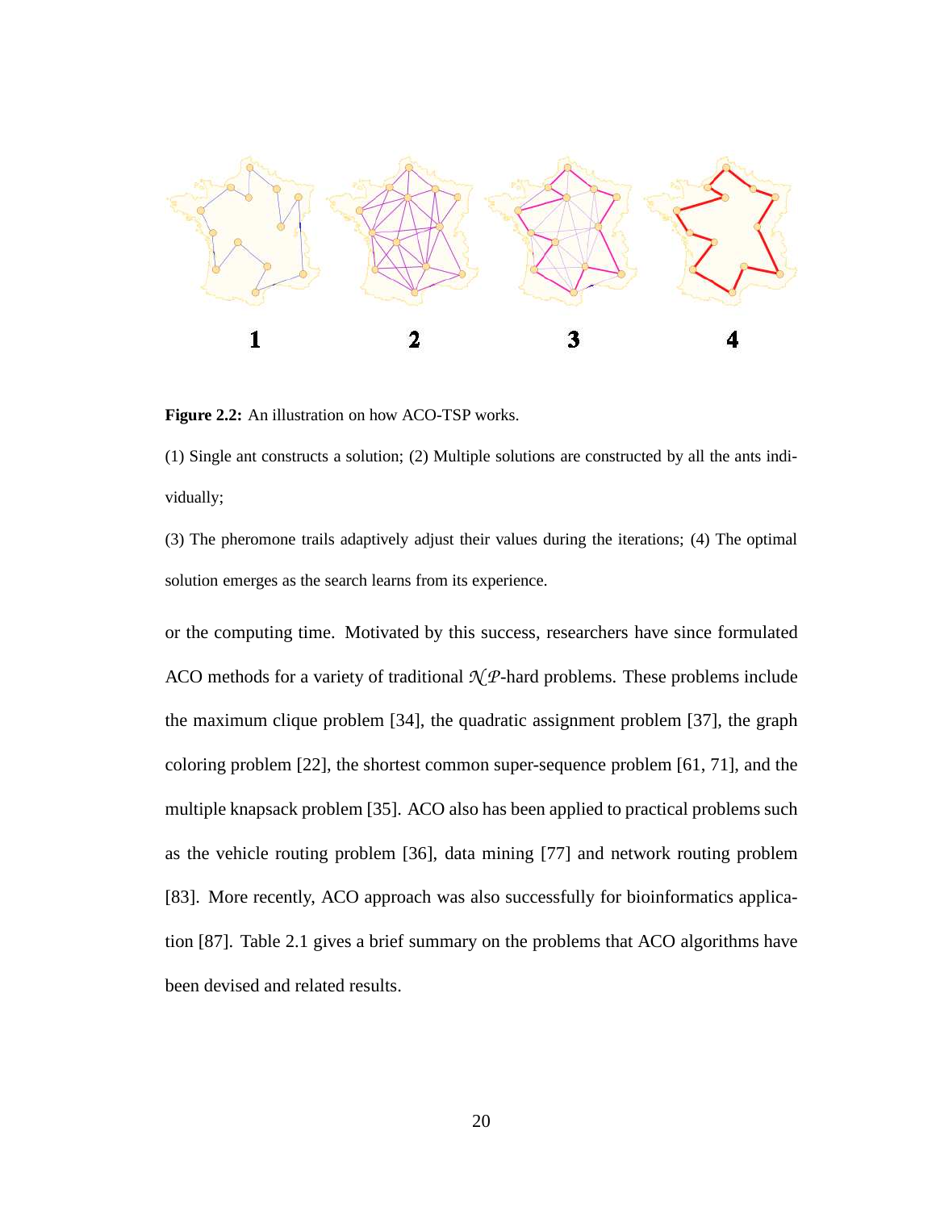1 2 3 4

**Figure 2.2:** An illustration on how ACO-TSP works.

(1) Single ant constructs a solution; (2) Multiple solutions are constructed by all the ants individually;

(3) The pheromone trails adaptively adjust their values during the iterations; (4) The optimal solution emerges as the search learns from its experience.

or the computing time. Motivated by this success, researchers have since formulated ACO methods for a variety of traditional $\mathcal{NP}$-hard problems. These problems include the maximum clique problem [34], the quadratic assignment problem [37], the graph coloring problem [22], the shortest common super-sequence problem [61, 71], and the multiple knapsack problem [35]. ACO also has been applied to practical problems such as the vehicle routing problem [36], data mining [77] and network routing problem [83]. More recently, ACO approach was also successfully for bioinformatics application [87]. Table 2.1 gives a brief summary on the problems that ACO algorithms have been devised and related results.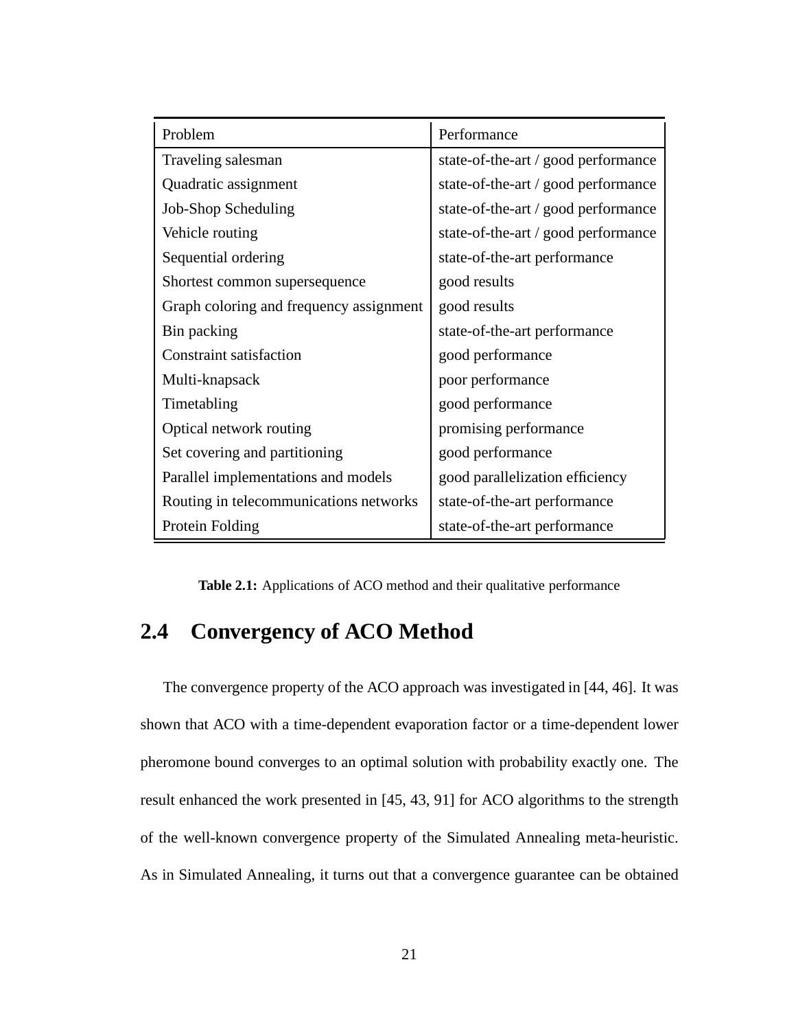| Problem | Performance |
|---|---|
| Traveling salesman | state-of-the-art / good performance |
| Quadratic assignment | state-of-the-art / good performance |
| Job-Shop Scheduling | state-of-the-art / good performance |
| Vehicle routing | state-of-the-art / good performance |
| Sequential ordering | state-of-the-art performance |
| Shortest common supersequence | good results |
| Graph coloring and frequency assignment | good results |
| Bin packing | state-of-the-art performance |
| Constraint satisfaction | good performance |
| Multi-knapsack | poor performance |
| Timetabling | good performance |
| Optical network routing | promising performance |
| Set covering and partitioning | good performance |
| Parallel implementations and models | good parallelization efficiency |
| Routing in telecommunications networks | state-of-the-art performance |
| Protein Folding | state-of-the-art performance |

**Table 2.1:** Applications of ACO method and their qualitative performance

## 2.4 Convergency of ACO Method

The convergence property of the ACO approach was investigated in [44, 46]. It was shown that ACO with a time-dependent evaporation factor or a time-dependent lower pheromone bound converges to an optimal solution with probability exactly one. The result enhanced the work presented in [45, 43, 91] for ACO algorithms to the strength of the well-known convergence property of the Simulated Annealing meta-heuristic. As in Simulated Annealing, it turns out that a convergence guarantee can be obtained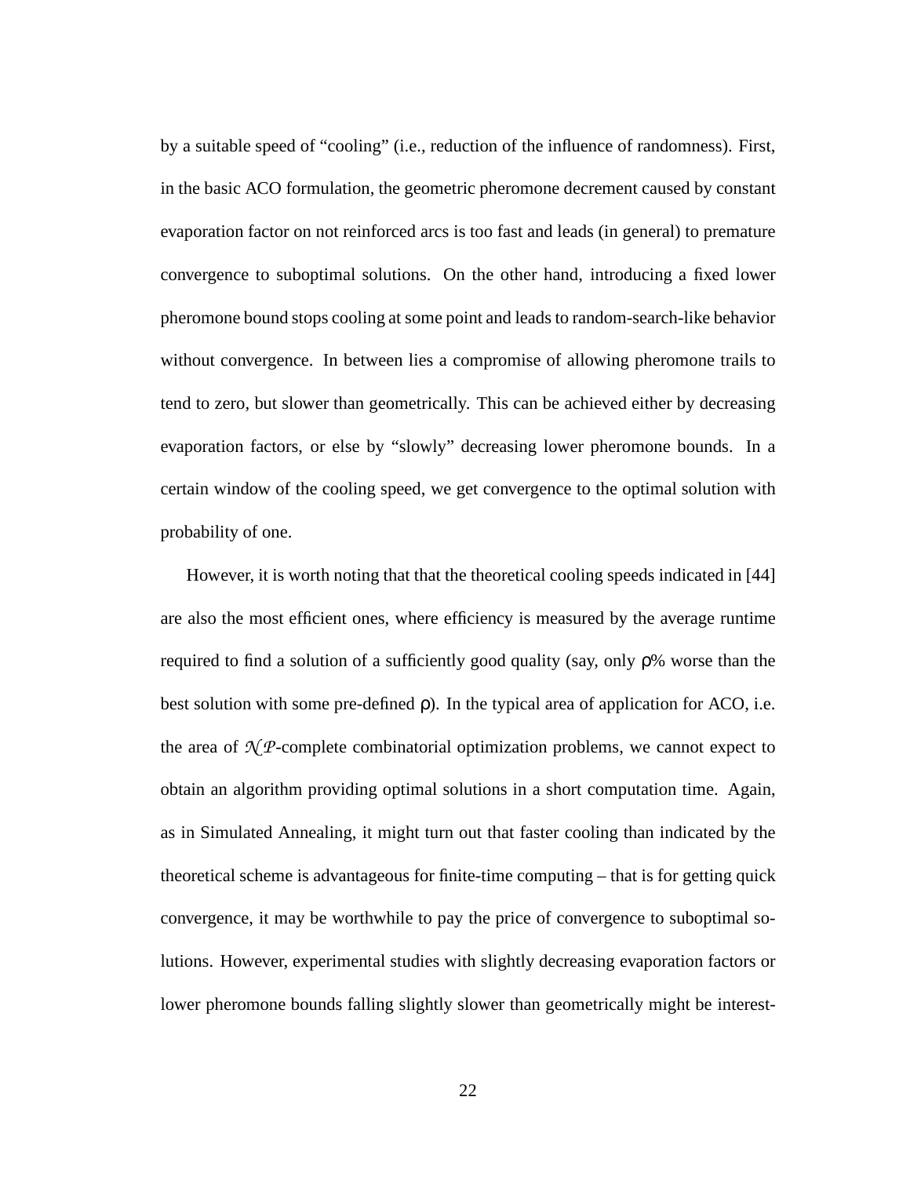by a suitable speed of "cooling" (i.e., reduction of the influence of randomness). First, in the basic ACO formulation, the geometric pheromone decrement caused by constant evaporation factor on not reinforced arcs is too fast and leads (in general) to premature convergence to suboptimal solutions. On the other hand, introducing a fixed lower pheromone bound stops cooling at some point and leads to random-search-like behavior without convergence. In between lies a compromise of allowing pheromone trails to tend to zero, but slower than geometrically. This can be achieved either by decreasing evaporation factors, or else by "slowly" decreasing lower pheromone bounds. In a certain window of the cooling speed, we get convergence to the optimal solution with probability of one.

However, it is worth noting that that the theoretical cooling speeds indicated in [44] are also the most efficient ones, where efficiency is measured by the average runtime required to find a solution of a sufficiently good quality (say, only $\rho$% worse than the best solution with some pre-defined $\rho$). In the typical area of application for ACO, i.e. the area of $\mathcal{NP}$-complete combinatorial optimization problems, we cannot expect to obtain an algorithm providing optimal solutions in a short computation time. Again, as in Simulated Annealing, it might turn out that faster cooling than indicated by the theoretical scheme is advantageous for finite-time computing – that is for getting quick convergence, it may be worthwhile to pay the price of convergence to suboptimal solutions. However, experimental studies with slightly decreasing evaporation factors or lower pheromone bounds falling slightly slower than geometrically might be interest-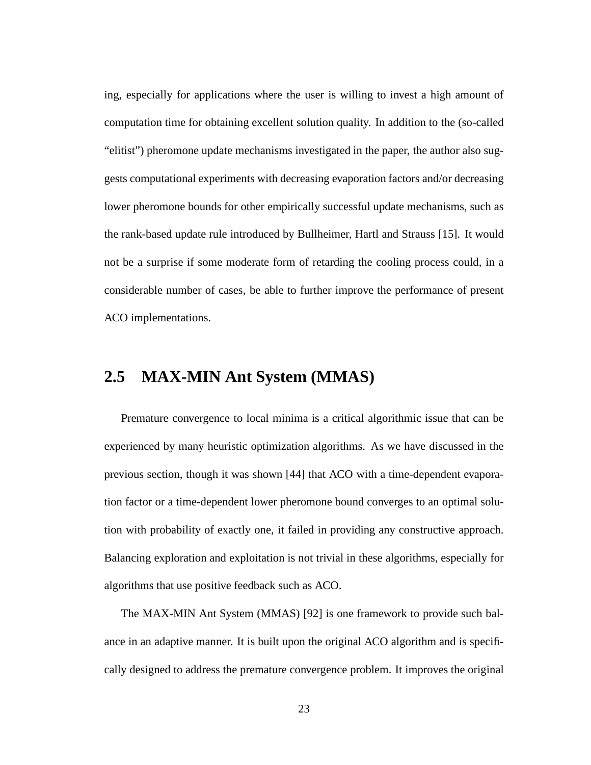ing, especially for applications where the user is willing to invest a high amount of computation time for obtaining excellent solution quality. In addition to the (so-called "elitist") pheromone update mechanisms investigated in the paper, the author also suggests computational experiments with decreasing evaporation factors and/or decreasing lower pheromone bounds for other empirically successful update mechanisms, such as the rank-based update rule introduced by Bullheimer, Hartl and Strauss [15]. It would not be a surprise if some moderate form of retarding the cooling process could, in a considerable number of cases, be able to further improve the performance of present ACO implementations.

## 2.5 MAX-MIN Ant System (MMAS)

Premature convergence to local minima is a critical algorithmic issue that can be experienced by many heuristic optimization algorithms. As we have discussed in the previous section, though it was shown [44] that ACO with a time-dependent evaporation factor or a time-dependent lower pheromone bound converges to an optimal solution with probability of exactly one, it failed in providing any constructive approach. Balancing exploration and exploitation is not trivial in these algorithms, especially for algorithms that use positive feedback such as ACO.

The MAX-MIN Ant System (MMAS) [92] is one framework to provide such balance in an adaptive manner. It is built upon the original ACO algorithm and is specifically designed to address the premature convergence problem. It improves the original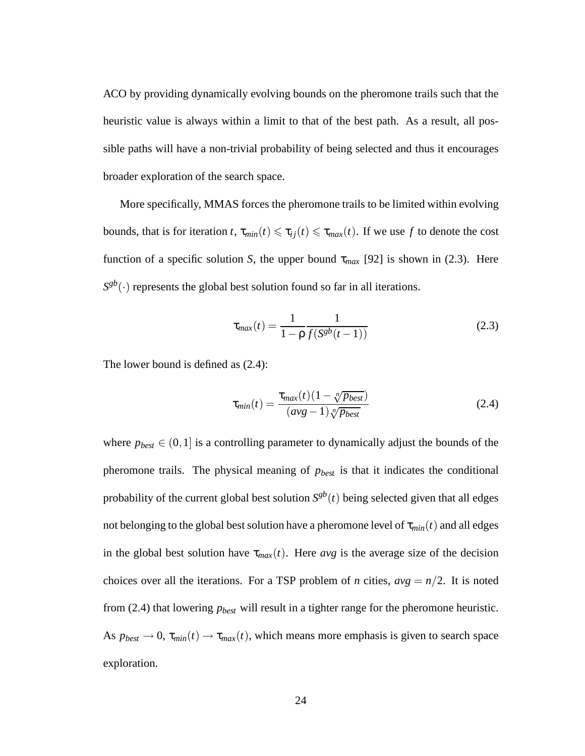ACO by providing dynamically evolving bounds on the pheromone trails such that the heuristic value is always within a limit to that of the best path. As a result, all possible paths will have a non-trivial probability of being selected and thus it encourages broader exploration of the search space.

More specifically, MMAS forces the pheromone trails to be limited within evolving bounds, that is for iteration $t$, $\tau_{min}(t) \leqslant \tau_{ij}(t) \leqslant \tau_{max}(t)$. If we use $f$ to denote the cost function of a specific solution $S$, the upper bound $\tau_{max}$ [92] is shown in (2.3). Here $S^{gb}(\cdot)$ represents the global best solution found so far in all iterations.

$$\tau_{max}(t) = \frac{1}{1-\rho} \frac{1}{f(S^{gb}(t-1))} \tag{2.3}$$

The lower bound is defined as (2.4):

$$\tau_{min}(t) = \frac{\tau_{max}(t)(1-\sqrt[n]{p_{best}})}{(avg-1)\sqrt[n]{p_{best}}} \tag{2.4}$$

where $p_{best} \in (0,1]$ is a controlling parameter to dynamically adjust the bounds of the pheromone trails. The physical meaning of $p_{best}$ is that it indicates the conditional probability of the current global best solution $S^{gb}(t)$ being selected given that all edges not belonging to the global best solution have a pheromone level of $\tau_{min}(t)$ and all edges in the global best solution have $\tau_{max}(t)$. Here $avg$ is the average size of the decision choices over all the iterations. For a TSP problem of $n$ cities, $avg = n/2$. It is noted from (2.4) that lowering $p_{best}$ will result in a tighter range for the pheromone heuristic. As $p_{best} \to 0$, $\tau_{min}(t) \to \tau_{max}(t)$, which means more emphasis is given to search space exploration.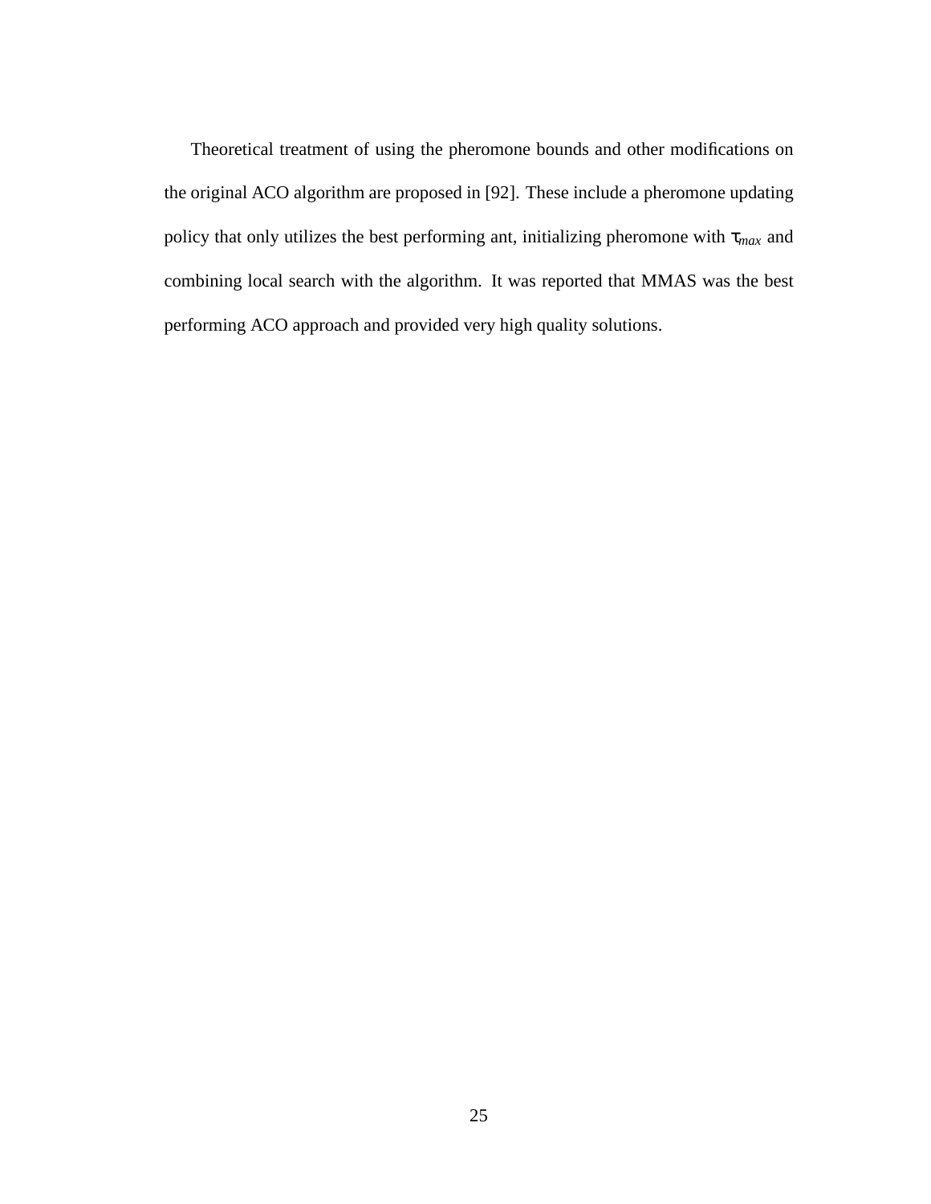Theoretical treatment of using the pheromone bounds and other modifications on the original ACO algorithm are proposed in [92]. These include a pheromone updating policy that only utilizes the best performing ant, initializing pheromone with $\tau_{max}$ and combining local search with the algorithm. It was reported that MMAS was the best performing ACO approach and provided very high quality solutions.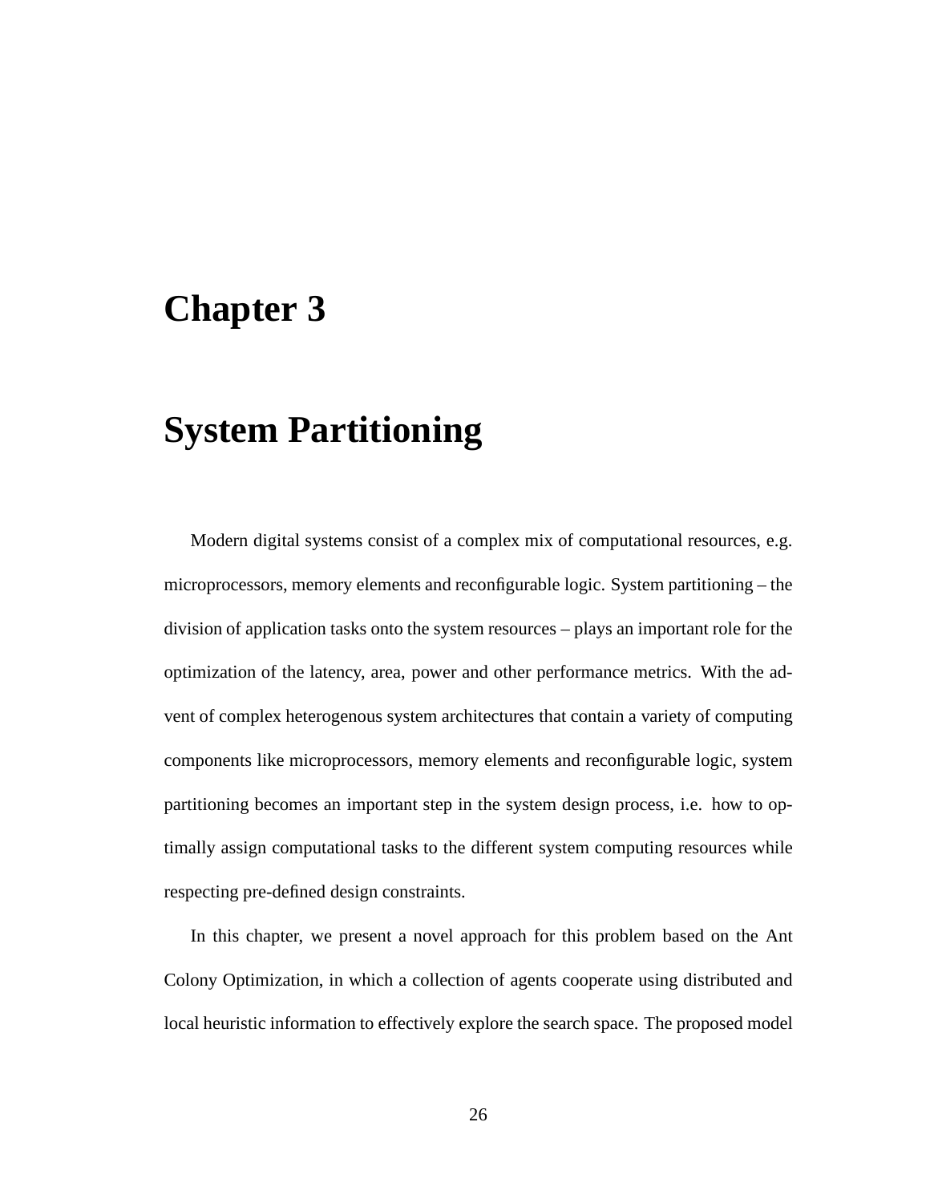# Chapter 3

# System Partitioning

Modern digital systems consist of a complex mix of computational resources, e.g. microprocessors, memory elements and reconfigurable logic. System partitioning – the division of application tasks onto the system resources – plays an important role for the optimization of the latency, area, power and other performance metrics. With the advent of complex heterogenous system architectures that contain a variety of computing components like microprocessors, memory elements and reconfigurable logic, system partitioning becomes an important step in the system design process, i.e. how to optimally assign computational tasks to the different system computing resources while respecting pre-defined design constraints.

In this chapter, we present a novel approach for this problem based on the Ant Colony Optimization, in which a collection of agents cooperate using distributed and local heuristic information to effectively explore the search space. The proposed model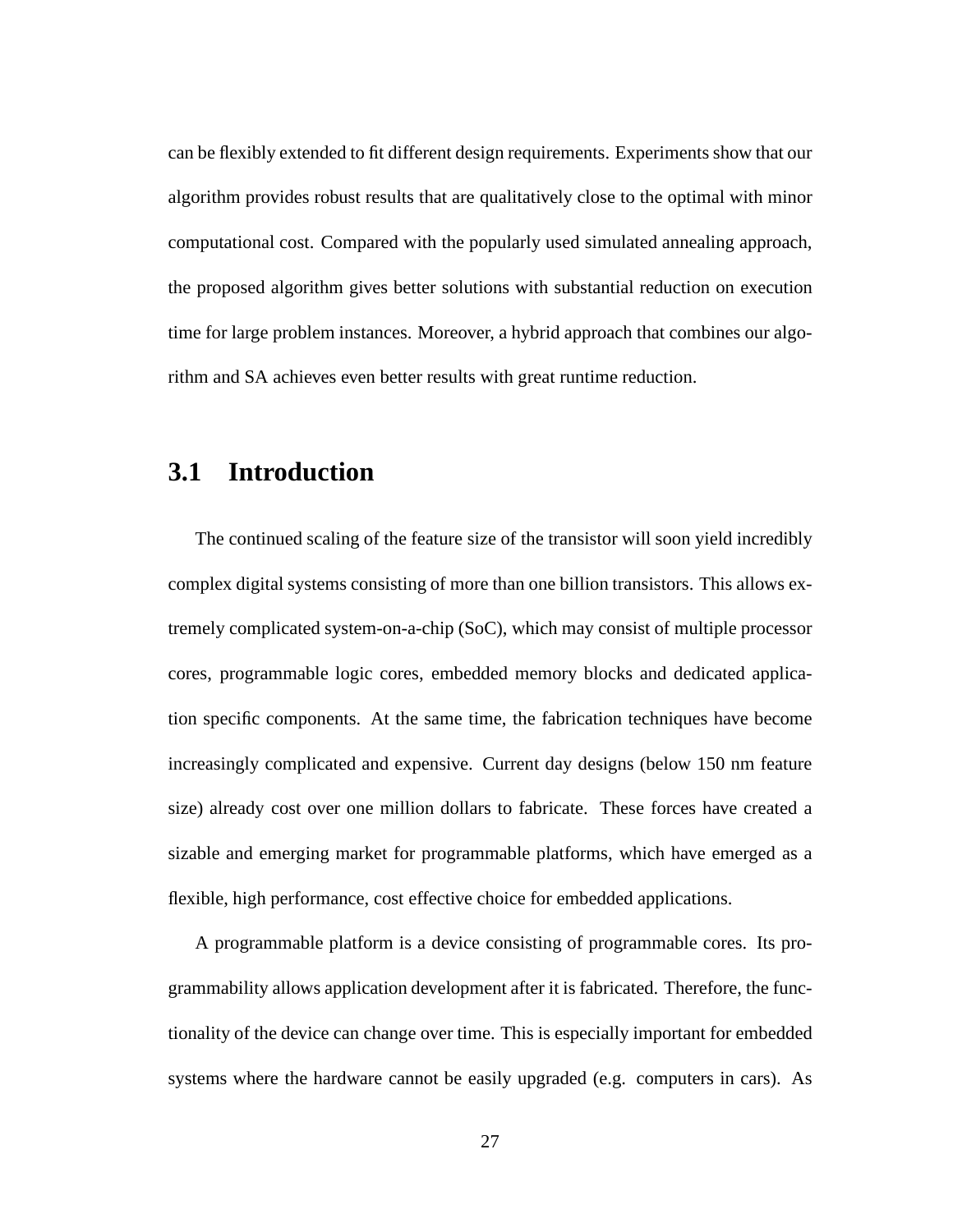can be flexibly extended to fit different design requirements. Experiments show that our algorithm provides robust results that are qualitatively close to the optimal with minor computational cost. Compared with the popularly used simulated annealing approach, the proposed algorithm gives better solutions with substantial reduction on execution time for large problem instances. Moreover, a hybrid approach that combines our algorithm and SA achieves even better results with great runtime reduction.

## 3.1 Introduction

The continued scaling of the feature size of the transistor will soon yield incredibly complex digital systems consisting of more than one billion transistors. This allows extremely complicated system-on-a-chip (SoC), which may consist of multiple processor cores, programmable logic cores, embedded memory blocks and dedicated application specific components. At the same time, the fabrication techniques have become increasingly complicated and expensive. Current day designs (below 150 nm feature size) already cost over one million dollars to fabricate. These forces have created a sizable and emerging market for programmable platforms, which have emerged as a flexible, high performance, cost effective choice for embedded applications.

A programmable platform is a device consisting of programmable cores. Its programmability allows application development after it is fabricated. Therefore, the functionality of the device can change over time. This is especially important for embedded systems where the hardware cannot be easily upgraded (e.g. computers in cars). As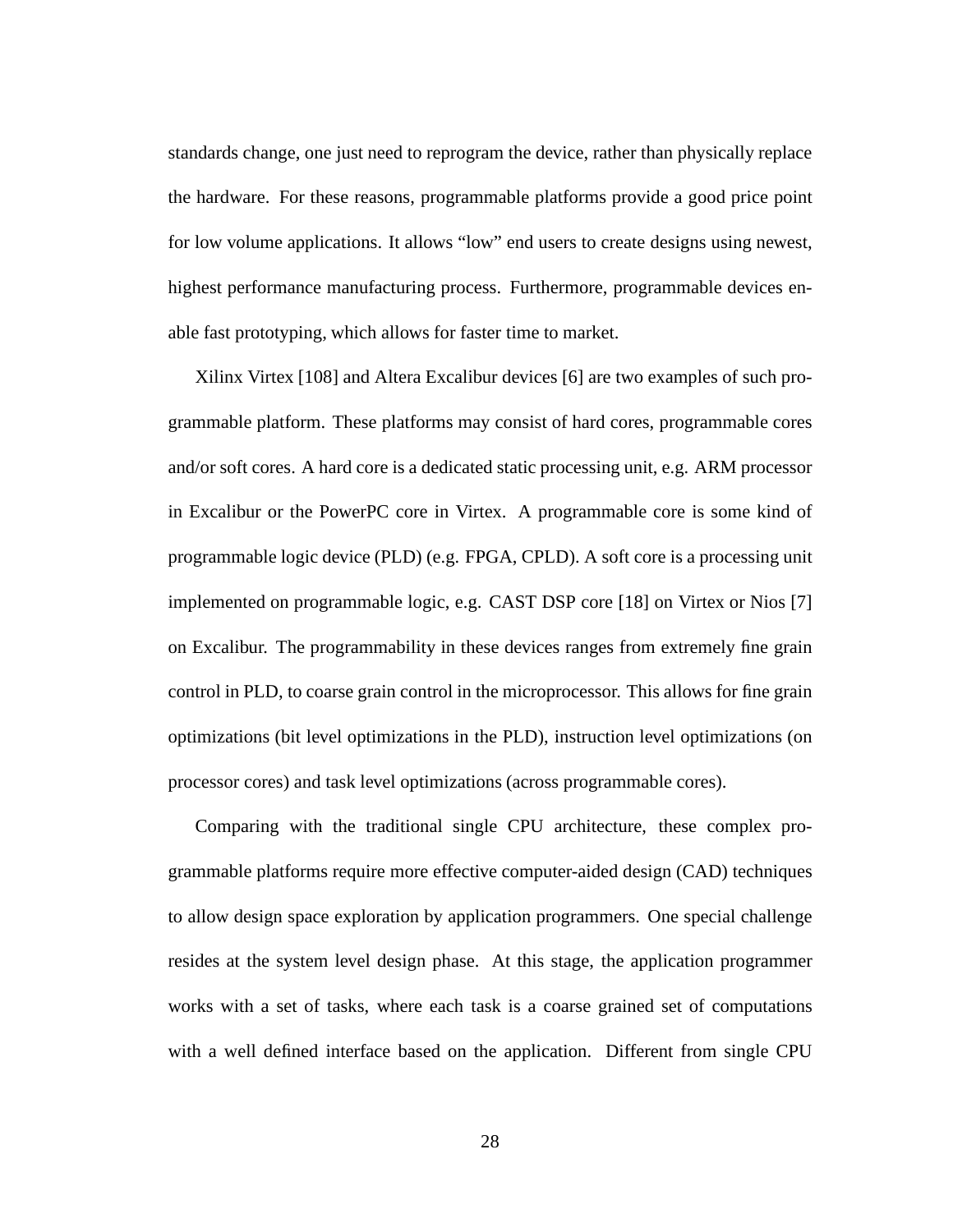standards change, one just need to reprogram the device, rather than physically replace the hardware. For these reasons, programmable platforms provide a good price point for low volume applications. It allows "low" end users to create designs using newest, highest performance manufacturing process. Furthermore, programmable devices enable fast prototyping, which allows for faster time to market.

Xilinx Virtex [108] and Altera Excalibur devices [6] are two examples of such programmable platform. These platforms may consist of hard cores, programmable cores and/or soft cores. A hard core is a dedicated static processing unit, e.g. ARM processor in Excalibur or the PowerPC core in Virtex. A programmable core is some kind of programmable logic device (PLD) (e.g. FPGA, CPLD). A soft core is a processing unit implemented on programmable logic, e.g. CAST DSP core [18] on Virtex or Nios [7] on Excalibur. The programmability in these devices ranges from extremely fine grain control in PLD, to coarse grain control in the microprocessor. This allows for fine grain optimizations (bit level optimizations in the PLD), instruction level optimizations (on processor cores) and task level optimizations (across programmable cores).

Comparing with the traditional single CPU architecture, these complex programmable platforms require more effective computer-aided design (CAD) techniques to allow design space exploration by application programmers. One special challenge resides at the system level design phase. At this stage, the application programmer works with a set of tasks, where each task is a coarse grained set of computations with a well defined interface based on the application. Different from single CPU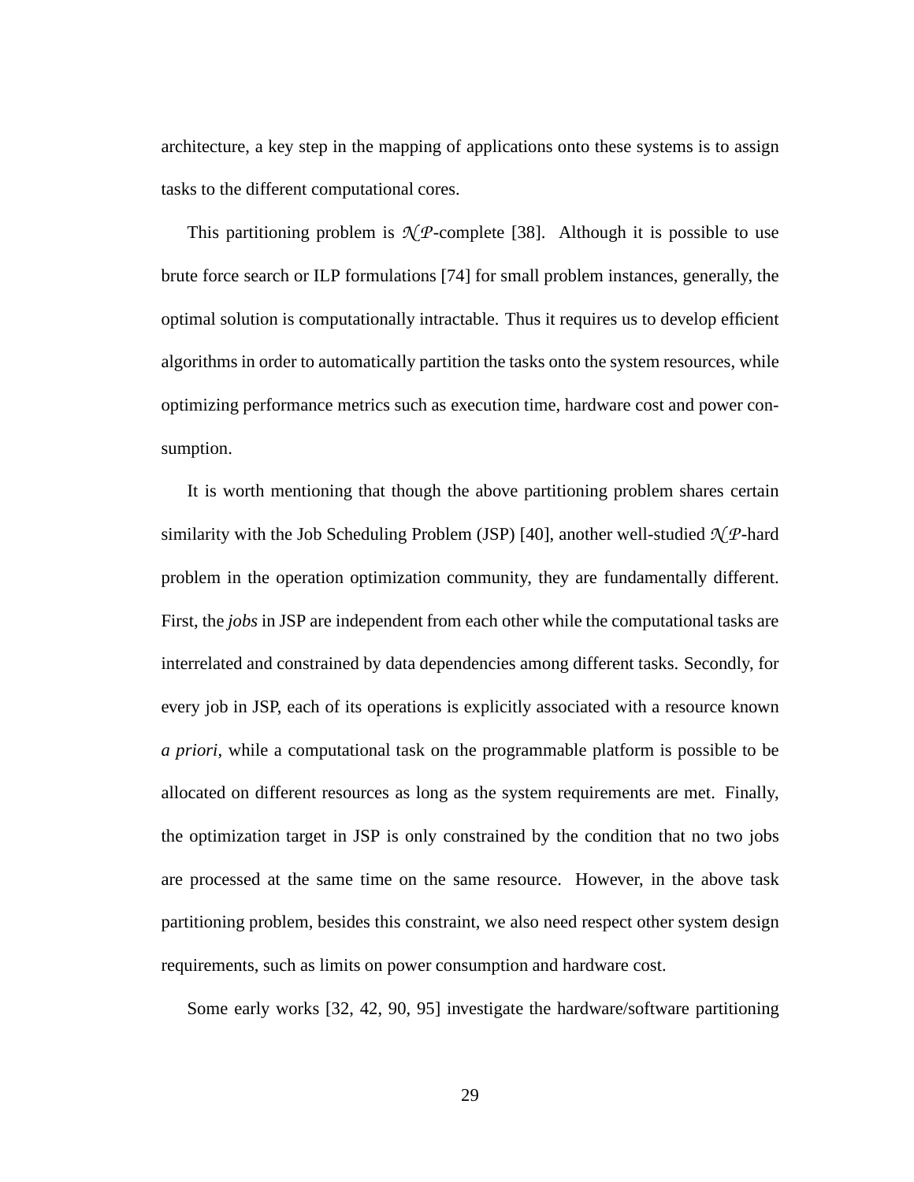architecture, a key step in the mapping of applications onto these systems is to assign tasks to the different computational cores.

This partitioning problem is $\mathcal{NP}$-complete [38]. Although it is possible to use brute force search or ILP formulations [74] for small problem instances, generally, the optimal solution is computationally intractable. Thus it requires us to develop efficient algorithms in order to automatically partition the tasks onto the system resources, while optimizing performance metrics such as execution time, hardware cost and power consumption.

It is worth mentioning that though the above partitioning problem shares certain similarity with the Job Scheduling Problem (JSP) [40], another well-studied $\mathcal{NP}$-hard problem in the operation optimization community, they are fundamentally different. First, the *jobs* in JSP are independent from each other while the computational tasks are interrelated and constrained by data dependencies among different tasks. Secondly, for every job in JSP, each of its operations is explicitly associated with a resource known *a priori*, while a computational task on the programmable platform is possible to be allocated on different resources as long as the system requirements are met. Finally, the optimization target in JSP is only constrained by the condition that no two jobs are processed at the same time on the same resource. However, in the above task partitioning problem, besides this constraint, we also need respect other system design requirements, such as limits on power consumption and hardware cost.

Some early works [32, 42, 90, 95] investigate the hardware/software partitioning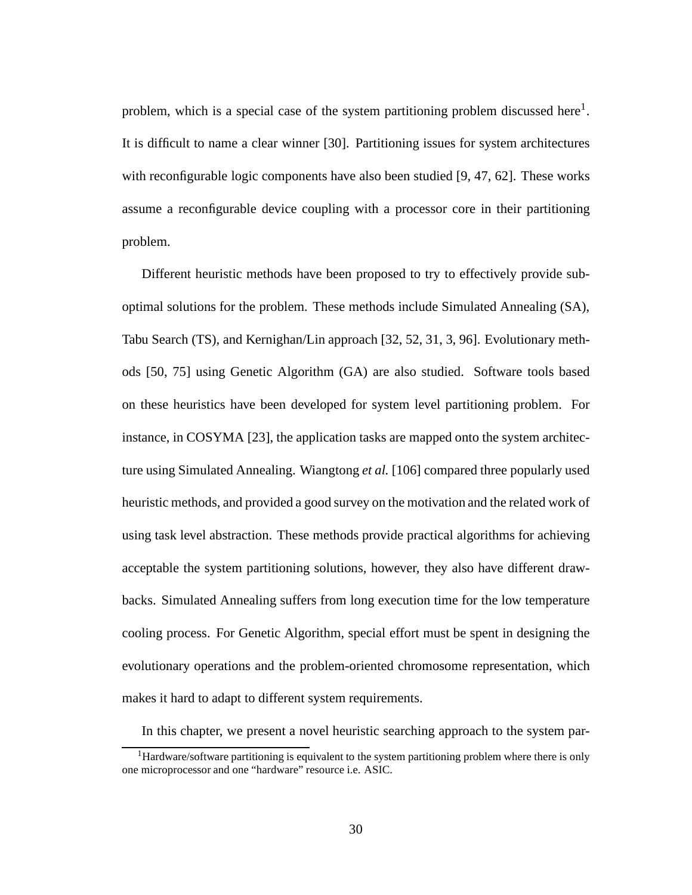problem, which is a special case of the system partitioning problem discussed here[1]. It is difficult to name a clear winner [30]. Partitioning issues for system architectures with reconfigurable logic components have also been studied [9, 47, 62]. These works assume a reconfigurable device coupling with a processor core in their partitioning problem.

Different heuristic methods have been proposed to try to effectively provide sub-optimal solutions for the problem. These methods include Simulated Annealing (SA), Tabu Search (TS), and Kernighan/Lin approach [32, 52, 31, 3, 96]. Evolutionary methods [50, 75] using Genetic Algorithm (GA) are also studied. Software tools based on these heuristics have been developed for system level partitioning problem. For instance, in COSYMA [23], the application tasks are mapped onto the system architecture using Simulated Annealing. Wiangtong *et al.* [106] compared three popularly used heuristic methods, and provided a good survey on the motivation and the related work of using task level abstraction. These methods provide practical algorithms for achieving acceptable the system partitioning solutions, however, they also have different drawbacks. Simulated Annealing suffers from long execution time for the low temperature cooling process. For Genetic Algorithm, special effort must be spent in designing the evolutionary operations and the problem-oriented chromosome representation, which makes it hard to adapt to different system requirements.

In this chapter, we present a novel heuristic searching approach to the system par-

[1] Hardware/software partitioning is equivalent to the system partitioning problem where there is only one microprocessor and one "hardware" resource i.e. ASIC.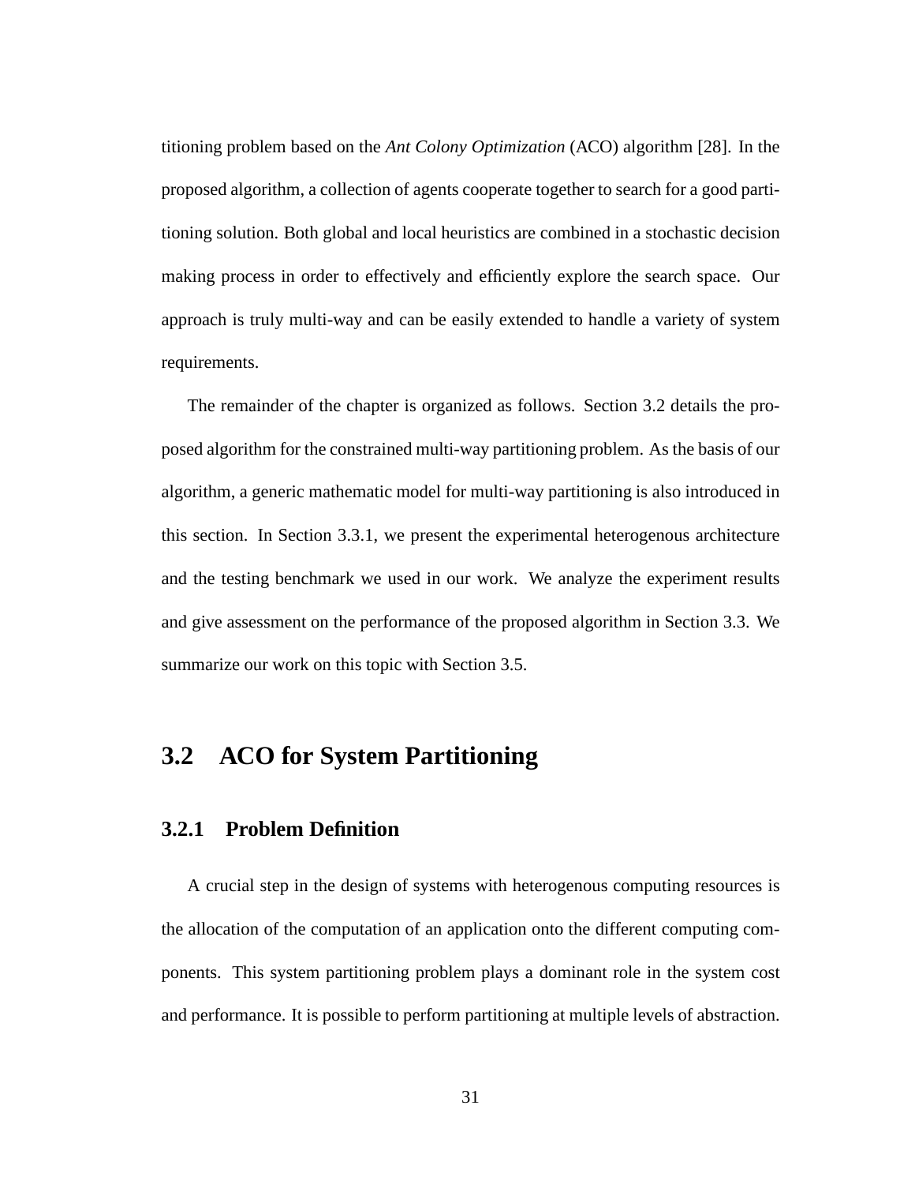titioning problem based on the *Ant Colony Optimization* (ACO) algorithm [28]. In the proposed algorithm, a collection of agents cooperate together to search for a good partitioning solution. Both global and local heuristics are combined in a stochastic decision making process in order to effectively and efficiently explore the search space. Our approach is truly multi-way and can be easily extended to handle a variety of system requirements.

The remainder of the chapter is organized as follows. Section 3.2 details the proposed algorithm for the constrained multi-way partitioning problem. As the basis of our algorithm, a generic mathematic model for multi-way partitioning is also introduced in this section. In Section 3.3.1, we present the experimental heterogenous architecture and the testing benchmark we used in our work. We analyze the experiment results and give assessment on the performance of the proposed algorithm in Section 3.3. We summarize our work on this topic with Section 3.5.

## 3.2 ACO for System Partitioning

### 3.2.1 Problem Definition

A crucial step in the design of systems with heterogenous computing resources is the allocation of the computation of an application onto the different computing components. This system partitioning problem plays a dominant role in the system cost and performance. It is possible to perform partitioning at multiple levels of abstraction.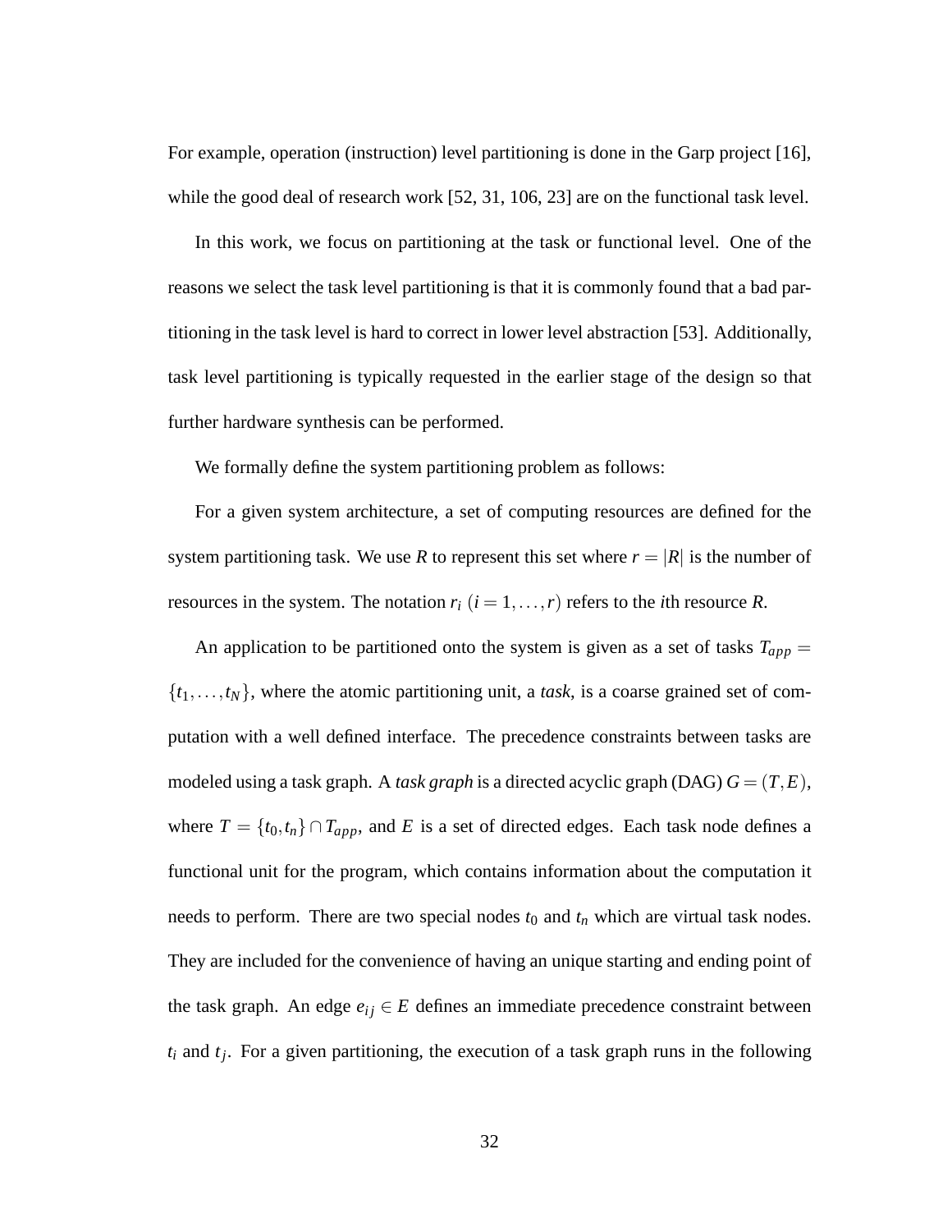For example, operation (instruction) level partitioning is done in the Garp project [16], while the good deal of research work [52, 31, 106, 23] are on the functional task level.

In this work, we focus on partitioning at the task or functional level. One of the reasons we select the task level partitioning is that it is commonly found that a bad partitioning in the task level is hard to correct in lower level abstraction [53]. Additionally, task level partitioning is typically requested in the earlier stage of the design so that further hardware synthesis can be performed.

We formally define the system partitioning problem as follows:

For a given system architecture, a set of computing resources are defined for the system partitioning task. We use $R$ to represent this set where $r = |R|$ is the number of resources in the system. The notation $r_i$ $(i = 1, \ldots, r)$ refers to the $i$th resource $R$.

An application to be partitioned onto the system is given as a set of tasks $T_{app} = \{t_1, \ldots, t_N\}$, where the atomic partitioning unit, a *task*, is a coarse grained set of computation with a well defined interface. The precedence constraints between tasks are modeled using a task graph. A *task graph* is a directed acyclic graph (DAG) $G = (T, E)$, where $T = \{t_0, t_n\} \cap T_{app}$, and $E$ is a set of directed edges. Each task node defines a functional unit for the program, which contains information about the computation it needs to perform. There are two special nodes $t_0$ and $t_n$ which are virtual task nodes. They are included for the convenience of having an unique starting and ending point of the task graph. An edge $e_{ij} \in E$ defines an immediate precedence constraint between $t_i$ and $t_j$. For a given partitioning, the execution of a task graph runs in the following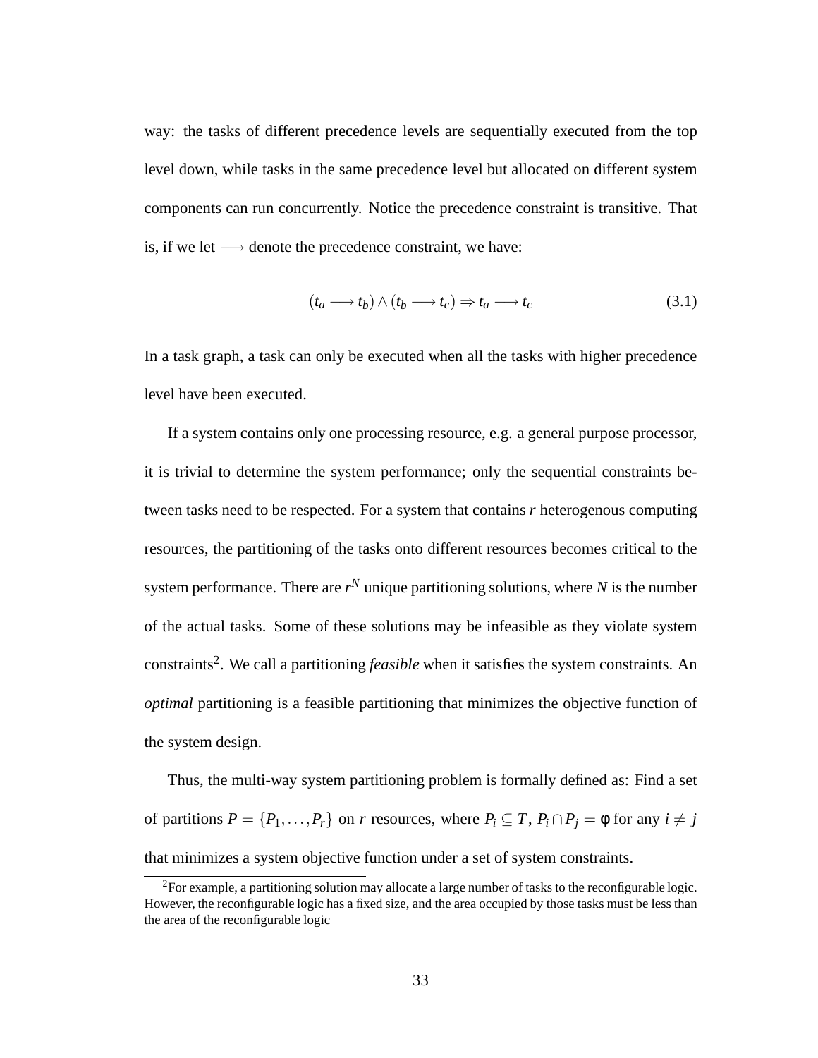way: the tasks of different precedence levels are sequentially executed from the top level down, while tasks in the same precedence level but allocated on different system components can run concurrently. Notice the precedence constraint is transitive. That is, if we let $\longrightarrow$ denote the precedence constraint, we have:

$$(t_a \longrightarrow t_b) \wedge (t_b \longrightarrow t_c) \Rightarrow t_a \longrightarrow t_c \tag{3.1}$$

In a task graph, a task can only be executed when all the tasks with higher precedence level have been executed.

If a system contains only one processing resource, e.g. a general purpose processor, it is trivial to determine the system performance; only the sequential constraints between tasks need to be respected. For a system that contains $r$ heterogenous computing resources, the partitioning of the tasks onto different resources becomes critical to the system performance. There are $r^N$ unique partitioning solutions, where $N$ is the number of the actual tasks. Some of these solutions may be infeasible as they violate system constraints[2]. We call a partitioning *feasible* when it satisfies the system constraints. An *optimal* partitioning is a feasible partitioning that minimizes the objective function of the system design.

Thus, the multi-way system partitioning problem is formally defined as: Find a set of partitions $P = \{P_1, \ldots, P_r\}$ on $r$ resources, where $P_i \subseteq T$, $P_i \cap P_j = \phi$ for any $i \neq j$ that minimizes a system objective function under a set of system constraints.

[2]For example, a partitioning solution may allocate a large number of tasks to the reconfigurable logic. However, the reconfigurable logic has a fixed size, and the area occupied by those tasks must be less than the area of the reconfigurable logic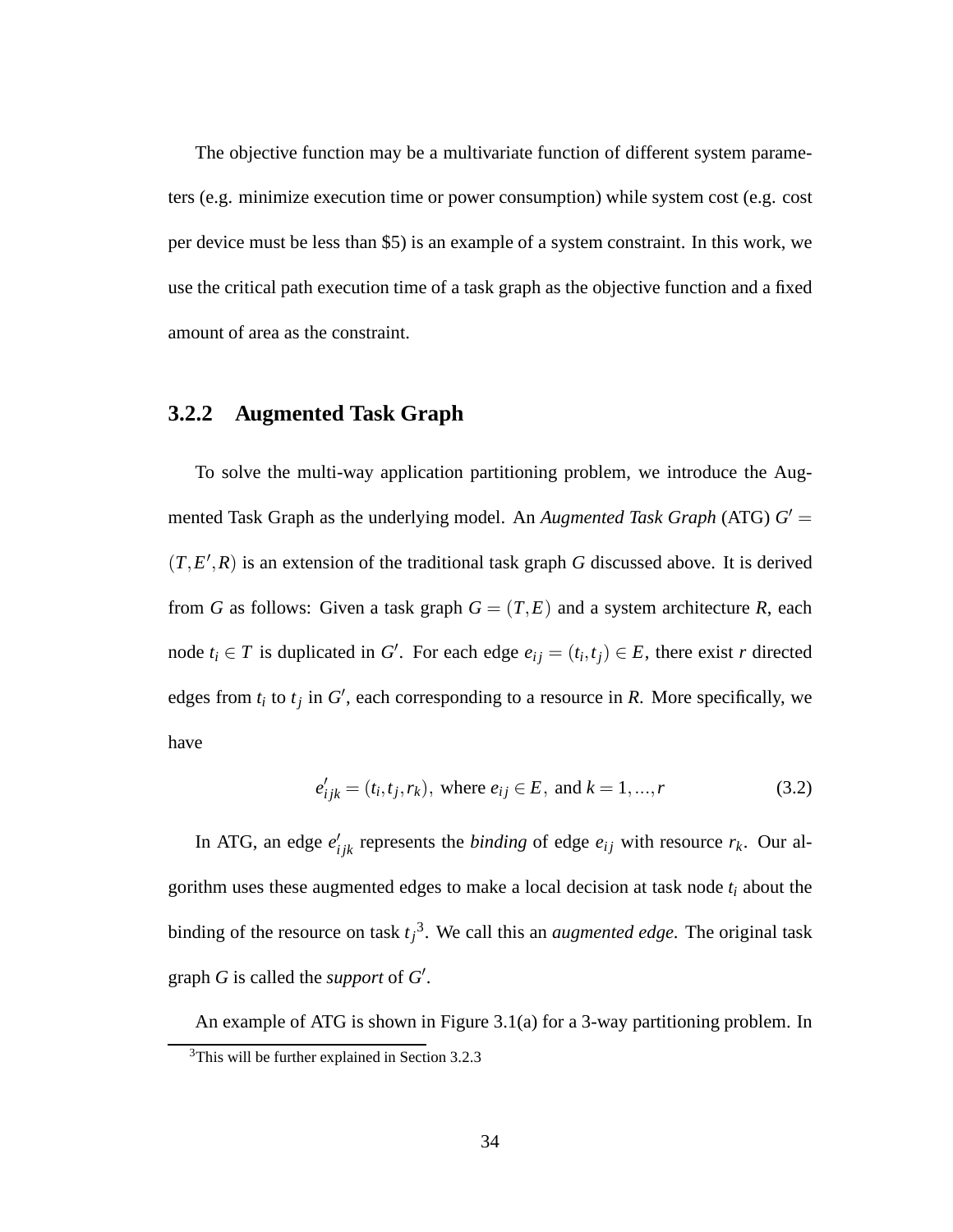The objective function may be a multivariate function of different system parameters (e.g. minimize execution time or power consumption) while system cost (e.g. cost per device must be less than $5) is an example of a system constraint. In this work, we use the critical path execution time of a task graph as the objective function and a fixed amount of area as the constraint.

### 3.2.2 Augmented Task Graph

To solve the multi-way application partitioning problem, we introduce the Augmented Task Graph as the underlying model. An *Augmented Task Graph* (ATG) $G' = (T, E', R)$ is an extension of the traditional task graph $G$ discussed above. It is derived from $G$ as follows: Given a task graph $G = (T, E)$ and a system architecture $R$, each node $t_i \in T$ is duplicated in $G'$. For each edge $e_{ij} = (t_i, t_j) \in E$, there exist $r$ directed edges from $t_i$ to $t_j$ in $G'$, each corresponding to a resource in $R$. More specifically, we have

$$e'_{ijk} = (t_i, t_j, r_k), \text{ where } e_{ij} \in E, \text{ and } k = 1, ..., r \tag{3.2}$$

In ATG, an edge $e'_{ijk}$ represents the *binding* of edge $e_{ij}$ with resource $r_k$. Our algorithm uses these augmented edges to make a local decision at task node $t_i$ about the binding of the resource on task $t_j$[3]. We call this an *augmented edge.* The original task graph $G$ is called the *support* of $G'$.

An example of ATG is shown in Figure 3.1(a) for a 3-way partitioning problem. In

[3]This will be further explained in Section 3.2.3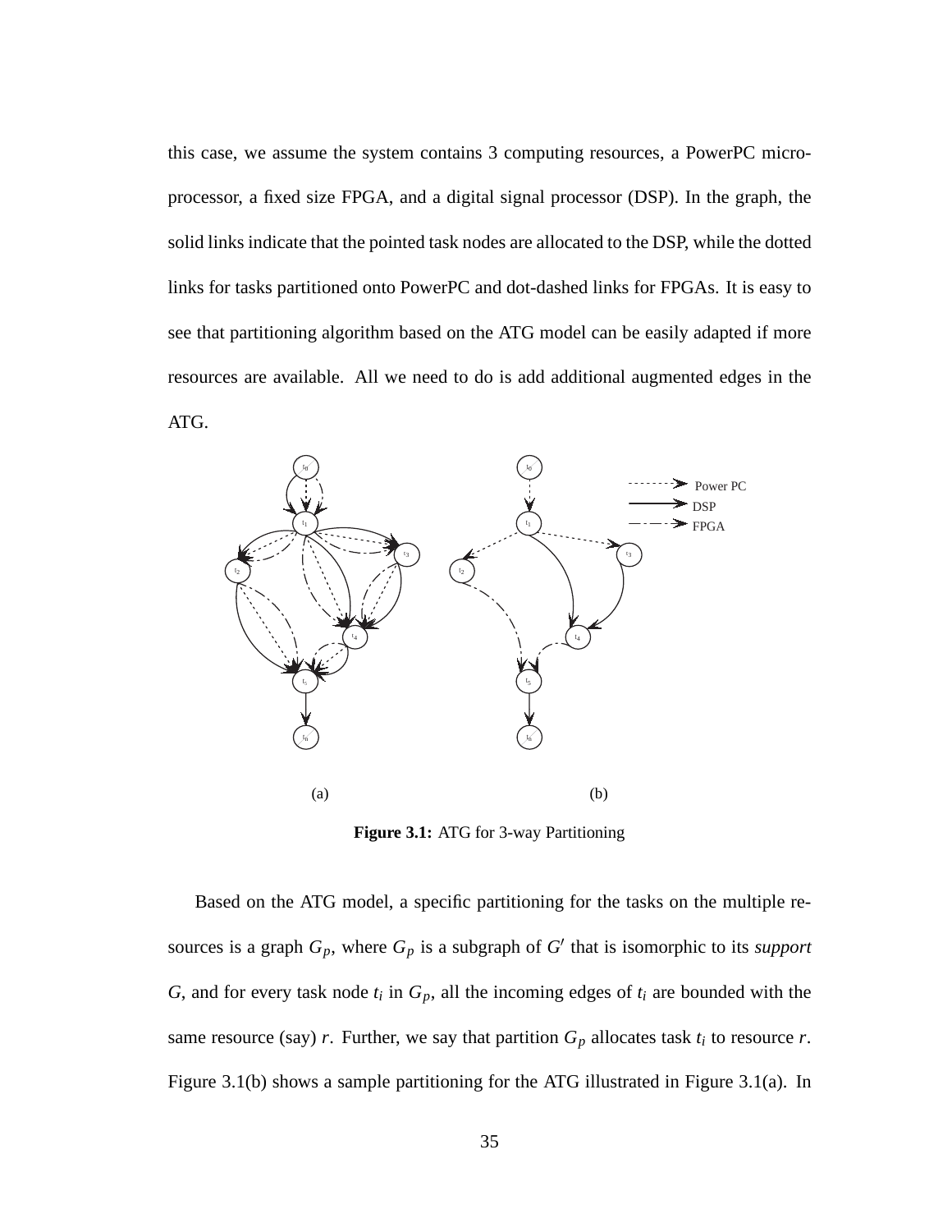this case, we assume the system contains 3 computing resources, a PowerPC microprocessor, a fixed size FPGA, and a digital signal processor (DSP). In the graph, the solid links indicate that the pointed task nodes are allocated to the DSP, while the dotted links for tasks partitioned onto PowerPC and dot-dashed links for FPGAs. It is easy to see that partitioning algorithm based on the ATG model can be easily adapted if more resources are available. All we need to do is add additional augmented edges in the ATG.

(a) (b)

**Figure 3.1:** ATG for 3-way Partitioning

Based on the ATG model, a specific partitioning for the tasks on the multiple resources is a graph $G_p$, where $G_p$ is a subgraph of $G'$ that is isomorphic to its *support* $G$, and for every task node $t_i$ in $G_p$, all the incoming edges of $t_i$ are bounded with the same resource (say) $r$. Further, we say that partition $G_p$ allocates task $t_i$ to resource $r$. Figure 3.1(b) shows a sample partitioning for the ATG illustrated in Figure 3.1(a). In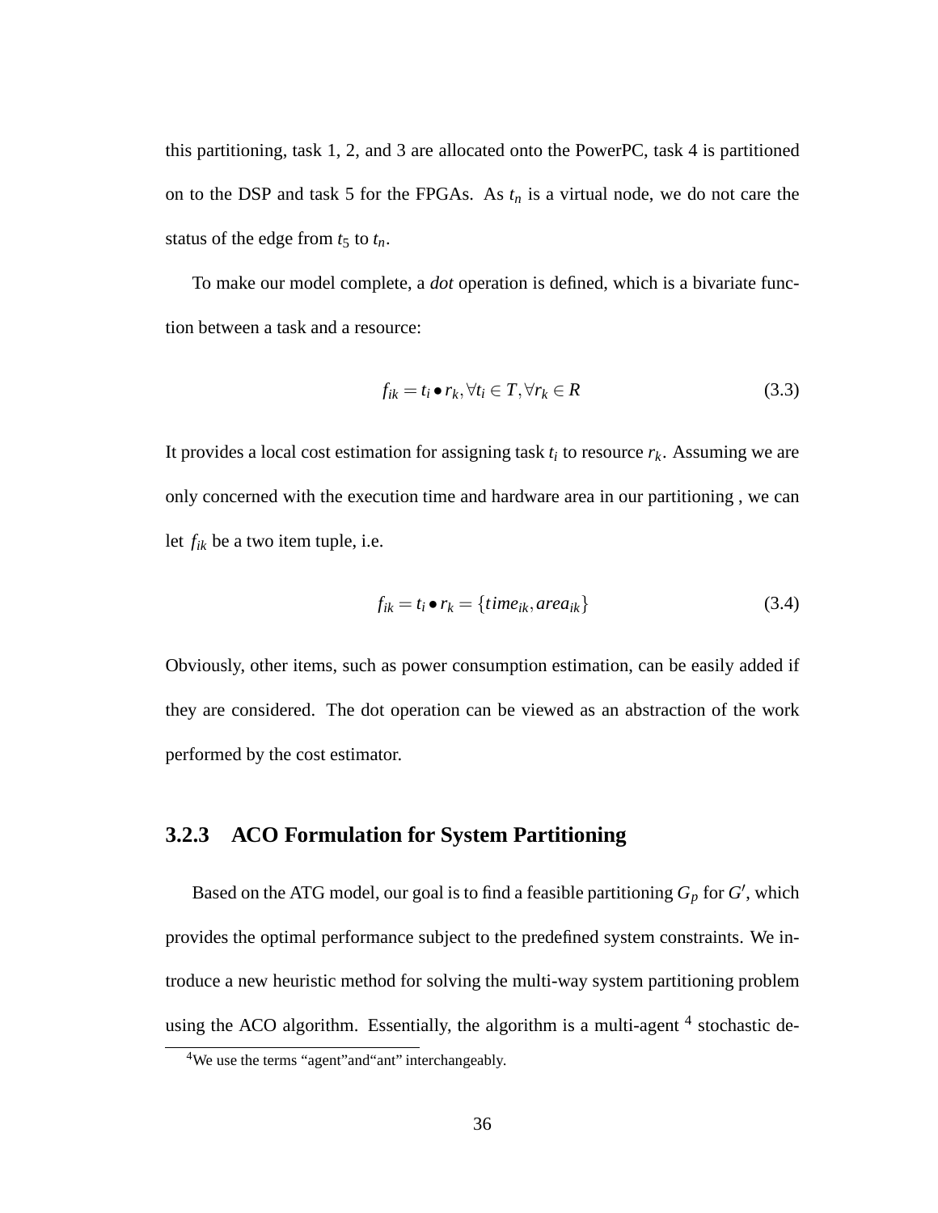this partitioning, task 1, 2, and 3 are allocated onto the PowerPC, task 4 is partitioned on to the DSP and task 5 for the FPGAs. As $t_n$ is a virtual node, we do not care the status of the edge from $t_5$ to $t_n$.

To make our model complete, a *dot* operation is defined, which is a bivariate function between a task and a resource:

$$f_{ik} = t_i \bullet r_k, \forall t_i \in T, \forall r_k \in R \tag{3.3}$$

It provides a local cost estimation for assigning task $t_i$ to resource $r_k$. Assuming we are only concerned with the execution time and hardware area in our partitioning , we can let $f_{ik}$ be a two item tuple, i.e.

$$f_{ik} = t_i \bullet r_k = \{time_{ik}, area_{ik}\} \tag{3.4}$$

Obviously, other items, such as power consumption estimation, can be easily added if they are considered. The dot operation can be viewed as an abstraction of the work performed by the cost estimator.

### 3.2.3 ACO Formulation for System Partitioning

Based on the ATG model, our goal is to find a feasible partitioning $G_p$ for $G'$, which provides the optimal performance subject to the predefined system constraints. We introduce a new heuristic method for solving the multi-way system partitioning problem using the ACO algorithm. Essentially, the algorithm is a multi-agent [4] stochastic de-

[4] We use the terms “agent”and“ant” interchangeably.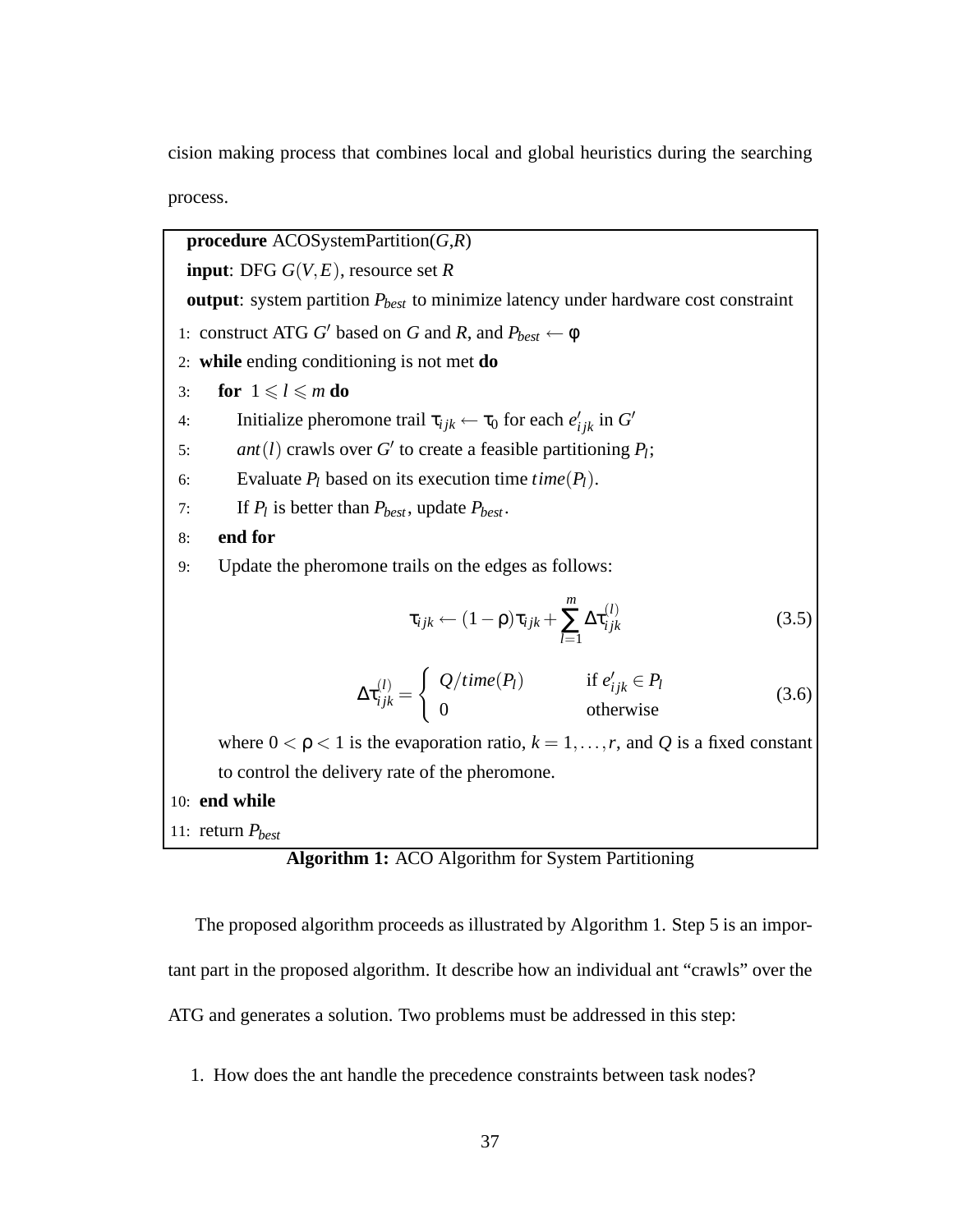cision making process that combines local and global heuristics during the searching process.

```
procedure ACOSystemPartition(G,R)
input: DFG G(V,E), resource set R
output: system partition P_best to minimize latency under hardware cost constraint
 1: construct ATG G' based on G and R, and P_best ← φ
 2: while ending conditioning is not met do
 3:    for 1 ⩽ l ⩽ m do
 4:       Initialize pheromone trail τ_ijk ← τ_0 for each e'_ijk in G'
 5:       ant(l) crawls over G' to create a feasible partitioning P_l;
 6:       Evaluate P_l based on its execution time time(P_l).
 7:       If P_l is better than P_best, update P_best.
 8:    end for
 9:    Update the pheromone trails on the edges as follows:
```

$$\tau_{ijk} \leftarrow (1-\rho)\tau_{ijk} + \sum_{l=1}^{m} \Delta\tau_{ijk}^{(l)} \tag{3.5}$$

$$\Delta\tau_{ijk}^{(l)} = \begin{cases} Q/time(P_l) & \text{if } e'_{ijk} \in P_l \\ 0 & \text{otherwise} \end{cases} \tag{3.6}$$

where $0 < \rho < 1$ is the evaporation ratio, $k = 1, \ldots, r$, and $Q$ is a fixed constant to control the delivery rate of the pheromone.

```
10: end while
11: return P_best
```

**Algorithm 1:** ACO Algorithm for System Partitioning

The proposed algorithm proceeds as illustrated by Algorithm 1. Step 5 is an important part in the proposed algorithm. It describe how an individual ant "crawls" over the ATG and generates a solution. Two problems must be addressed in this step:

1. How does the ant handle the precedence constraints between task nodes?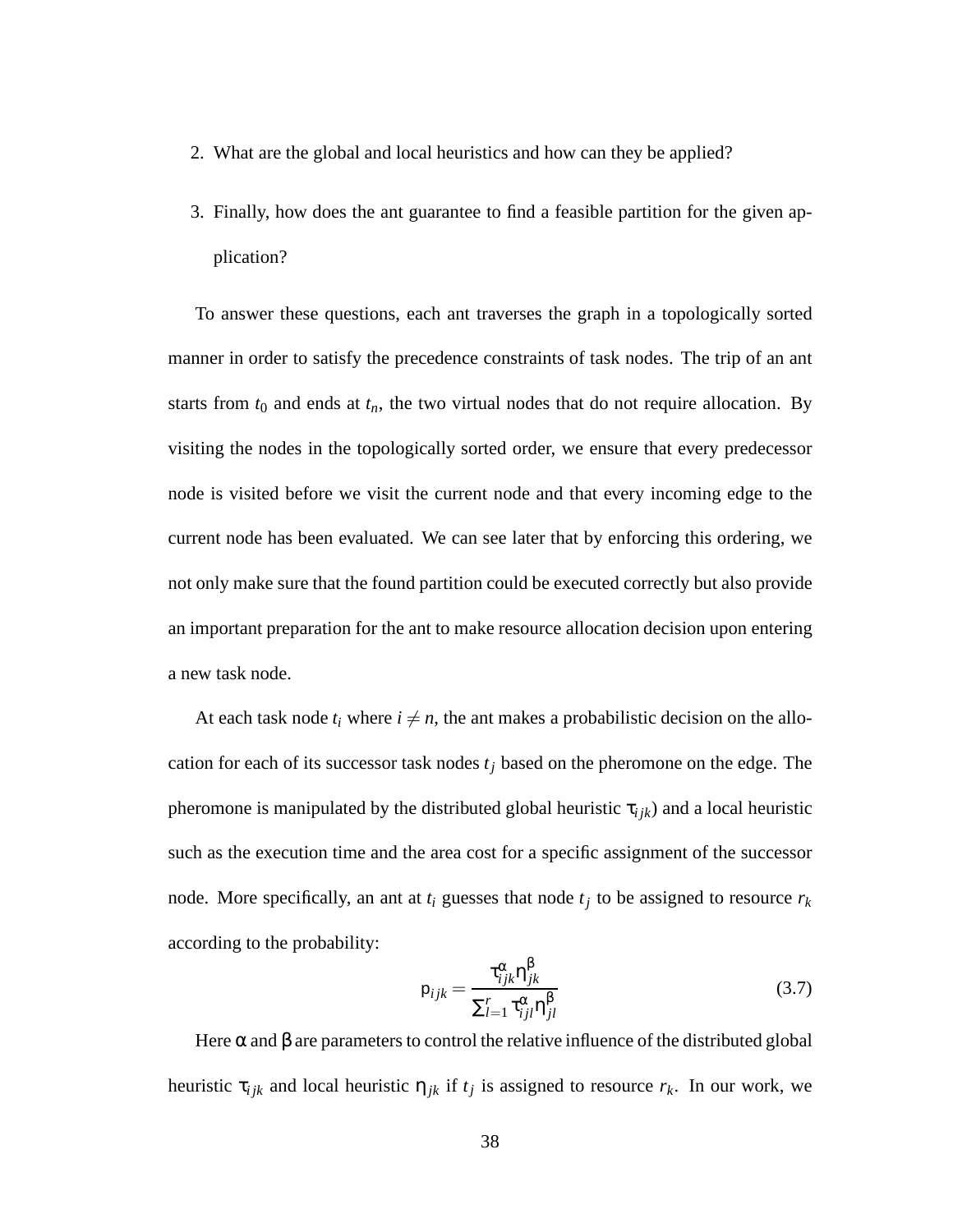2. What are the global and local heuristics and how can they be applied?

3. Finally, how does the ant guarantee to find a feasible partition for the given application?

To answer these questions, each ant traverses the graph in a topologically sorted manner in order to satisfy the precedence constraints of task nodes. The trip of an ant starts from $t_0$ and ends at $t_n$, the two virtual nodes that do not require allocation. By visiting the nodes in the topologically sorted order, we ensure that every predecessor node is visited before we visit the current node and that every incoming edge to the current node has been evaluated. We can see later that by enforcing this ordering, we not only make sure that the found partition could be executed correctly but also provide an important preparation for the ant to make resource allocation decision upon entering a new task node.

At each task node $t_i$ where $i \neq n$, the ant makes a probabilistic decision on the allocation for each of its successor task nodes $t_j$ based on the pheromone on the edge. The pheromone is manipulated by the distributed global heuristic $\tau_{ijk}$) and a local heuristic such as the execution time and the area cost for a specific assignment of the successor node. More specifically, an ant at $t_i$ guesses that node $t_j$ to be assigned to resource $r_k$ according to the probability:

$$p_{ijk} = \frac{\tau_{ijk}^{\alpha} \eta_{jk}^{\beta}}{\sum_{l=1}^{r} \tau_{ijl}^{\alpha} \eta_{jl}^{\beta}} \tag{3.7}$$

Here $\alpha$ and $\beta$ are parameters to control the relative influence of the distributed global heuristic $\tau_{ijk}$ and local heuristic $\eta_{jk}$ if $t_j$ is assigned to resource $r_k$. In our work, we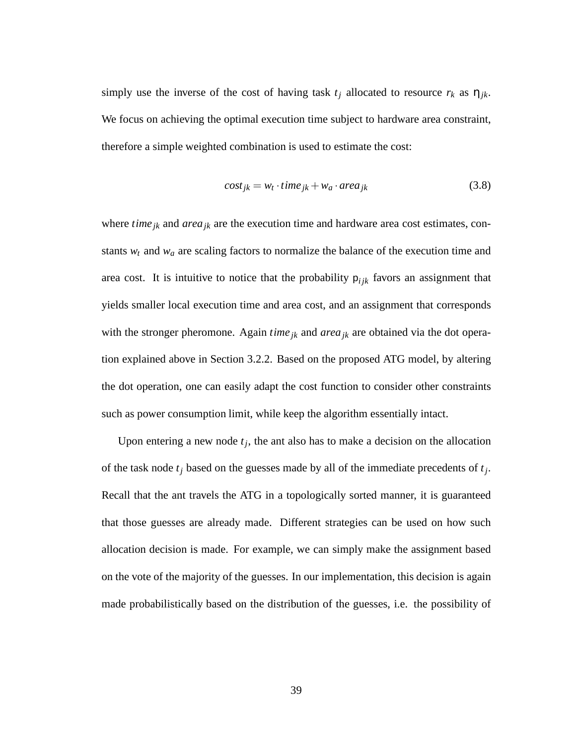simply use the inverse of the cost of having task $t_j$ allocated to resource $r_k$ as $\eta_{jk}$. We focus on achieving the optimal execution time subject to hardware area constraint, therefore a simple weighted combination is used to estimate the cost:

$$cost_{jk} = w_t \cdot time_{jk} + w_a \cdot area_{jk} \tag{3.8}$$

where $time_{jk}$ and $area_{jk}$ are the execution time and hardware area cost estimates, constants $w_t$ and $w_a$ are scaling factors to normalize the balance of the execution time and area cost. It is intuitive to notice that the probability $p_{ijk}$ favors an assignment that yields smaller local execution time and area cost, and an assignment that corresponds with the stronger pheromone. Again $time_{jk}$ and $area_{jk}$ are obtained via the dot operation explained above in Section 3.2.2. Based on the proposed ATG model, by altering the dot operation, one can easily adapt the cost function to consider other constraints such as power consumption limit, while keep the algorithm essentially intact.

Upon entering a new node $t_j$, the ant also has to make a decision on the allocation of the task node $t_j$ based on the guesses made by all of the immediate precedents of $t_j$. Recall that the ant travels the ATG in a topologically sorted manner, it is guaranteed that those guesses are already made. Different strategies can be used on how such allocation decision is made. For example, we can simply make the assignment based on the vote of the majority of the guesses. In our implementation, this decision is again made probabilistically based on the distribution of the guesses, i.e. the possibility of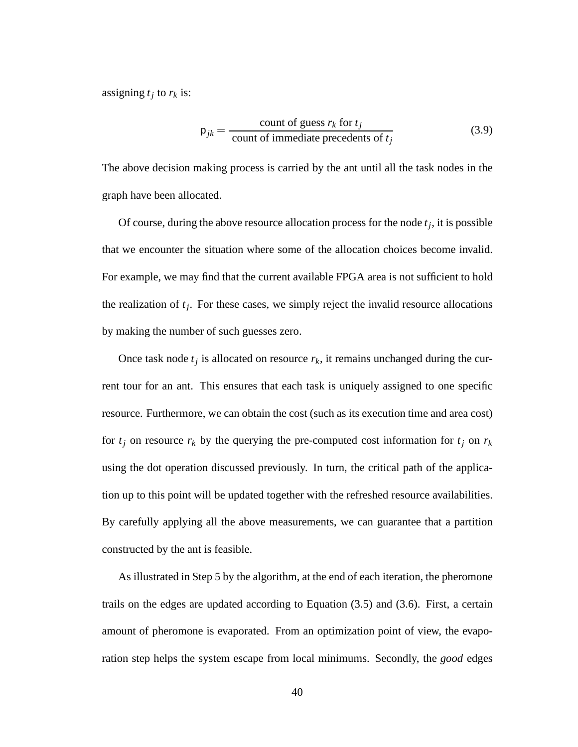assigning $t_j$ to $r_k$ is:

$$\mathsf{p}_{jk} = \frac{\text{count of guess } r_k \text{ for } t_j}{\text{count of immediate precedents of } t_j} \tag{3.9}$$

The above decision making process is carried by the ant until all the task nodes in the graph have been allocated.

Of course, during the above resource allocation process for the node $t_j$, it is possible that we encounter the situation where some of the allocation choices become invalid. For example, we may find that the current available FPGA area is not sufficient to hold the realization of $t_j$. For these cases, we simply reject the invalid resource allocations by making the number of such guesses zero.

Once task node $t_j$ is allocated on resource $r_k$, it remains unchanged during the current tour for an ant. This ensures that each task is uniquely assigned to one specific resource. Furthermore, we can obtain the cost (such as its execution time and area cost) for $t_j$ on resource $r_k$ by the querying the pre-computed cost information for $t_j$ on $r_k$ using the dot operation discussed previously. In turn, the critical path of the application up to this point will be updated together with the refreshed resource availabilities. By carefully applying all the above measurements, we can guarantee that a partition constructed by the ant is feasible.

As illustrated in Step 5 by the algorithm, at the end of each iteration, the pheromone trails on the edges are updated according to Equation (3.5) and (3.6). First, a certain amount of pheromone is evaporated. From an optimization point of view, the evaporation step helps the system escape from local minimums. Secondly, the *good* edges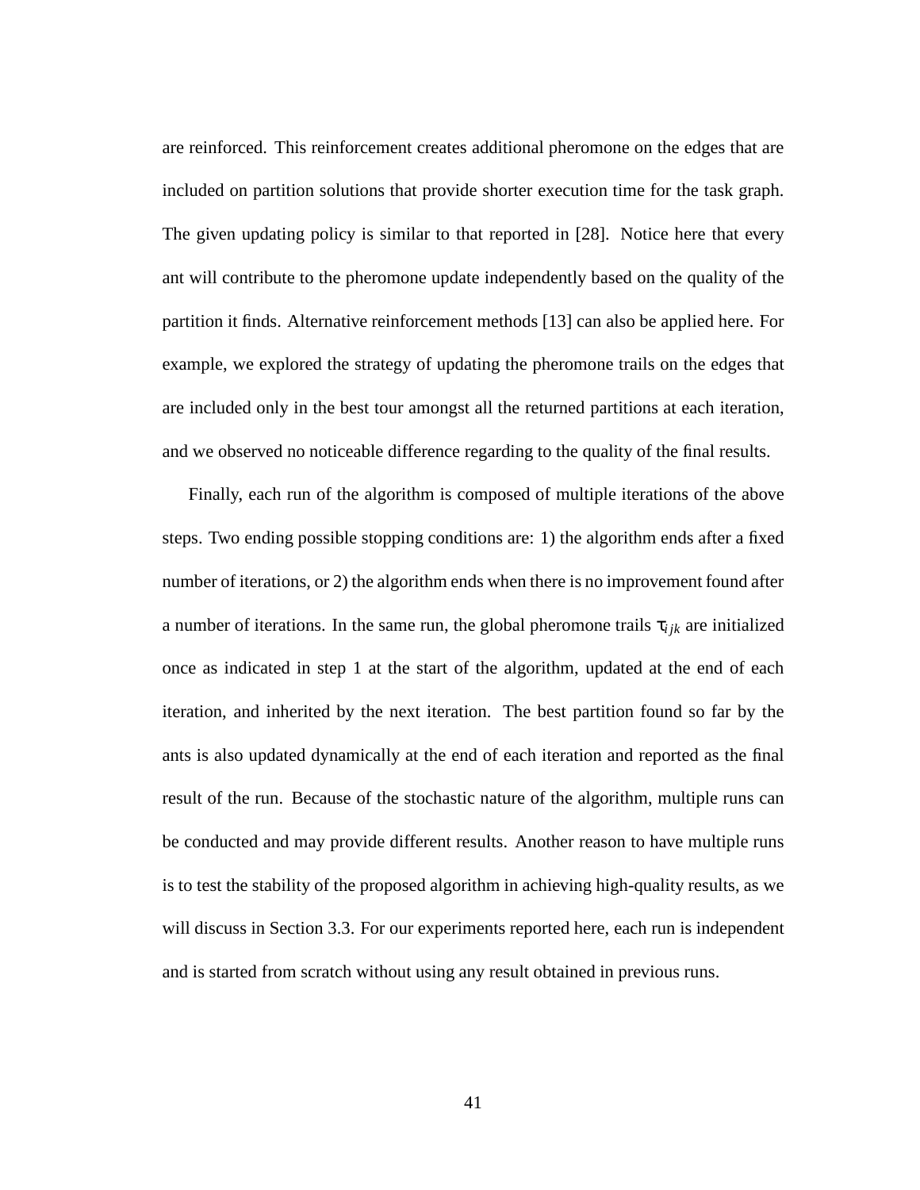are reinforced. This reinforcement creates additional pheromone on the edges that are included on partition solutions that provide shorter execution time for the task graph. The given updating policy is similar to that reported in [28]. Notice here that every ant will contribute to the pheromone update independently based on the quality of the partition it finds. Alternative reinforcement methods [13] can also be applied here. For example, we explored the strategy of updating the pheromone trails on the edges that are included only in the best tour amongst all the returned partitions at each iteration, and we observed no noticeable difference regarding to the quality of the final results.

Finally, each run of the algorithm is composed of multiple iterations of the above steps. Two ending possible stopping conditions are: 1) the algorithm ends after a fixed number of iterations, or 2) the algorithm ends when there is no improvement found after a number of iterations. In the same run, the global pheromone trails $\tau_{ijk}$ are initialized once as indicated in step 1 at the start of the algorithm, updated at the end of each iteration, and inherited by the next iteration. The best partition found so far by the ants is also updated dynamically at the end of each iteration and reported as the final result of the run. Because of the stochastic nature of the algorithm, multiple runs can be conducted and may provide different results. Another reason to have multiple runs is to test the stability of the proposed algorithm in achieving high-quality results, as we will discuss in Section 3.3. For our experiments reported here, each run is independent and is started from scratch without using any result obtained in previous runs.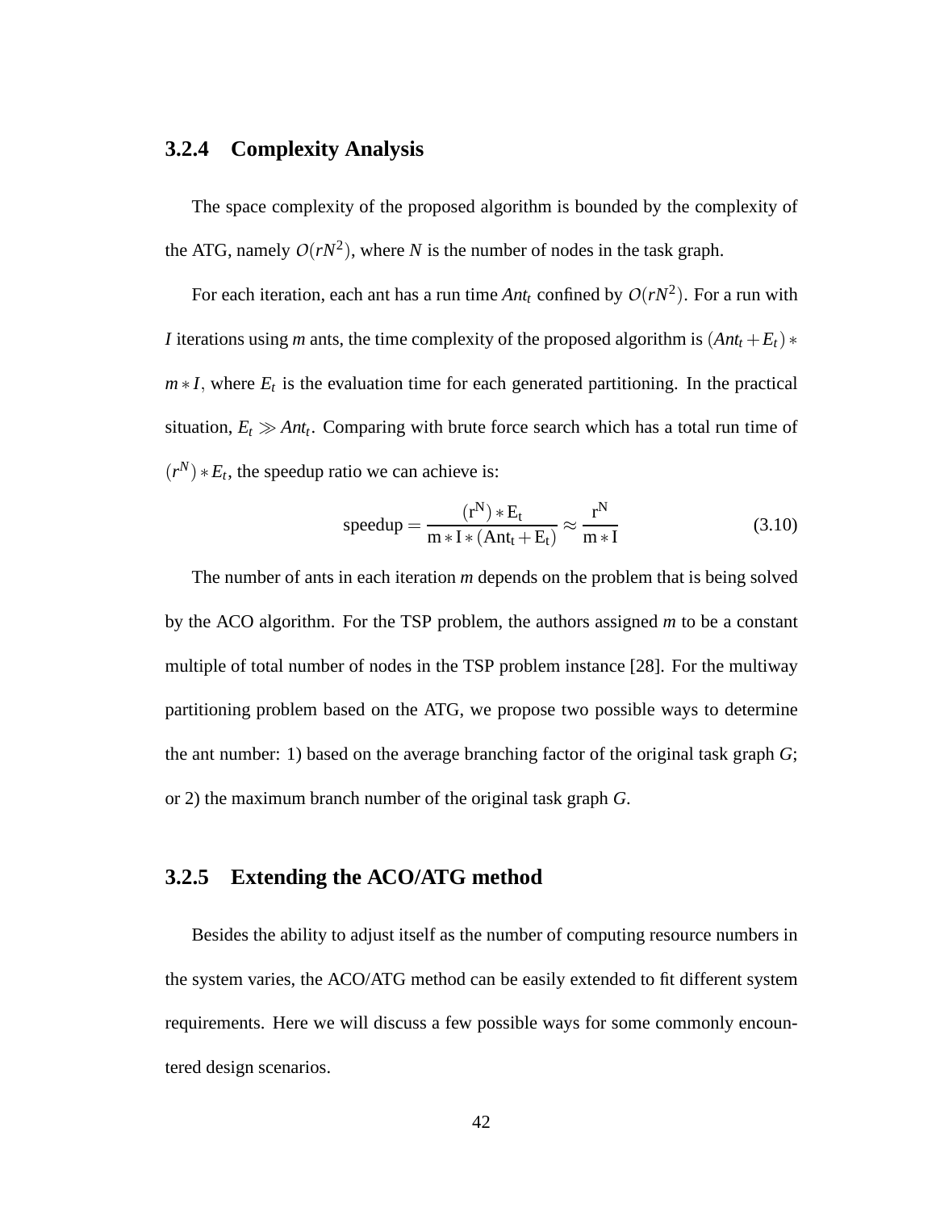### 3.2.4 Complexity Analysis

The space complexity of the proposed algorithm is bounded by the complexity of the ATG, namely $O(rN^2)$, where $N$ is the number of nodes in the task graph.

For each iteration, each ant has a run time $Ant_t$ confined by $O(rN^2)$. For a run with $I$ iterations using $m$ ants, the time complexity of the proposed algorithm is $(Ant_t + E_t) * m * I$, where $E_t$ is the evaluation time for each generated partitioning. In the practical situation, $E_t \gg Ant_t$. Comparing with brute force search which has a total run time of $(r^N) * E_t$, the speedup ratio we can achieve is:

$$\mathrm{speedup} = \frac{(\mathrm{r^N}) * \mathrm{E_t}}{\mathrm{m} * \mathrm{I} * (\mathrm{Ant_t} + \mathrm{E_t})} \approx \frac{\mathrm{r^N}}{\mathrm{m} * \mathrm{I}} \tag{3.10}$$

The number of ants in each iteration $m$ depends on the problem that is being solved by the ACO algorithm. For the TSP problem, the authors assigned $m$ to be a constant multiple of total number of nodes in the TSP problem instance [28]. For the multiway partitioning problem based on the ATG, we propose two possible ways to determine the ant number: 1) based on the average branching factor of the original task graph $G$; or 2) the maximum branch number of the original task graph $G$.

### 3.2.5 Extending the ACO/ATG method

Besides the ability to adjust itself as the number of computing resource numbers in the system varies, the ACO/ATG method can be easily extended to fit different system requirements. Here we will discuss a few possible ways for some commonly encountered design scenarios.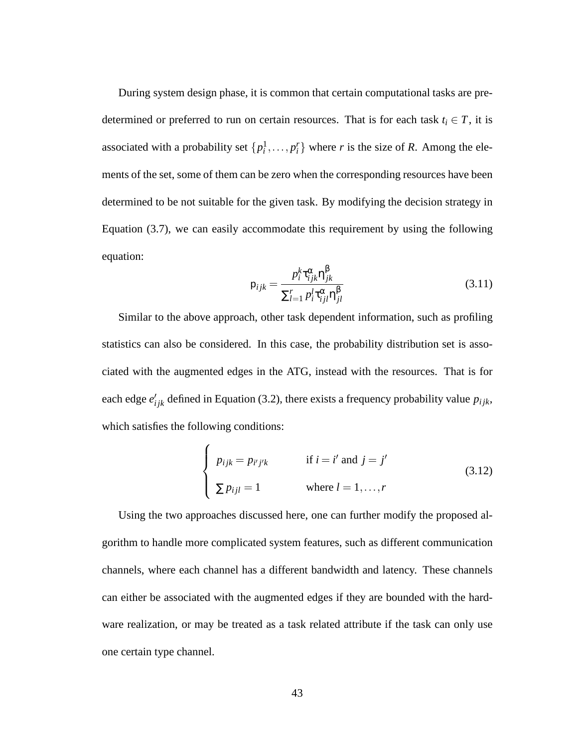During system design phase, it is common that certain computational tasks are predetermined or preferred to run on certain resources. That is for each task $t_i \in T$, it is associated with a probability set $\{p_i^1, \ldots, p_i^r\}$ where $r$ is the size of $R$. Among the elements of the set, some of them can be zero when the corresponding resources have been determined to be not suitable for the given task. By modifying the decision strategy in Equation (3.7), we can easily accommodate this requirement by using the following equation:

$$\mathsf{p}_{ijk} = \frac{p_i^k \tau_{ijk}^{\alpha} \eta_{jk}^{\beta}}{\sum_{l=1}^{r} p_i^l \tau_{ijl}^{\alpha} \eta_{jl}^{\beta}} \tag{3.11}$$

Similar to the above approach, other task dependent information, such as profiling statistics can also be considered. In this case, the probability distribution set is associated with the augmented edges in the ATG, instead with the resources. That is for each edge $e'_{ijk}$ defined in Equation (3.2), there exists a frequency probability value $p_{ijk}$, which satisfies the following conditions:

$$\begin{cases} p_{ijk} = p_{i'j'k} & \text{if } i = i' \text{ and } j = j' \\ \sum p_{ijl} = 1 & \text{where } l = 1, \ldots, r \end{cases} \tag{3.12}$$

Using the two approaches discussed here, one can further modify the proposed algorithm to handle more complicated system features, such as different communication channels, where each channel has a different bandwidth and latency. These channels can either be associated with the augmented edges if they are bounded with the hardware realization, or may be treated as a task related attribute if the task can only use one certain type channel.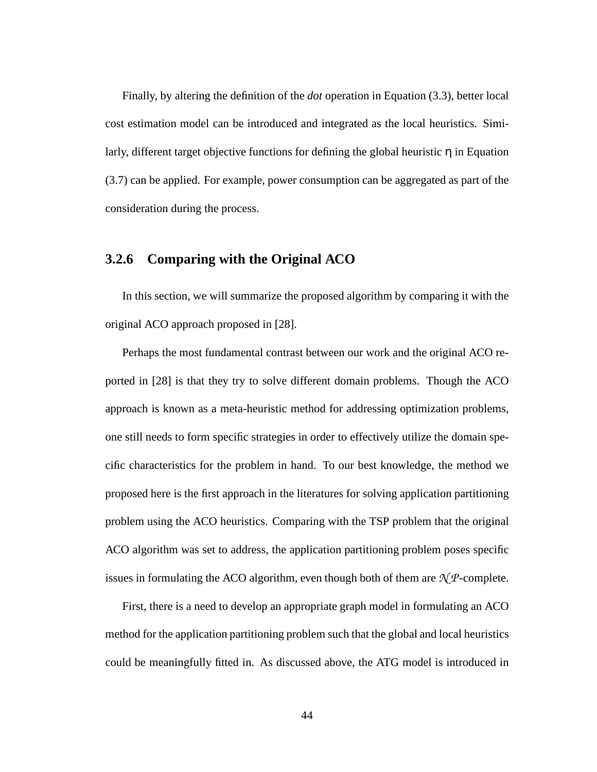Finally, by altering the definition of the *dot* operation in Equation (3.3), better local cost estimation model can be introduced and integrated as the local heuristics. Similarly, different target objective functions for defining the global heuristic $\eta$ in Equation (3.7) can be applied. For example, power consumption can be aggregated as part of the consideration during the process.

### 3.2.6 Comparing with the Original ACO

In this section, we will summarize the proposed algorithm by comparing it with the original ACO approach proposed in [28].

Perhaps the most fundamental contrast between our work and the original ACO reported in [28] is that they try to solve different domain problems. Though the ACO approach is known as a meta-heuristic method for addressing optimization problems, one still needs to form specific strategies in order to effectively utilize the domain specific characteristics for the problem in hand. To our best knowledge, the method we proposed here is the first approach in the literatures for solving application partitioning problem using the ACO heuristics. Comparing with the TSP problem that the original ACO algorithm was set to address, the application partitioning problem poses specific issues in formulating the ACO algorithm, even though both of them are $\mathcal{NP}$-complete.

First, there is a need to develop an appropriate graph model in formulating an ACO method for the application partitioning problem such that the global and local heuristics could be meaningfully fitted in. As discussed above, the ATG model is introduced in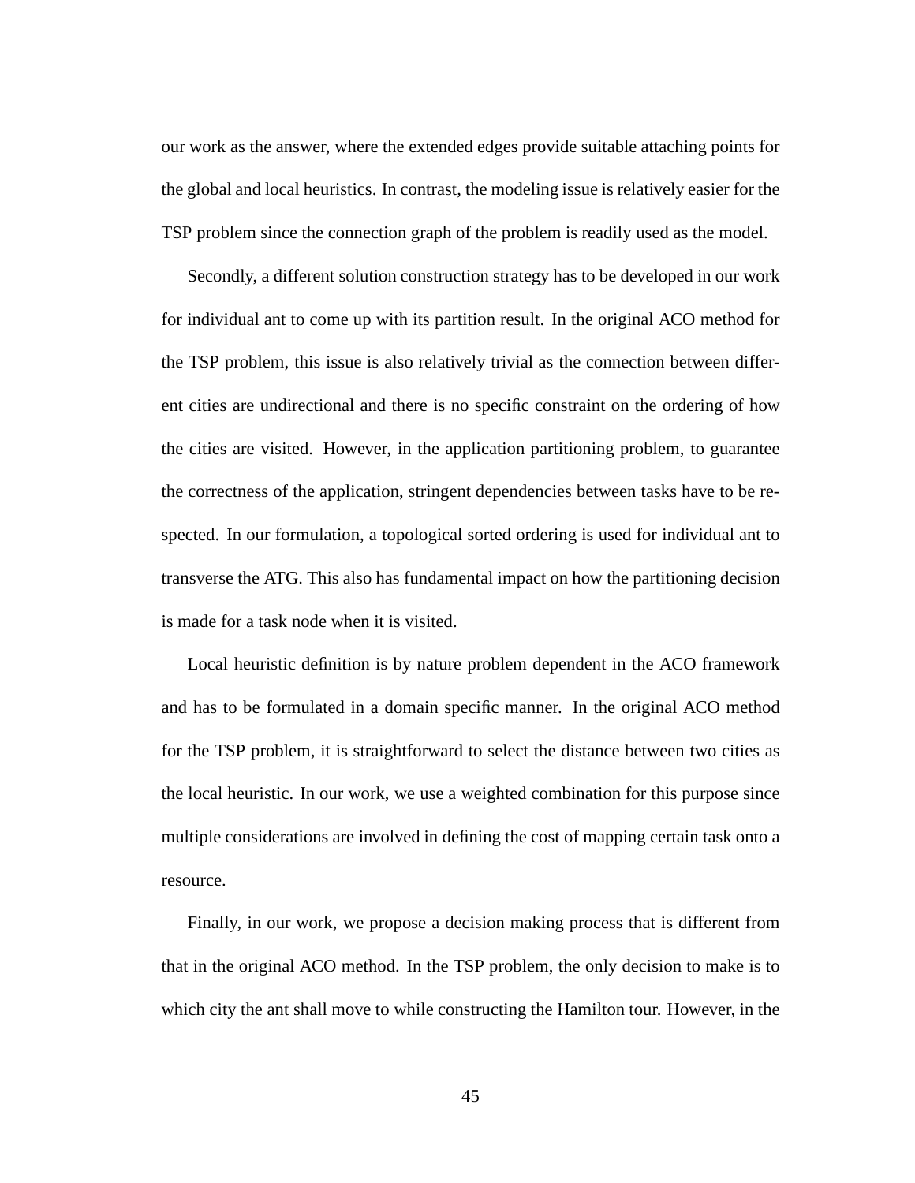our work as the answer, where the extended edges provide suitable attaching points for the global and local heuristics. In contrast, the modeling issue is relatively easier for the TSP problem since the connection graph of the problem is readily used as the model.

Secondly, a different solution construction strategy has to be developed in our work for individual ant to come up with its partition result. In the original ACO method for the TSP problem, this issue is also relatively trivial as the connection between different cities are undirectional and there is no specific constraint on the ordering of how the cities are visited. However, in the application partitioning problem, to guarantee the correctness of the application, stringent dependencies between tasks have to be respected. In our formulation, a topological sorted ordering is used for individual ant to transverse the ATG. This also has fundamental impact on how the partitioning decision is made for a task node when it is visited.

Local heuristic definition is by nature problem dependent in the ACO framework and has to be formulated in a domain specific manner. In the original ACO method for the TSP problem, it is straightforward to select the distance between two cities as the local heuristic. In our work, we use a weighted combination for this purpose since multiple considerations are involved in defining the cost of mapping certain task onto a resource.

Finally, in our work, we propose a decision making process that is different from that in the original ACO method. In the TSP problem, the only decision to make is to which city the ant shall move to while constructing the Hamilton tour. However, in the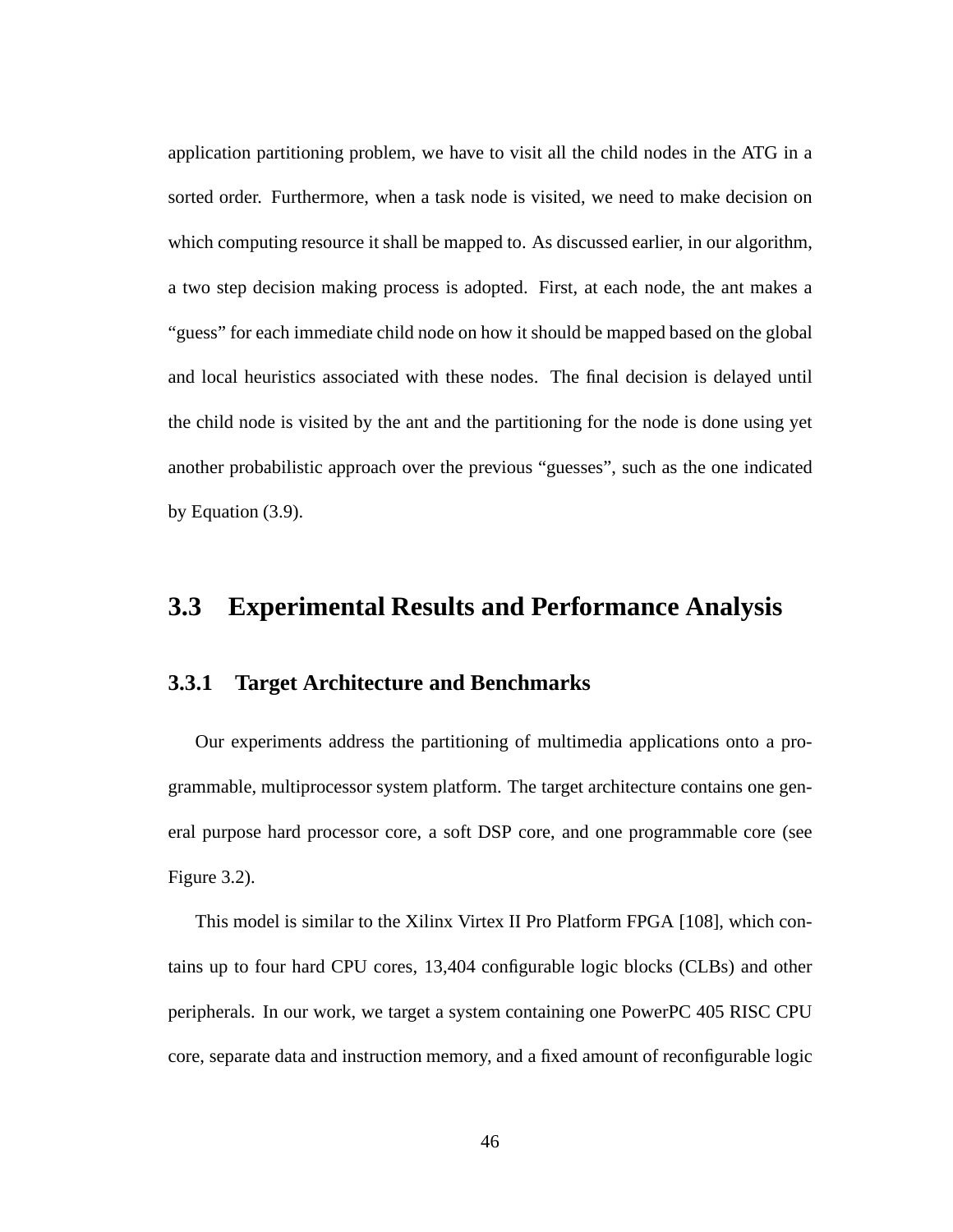application partitioning problem, we have to visit all the child nodes in the ATG in a sorted order. Furthermore, when a task node is visited, we need to make decision on which computing resource it shall be mapped to. As discussed earlier, in our algorithm, a two step decision making process is adopted. First, at each node, the ant makes a "guess" for each immediate child node on how it should be mapped based on the global and local heuristics associated with these nodes. The final decision is delayed until the child node is visited by the ant and the partitioning for the node is done using yet another probabilistic approach over the previous "guesses", such as the one indicated by Equation (3.9).

## 3.3 Experimental Results and Performance Analysis

### 3.3.1 Target Architecture and Benchmarks

Our experiments address the partitioning of multimedia applications onto a programmable, multiprocessor system platform. The target architecture contains one general purpose hard processor core, a soft DSP core, and one programmable core (see Figure 3.2).

This model is similar to the Xilinx Virtex II Pro Platform FPGA [108], which contains up to four hard CPU cores, 13,404 configurable logic blocks (CLBs) and other peripherals. In our work, we target a system containing one PowerPC 405 RISC CPU core, separate data and instruction memory, and a fixed amount of reconfigurable logic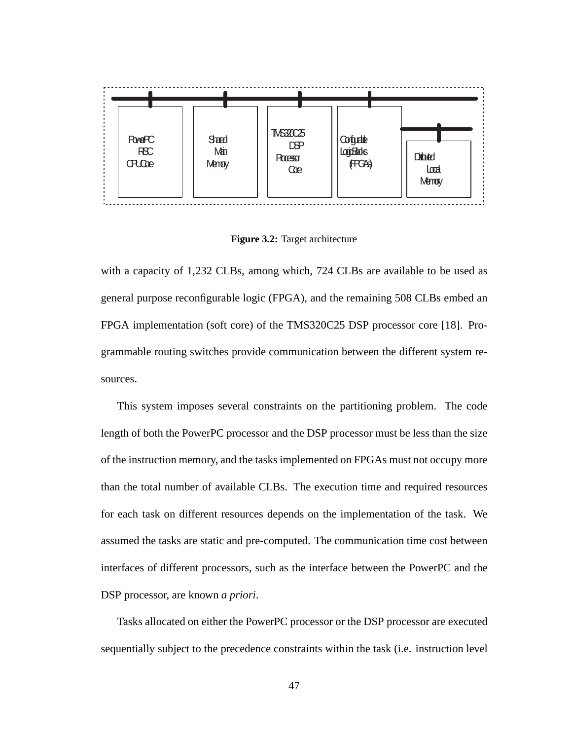Figure 3.2: Target architecture

with a capacity of 1,232 CLBs, among which, 724 CLBs are available to be used as general purpose reconfigurable logic (FPGA), and the remaining 508 CLBs embed an FPGA implementation (soft core) of the TMS320C25 DSP processor core [18]. Programmable routing switches provide communication between the different system resources.

This system imposes several constraints on the partitioning problem. The code length of both the PowerPC processor and the DSP processor must be less than the size of the instruction memory, and the tasks implemented on FPGAs must not occupy more than the total number of available CLBs. The execution time and required resources for each task on different resources depends on the implementation of the task. We assumed the tasks are static and pre-computed. The communication time cost between interfaces of different processors, such as the interface between the PowerPC and the DSP processor, are known *a priori*.

Tasks allocated on either the PowerPC processor or the DSP processor are executed sequentially subject to the precedence constraints within the task (i.e. instruction level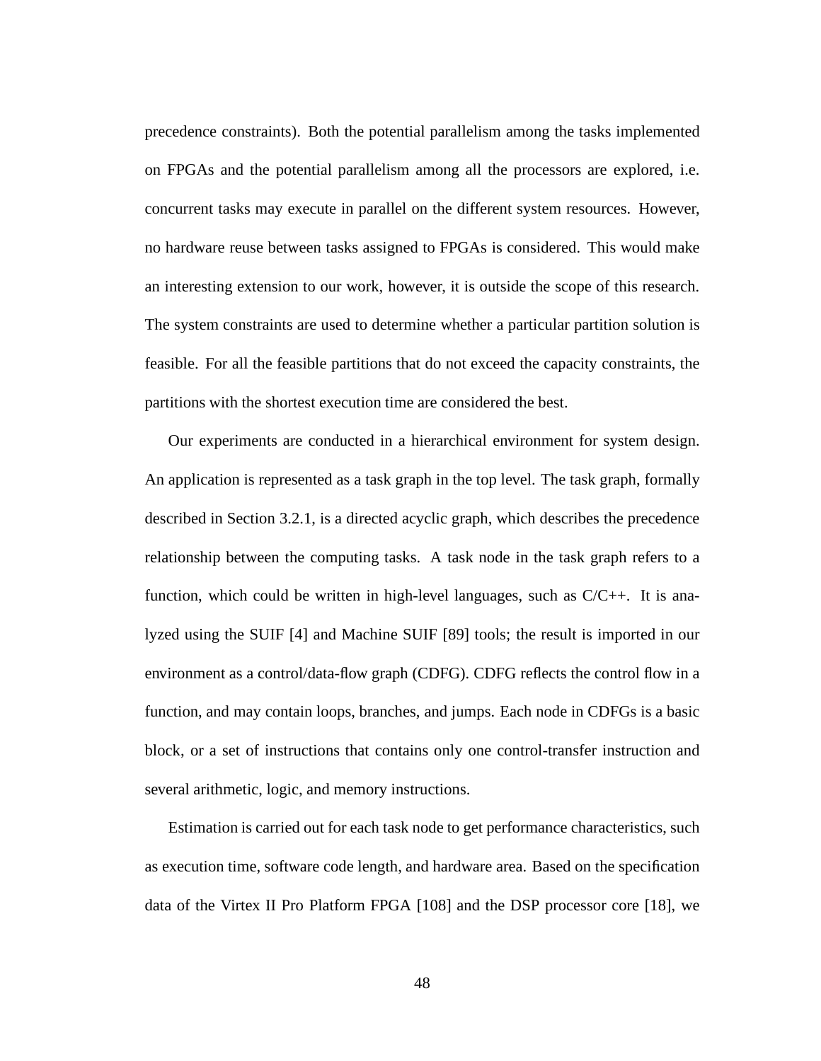precedence constraints). Both the potential parallelism among the tasks implemented on FPGAs and the potential parallelism among all the processors are explored, i.e. concurrent tasks may execute in parallel on the different system resources. However, no hardware reuse between tasks assigned to FPGAs is considered. This would make an interesting extension to our work, however, it is outside the scope of this research. The system constraints are used to determine whether a particular partition solution is feasible. For all the feasible partitions that do not exceed the capacity constraints, the partitions with the shortest execution time are considered the best.

Our experiments are conducted in a hierarchical environment for system design. An application is represented as a task graph in the top level. The task graph, formally described in Section 3.2.1, is a directed acyclic graph, which describes the precedence relationship between the computing tasks. A task node in the task graph refers to a function, which could be written in high-level languages, such as C/C++. It is analyzed using the SUIF [4] and Machine SUIF [89] tools; the result is imported in our environment as a control/data-flow graph (CDFG). CDFG reflects the control flow in a function, and may contain loops, branches, and jumps. Each node in CDFGs is a basic block, or a set of instructions that contains only one control-transfer instruction and several arithmetic, logic, and memory instructions.

Estimation is carried out for each task node to get performance characteristics, such as execution time, software code length, and hardware area. Based on the specification data of the Virtex II Pro Platform FPGA [108] and the DSP processor core [18], we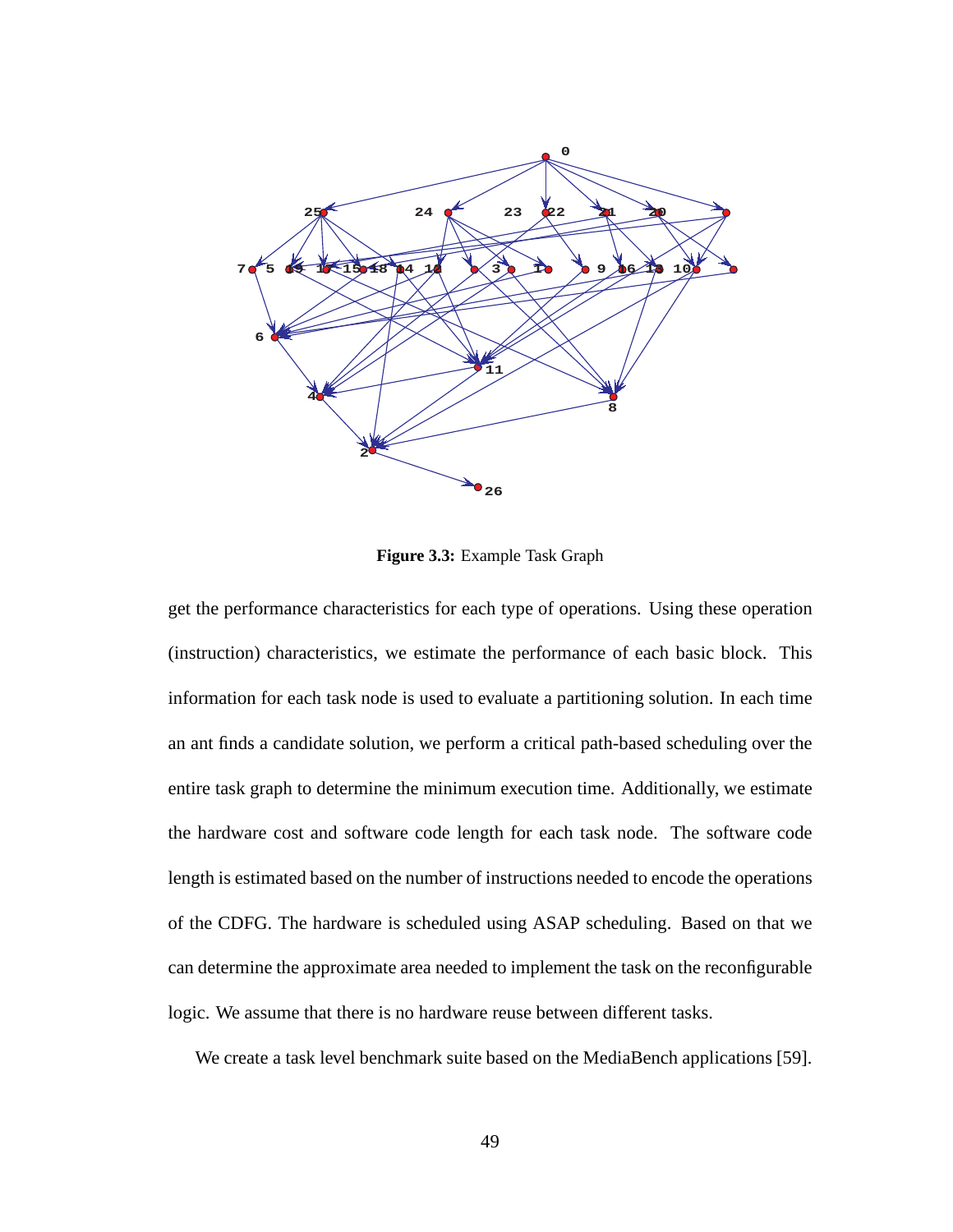**Figure 3.3:** Example Task Graph

get the performance characteristics for each type of operations. Using these operation (instruction) characteristics, we estimate the performance of each basic block. This information for each task node is used to evaluate a partitioning solution. In each time an ant finds a candidate solution, we perform a critical path-based scheduling over the entire task graph to determine the minimum execution time. Additionally, we estimate the hardware cost and software code length for each task node. The software code length is estimated based on the number of instructions needed to encode the operations of the CDFG. The hardware is scheduled using ASAP scheduling. Based on that we can determine the approximate area needed to implement the task on the reconfigurable logic. We assume that there is no hardware reuse between different tasks.

We create a task level benchmark suite based on the MediaBench applications [59].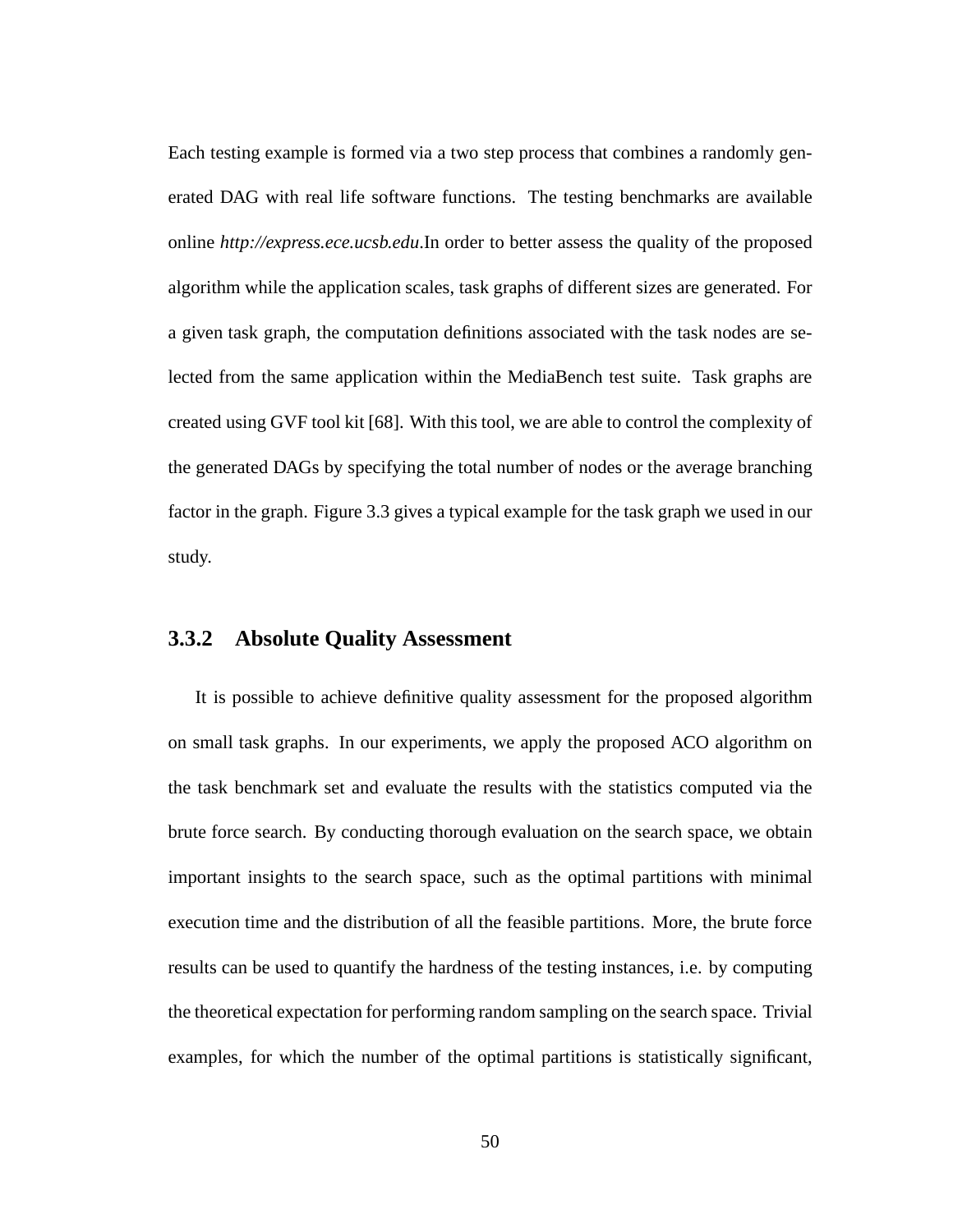Each testing example is formed via a two step process that combines a randomly generated DAG with real life software functions. The testing benchmarks are available online *http://express.ece.ucsb.edu*.In order to better assess the quality of the proposed algorithm while the application scales, task graphs of different sizes are generated. For a given task graph, the computation definitions associated with the task nodes are selected from the same application within the MediaBench test suite. Task graphs are created using GVF tool kit [68]. With this tool, we are able to control the complexity of the generated DAGs by specifying the total number of nodes or the average branching factor in the graph. Figure 3.3 gives a typical example for the task graph we used in our study.

### 3.3.2 Absolute Quality Assessment

It is possible to achieve definitive quality assessment for the proposed algorithm on small task graphs. In our experiments, we apply the proposed ACO algorithm on the task benchmark set and evaluate the results with the statistics computed via the brute force search. By conducting thorough evaluation on the search space, we obtain important insights to the search space, such as the optimal partitions with minimal execution time and the distribution of all the feasible partitions. More, the brute force results can be used to quantify the hardness of the testing instances, i.e. by computing the theoretical expectation for performing random sampling on the search space. Trivial examples, for which the number of the optimal partitions is statistically significant,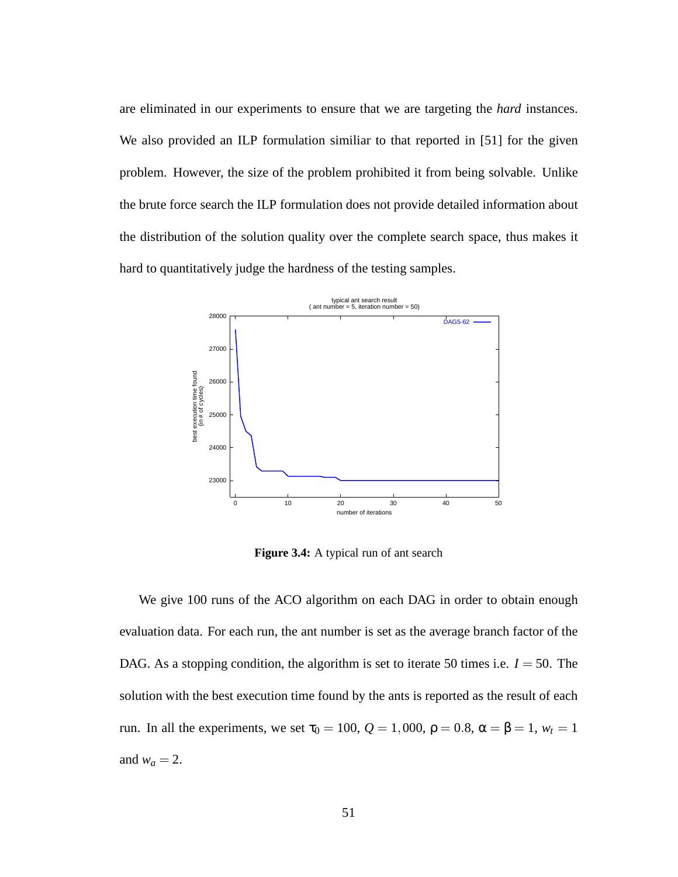are eliminated in our experiments to ensure that we are targeting the *hard* instances. We also provided an ILP formulation similiar to that reported in [51] for the given problem. However, the size of the problem prohibited it from being solvable. Unlike the brute force search the ILP formulation does not provide detailed information about the distribution of the solution quality over the complete search space, thus makes it hard to quantitatively judge the hardness of the testing samples.

**Figure 3.4:** A typical run of ant search

We give 100 runs of the ACO algorithm on each DAG in order to obtain enough evaluation data. For each run, the ant number is set as the average branch factor of the DAG. As a stopping condition, the algorithm is set to iterate 50 times i.e. $I = 50$. The solution with the best execution time found by the ants is reported as the result of each run. In all the experiments, we set $\tau_0 = 100$, $Q = 1,000$, $\rho = 0.8$, $\alpha = \beta = 1$, $w_t = 1$ and $w_a = 2$.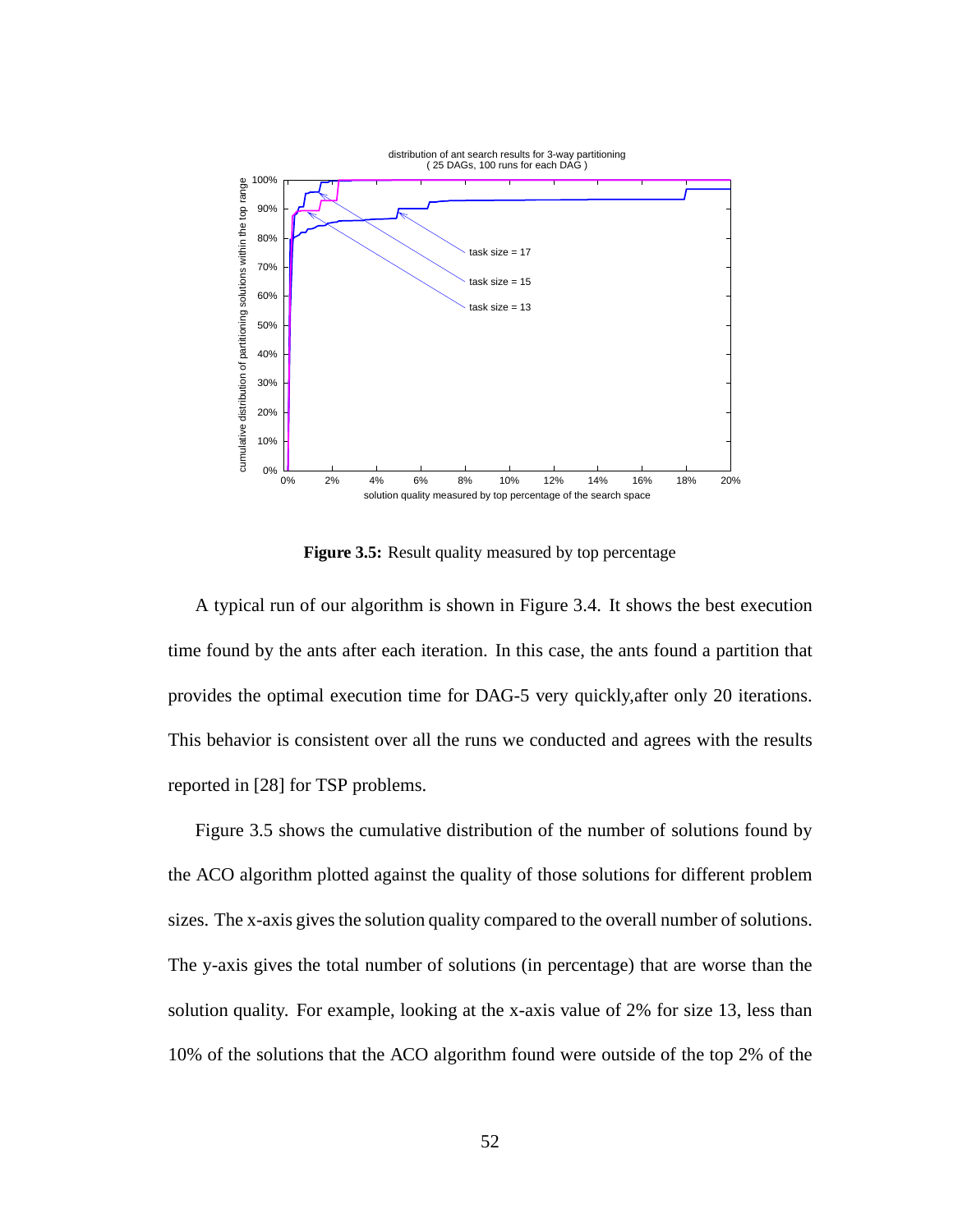distribution of ant search results for 3-way partitioning
( 25 DAGs, 100 runs for each DAG )

**Figure 3.5:** Result quality measured by top percentage

A typical run of our algorithm is shown in Figure 3.4. It shows the best execution time found by the ants after each iteration. In this case, the ants found a partition that provides the optimal execution time for DAG-5 very quickly,after only 20 iterations. This behavior is consistent over all the runs we conducted and agrees with the results reported in [28] for TSP problems.

Figure 3.5 shows the cumulative distribution of the number of solutions found by the ACO algorithm plotted against the quality of those solutions for different problem sizes. The x-axis gives the solution quality compared to the overall number of solutions. The y-axis gives the total number of solutions (in percentage) that are worse than the solution quality. For example, looking at the x-axis value of 2% for size 13, less than 10% of the solutions that the ACO algorithm found were outside of the top 2% of the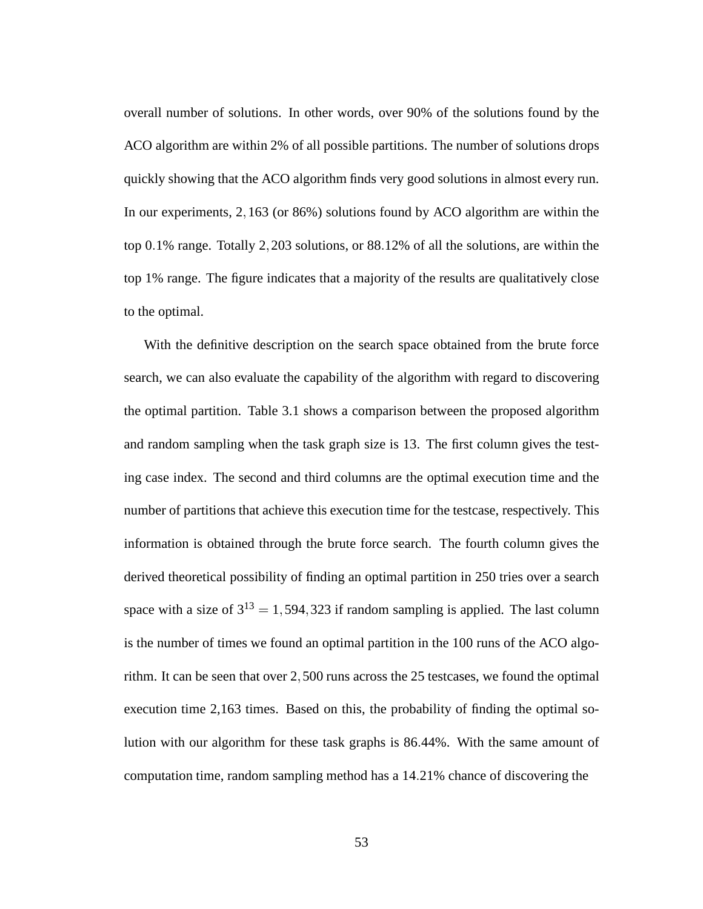overall number of solutions. In other words, over 90% of the solutions found by the ACO algorithm are within 2% of all possible partitions. The number of solutions drops quickly showing that the ACO algorithm finds very good solutions in almost every run. In our experiments, $2,163$ (or 86%) solutions found by ACO algorithm are within the top $0.1$% range. Totally $2,203$ solutions, or $88.12$% of all the solutions, are within the top 1% range. The figure indicates that a majority of the results are qualitatively close to the optimal.

With the definitive description on the search space obtained from the brute force search, we can also evaluate the capability of the algorithm with regard to discovering the optimal partition. Table 3.1 shows a comparison between the proposed algorithm and random sampling when the task graph size is 13. The first column gives the testing case index. The second and third columns are the optimal execution time and the number of partitions that achieve this execution time for the testcase, respectively. This information is obtained through the brute force search. The fourth column gives the derived theoretical possibility of finding an optimal partition in 250 tries over a search space with a size of $3^{13} = 1,594,323$ if random sampling is applied. The last column is the number of times we found an optimal partition in the 100 runs of the ACO algorithm. It can be seen that over $2,500$ runs across the 25 testcases, we found the optimal execution time 2,163 times. Based on this, the probability of finding the optimal solution with our algorithm for these task graphs is $86.44$%. With the same amount of computation time, random sampling method has a $14.21$% chance of discovering the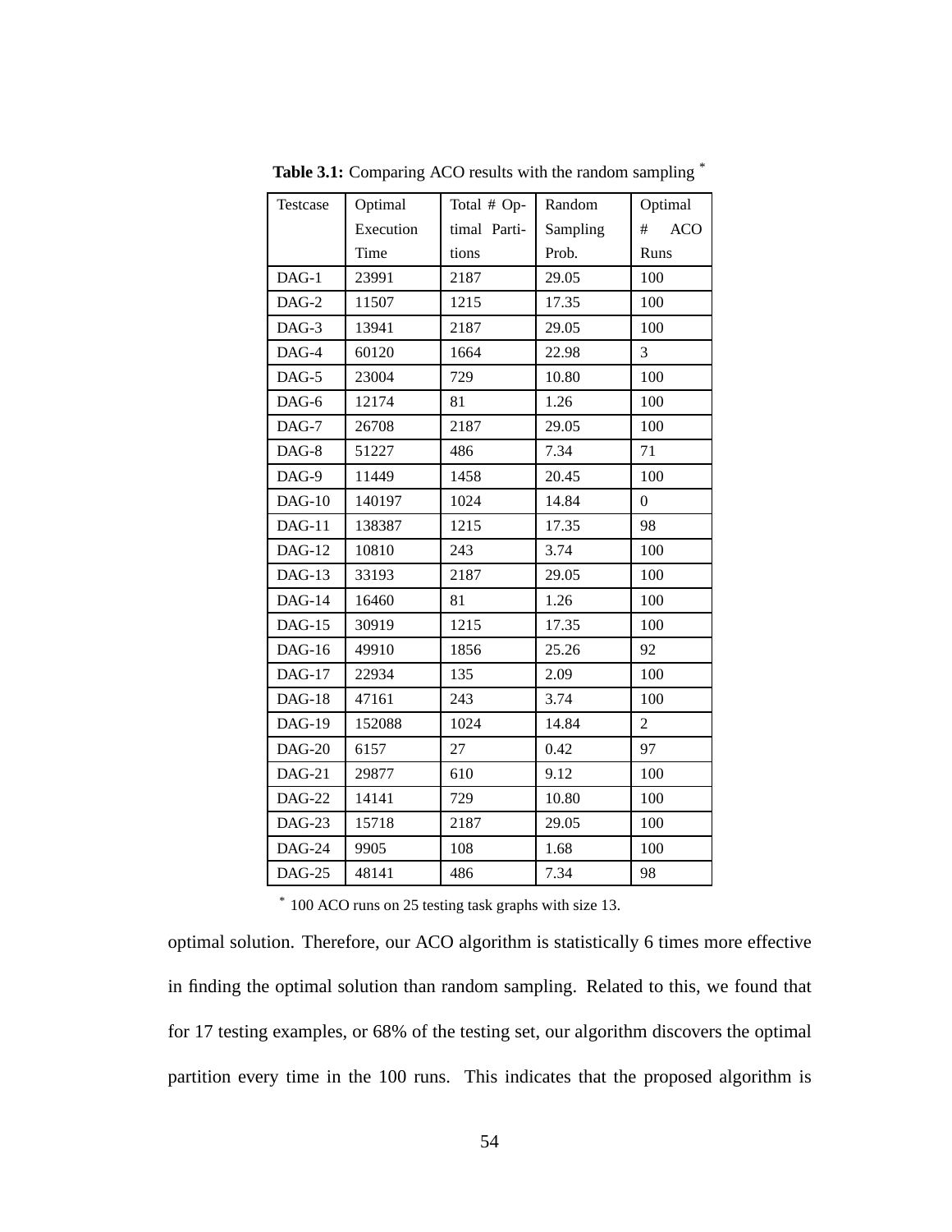**Table 3.1:** Comparing ACO results with the random sampling *

| Testcase | Optimal Execution Time | Total # Optimal Partitions | Random Sampling Prob. | Optimal # ACO Runs |
|---|---|---|---|---|
| DAG-1 | 23991 | 2187 | 29.05 | 100 |
| DAG-2 | 11507 | 1215 | 17.35 | 100 |
| DAG-3 | 13941 | 2187 | 29.05 | 100 |
| DAG-4 | 60120 | 1664 | 22.98 | 3 |
| DAG-5 | 23004 | 729 | 10.80 | 100 |
| DAG-6 | 12174 | 81 | 1.26 | 100 |
| DAG-7 | 26708 | 2187 | 29.05 | 100 |
| DAG-8 | 51227 | 486 | 7.34 | 71 |
| DAG-9 | 11449 | 1458 | 20.45 | 100 |
| DAG-10 | 140197 | 1024 | 14.84 | 0 |
| DAG-11 | 138387 | 1215 | 17.35 | 98 |
| DAG-12 | 10810 | 243 | 3.74 | 100 |
| DAG-13 | 33193 | 2187 | 29.05 | 100 |
| DAG-14 | 16460 | 81 | 1.26 | 100 |
| DAG-15 | 30919 | 1215 | 17.35 | 100 |
| DAG-16 | 49910 | 1856 | 25.26 | 92 |
| DAG-17 | 22934 | 135 | 2.09 | 100 |
| DAG-18 | 47161 | 243 | 3.74 | 100 |
| DAG-19 | 152088 | 1024 | 14.84 | 2 |
| DAG-20 | 6157 | 27 | 0.42 | 97 |
| DAG-21 | 29877 | 610 | 9.12 | 100 |
| DAG-22 | 14141 | 729 | 10.80 | 100 |
| DAG-23 | 15718 | 2187 | 29.05 | 100 |
| DAG-24 | 9905 | 108 | 1.68 | 100 |
| DAG-25 | 48141 | 486 | 7.34 | 98 |

* 100 ACO runs on 25 testing task graphs with size 13.

optimal solution. Therefore, our ACO algorithm is statistically 6 times more effective in finding the optimal solution than random sampling. Related to this, we found that for 17 testing examples, or 68% of the testing set, our algorithm discovers the optimal partition every time in the 100 runs. This indicates that the proposed algorithm is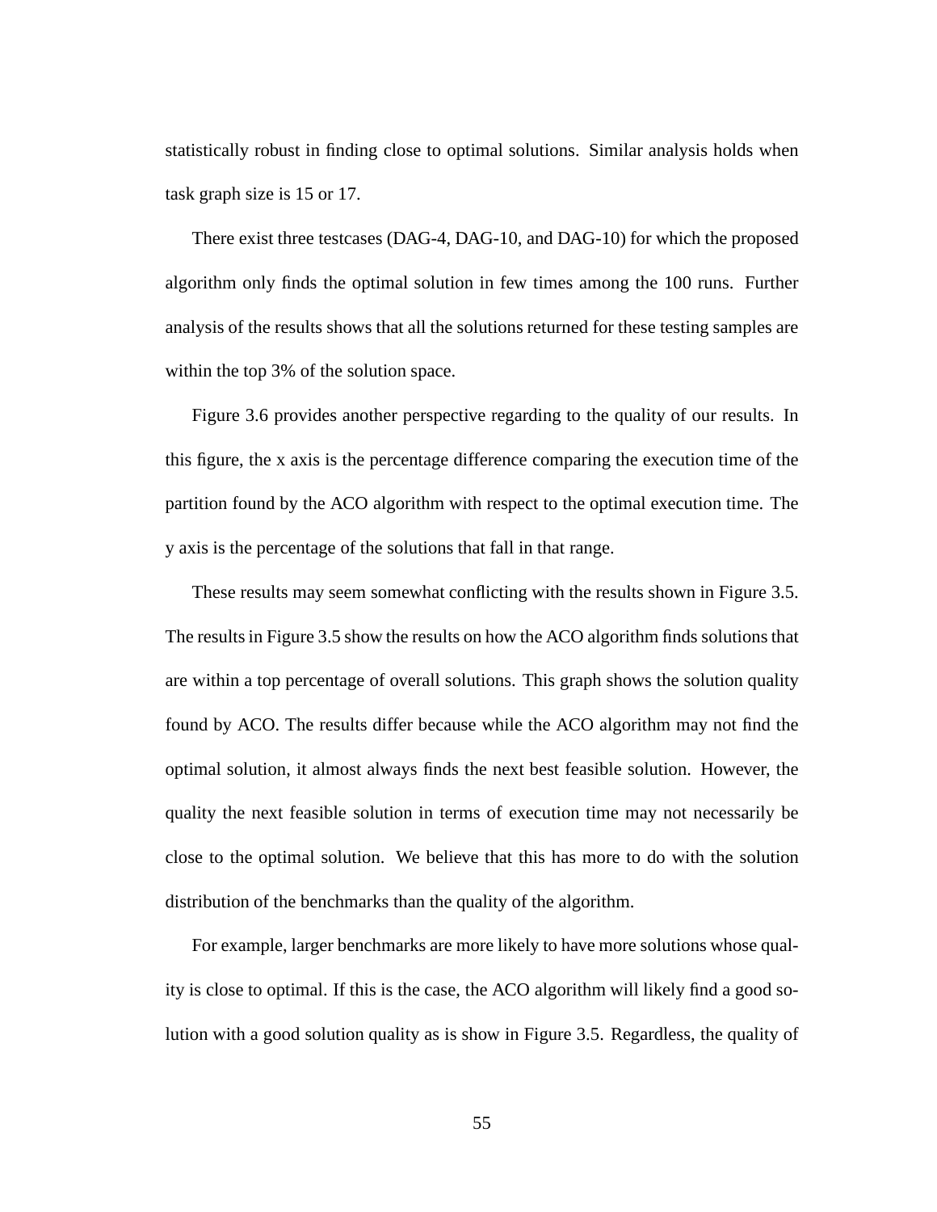statistically robust in finding close to optimal solutions. Similar analysis holds when task graph size is 15 or 17.

There exist three testcases (DAG-4, DAG-10, and DAG-10) for which the proposed algorithm only finds the optimal solution in few times among the 100 runs. Further analysis of the results shows that all the solutions returned for these testing samples are within the top 3% of the solution space.

Figure 3.6 provides another perspective regarding to the quality of our results. In this figure, the x axis is the percentage difference comparing the execution time of the partition found by the ACO algorithm with respect to the optimal execution time. The y axis is the percentage of the solutions that fall in that range.

These results may seem somewhat conflicting with the results shown in Figure 3.5. The results in Figure 3.5 show the results on how the ACO algorithm finds solutions that are within a top percentage of overall solutions. This graph shows the solution quality found by ACO. The results differ because while the ACO algorithm may not find the optimal solution, it almost always finds the next best feasible solution. However, the quality the next feasible solution in terms of execution time may not necessarily be close to the optimal solution. We believe that this has more to do with the solution distribution of the benchmarks than the quality of the algorithm.

For example, larger benchmarks are more likely to have more solutions whose quality is close to optimal. If this is the case, the ACO algorithm will likely find a good solution with a good solution quality as is show in Figure 3.5. Regardless, the quality of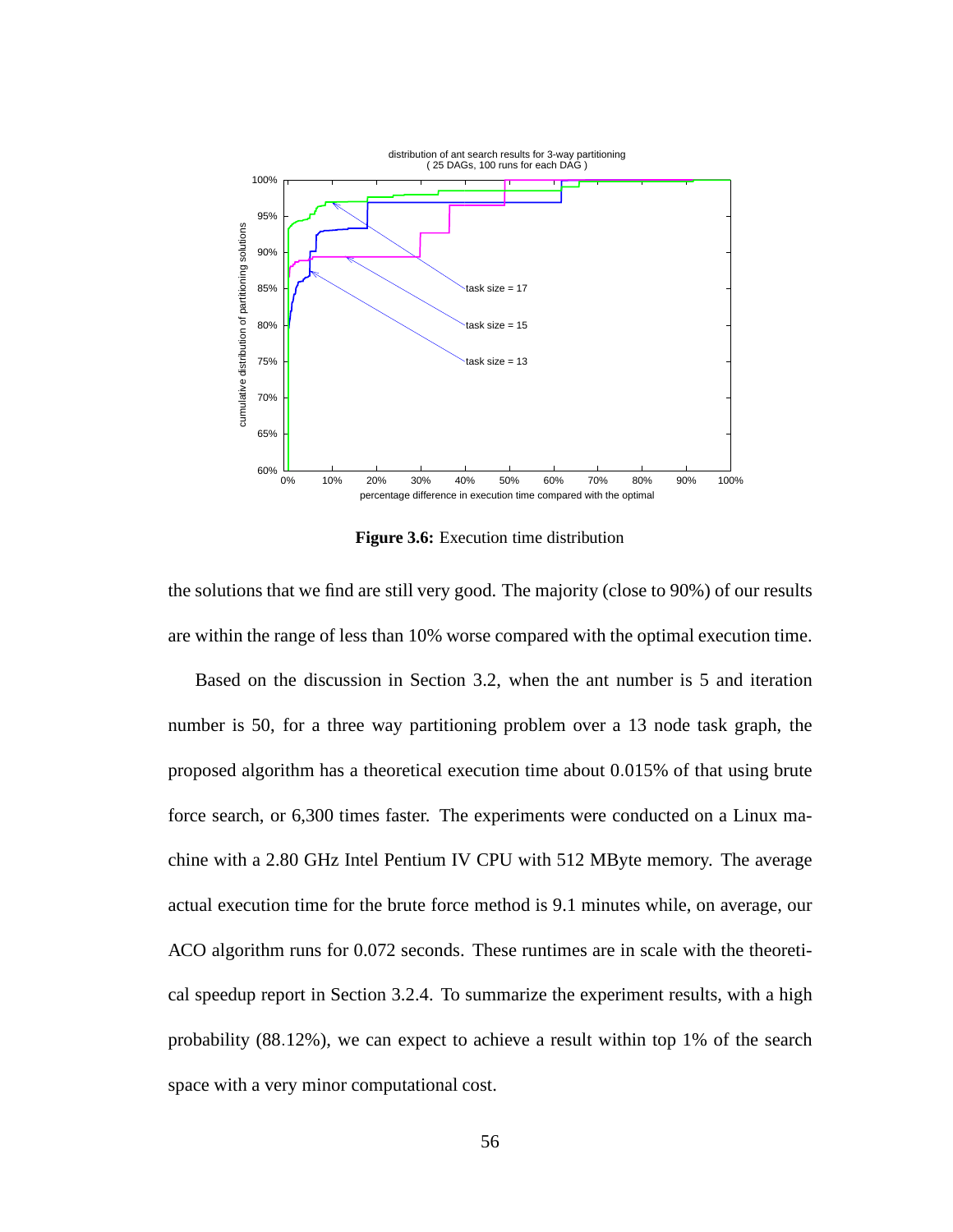**Figure 3.6:** Execution time distribution

the solutions that we find are still very good. The majority (close to 90%) of our results are within the range of less than 10% worse compared with the optimal execution time.

Based on the discussion in Section 3.2, when the ant number is 5 and iteration number is 50, for a three way partitioning problem over a 13 node task graph, the proposed algorithm has a theoretical execution time about 0.015% of that using brute force search, or 6,300 times faster. The experiments were conducted on a Linux machine with a 2.80 GHz Intel Pentium IV CPU with 512 MByte memory. The average actual execution time for the brute force method is 9.1 minutes while, on average, our ACO algorithm runs for 0.072 seconds. These runtimes are in scale with the theoretical speedup report in Section 3.2.4. To summarize the experiment results, with a high probability (88.12%), we can expect to achieve a result within top 1% of the search space with a very minor computational cost.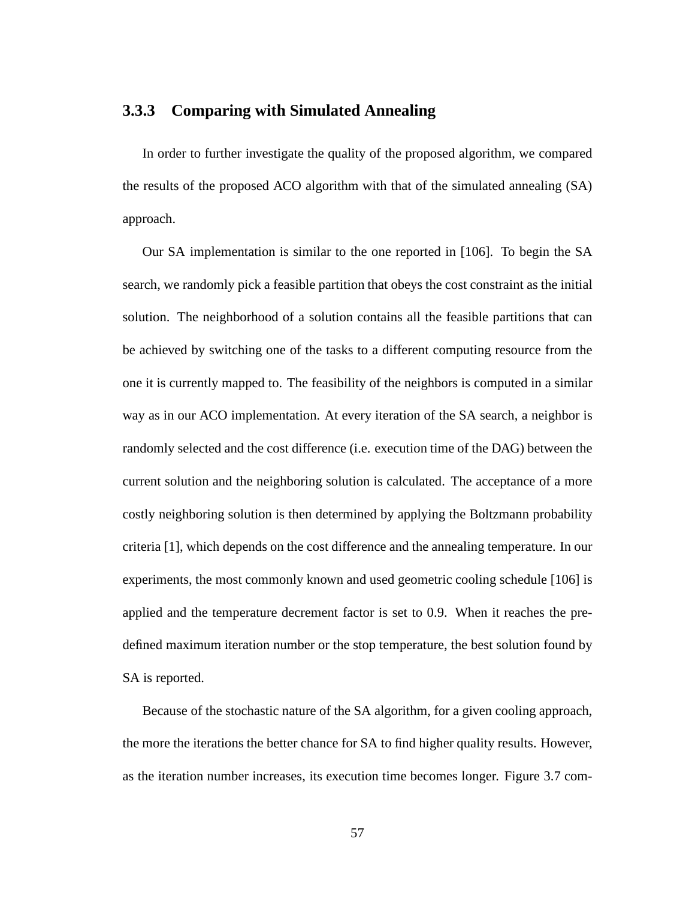### 3.3.3 Comparing with Simulated Annealing

In order to further investigate the quality of the proposed algorithm, we compared the results of the proposed ACO algorithm with that of the simulated annealing (SA) approach.

Our SA implementation is similar to the one reported in [106]. To begin the SA search, we randomly pick a feasible partition that obeys the cost constraint as the initial solution. The neighborhood of a solution contains all the feasible partitions that can be achieved by switching one of the tasks to a different computing resource from the one it is currently mapped to. The feasibility of the neighbors is computed in a similar way as in our ACO implementation. At every iteration of the SA search, a neighbor is randomly selected and the cost difference (i.e. execution time of the DAG) between the current solution and the neighboring solution is calculated. The acceptance of a more costly neighboring solution is then determined by applying the Boltzmann probability criteria [1], which depends on the cost difference and the annealing temperature. In our experiments, the most commonly known and used geometric cooling schedule [106] is applied and the temperature decrement factor is set to 0.9. When it reaches the pre-defined maximum iteration number or the stop temperature, the best solution found by SA is reported.

Because of the stochastic nature of the SA algorithm, for a given cooling approach, the more the iterations the better chance for SA to find higher quality results. However, as the iteration number increases, its execution time becomes longer. Figure 3.7 com-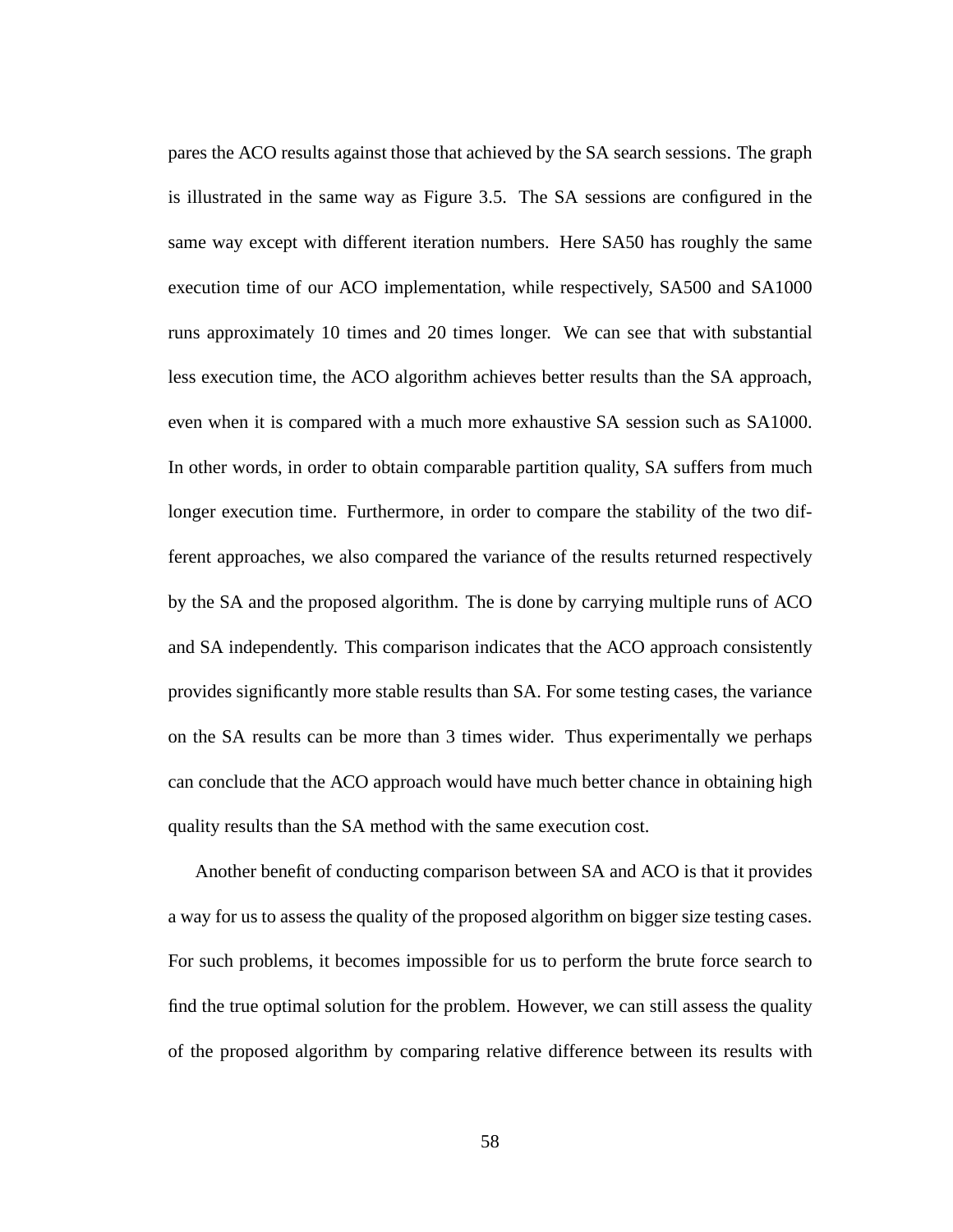pares the ACO results against those that achieved by the SA search sessions. The graph is illustrated in the same way as Figure 3.5. The SA sessions are configured in the same way except with different iteration numbers. Here SA50 has roughly the same execution time of our ACO implementation, while respectively, SA500 and SA1000 runs approximately 10 times and 20 times longer. We can see that with substantial less execution time, the ACO algorithm achieves better results than the SA approach, even when it is compared with a much more exhaustive SA session such as SA1000. In other words, in order to obtain comparable partition quality, SA suffers from much longer execution time. Furthermore, in order to compare the stability of the two different approaches, we also compared the variance of the results returned respectively by the SA and the proposed algorithm. The is done by carrying multiple runs of ACO and SA independently. This comparison indicates that the ACO approach consistently provides significantly more stable results than SA. For some testing cases, the variance on the SA results can be more than 3 times wider. Thus experimentally we perhaps can conclude that the ACO approach would have much better chance in obtaining high quality results than the SA method with the same execution cost.

Another benefit of conducting comparison between SA and ACO is that it provides a way for us to assess the quality of the proposed algorithm on bigger size testing cases. For such problems, it becomes impossible for us to perform the brute force search to find the true optimal solution for the problem. However, we can still assess the quality of the proposed algorithm by comparing relative difference between its results with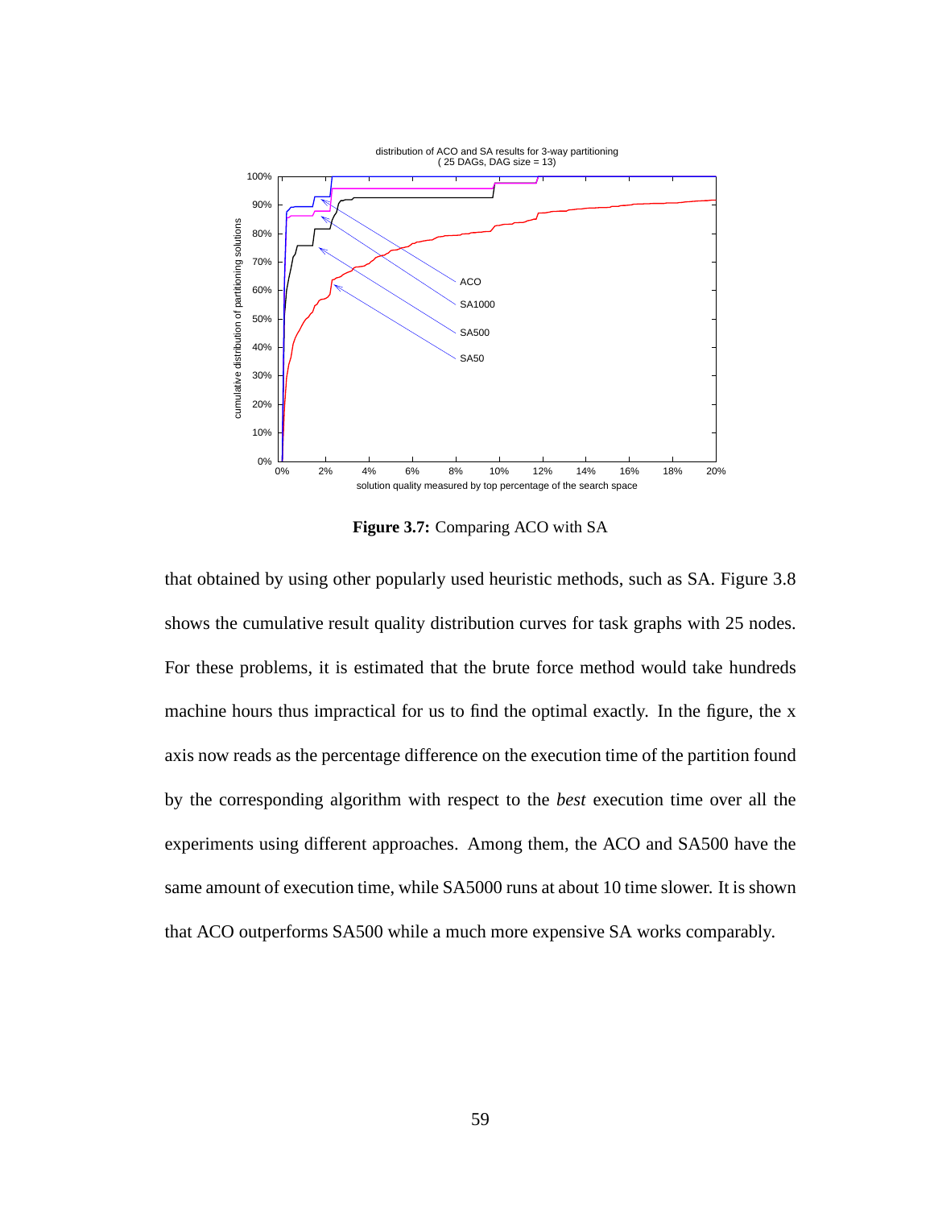**Figure 3.7:** Comparing ACO with SA

that obtained by using other popularly used heuristic methods, such as SA. Figure 3.8 shows the cumulative result quality distribution curves for task graphs with 25 nodes. For these problems, it is estimated that the brute force method would take hundreds machine hours thus impractical for us to find the optimal exactly. In the figure, the x axis now reads as the percentage difference on the execution time of the partition found by the corresponding algorithm with respect to the *best* execution time over all the experiments using different approaches. Among them, the ACO and SA500 have the same amount of execution time, while SA5000 runs at about 10 time slower. It is shown that ACO outperforms SA500 while a much more expensive SA works comparably.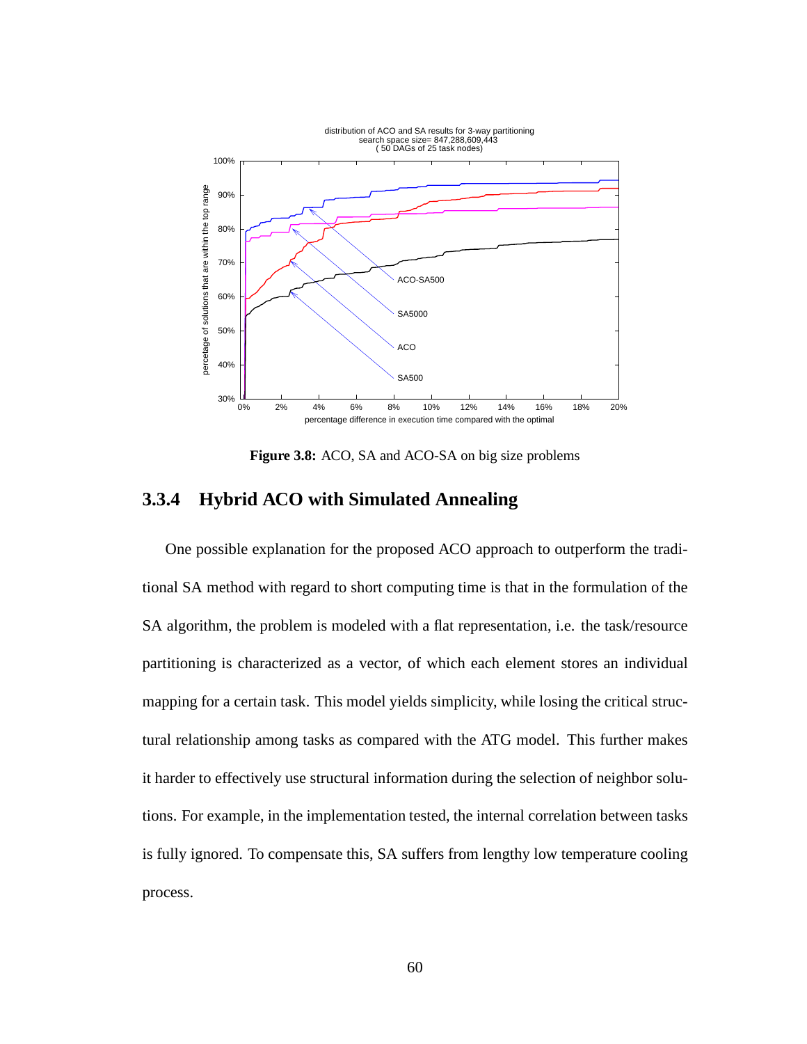**Figure 3.8:** ACO, SA and ACO-SA on big size problems

### 3.3.4 Hybrid ACO with Simulated Annealing

One possible explanation for the proposed ACO approach to outperform the traditional SA method with regard to short computing time is that in the formulation of the SA algorithm, the problem is modeled with a flat representation, i.e. the task/resource partitioning is characterized as a vector, of which each element stores an individual mapping for a certain task. This model yields simplicity, while losing the critical structural relationship among tasks as compared with the ATG model. This further makes it harder to effectively use structural information during the selection of neighbor solutions. For example, in the implementation tested, the internal correlation between tasks is fully ignored. To compensate this, SA suffers from lengthy low temperature cooling process.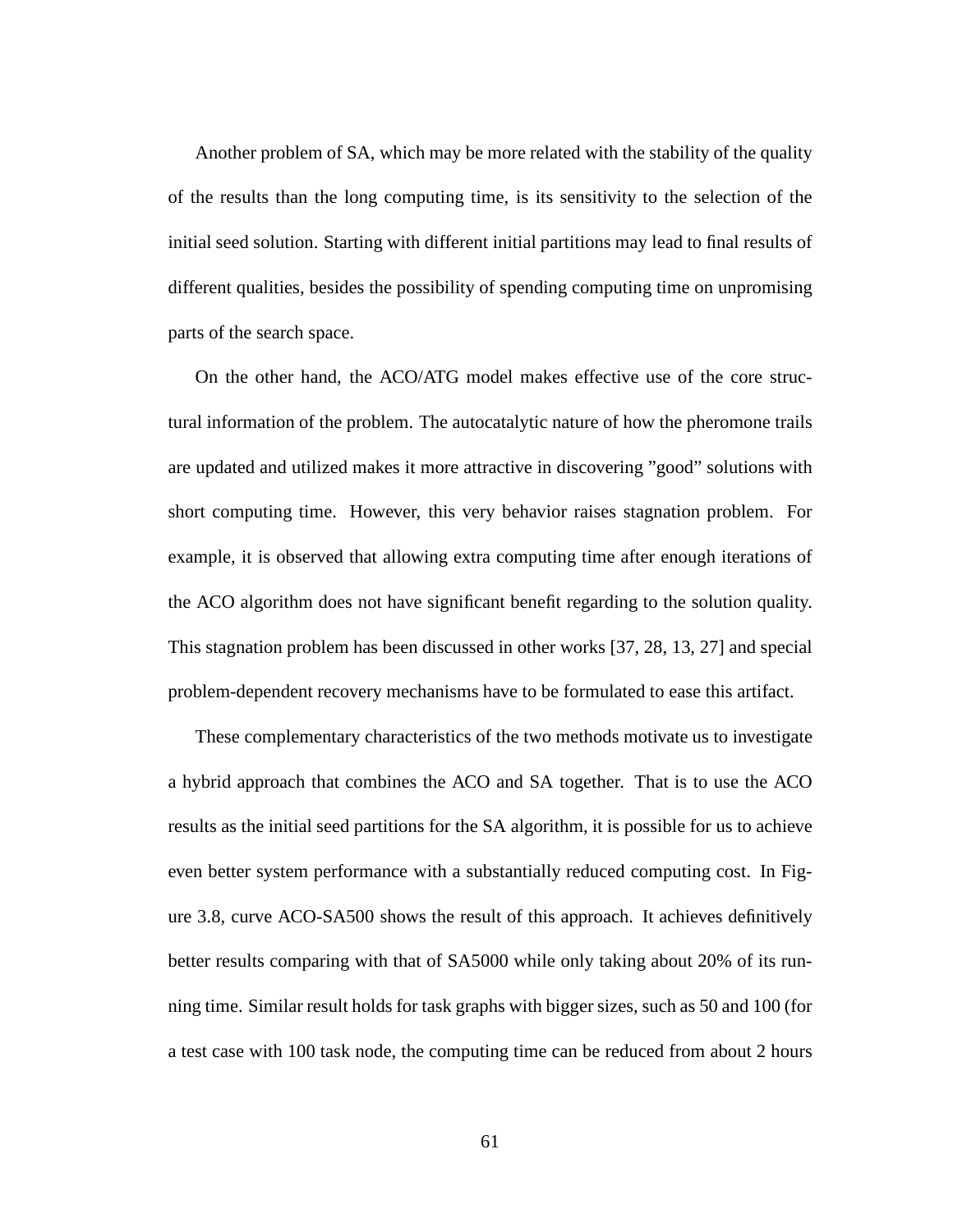Another problem of SA, which may be more related with the stability of the quality of the results than the long computing time, is its sensitivity to the selection of the initial seed solution. Starting with different initial partitions may lead to final results of different qualities, besides the possibility of spending computing time on unpromising parts of the search space.

On the other hand, the ACO/ATG model makes effective use of the core structural information of the problem. The autocatalytic nature of how the pheromone trails are updated and utilized makes it more attractive in discovering "good" solutions with short computing time. However, this very behavior raises stagnation problem. For example, it is observed that allowing extra computing time after enough iterations of the ACO algorithm does not have significant benefit regarding to the solution quality. This stagnation problem has been discussed in other works [37, 28, 13, 27] and special problem-dependent recovery mechanisms have to be formulated to ease this artifact.

These complementary characteristics of the two methods motivate us to investigate a hybrid approach that combines the ACO and SA together. That is to use the ACO results as the initial seed partitions for the SA algorithm, it is possible for us to achieve even better system performance with a substantially reduced computing cost. In Figure 3.8, curve ACO-SA500 shows the result of this approach. It achieves definitively better results comparing with that of SA5000 while only taking about 20% of its running time. Similar result holds for task graphs with bigger sizes, such as 50 and 100 (for a test case with 100 task node, the computing time can be reduced from about 2 hours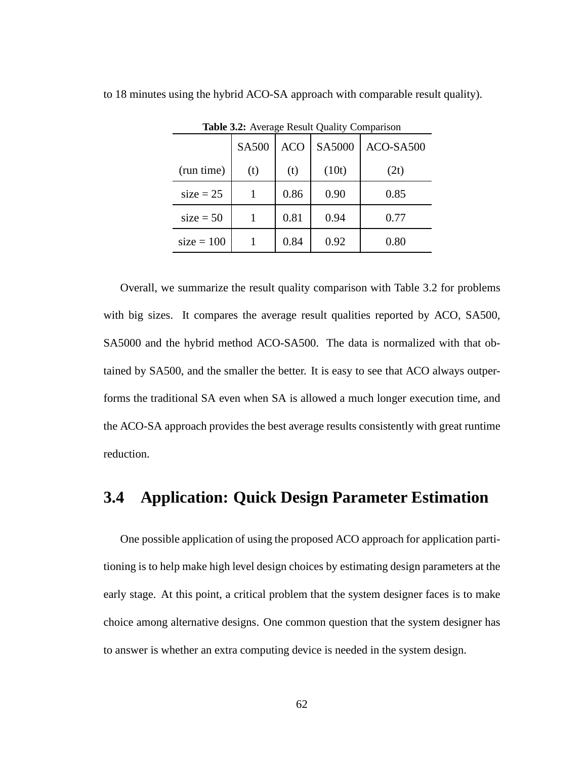to 18 minutes using the hybrid ACO-SA approach with comparable result quality).

**Table 3.2:** Average Result Quality Comparison

| | SA500 | ACO | SA5000 | ACO-SA500 |
|---|---|---|---|---|
| (run time) | (t) | (t) | (10t) | (2t) |
| size = 25 | 1 | 0.86 | 0.90 | 0.85 |
| size = 50 | 1 | 0.81 | 0.94 | 0.77 |
| size = 100 | 1 | 0.84 | 0.92 | 0.80 |

Overall, we summarize the result quality comparison with Table 3.2 for problems with big sizes. It compares the average result qualities reported by ACO, SA500, SA5000 and the hybrid method ACO-SA500. The data is normalized with that obtained by SA500, and the smaller the better. It is easy to see that ACO always outperforms the traditional SA even when SA is allowed a much longer execution time, and the ACO-SA approach provides the best average results consistently with great runtime reduction.

## 3.4 Application: Quick Design Parameter Estimation

One possible application of using the proposed ACO approach for application partitioning is to help make high level design choices by estimating design parameters at the early stage. At this point, a critical problem that the system designer faces is to make choice among alternative designs. One common question that the system designer has to answer is whether an extra computing device is needed in the system design.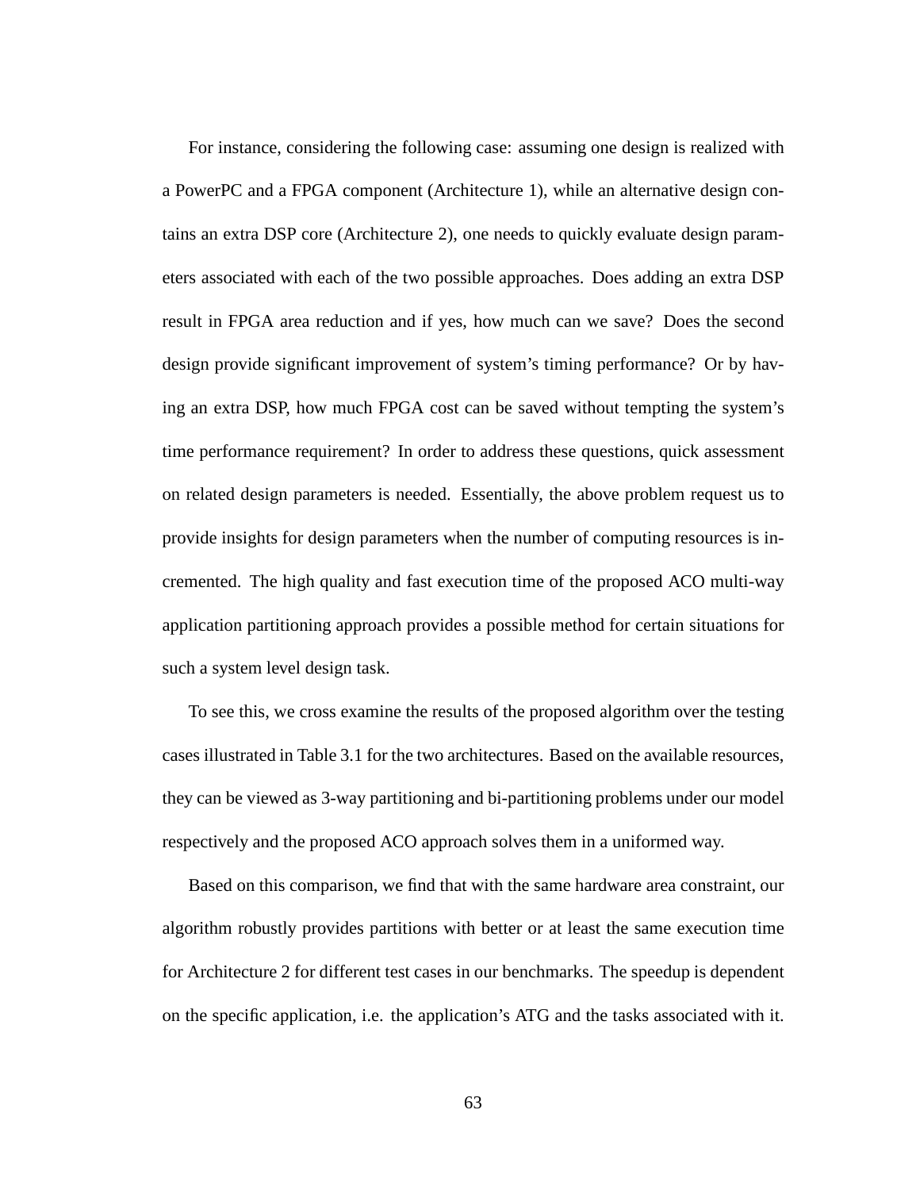For instance, considering the following case: assuming one design is realized with a PowerPC and a FPGA component (Architecture 1), while an alternative design contains an extra DSP core (Architecture 2), one needs to quickly evaluate design parameters associated with each of the two possible approaches. Does adding an extra DSP result in FPGA area reduction and if yes, how much can we save? Does the second design provide significant improvement of system's timing performance? Or by having an extra DSP, how much FPGA cost can be saved without tempting the system's time performance requirement? In order to address these questions, quick assessment on related design parameters is needed. Essentially, the above problem request us to provide insights for design parameters when the number of computing resources is incremented. The high quality and fast execution time of the proposed ACO multi-way application partitioning approach provides a possible method for certain situations for such a system level design task.

To see this, we cross examine the results of the proposed algorithm over the testing cases illustrated in Table 3.1 for the two architectures. Based on the available resources, they can be viewed as 3-way partitioning and bi-partitioning problems under our model respectively and the proposed ACO approach solves them in a uniformed way.

Based on this comparison, we find that with the same hardware area constraint, our algorithm robustly provides partitions with better or at least the same execution time for Architecture 2 for different test cases in our benchmarks. The speedup is dependent on the specific application, i.e. the application's ATG and the tasks associated with it.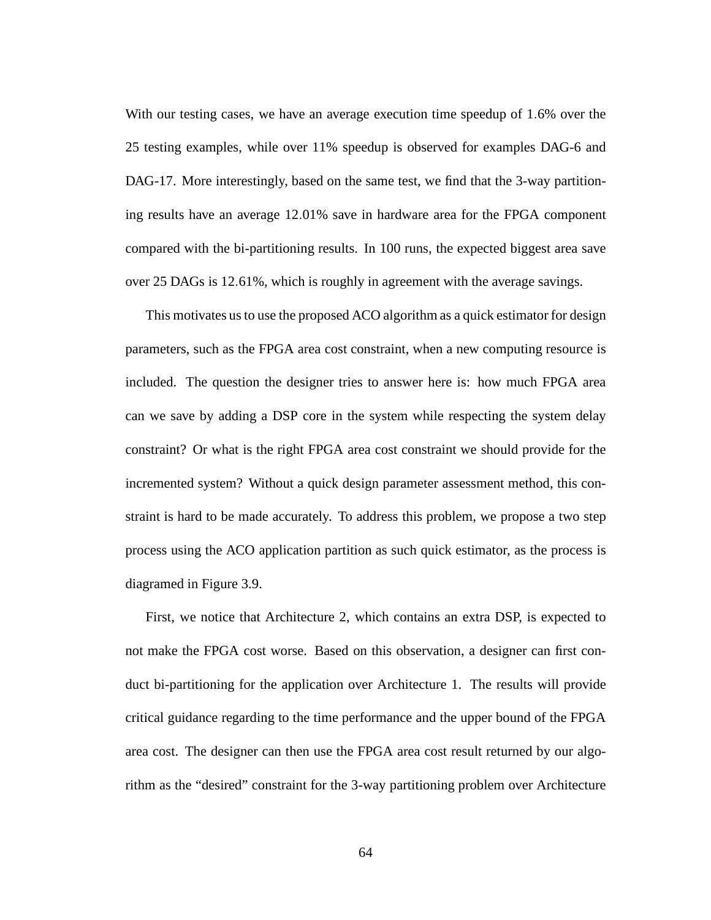With our testing cases, we have an average execution time speedup of 1.6% over the 25 testing examples, while over 11% speedup is observed for examples DAG-6 and DAG-17. More interestingly, based on the same test, we find that the 3-way partitioning results have an average 12.01% save in hardware area for the FPGA component compared with the bi-partitioning results. In 100 runs, the expected biggest area save over 25 DAGs is 12.61%, which is roughly in agreement with the average savings.

This motivates us to use the proposed ACO algorithm as a quick estimator for design parameters, such as the FPGA area cost constraint, when a new computing resource is included. The question the designer tries to answer here is: how much FPGA area can we save by adding a DSP core in the system while respecting the system delay constraint? Or what is the right FPGA area cost constraint we should provide for the incremented system? Without a quick design parameter assessment method, this constraint is hard to be made accurately. To address this problem, we propose a two step process using the ACO application partition as such quick estimator, as the process is diagramed in Figure 3.9.

First, we notice that Architecture 2, which contains an extra DSP, is expected to not make the FPGA cost worse. Based on this observation, a designer can first conduct bi-partitioning for the application over Architecture 1. The results will provide critical guidance regarding to the time performance and the upper bound of the FPGA area cost. The designer can then use the FPGA area cost result returned by our algorithm as the "desired" constraint for the 3-way partitioning problem over Architecture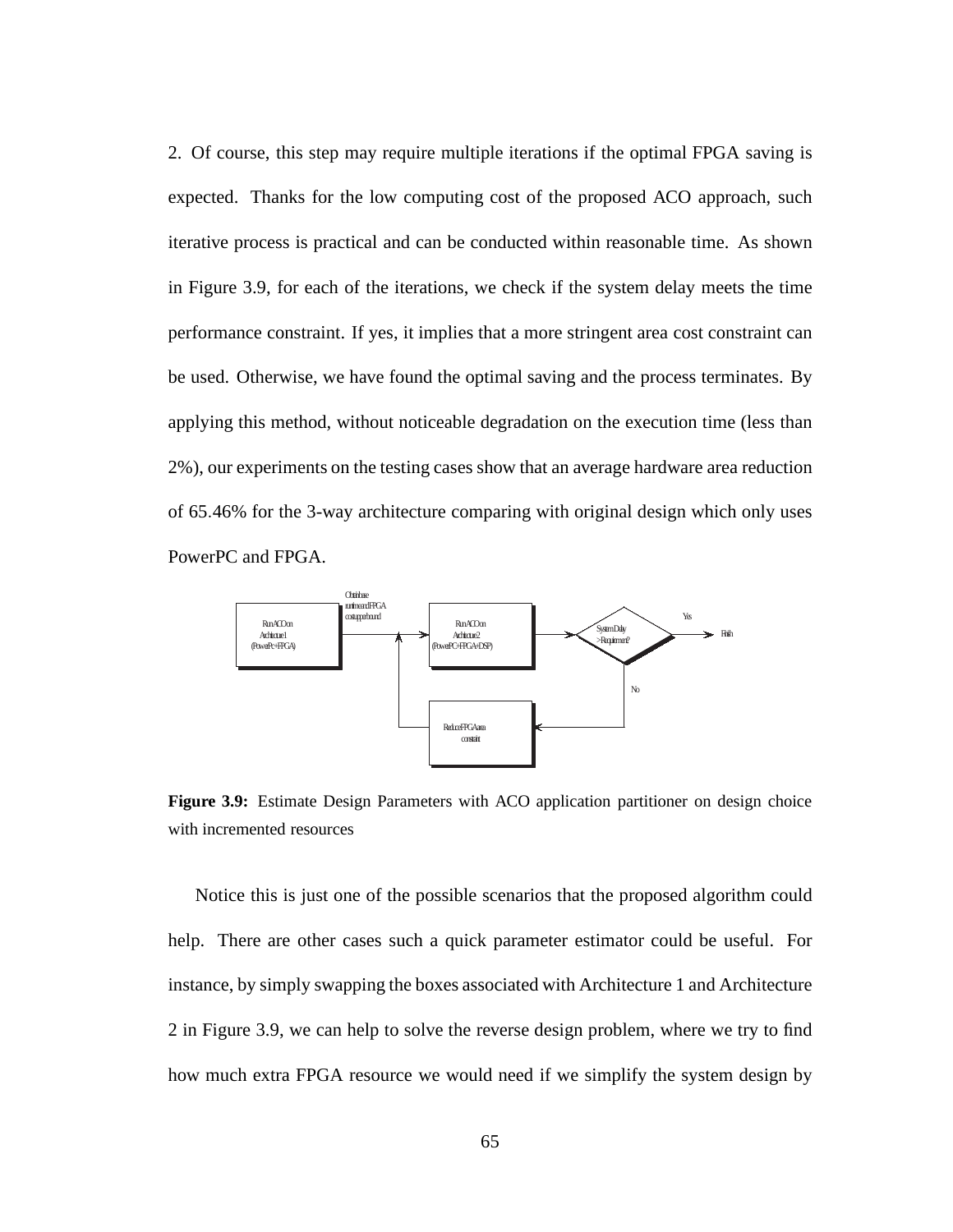2. Of course, this step may require multiple iterations if the optimal FPGA saving is expected. Thanks for the low computing cost of the proposed ACO approach, such iterative process is practical and can be conducted within reasonable time. As shown in Figure 3.9, for each of the iterations, we check if the system delay meets the time performance constraint. If yes, it implies that a more stringent area cost constraint can be used. Otherwise, we have found the optimal saving and the process terminates. By applying this method, without noticeable degradation on the execution time (less than 2%), our experiments on the testing cases show that an average hardware area reduction of 65.46% for the 3-way architecture comparing with original design which only uses PowerPC and FPGA.

**Figure 3.9:** Estimate Design Parameters with ACO application partitioner on design choice with incremented resources

Notice this is just one of the possible scenarios that the proposed algorithm could help. There are other cases such a quick parameter estimator could be useful. For instance, by simply swapping the boxes associated with Architecture 1 and Architecture 2 in Figure 3.9, we can help to solve the reverse design problem, where we try to find how much extra FPGA resource we would need if we simplify the system design by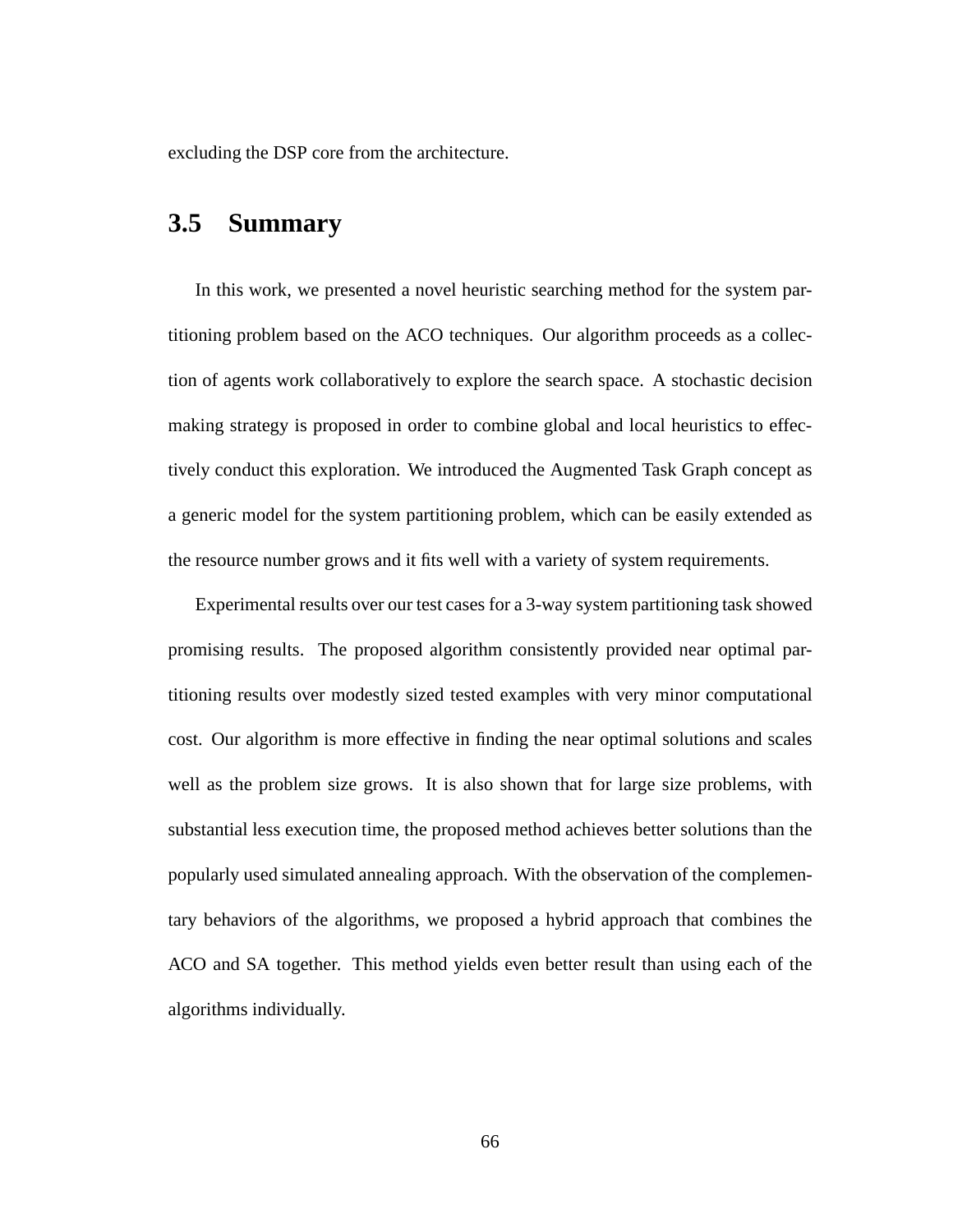excluding the DSP core from the architecture.

## 3.5 Summary

In this work, we presented a novel heuristic searching method for the system partitioning problem based on the ACO techniques. Our algorithm proceeds as a collection of agents work collaboratively to explore the search space. A stochastic decision making strategy is proposed in order to combine global and local heuristics to effectively conduct this exploration. We introduced the Augmented Task Graph concept as a generic model for the system partitioning problem, which can be easily extended as the resource number grows and it fits well with a variety of system requirements.

Experimental results over our test cases for a 3-way system partitioning task showed promising results. The proposed algorithm consistently provided near optimal partitioning results over modestly sized tested examples with very minor computational cost. Our algorithm is more effective in finding the near optimal solutions and scales well as the problem size grows. It is also shown that for large size problems, with substantial less execution time, the proposed method achieves better solutions than the popularly used simulated annealing approach. With the observation of the complementary behaviors of the algorithms, we proposed a hybrid approach that combines the ACO and SA together. This method yields even better result than using each of the algorithms individually.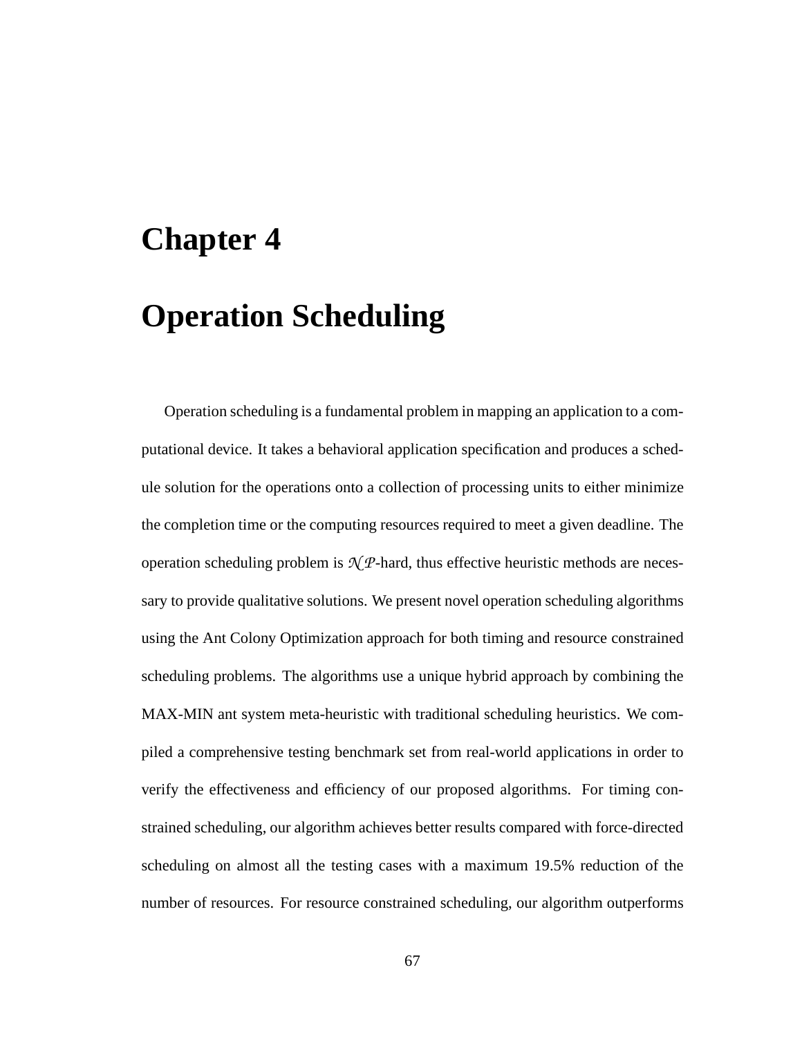# Chapter 4

# Operation Scheduling

Operation scheduling is a fundamental problem in mapping an application to a computational device. It takes a behavioral application specification and produces a schedule solution for the operations onto a collection of processing units to either minimize the completion time or the computing resources required to meet a given deadline. The operation scheduling problem is $\mathcal{NP}$-hard, thus effective heuristic methods are necessary to provide qualitative solutions. We present novel operation scheduling algorithms using the Ant Colony Optimization approach for both timing and resource constrained scheduling problems. The algorithms use a unique hybrid approach by combining the MAX-MIN ant system meta-heuristic with traditional scheduling heuristics. We compiled a comprehensive testing benchmark set from real-world applications in order to verify the effectiveness and efficiency of our proposed algorithms. For timing constrained scheduling, our algorithm achieves better results compared with force-directed scheduling on almost all the testing cases with a maximum 19.5% reduction of the number of resources. For resource constrained scheduling, our algorithm outperforms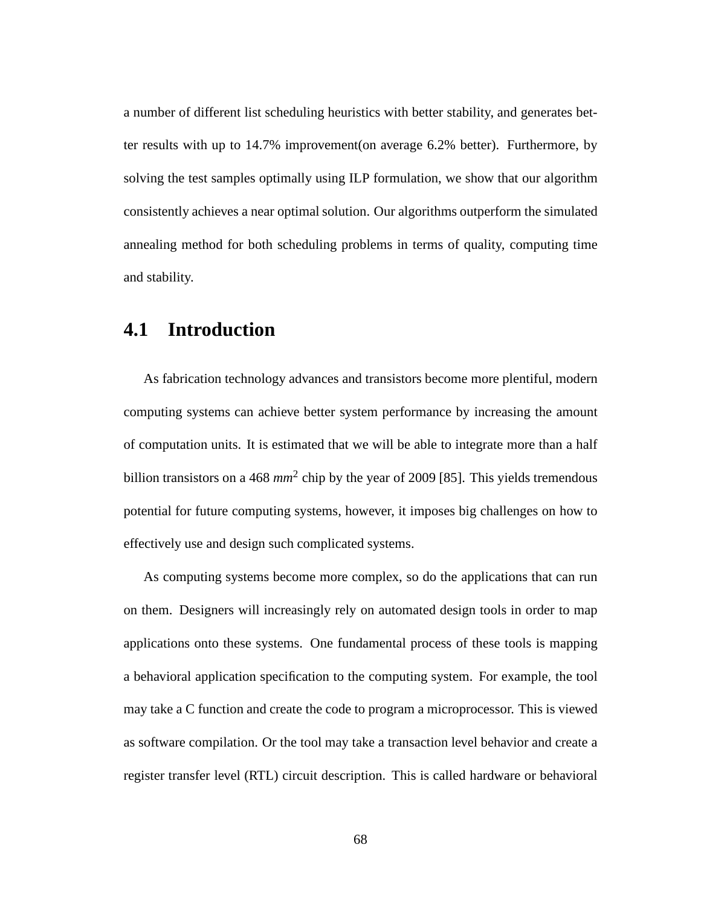a number of different list scheduling heuristics with better stability, and generates better results with up to 14.7% improvement(on average 6.2% better). Furthermore, by solving the test samples optimally using ILP formulation, we show that our algorithm consistently achieves a near optimal solution. Our algorithms outperform the simulated annealing method for both scheduling problems in terms of quality, computing time and stability.

## 4.1 Introduction

As fabrication technology advances and transistors become more plentiful, modern computing systems can achieve better system performance by increasing the amount of computation units. It is estimated that we will be able to integrate more than a half billion transistors on a 468 $mm^2$ chip by the year of 2009 [85]. This yields tremendous potential for future computing systems, however, it imposes big challenges on how to effectively use and design such complicated systems.

As computing systems become more complex, so do the applications that can run on them. Designers will increasingly rely on automated design tools in order to map applications onto these systems. One fundamental process of these tools is mapping a behavioral application specification to the computing system. For example, the tool may take a C function and create the code to program a microprocessor. This is viewed as software compilation. Or the tool may take a transaction level behavior and create a register transfer level (RTL) circuit description. This is called hardware or behavioral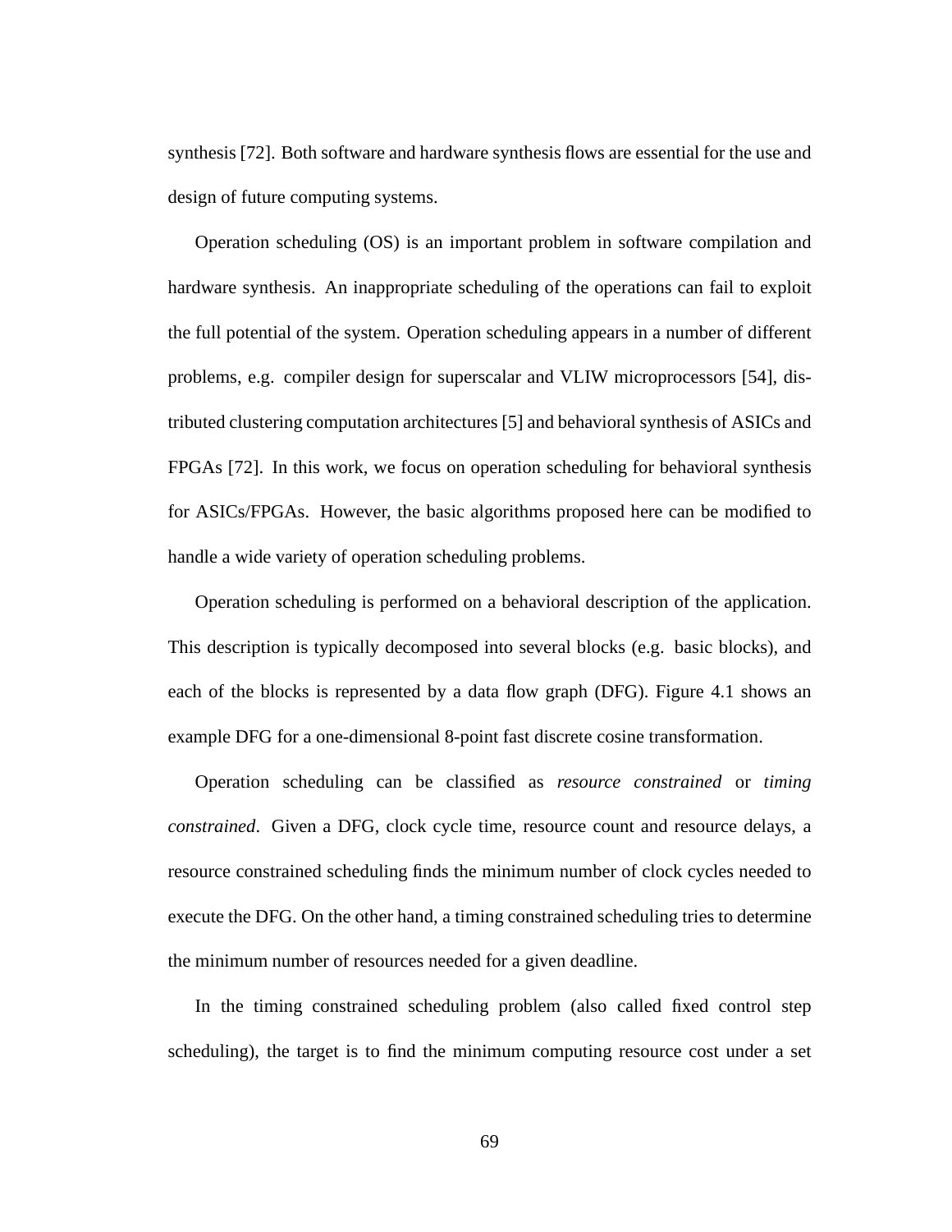synthesis [72]. Both software and hardware synthesis flows are essential for the use and design of future computing systems.

Operation scheduling (OS) is an important problem in software compilation and hardware synthesis. An inappropriate scheduling of the operations can fail to exploit the full potential of the system. Operation scheduling appears in a number of different problems, e.g. compiler design for superscalar and VLIW microprocessors [54], distributed clustering computation architectures [5] and behavioral synthesis of ASICs and FPGAs [72]. In this work, we focus on operation scheduling for behavioral synthesis for ASICs/FPGAs. However, the basic algorithms proposed here can be modified to handle a wide variety of operation scheduling problems.

Operation scheduling is performed on a behavioral description of the application. This description is typically decomposed into several blocks (e.g. basic blocks), and each of the blocks is represented by a data flow graph (DFG). Figure 4.1 shows an example DFG for a one-dimensional 8-point fast discrete cosine transformation.

Operation scheduling can be classified as *resource constrained* or *timing constrained*. Given a DFG, clock cycle time, resource count and resource delays, a resource constrained scheduling finds the minimum number of clock cycles needed to execute the DFG. On the other hand, a timing constrained scheduling tries to determine the minimum number of resources needed for a given deadline.

In the timing constrained scheduling problem (also called fixed control step scheduling), the target is to find the minimum computing resource cost under a set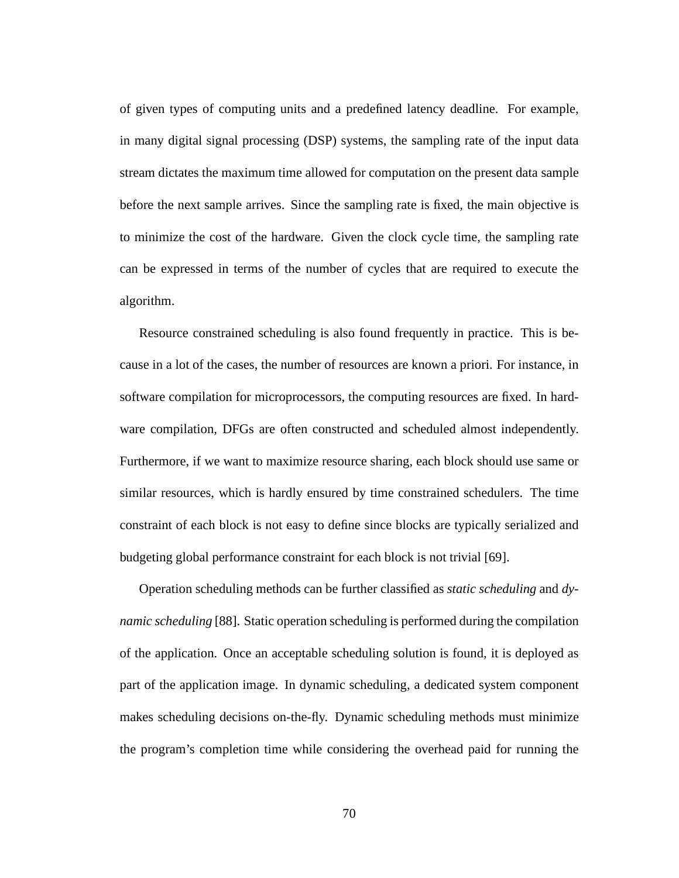of given types of computing units and a predefined latency deadline. For example, in many digital signal processing (DSP) systems, the sampling rate of the input data stream dictates the maximum time allowed for computation on the present data sample before the next sample arrives. Since the sampling rate is fixed, the main objective is to minimize the cost of the hardware. Given the clock cycle time, the sampling rate can be expressed in terms of the number of cycles that are required to execute the algorithm.

Resource constrained scheduling is also found frequently in practice. This is because in a lot of the cases, the number of resources are known a priori. For instance, in software compilation for microprocessors, the computing resources are fixed. In hardware compilation, DFGs are often constructed and scheduled almost independently. Furthermore, if we want to maximize resource sharing, each block should use same or similar resources, which is hardly ensured by time constrained schedulers. The time constraint of each block is not easy to define since blocks are typically serialized and budgeting global performance constraint for each block is not trivial [69].

Operation scheduling methods can be further classified as *static scheduling* and *dynamic scheduling* [88]. Static operation scheduling is performed during the compilation of the application. Once an acceptable scheduling solution is found, it is deployed as part of the application image. In dynamic scheduling, a dedicated system component makes scheduling decisions on-the-fly. Dynamic scheduling methods must minimize the program's completion time while considering the overhead paid for running the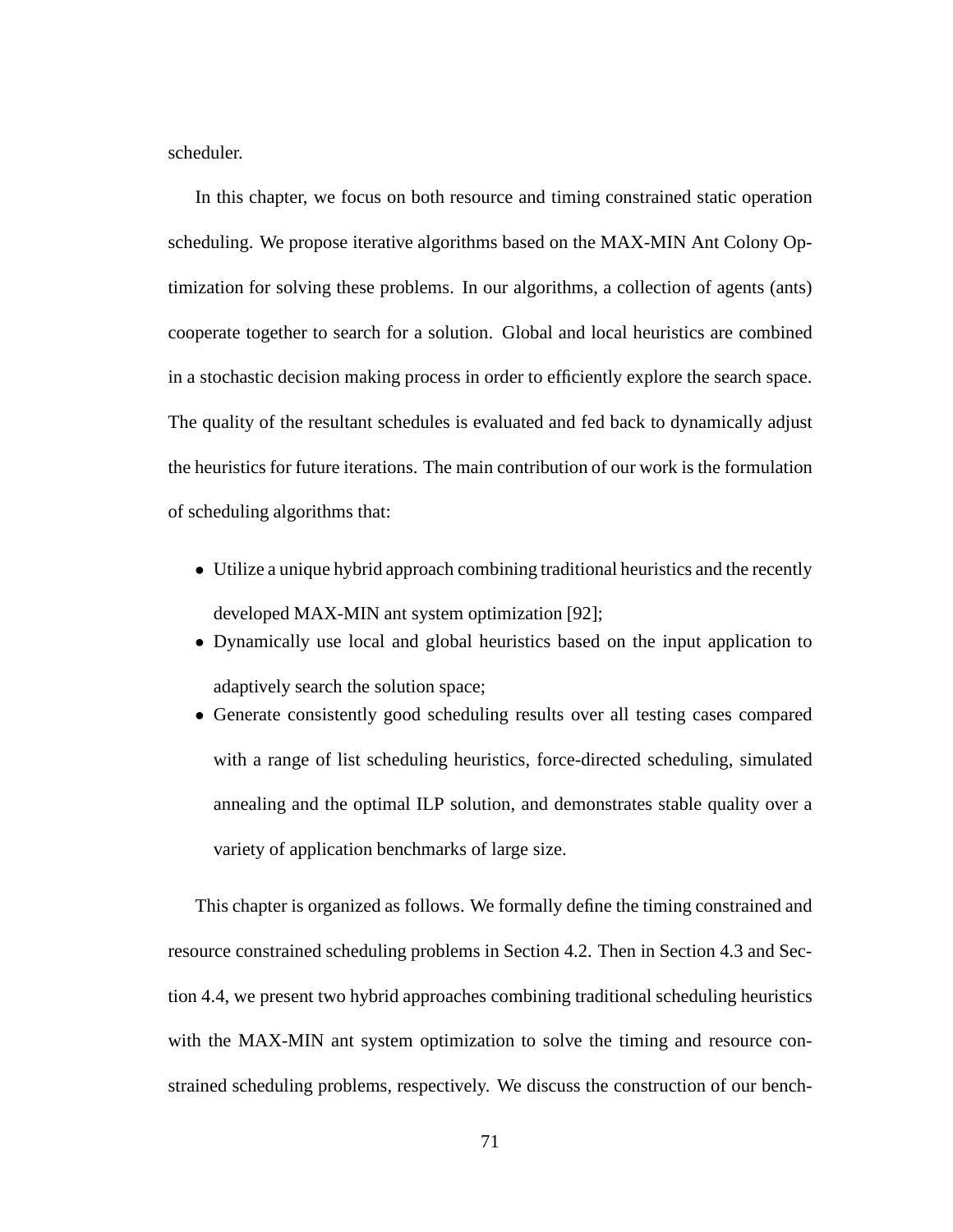scheduler.

In this chapter, we focus on both resource and timing constrained static operation scheduling. We propose iterative algorithms based on the MAX-MIN Ant Colony Optimization for solving these problems. In our algorithms, a collection of agents (ants) cooperate together to search for a solution. Global and local heuristics are combined in a stochastic decision making process in order to efficiently explore the search space. The quality of the resultant schedules is evaluated and fed back to dynamically adjust the heuristics for future iterations. The main contribution of our work is the formulation of scheduling algorithms that:

- Utilize a unique hybrid approach combining traditional heuristics and the recently developed MAX-MIN ant system optimization [92];
- Dynamically use local and global heuristics based on the input application to adaptively search the solution space;
- Generate consistently good scheduling results over all testing cases compared with a range of list scheduling heuristics, force-directed scheduling, simulated annealing and the optimal ILP solution, and demonstrates stable quality over a variety of application benchmarks of large size.

This chapter is organized as follows. We formally define the timing constrained and resource constrained scheduling problems in Section 4.2. Then in Section 4.3 and Section 4.4, we present two hybrid approaches combining traditional scheduling heuristics with the MAX-MIN ant system optimization to solve the timing and resource constrained scheduling problems, respectively. We discuss the construction of our bench-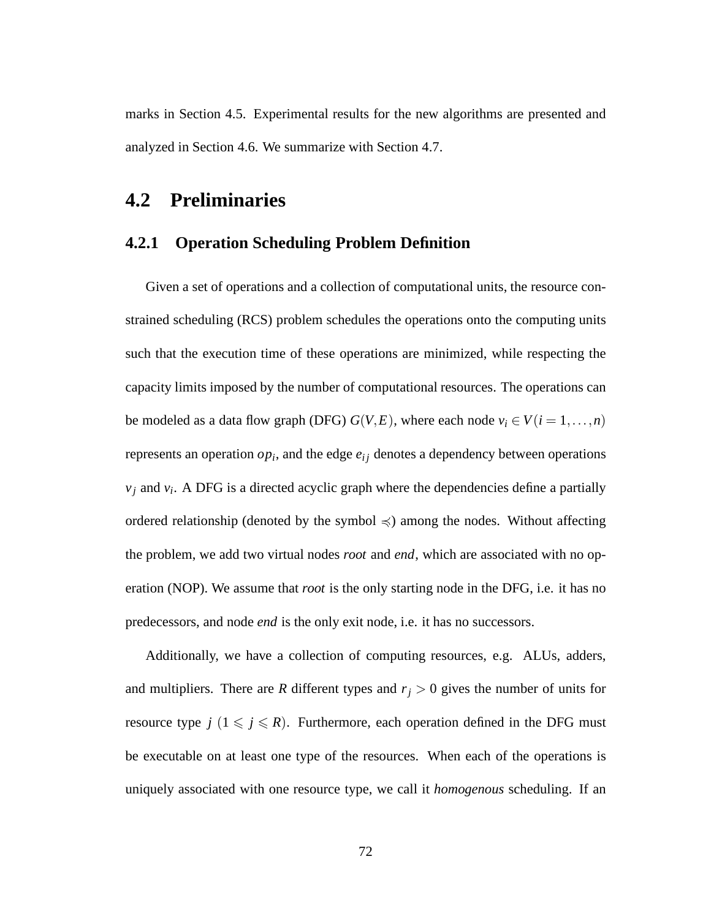marks in Section 4.5. Experimental results for the new algorithms are presented and analyzed in Section 4.6. We summarize with Section 4.7.

## 4.2 Preliminaries

### 4.2.1 Operation Scheduling Problem Definition

Given a set of operations and a collection of computational units, the resource constrained scheduling (RCS) problem schedules the operations onto the computing units such that the execution time of these operations are minimized, while respecting the capacity limits imposed by the number of computational resources. The operations can be modeled as a data flow graph (DFG) $G(V,E)$, where each node $v_i \in V (i = 1, \ldots, n)$ represents an operation $op_i$, and the edge $e_{ij}$ denotes a dependency between operations $v_j$ and $v_i$. A DFG is a directed acyclic graph where the dependencies define a partially ordered relationship (denoted by the symbol $\preccurlyeq$) among the nodes. Without affecting the problem, we add two virtual nodes *root* and *end*, which are associated with no operation (NOP). We assume that *root* is the only starting node in the DFG, i.e. it has no predecessors, and node *end* is the only exit node, i.e. it has no successors.

Additionally, we have a collection of computing resources, e.g. ALUs, adders, and multipliers. There are $R$ different types and $r_j > 0$ gives the number of units for resource type $j$ $(1 \leqslant j \leqslant R)$. Furthermore, each operation defined in the DFG must be executable on at least one type of the resources. When each of the operations is uniquely associated with one resource type, we call it *homogenous* scheduling. If an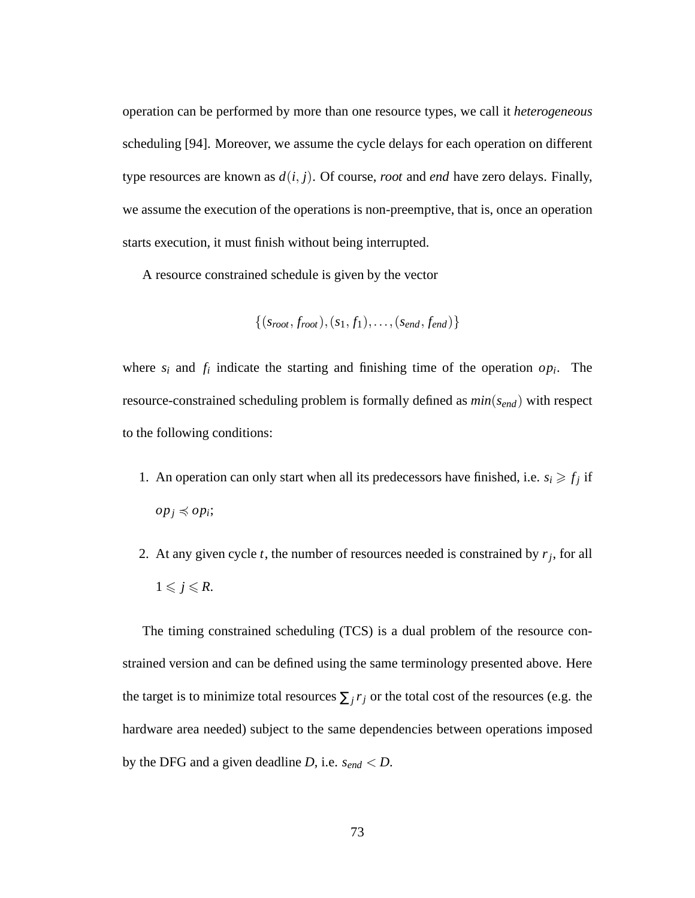operation can be performed by more than one resource types, we call it *heterogeneous* scheduling [94]. Moreover, we assume the cycle delays for each operation on different type resources are known as $d(i, j)$. Of course, *root* and *end* have zero delays. Finally, we assume the execution of the operations is non-preemptive, that is, once an operation starts execution, it must finish without being interrupted.

A resource constrained schedule is given by the vector

$$\{(s_{root}, f_{root}), (s_1, f_1), \ldots, (s_{end}, f_{end})\}$$

where $s_i$ and $f_i$ indicate the starting and finishing time of the operation $op_i$. The resource-constrained scheduling problem is formally defined as $min(s_{end})$ with respect to the following conditions:

1. An operation can only start when all its predecessors have finished, i.e. $s_i \geqslant f_j$ if $op_j \preccurlyeq op_i$;
2. At any given cycle $t$, the number of resources needed is constrained by $r_j$, for all $1 \leqslant j \leqslant R$.

The timing constrained scheduling (TCS) is a dual problem of the resource constrained version and can be defined using the same terminology presented above. Here the target is to minimize total resources $\sum_j r_j$ or the total cost of the resources (e.g. the hardware area needed) subject to the same dependencies between operations imposed by the DFG and a given deadline $D$, i.e. $s_{end} < D$.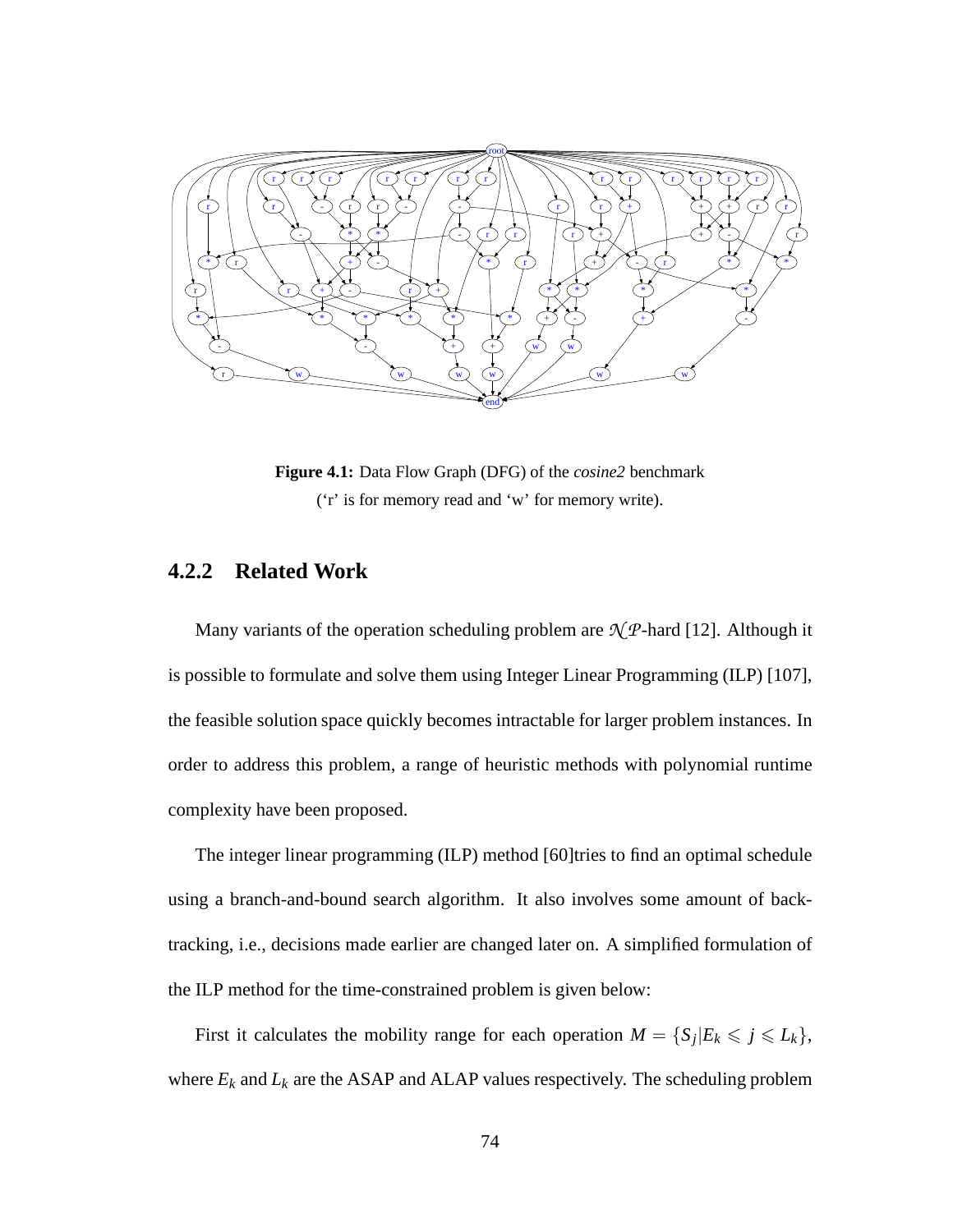**Figure 4.1:** Data Flow Graph (DFG) of the *cosine2* benchmark
('r' is for memory read and 'w' for memory write).

### 4.2.2 Related Work

Many variants of the operation scheduling problem are $\mathcal{NP}$-hard [12]. Although it is possible to formulate and solve them using Integer Linear Programming (ILP) [107], the feasible solution space quickly becomes intractable for larger problem instances. In order to address this problem, a range of heuristic methods with polynomial runtime complexity have been proposed.

The integer linear programming (ILP) method [60]tries to find an optimal schedule using a branch-and-bound search algorithm. It also involves some amount of back-tracking, i.e., decisions made earlier are changed later on. A simplified formulation of the ILP method for the time-constrained problem is given below:

First it calculates the mobility range for each operation $M = \{S_j | E_k \leqslant j \leqslant L_k\}$, where $E_k$ and $L_k$ are the ASAP and ALAP values respectively. The scheduling problem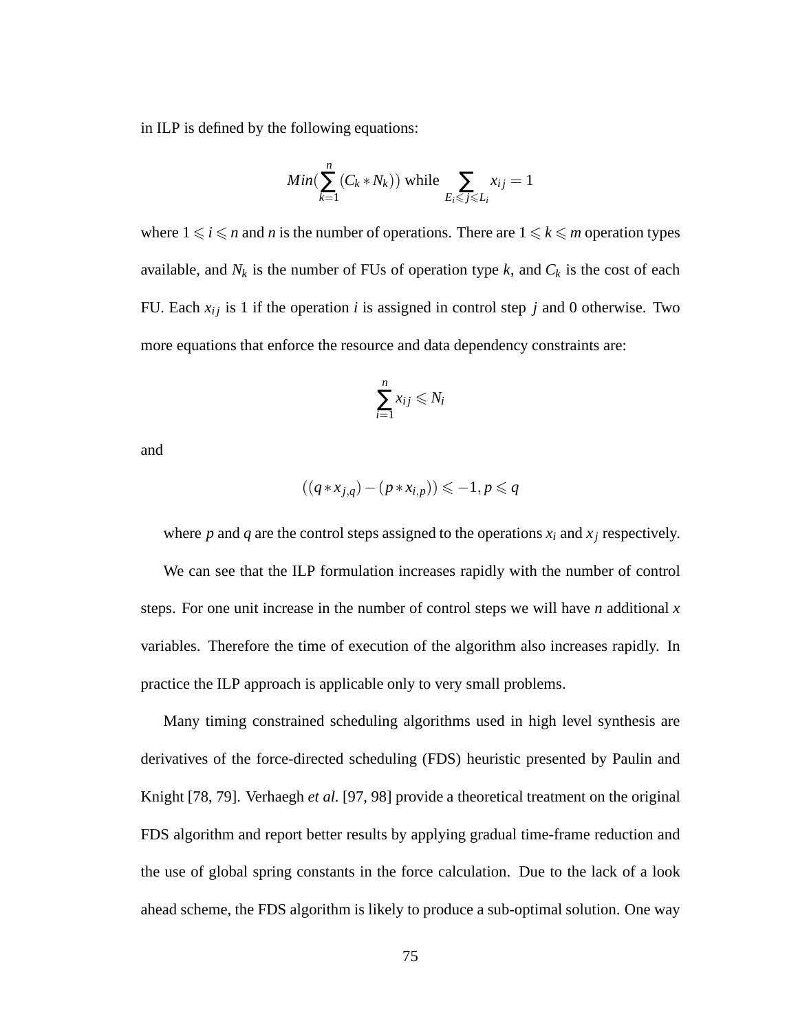in ILP is defined by the following equations:

$$Min(\sum_{k=1}^{n}(C_k * N_k)) \text{ while } \sum_{E_i \leqslant j \leqslant L_i} x_{ij} = 1$$

where $1 \leqslant i \leqslant n$ and $n$ is the number of operations. There are $1 \leqslant k \leqslant m$ operation types available, and $N_k$ is the number of FUs of operation type $k$, and $C_k$ is the cost of each FU. Each $x_{ij}$ is 1 if the operation $i$ is assigned in control step $j$ and 0 otherwise. Two more equations that enforce the resource and data dependency constraints are:

$$\sum_{i=1}^{n} x_{ij} \leqslant N_i$$

and

$$((q * x_{j,q}) - (p * x_{i,p})) \leqslant -1, p \leqslant q$$

where $p$ and $q$ are the control steps assigned to the operations $x_i$ and $x_j$ respectively.

We can see that the ILP formulation increases rapidly with the number of control steps. For one unit increase in the number of control steps we will have $n$ additional $x$ variables. Therefore the time of execution of the algorithm also increases rapidly. In practice the ILP approach is applicable only to very small problems.

Many timing constrained scheduling algorithms used in high level synthesis are derivatives of the force-directed scheduling (FDS) heuristic presented by Paulin and Knight [78, 79]. Verhaegh *et al.* [97, 98] provide a theoretical treatment on the original FDS algorithm and report better results by applying gradual time-frame reduction and the use of global spring constants in the force calculation. Due to the lack of a look ahead scheme, the FDS algorithm is likely to produce a sub-optimal solution. One way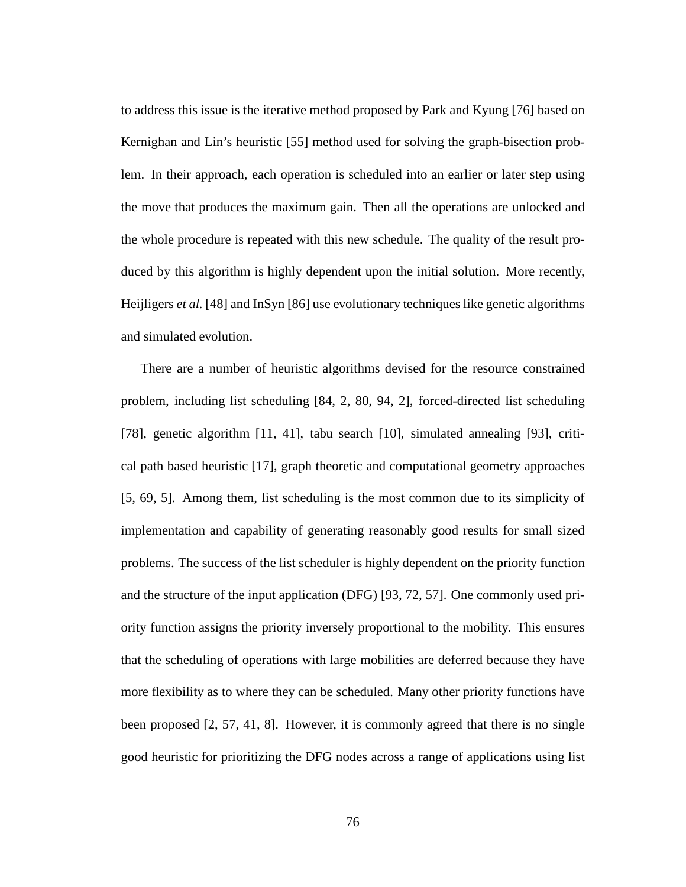to address this issue is the iterative method proposed by Park and Kyung [76] based on Kernighan and Lin's heuristic [55] method used for solving the graph-bisection problem. In their approach, each operation is scheduled into an earlier or later step using the move that produces the maximum gain. Then all the operations are unlocked and the whole procedure is repeated with this new schedule. The quality of the result produced by this algorithm is highly dependent upon the initial solution. More recently, Heijligers *et al.* [48] and InSyn [86] use evolutionary techniques like genetic algorithms and simulated evolution.

There are a number of heuristic algorithms devised for the resource constrained problem, including list scheduling [84, 2, 80, 94, 2], forced-directed list scheduling [78], genetic algorithm [11, 41], tabu search [10], simulated annealing [93], critical path based heuristic [17], graph theoretic and computational geometry approaches [5, 69, 5]. Among them, list scheduling is the most common due to its simplicity of implementation and capability of generating reasonably good results for small sized problems. The success of the list scheduler is highly dependent on the priority function and the structure of the input application (DFG) [93, 72, 57]. One commonly used priority function assigns the priority inversely proportional to the mobility. This ensures that the scheduling of operations with large mobilities are deferred because they have more flexibility as to where they can be scheduled. Many other priority functions have been proposed [2, 57, 41, 8]. However, it is commonly agreed that there is no single good heuristic for prioritizing the DFG nodes across a range of applications using list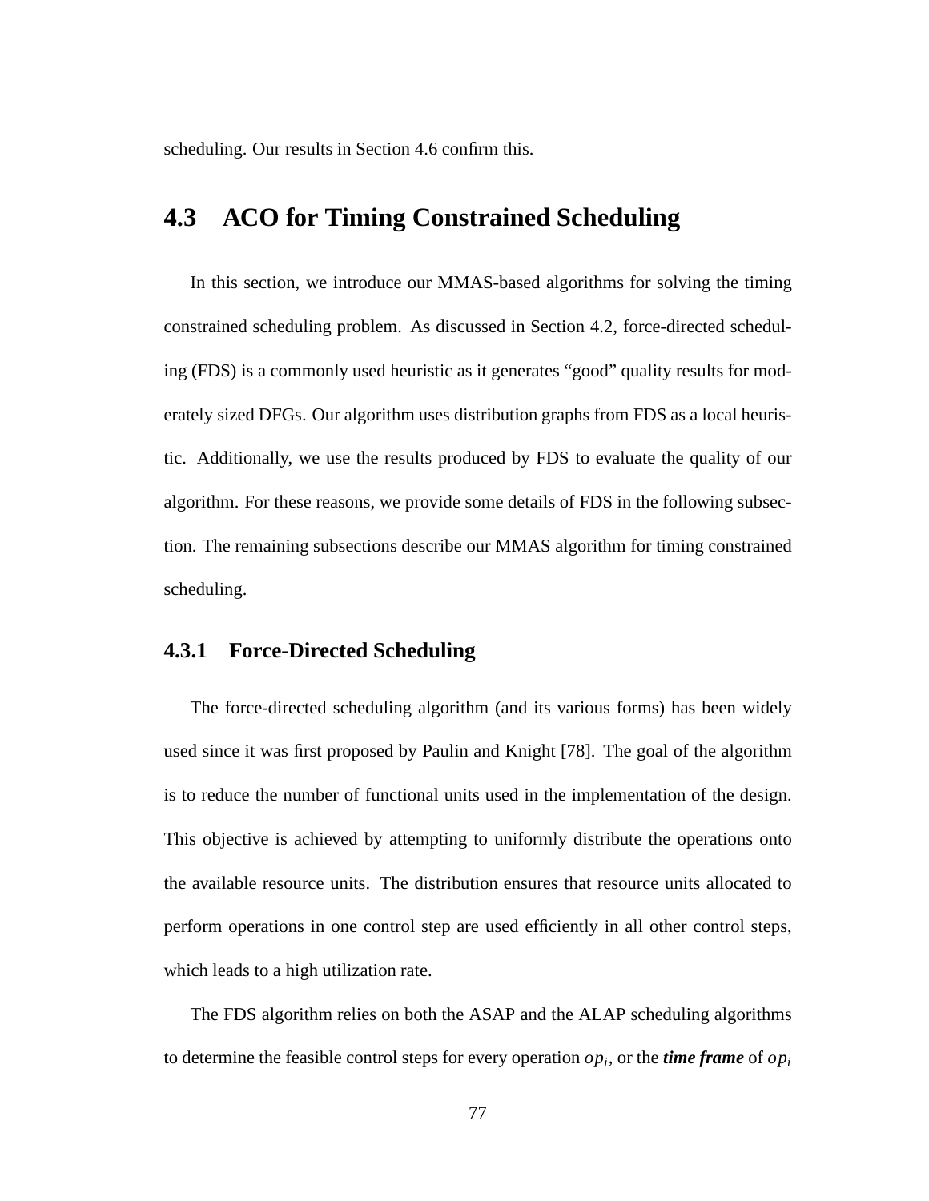scheduling. Our results in Section 4.6 confirm this.

## 4.3 ACO for Timing Constrained Scheduling

In this section, we introduce our MMAS-based algorithms for solving the timing constrained scheduling problem. As discussed in Section 4.2, force-directed scheduling (FDS) is a commonly used heuristic as it generates "good" quality results for moderately sized DFGs. Our algorithm uses distribution graphs from FDS as a local heuristic. Additionally, we use the results produced by FDS to evaluate the quality of our algorithm. For these reasons, we provide some details of FDS in the following subsection. The remaining subsections describe our MMAS algorithm for timing constrained scheduling.

### 4.3.1 Force-Directed Scheduling

The force-directed scheduling algorithm (and its various forms) has been widely used since it was first proposed by Paulin and Knight [78]. The goal of the algorithm is to reduce the number of functional units used in the implementation of the design. This objective is achieved by attempting to uniformly distribute the operations onto the available resource units. The distribution ensures that resource units allocated to perform operations in one control step are used efficiently in all other control steps, which leads to a high utilization rate.

The FDS algorithm relies on both the ASAP and the ALAP scheduling algorithms to determine the feasible control steps for every operation $op_i$, or the ***time frame*** of $op_i$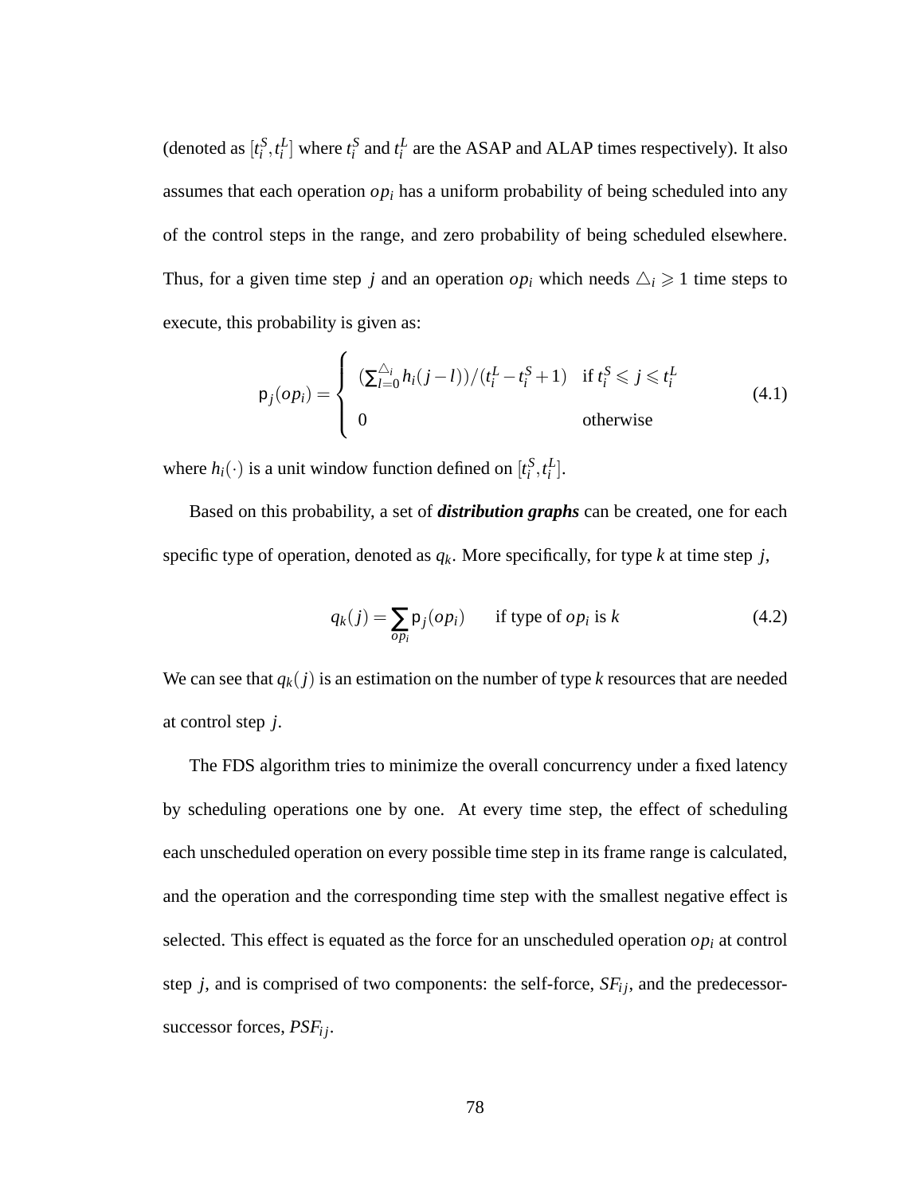(denoted as $[t_i^S, t_i^L]$ where $t_i^S$ and $t_i^L$ are the ASAP and ALAP times respectively). It also assumes that each operation $op_i$ has a uniform probability of being scheduled into any of the control steps in the range, and zero probability of being scheduled elsewhere. Thus, for a given time step $j$ and an operation $op_i$ which needs $\triangle_i \geqslant 1$ time steps to execute, this probability is given as:

$$
\mathsf{p}_j(op_i) = \begin{cases} (\sum_{l=0}^{\triangle_i} h_i(j-l))/(t_i^L - t_i^S + 1) & \text{if } t_i^S \leqslant j \leqslant t_i^L \\ 0 & \text{otherwise} \end{cases} \tag{4.1}
$$

where $h_i(\cdot)$ is a unit window function defined on $[t_i^S, t_i^L]$.

Based on this probability, a set of ***distribution graphs*** can be created, one for each specific type of operation, denoted as $q_k$. More specifically, for type $k$ at time step $j$,

$$
q_k(j) = \sum_{op_i} \mathsf{p}_j(op_i) \qquad \text{if type of } op_i \text{ is } k \tag{4.2}
$$

We can see that $q_k(j)$ is an estimation on the number of type $k$ resources that are needed at control step $j$.

The FDS algorithm tries to minimize the overall concurrency under a fixed latency by scheduling operations one by one. At every time step, the effect of scheduling each unscheduled operation on every possible time step in its frame range is calculated, and the operation and the corresponding time step with the smallest negative effect is selected. This effect is equated as the force for an unscheduled operation $op_i$ at control step $j$, and is comprised of two components: the self-force, $SF_{ij}$, and the predecessor-successor forces, $PSF_{ij}$.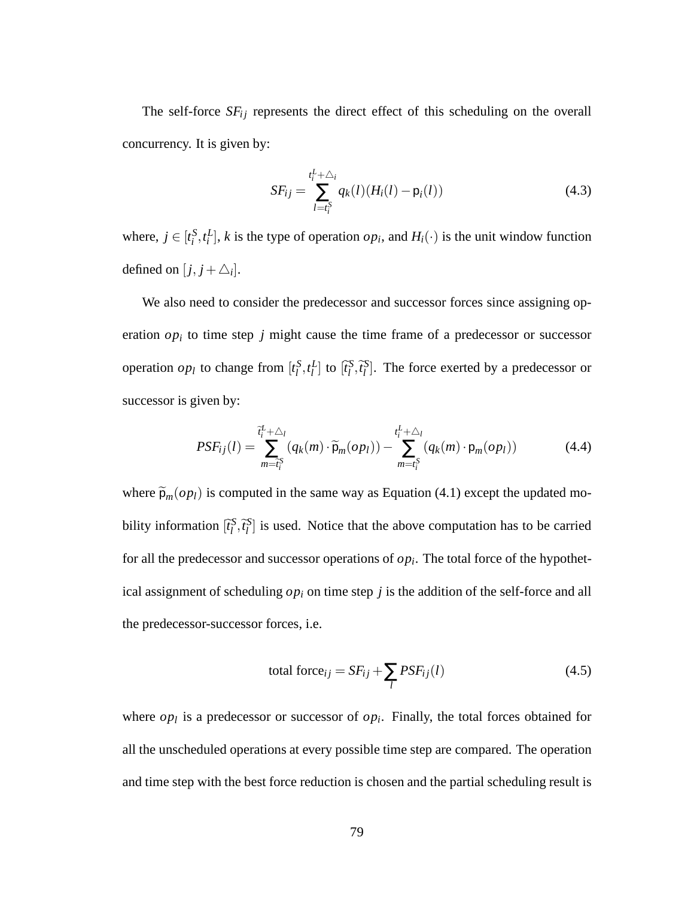The self-force $SF_{ij}$ represents the direct effect of this scheduling on the overall concurrency. It is given by:

$$SF_{ij} = \sum_{l=t_i^S}^{t_i^L+\triangle_i} q_k(l)(H_i(l) - \mathsf{p}_i(l)) \tag{4.3}$$

where, $j \in [t_i^S, t_i^L]$, $k$ is the type of operation $op_i$, and $H_i(\cdot)$ is the unit window function defined on $[j, j+\triangle_i]$.

We also need to consider the predecessor and successor forces since assigning operation $op_i$ to time step $j$ might cause the time frame of a predecessor or successor operation $op_l$ to change from $[t_l^S, t_l^L]$ to $[\widetilde{t}_l^S, \widetilde{t}_l^S]$. The force exerted by a predecessor or successor is given by:

$$PSF_{ij}(l) = \sum_{m=\widetilde{t}_i^S}^{\widetilde{t}_i^L+\triangle_l} (q_k(m) \cdot \widetilde{\mathsf{p}}_m(op_l)) - \sum_{m=t_i^S}^{t_i^L+\triangle_l} (q_k(m) \cdot \mathsf{p}_m(op_l)) \tag{4.4}$$

where $\widetilde{\mathsf{p}}_m(op_l)$ is computed in the same way as Equation (4.1) except the updated mobility information $[\widetilde{t}_l^S, \widetilde{t}_l^S]$ is used. Notice that the above computation has to be carried for all the predecessor and successor operations of $op_i$. The total force of the hypothetical assignment of scheduling $op_i$ on time step $j$ is the addition of the self-force and all the predecessor-successor forces, i.e.

$$\text{total force}_{ij} = SF_{ij} + \sum_l PSF_{ij}(l) \tag{4.5}$$

where $op_l$ is a predecessor or successor of $op_i$. Finally, the total forces obtained for all the unscheduled operations at every possible time step are compared. The operation and time step with the best force reduction is chosen and the partial scheduling result is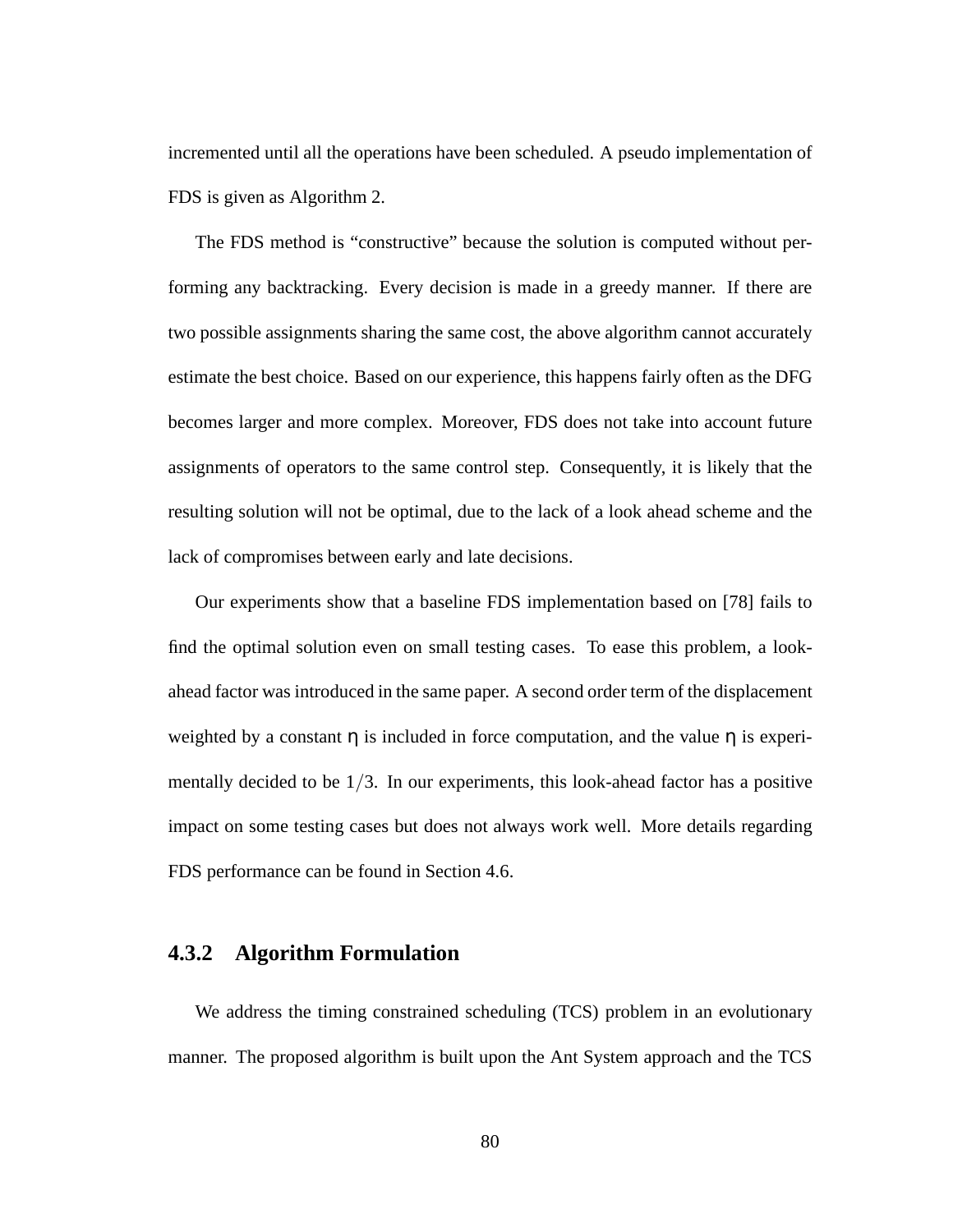incremented until all the operations have been scheduled. A pseudo implementation of FDS is given as Algorithm 2.

The FDS method is "constructive" because the solution is computed without performing any backtracking. Every decision is made in a greedy manner. If there are two possible assignments sharing the same cost, the above algorithm cannot accurately estimate the best choice. Based on our experience, this happens fairly often as the DFG becomes larger and more complex. Moreover, FDS does not take into account future assignments of operators to the same control step. Consequently, it is likely that the resulting solution will not be optimal, due to the lack of a look ahead scheme and the lack of compromises between early and late decisions.

Our experiments show that a baseline FDS implementation based on [78] fails to find the optimal solution even on small testing cases. To ease this problem, a look-ahead factor was introduced in the same paper. A second order term of the displacement weighted by a constant $\eta$ is included in force computation, and the value $\eta$ is experimentally decided to be $1/3$. In our experiments, this look-ahead factor has a positive impact on some testing cases but does not always work well. More details regarding FDS performance can be found in Section 4.6.

### 4.3.2 Algorithm Formulation

We address the timing constrained scheduling (TCS) problem in an evolutionary manner. The proposed algorithm is built upon the Ant System approach and the TCS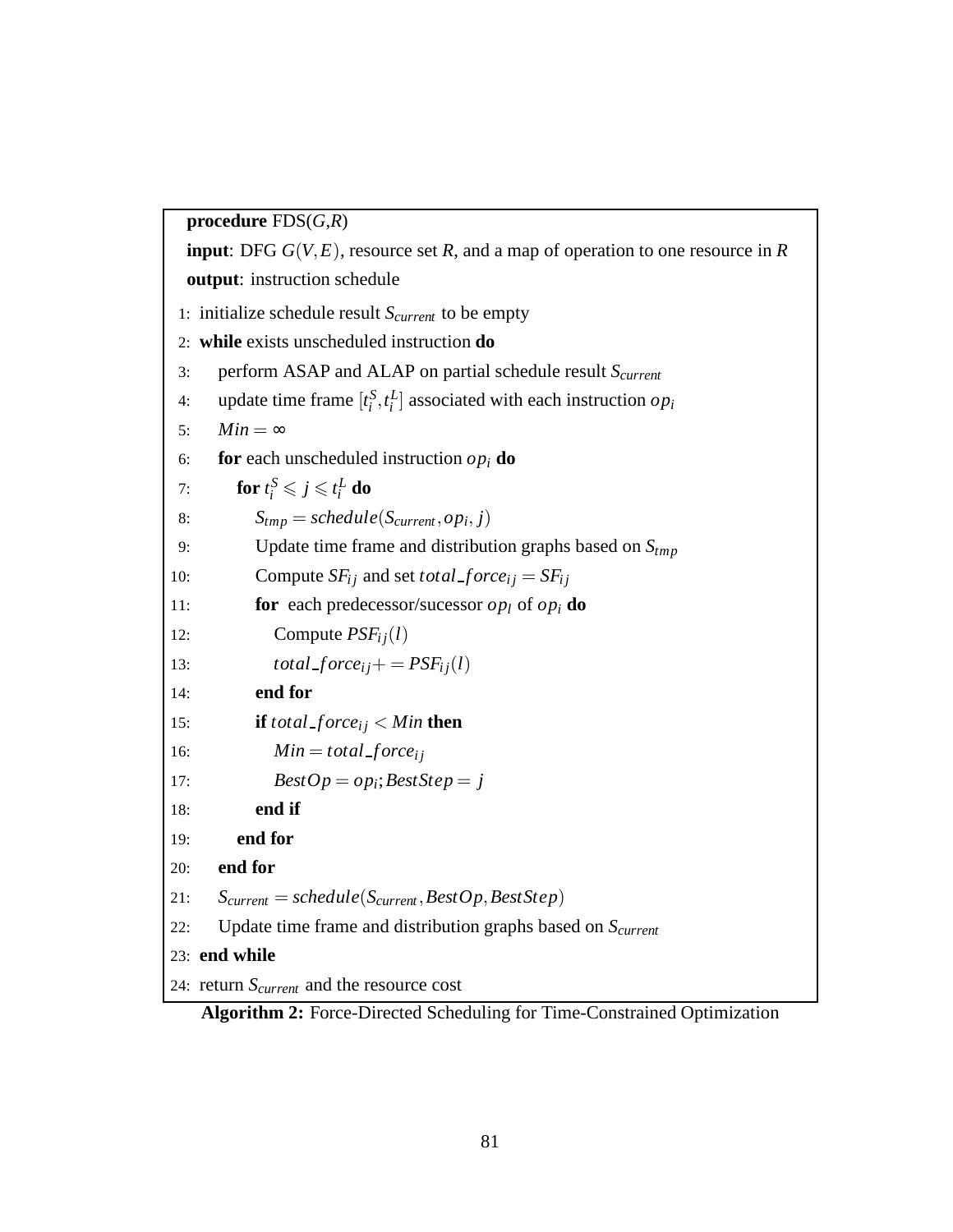```
procedure FDS(G,R)
input: DFG G(V,E), resource set R, and a map of operation to one resource in R
output: instruction schedule
 1: initialize schedule result S_current to be empty
 2: while exists unscheduled instruction do
 3:    perform ASAP and ALAP on partial schedule result S_current
 4:    update time frame [t_i^S, t_i^L] associated with each instruction op_i
 5:    Min = ∞
 6:    for each unscheduled instruction op_i do
 7:       for t_i^S ⩽ j ⩽ t_i^L do
 8:          S_tmp = schedule(S_current, op_i, j)
 9:          Update time frame and distribution graphs based on S_tmp
10:          Compute SF_ij and set total_force_ij = SF_ij
11:          for each predecessor/sucessor op_l of op_i do
12:             Compute PSF_ij(l)
13:             total_force_ij += PSF_ij(l)
14:          end for
15:          if total_force_ij < Min then
16:             Min = total_force_ij
17:             BestOp = op_i; BestStep = j
18:          end if
19:       end for
20:    end for
21:    S_current = schedule(S_current, BestOp, BestStep)
22:    Update time frame and distribution graphs based on S_current
23: end while
24: return S_current and the resource cost
```

**Algorithm 2:** Force-Directed Scheduling for Time-Constrained Optimization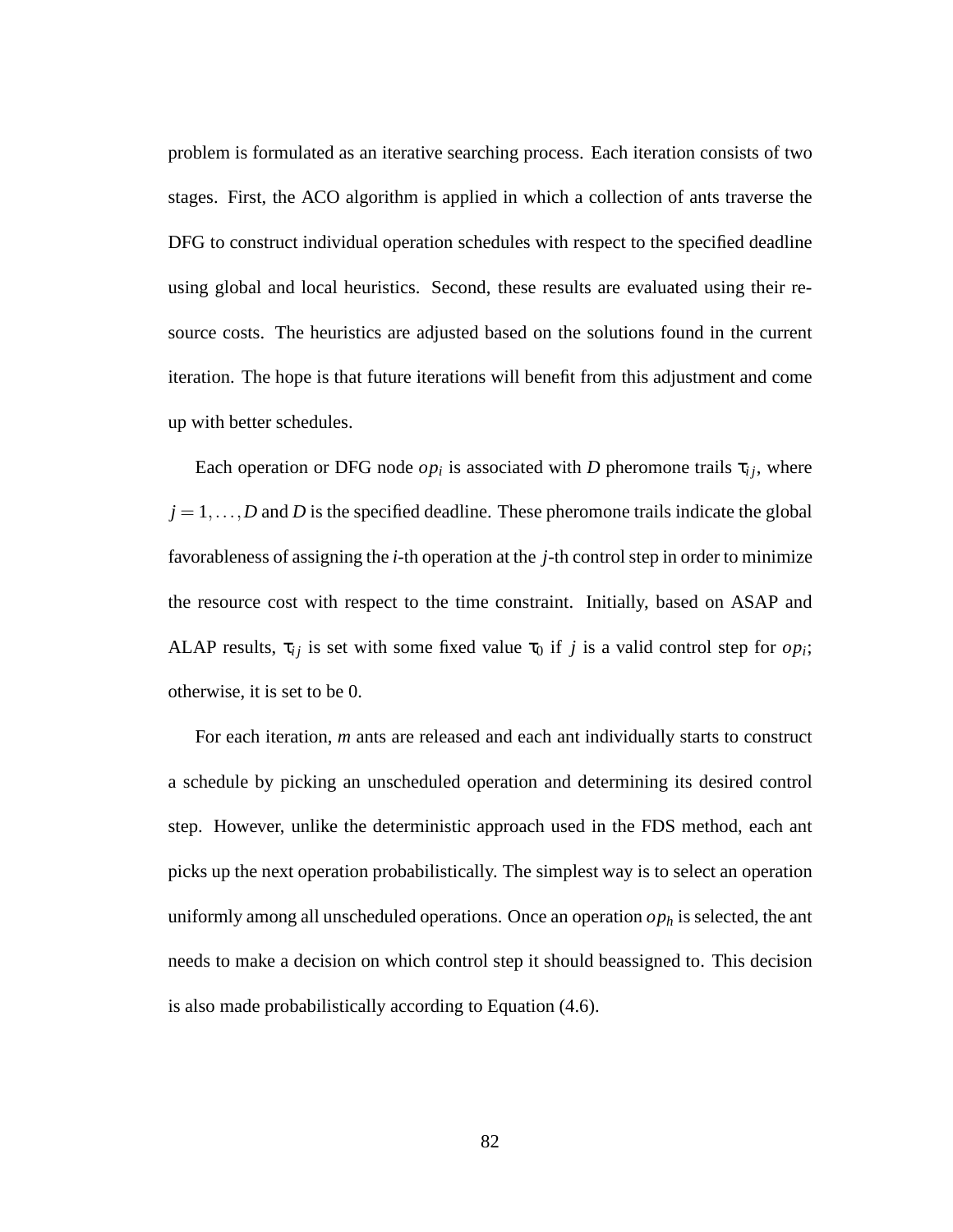problem is formulated as an iterative searching process. Each iteration consists of two stages. First, the ACO algorithm is applied in which a collection of ants traverse the DFG to construct individual operation schedules with respect to the specified deadline using global and local heuristics. Second, these results are evaluated using their resource costs. The heuristics are adjusted based on the solutions found in the current iteration. The hope is that future iterations will benefit from this adjustment and come up with better schedules.

Each operation or DFG node $op_i$ is associated with $D$ pheromone trails $\tau_{ij}$, where $j = 1, \ldots, D$ and $D$ is the specified deadline. These pheromone trails indicate the global favorableness of assigning the $i$-th operation at the $j$-th control step in order to minimize the resource cost with respect to the time constraint. Initially, based on ASAP and ALAP results, $\tau_{ij}$ is set with some fixed value $\tau_0$ if $j$ is a valid control step for $op_i$; otherwise, it is set to be 0.

For each iteration, $m$ ants are released and each ant individually starts to construct a schedule by picking an unscheduled operation and determining its desired control step. However, unlike the deterministic approach used in the FDS method, each ant picks up the next operation probabilistically. The simplest way is to select an operation uniformly among all unscheduled operations. Once an operation $op_h$ is selected, the ant needs to make a decision on which control step it should beassigned to. This decision is also made probabilistically according to Equation (4.6).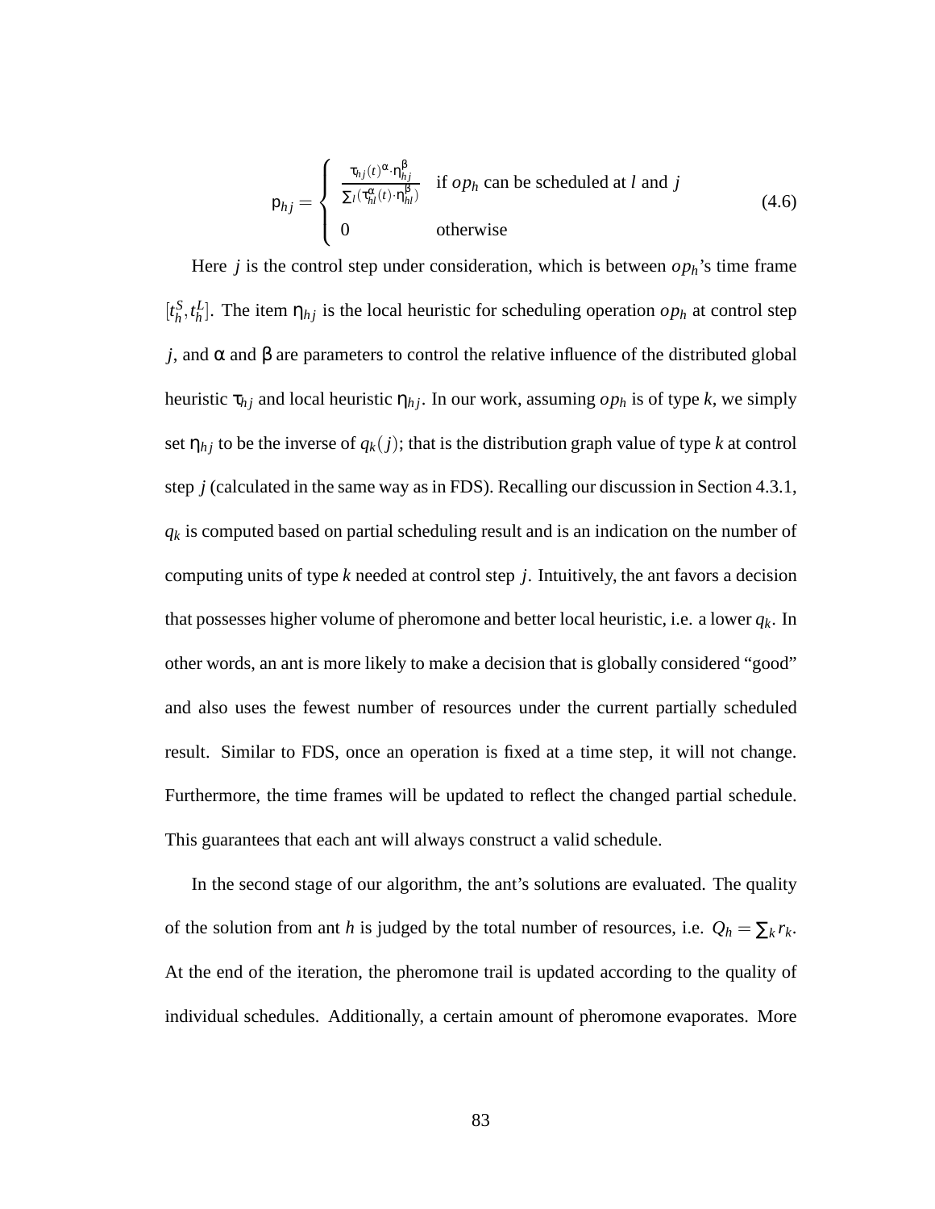$$
p_{hj} = \begin{cases} \frac{\tau_{hj}(t)^{\alpha} \cdot \eta_{hj}^{\beta}}{\sum_l (\tau_{hl}^{\alpha}(t) \cdot \eta_{hl}^{\beta})} & \text{if } op_h \text{ can be scheduled at } l \text{ and } j \\ 0 & \text{otherwise} \end{cases} \tag{4.6}
$$

Here $j$ is the control step under consideration, which is between $op_h$'s time frame $[t_h^S, t_h^L]$. The item $\eta_{hj}$ is the local heuristic for scheduling operation $op_h$ at control step $j$, and $\alpha$ and $\beta$ are parameters to control the relative influence of the distributed global heuristic $\tau_{hj}$ and local heuristic $\eta_{hj}$. In our work, assuming $op_h$ is of type $k$, we simply set $\eta_{hj}$ to be the inverse of $q_k(j)$; that is the distribution graph value of type $k$ at control step $j$ (calculated in the same way as in FDS). Recalling our discussion in Section 4.3.1, $q_k$ is computed based on partial scheduling result and is an indication on the number of computing units of type $k$ needed at control step $j$. Intuitively, the ant favors a decision that possesses higher volume of pheromone and better local heuristic, i.e. a lower $q_k$. In other words, an ant is more likely to make a decision that is globally considered "good" and also uses the fewest number of resources under the current partially scheduled result. Similar to FDS, once an operation is fixed at a time step, it will not change. Furthermore, the time frames will be updated to reflect the changed partial schedule. This guarantees that each ant will always construct a valid schedule.

In the second stage of our algorithm, the ant's solutions are evaluated. The quality of the solution from ant $h$ is judged by the total number of resources, i.e. $Q_h = \sum_k r_k$. At the end of the iteration, the pheromone trail is updated according to the quality of individual schedules. Additionally, a certain amount of pheromone evaporates. More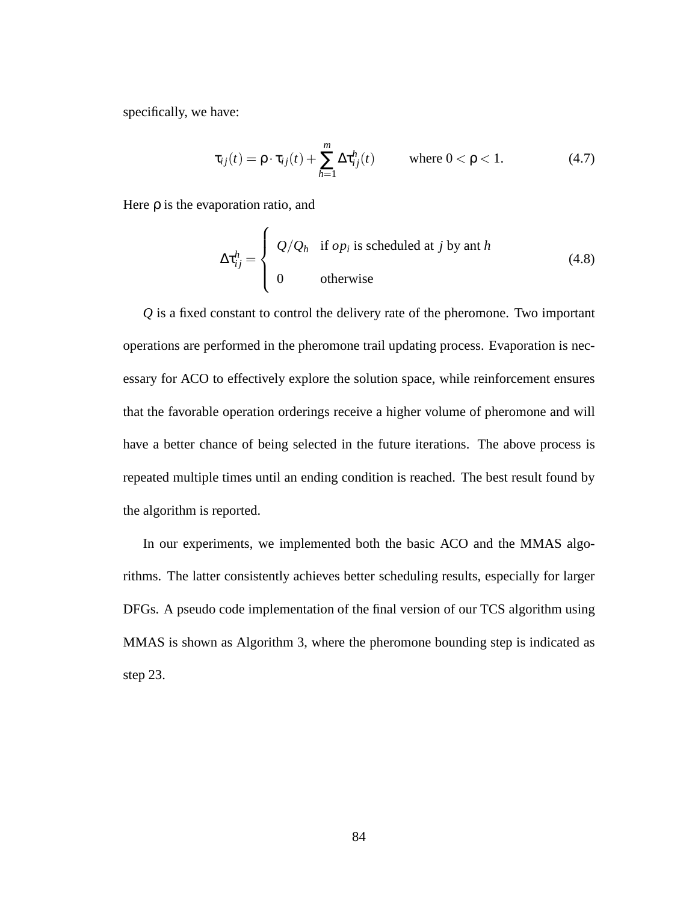specifically, we have:

$$\tau_{ij}(t) = \rho \cdot \tau_{ij}(t) + \sum_{h=1}^{m} \Delta\tau_{ij}^{h}(t) \qquad \text{where } 0 < \rho < 1. \tag{4.7}$$

Here $\rho$ is the evaporation ratio, and

$$\Delta\tau_{ij}^{h} = \begin{cases} Q/Q_h & \text{if } op_i \text{ is scheduled at } j \text{ by ant } h \\ 0 & \text{otherwise} \end{cases} \tag{4.8}$$

$Q$ is a fixed constant to control the delivery rate of the pheromone. Two important operations are performed in the pheromone trail updating process. Evaporation is necessary for ACO to effectively explore the solution space, while reinforcement ensures that the favorable operation orderings receive a higher volume of pheromone and will have a better chance of being selected in the future iterations. The above process is repeated multiple times until an ending condition is reached. The best result found by the algorithm is reported.

In our experiments, we implemented both the basic ACO and the MMAS algorithms. The latter consistently achieves better scheduling results, especially for larger DFGs. A pseudo code implementation of the final version of our TCS algorithm using MMAS is shown as Algorithm 3, where the pheromone bounding step is indicated as step 23.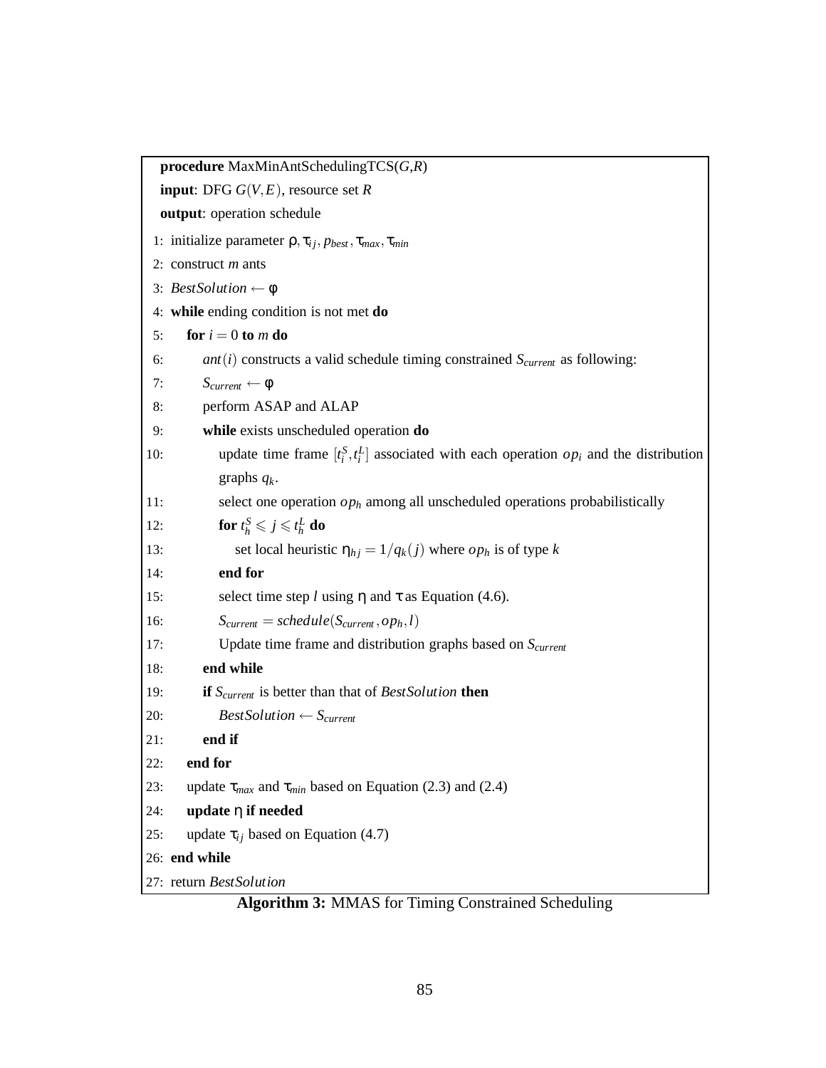```
procedure MaxMinAntSchedulingTCS(G,R)
input: DFG G(V,E), resource set R
output: operation schedule
 1: initialize parameter ρ, τ_ij, p_best, τ_max, τ_min
 2: construct m ants
 3: BestSolution ← φ
 4: while ending condition is not met do
 5:     for i = 0 to m do
 6:         ant(i) constructs a valid schedule timing constrained S_current as following:
 7:         S_current ← φ
 8:         perform ASAP and ALAP
 9:         while exists unscheduled operation do
10:             update time frame [t_i^S, t_i^L] associated with each operation op_i and the distribution
                graphs q_k.
11:             select one operation op_h among all unscheduled operations probabilistically
12:             for t_h^S ⩽ j ⩽ t_h^L do
13:                 set local heuristic η_hj = 1/q_k(j) where op_h is of type k
14:             end for
15:             select time step l using η and τ as Equation (4.6).
16:             S_current = schedule(S_current, op_h, l)
17:             Update time frame and distribution graphs based on S_current
18:         end while
19:         if S_current is better than that of BestSolution then
20:             BestSolution ← S_current
21:         end if
22:     end for
23:     update τ_max and τ_min based on Equation (2.3) and (2.4)
24:     update η if needed
25:     update τ_ij based on Equation (4.7)
26: end while
27: return BestSolution
```

**Algorithm 3:** MMAS for Timing Constrained Scheduling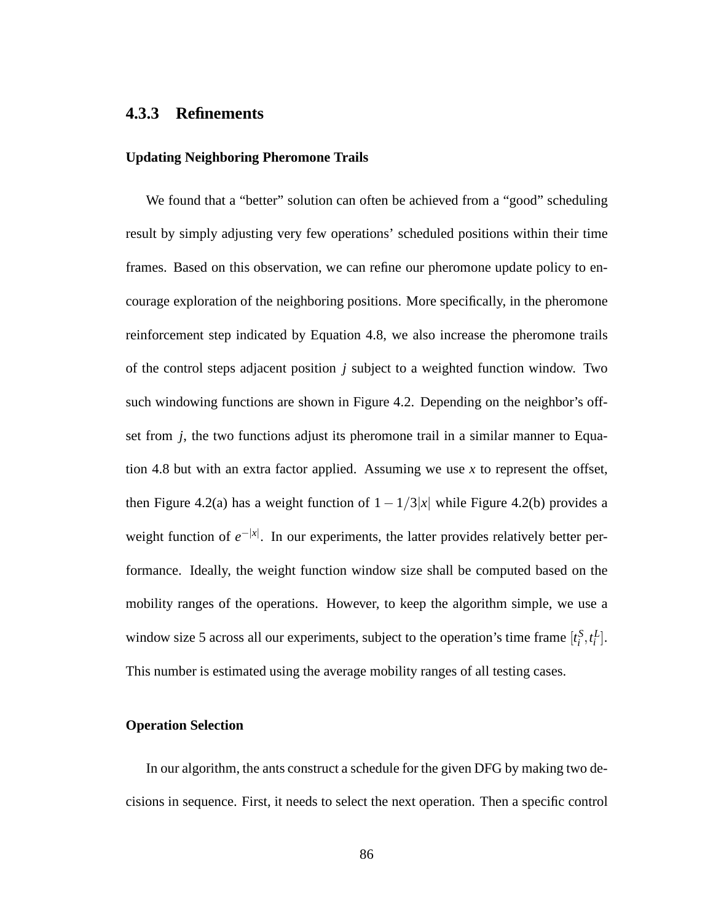### 4.3.3 Refinements

**Updating Neighboring Pheromone Trails**

We found that a "better" solution can often be achieved from a "good" scheduling result by simply adjusting very few operations' scheduled positions within their time frames. Based on this observation, we can refine our pheromone update policy to encourage exploration of the neighboring positions. More specifically, in the pheromone reinforcement step indicated by Equation 4.8, we also increase the pheromone trails of the control steps adjacent position $j$ subject to a weighted function window. Two such windowing functions are shown in Figure 4.2. Depending on the neighbor's offset from $j$, the two functions adjust its pheromone trail in a similar manner to Equation 4.8 but with an extra factor applied. Assuming we use $x$ to represent the offset, then Figure 4.2(a) has a weight function of $1 - 1/3|x|$ while Figure 4.2(b) provides a weight function of $e^{-|x|}$. In our experiments, the latter provides relatively better performance. Ideally, the weight function window size shall be computed based on the mobility ranges of the operations. However, to keep the algorithm simple, we use a window size 5 across all our experiments, subject to the operation's time frame $[t_i^S, t_i^L]$. This number is estimated using the average mobility ranges of all testing cases.

**Operation Selection**

In our algorithm, the ants construct a schedule for the given DFG by making two decisions in sequence. First, it needs to select the next operation. Then a specific control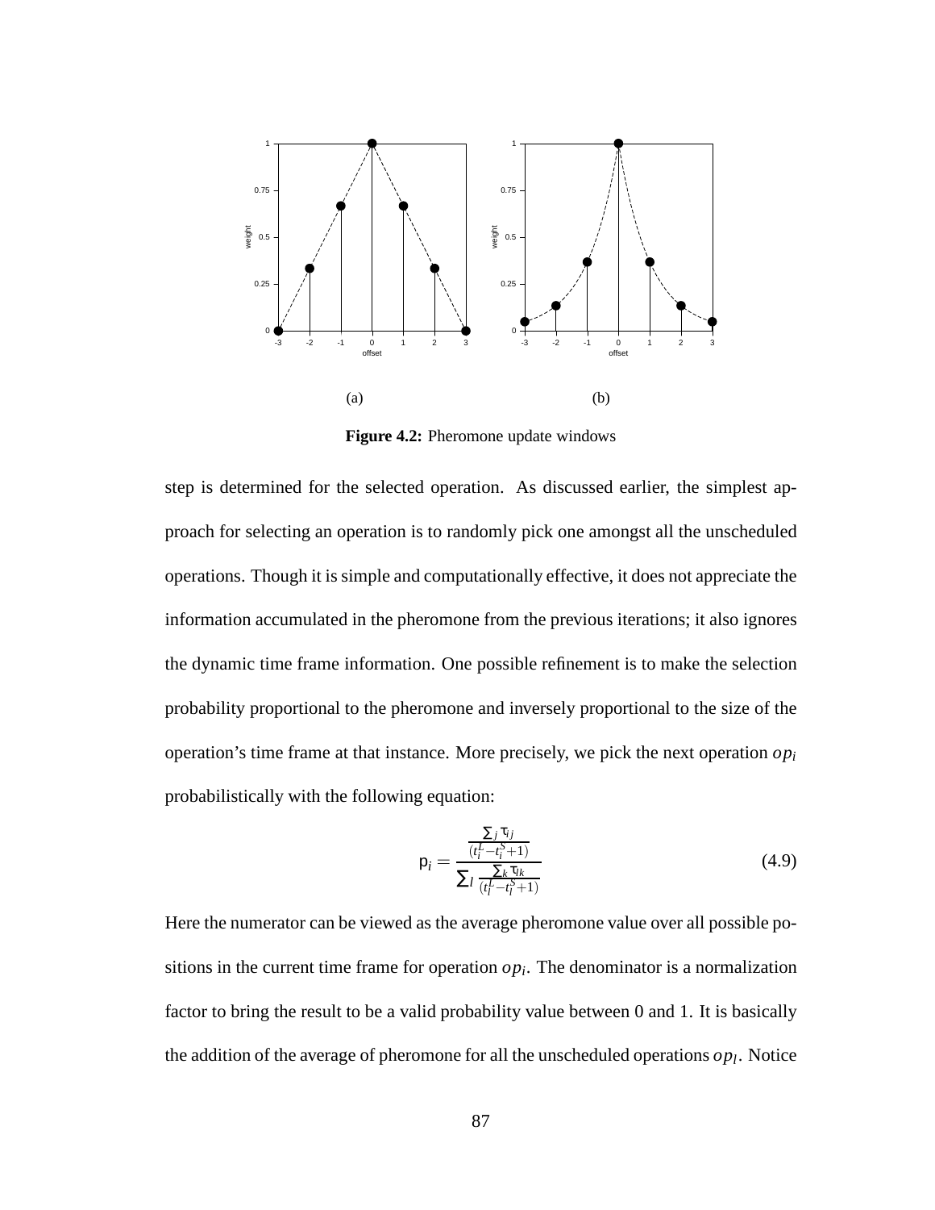Figure 4.2: Pheromone update windows

step is determined for the selected operation. As discussed earlier, the simplest approach for selecting an operation is to randomly pick one amongst all the unscheduled operations. Though it is simple and computationally effective, it does not appreciate the information accumulated in the pheromone from the previous iterations; it also ignores the dynamic time frame information. One possible refinement is to make the selection probability proportional to the pheromone and inversely proportional to the size of the operation's time frame at that instance. More precisely, we pick the next operation $op_i$ probabilistically with the following equation:

$$\mathsf{p}_i = \frac{\frac{\sum_j \tau_{ij}}{(t_i^L - t_i^S + 1)}}{\sum_l \frac{\sum_k \tau_{lk}}{(t_l^L - t_l^S + 1)}} \tag{4.9}$$

Here the numerator can be viewed as the average pheromone value over all possible positions in the current time frame for operation $op_i$. The denominator is a normalization factor to bring the result to be a valid probability value between 0 and 1. It is basically the addition of the average of pheromone for all the unscheduled operations $op_l$. Notice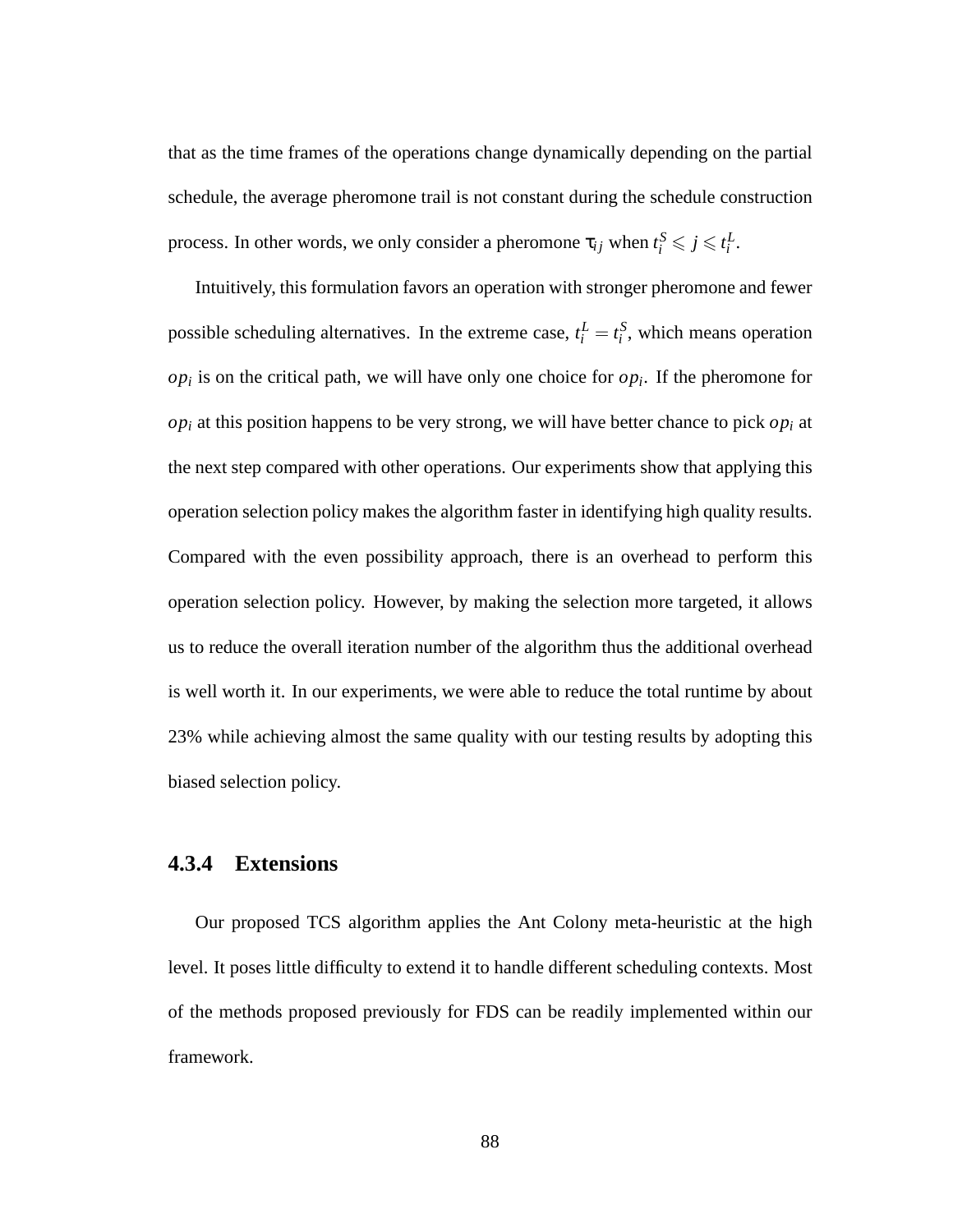that as the time frames of the operations change dynamically depending on the partial schedule, the average pheromone trail is not constant during the schedule construction process. In other words, we only consider a pheromone $\tau_{ij}$ when $t_i^S \leqslant j \leqslant t_i^L$.

Intuitively, this formulation favors an operation with stronger pheromone and fewer possible scheduling alternatives. In the extreme case, $t_i^L = t_i^S$, which means operation $op_i$ is on the critical path, we will have only one choice for $op_i$. If the pheromone for $op_i$ at this position happens to be very strong, we will have better chance to pick $op_i$ at the next step compared with other operations. Our experiments show that applying this operation selection policy makes the algorithm faster in identifying high quality results. Compared with the even possibility approach, there is an overhead to perform this operation selection policy. However, by making the selection more targeted, it allows us to reduce the overall iteration number of the algorithm thus the additional overhead is well worth it. In our experiments, we were able to reduce the total runtime by about 23% while achieving almost the same quality with our testing results by adopting this biased selection policy.

### 4.3.4 Extensions

Our proposed TCS algorithm applies the Ant Colony meta-heuristic at the high level. It poses little difficulty to extend it to handle different scheduling contexts. Most of the methods proposed previously for FDS can be readily implemented within our framework.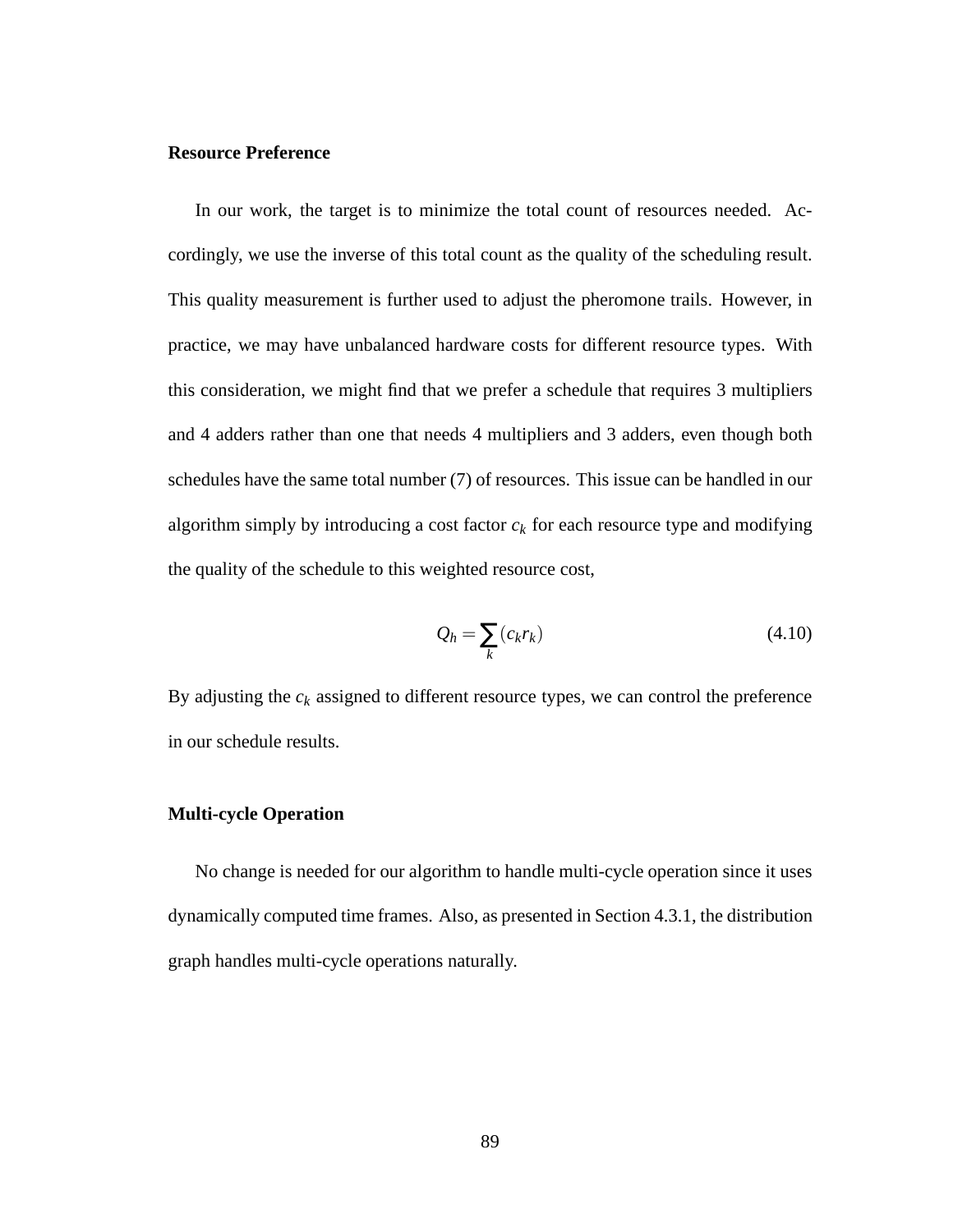### Resource Preference

In our work, the target is to minimize the total count of resources needed. Accordingly, we use the inverse of this total count as the quality of the scheduling result. This quality measurement is further used to adjust the pheromone trails. However, in practice, we may have unbalanced hardware costs for different resource types. With this consideration, we might find that we prefer a schedule that requires 3 multipliers and 4 adders rather than one that needs 4 multipliers and 3 adders, even though both schedules have the same total number (7) of resources. This issue can be handled in our algorithm simply by introducing a cost factor $c_k$ for each resource type and modifying the quality of the schedule to this weighted resource cost,

$$Q_h = \sum_k (c_k r_k) \tag{4.10}$$

By adjusting the $c_k$ assigned to different resource types, we can control the preference in our schedule results.

### Multi-cycle Operation

No change is needed for our algorithm to handle multi-cycle operation since it uses dynamically computed time frames. Also, as presented in Section 4.3.1, the distribution graph handles multi-cycle operations naturally.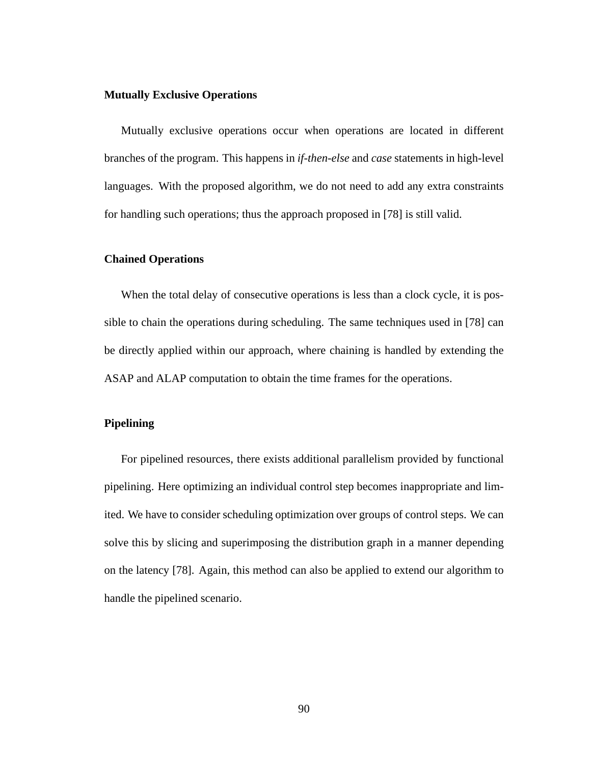### Mutually Exclusive Operations

Mutually exclusive operations occur when operations are located in different branches of the program. This happens in *if-then-else* and *case* statements in high-level languages. With the proposed algorithm, we do not need to add any extra constraints for handling such operations; thus the approach proposed in [78] is still valid.

### Chained Operations

When the total delay of consecutive operations is less than a clock cycle, it is possible to chain the operations during scheduling. The same techniques used in [78] can be directly applied within our approach, where chaining is handled by extending the ASAP and ALAP computation to obtain the time frames for the operations.

### Pipelining

For pipelined resources, there exists additional parallelism provided by functional pipelining. Here optimizing an individual control step becomes inappropriate and limited. We have to consider scheduling optimization over groups of control steps. We can solve this by slicing and superimposing the distribution graph in a manner depending on the latency [78]. Again, this method can also be applied to extend our algorithm to handle the pipelined scenario.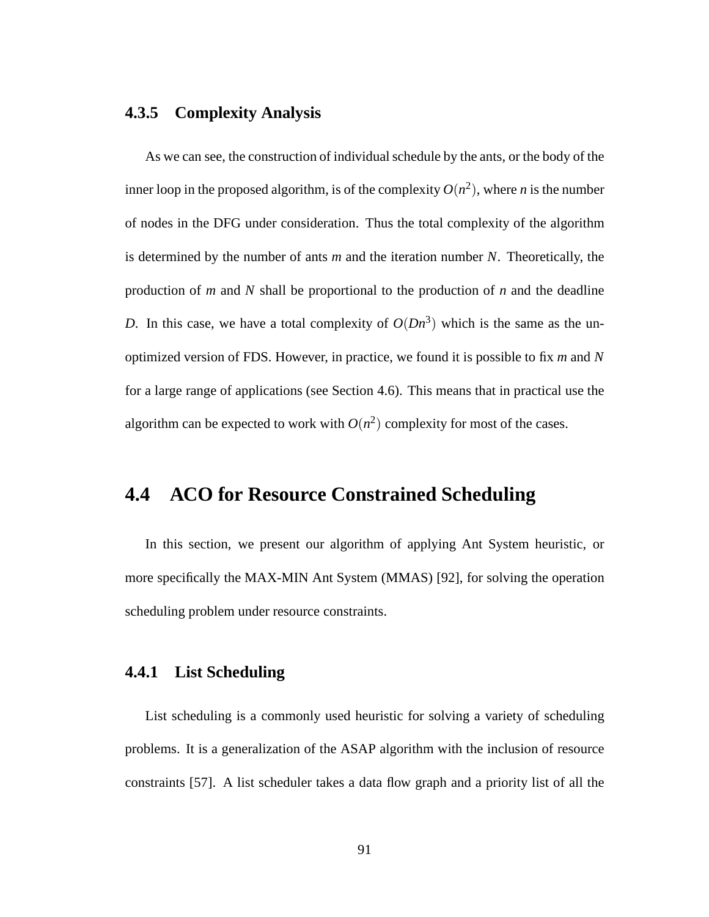### 4.3.5 Complexity Analysis

As we can see, the construction of individual schedule by the ants, or the body of the inner loop in the proposed algorithm, is of the complexity $O(n^2)$, where $n$ is the number of nodes in the DFG under consideration. Thus the total complexity of the algorithm is determined by the number of ants $m$ and the iteration number $N$. Theoretically, the production of $m$ and $N$ shall be proportional to the production of $n$ and the deadline $D$. In this case, we have a total complexity of $O(Dn^3)$ which is the same as the un-optimized version of FDS. However, in practice, we found it is possible to fix $m$ and $N$ for a large range of applications (see Section 4.6). This means that in practical use the algorithm can be expected to work with $O(n^2)$ complexity for most of the cases.

## 4.4 ACO for Resource Constrained Scheduling

In this section, we present our algorithm of applying Ant System heuristic, or more specifically the MAX-MIN Ant System (MMAS) [92], for solving the operation scheduling problem under resource constraints.

### 4.4.1 List Scheduling

List scheduling is a commonly used heuristic for solving a variety of scheduling problems. It is a generalization of the ASAP algorithm with the inclusion of resource constraints [57]. A list scheduler takes a data flow graph and a priority list of all the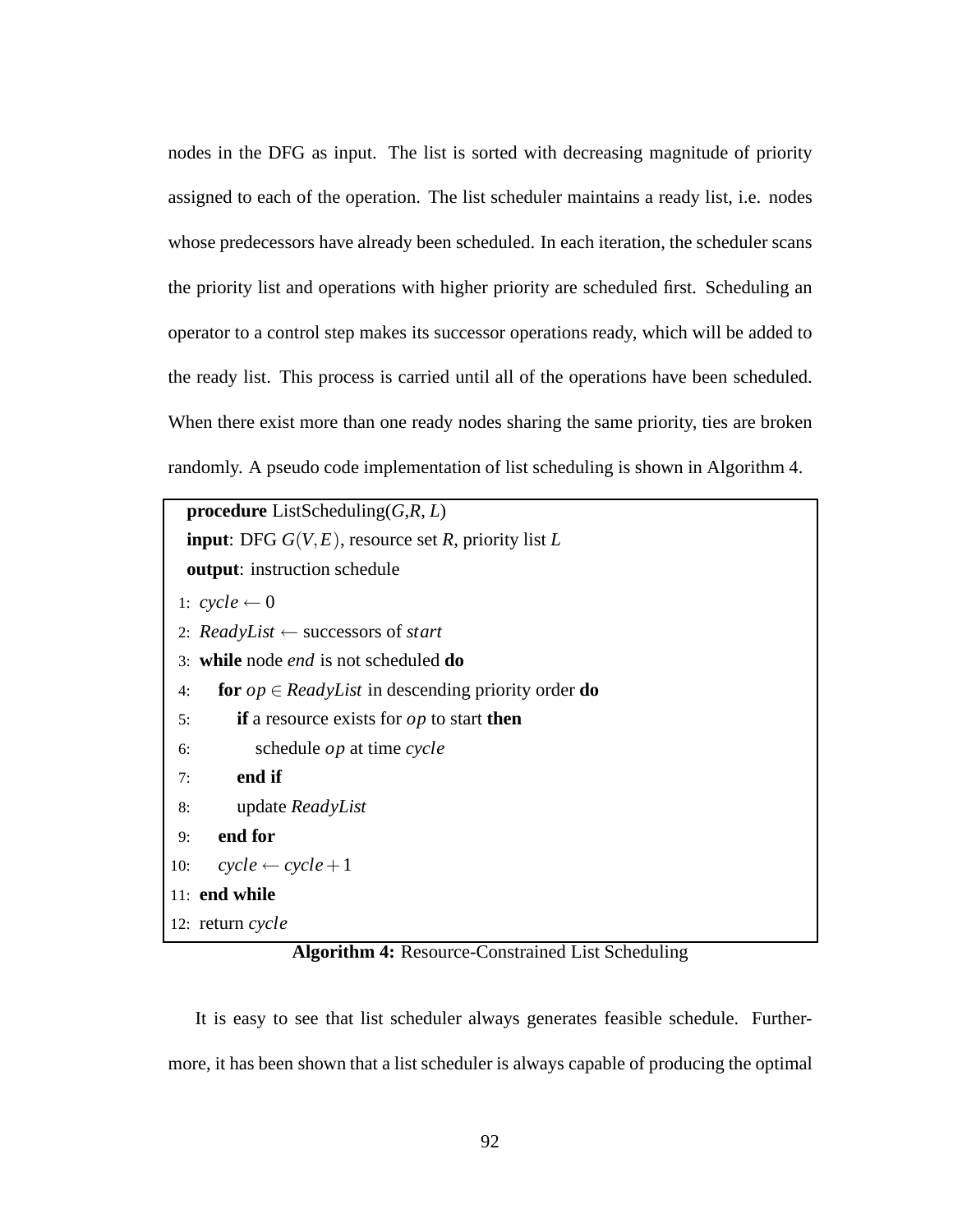nodes in the DFG as input. The list is sorted with decreasing magnitude of priority assigned to each of the operation. The list scheduler maintains a ready list, i.e. nodes whose predecessors have already been scheduled. In each iteration, the scheduler scans the priority list and operations with higher priority are scheduled first. Scheduling an operator to a control step makes its successor operations ready, which will be added to the ready list. This process is carried until all of the operations have been scheduled. When there exist more than one ready nodes sharing the same priority, ties are broken randomly. A pseudo code implementation of list scheduling is shown in Algorithm 4.

```
procedure ListScheduling(G,R, L)
input: DFG G(V,E), resource set R, priority list L
output: instruction schedule
 1: cycle ← 0
 2: ReadyList ← successors of start
 3: while node end is not scheduled do
 4:    for op ∈ ReadyList in descending priority order do
 5:       if a resource exists for op to start then
 6:          schedule op at time cycle
 7:       end if
 8:       update ReadyList
 9:    end for
10:    cycle ← cycle + 1
11: end while
12: return cycle
```

**Algorithm 4:** Resource-Constrained List Scheduling

It is easy to see that list scheduler always generates feasible schedule. Furthermore, it has been shown that a list scheduler is always capable of producing the optimal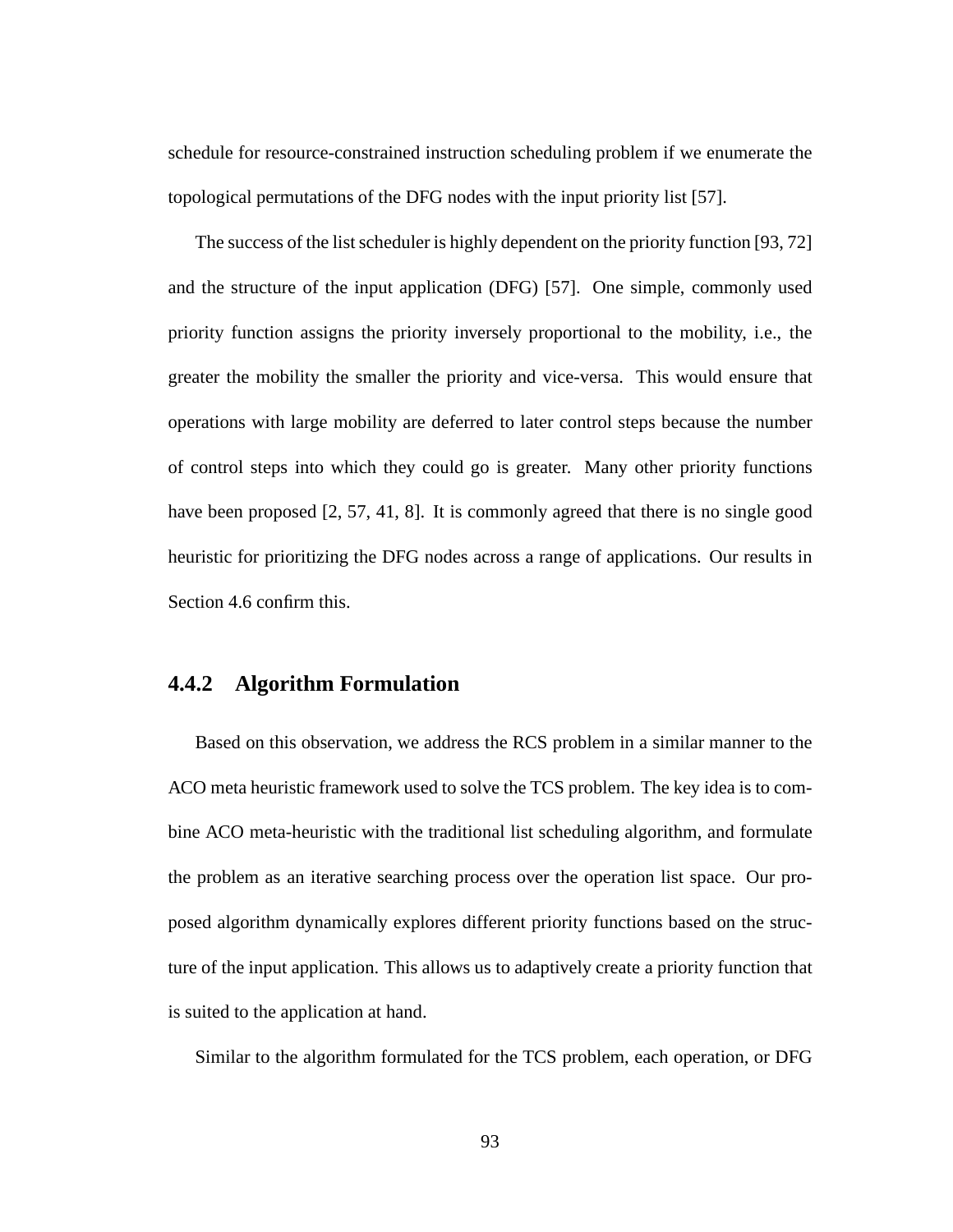schedule for resource-constrained instruction scheduling problem if we enumerate the topological permutations of the DFG nodes with the input priority list [57].

The success of the list scheduler is highly dependent on the priority function [93, 72] and the structure of the input application (DFG) [57]. One simple, commonly used priority function assigns the priority inversely proportional to the mobility, i.e., the greater the mobility the smaller the priority and vice-versa. This would ensure that operations with large mobility are deferred to later control steps because the number of control steps into which they could go is greater. Many other priority functions have been proposed [2, 57, 41, 8]. It is commonly agreed that there is no single good heuristic for prioritizing the DFG nodes across a range of applications. Our results in Section 4.6 confirm this.

### 4.4.2 Algorithm Formulation

Based on this observation, we address the RCS problem in a similar manner to the ACO meta heuristic framework used to solve the TCS problem. The key idea is to combine ACO meta-heuristic with the traditional list scheduling algorithm, and formulate the problem as an iterative searching process over the operation list space. Our proposed algorithm dynamically explores different priority functions based on the structure of the input application. This allows us to adaptively create a priority function that is suited to the application at hand.

Similar to the algorithm formulated for the TCS problem, each operation, or DFG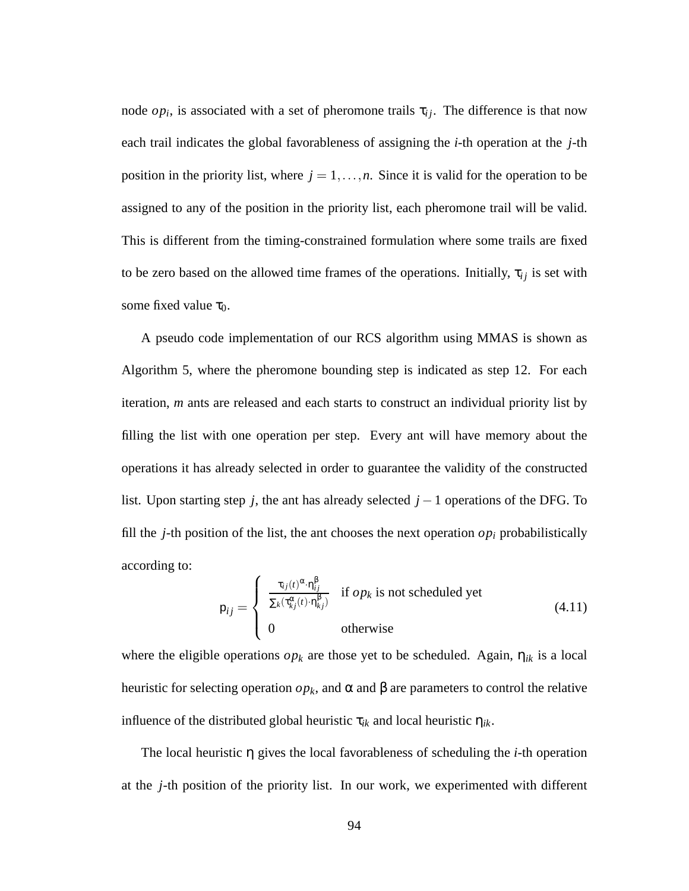node $op_i$, is associated with a set of pheromone trails $\tau_{ij}$. The difference is that now each trail indicates the global favorableness of assigning the $i$-th operation at the $j$-th position in the priority list, where $j = 1, \ldots, n$. Since it is valid for the operation to be assigned to any of the position in the priority list, each pheromone trail will be valid. This is different from the timing-constrained formulation where some trails are fixed to be zero based on the allowed time frames of the operations. Initially, $\tau_{ij}$ is set with some fixed value $\tau_0$.

A pseudo code implementation of our RCS algorithm using MMAS is shown as Algorithm 5, where the pheromone bounding step is indicated as step 12. For each iteration, *m* ants are released and each starts to construct an individual priority list by filling the list with one operation per step. Every ant will have memory about the operations it has already selected in order to guarantee the validity of the constructed list. Upon starting step $j$, the ant has already selected $j-1$ operations of the DFG. To fill the $j$-th position of the list, the ant chooses the next operation $op_i$ probabilistically according to:

$$p_{ij} = \begin{cases} \frac{\tau_{ij}(t)^{\alpha} \cdot \eta_{ij}^{\beta}}{\sum_k (\tau_{kj}^{\alpha}(t) \cdot \eta_{kj}^{\beta})} & \text{if } op_k \text{ is not scheduled yet} \\ 0 & \text{otherwise} \end{cases} \tag{4.11}$$

where the eligible operations $op_k$ are those yet to be scheduled. Again, $\eta_{ik}$ is a local heuristic for selecting operation $op_k$, and $\alpha$ and $\beta$ are parameters to control the relative influence of the distributed global heuristic $\tau_{ik}$ and local heuristic $\eta_{ik}$.

The local heuristic $\eta$ gives the local favorableness of scheduling the $i$-th operation at the $j$-th position of the priority list. In our work, we experimented with different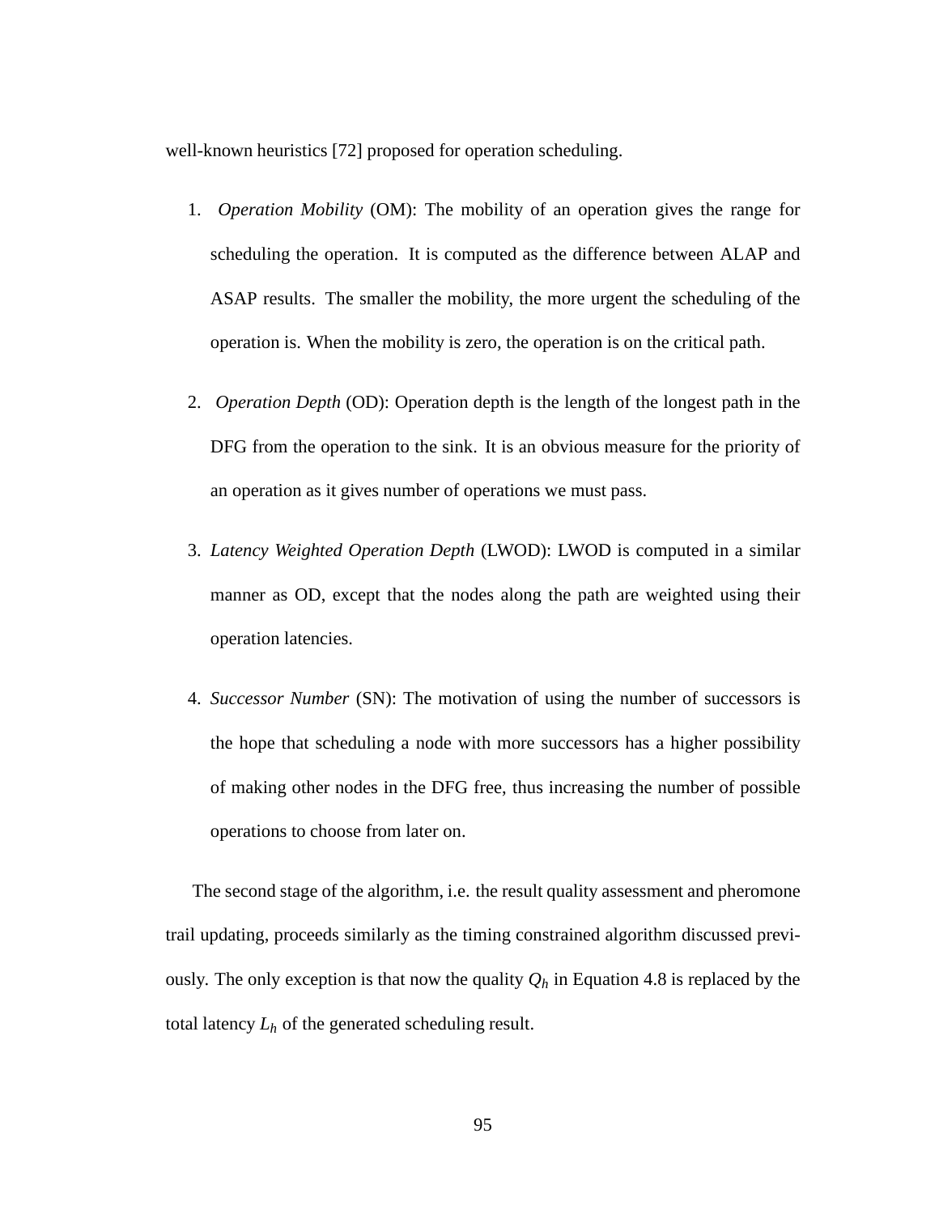well-known heuristics [72] proposed for operation scheduling.

1. *Operation Mobility* (OM): The mobility of an operation gives the range for scheduling the operation. It is computed as the difference between ALAP and ASAP results. The smaller the mobility, the more urgent the scheduling of the operation is. When the mobility is zero, the operation is on the critical path.

2. *Operation Depth* (OD): Operation depth is the length of the longest path in the DFG from the operation to the sink. It is an obvious measure for the priority of an operation as it gives number of operations we must pass.

3. *Latency Weighted Operation Depth* (LWOD): LWOD is computed in a similar manner as OD, except that the nodes along the path are weighted using their operation latencies.

4. *Successor Number* (SN): The motivation of using the number of successors is the hope that scheduling a node with more successors has a higher possibility of making other nodes in the DFG free, thus increasing the number of possible operations to choose from later on.

The second stage of the algorithm, i.e. the result quality assessment and pheromone trail updating, proceeds similarly as the timing constrained algorithm discussed previously. The only exception is that now the quality $Q_h$ in Equation 4.8 is replaced by the total latency $L_h$ of the generated scheduling result.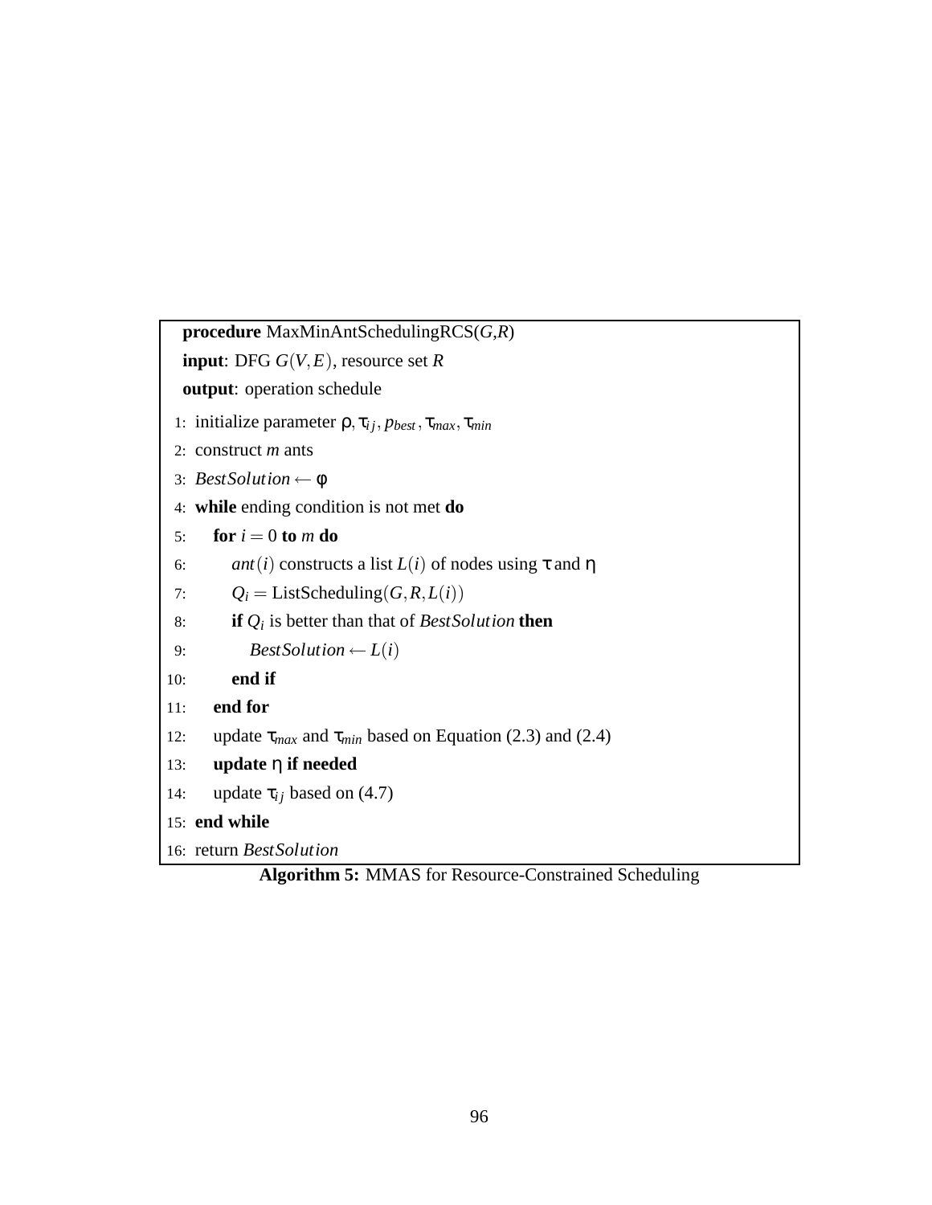```
procedure MaxMinAntSchedulingRCS(G,R)
input: DFG G(V,E), resource set R
output: operation schedule
 1: initialize parameter ρ, τ_ij, p_best, τ_max, τ_min
 2: construct m ants
 3: BestSolution ← φ
 4: while ending condition is not met do
 5:    for i = 0 to m do
 6:       ant(i) constructs a list L(i) of nodes using τ and η
 7:       Q_i = ListScheduling(G, R, L(i))
 8:       if Q_i is better than that of BestSolution then
 9:          BestSolution ← L(i)
10:       end if
11:    end for
12:    update τ_max and τ_min based on Equation (2.3) and (2.4)
13:    update η if needed
14:    update τ_ij based on (4.7)
15: end while
16: return BestSolution
```

**Algorithm 5:** MMAS for Resource-Constrained Scheduling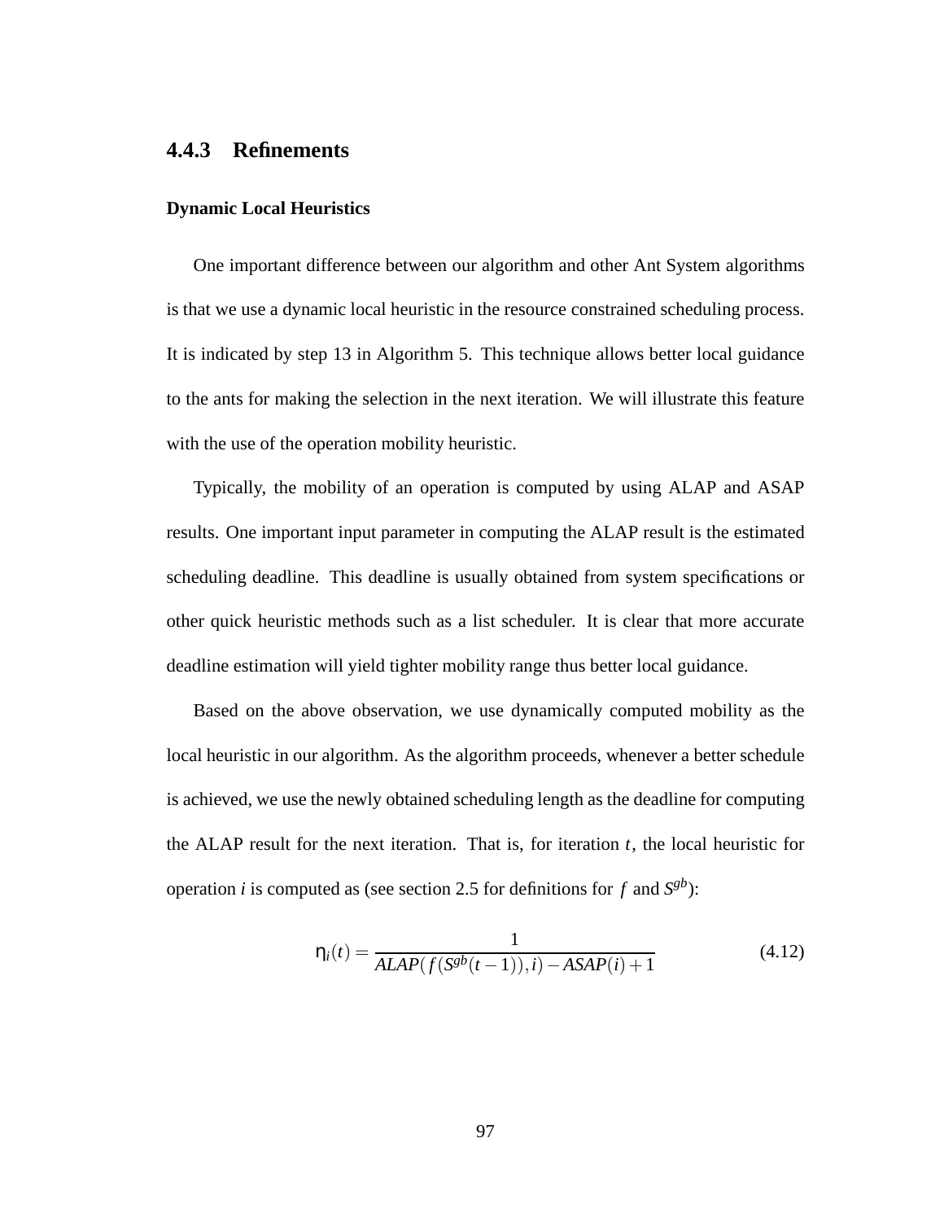### 4.4.3 Refinements

#### Dynamic Local Heuristics

One important difference between our algorithm and other Ant System algorithms is that we use a dynamic local heuristic in the resource constrained scheduling process. It is indicated by step 13 in Algorithm 5. This technique allows better local guidance to the ants for making the selection in the next iteration. We will illustrate this feature with the use of the operation mobility heuristic.

Typically, the mobility of an operation is computed by using ALAP and ASAP results. One important input parameter in computing the ALAP result is the estimated scheduling deadline. This deadline is usually obtained from system specifications or other quick heuristic methods such as a list scheduler. It is clear that more accurate deadline estimation will yield tighter mobility range thus better local guidance.

Based on the above observation, we use dynamically computed mobility as the local heuristic in our algorithm. As the algorithm proceeds, whenever a better schedule is achieved, we use the newly obtained scheduling length as the deadline for computing the ALAP result for the next iteration. That is, for iteration $t$, the local heuristic for operation $i$ is computed as (see section 2.5 for definitions for $f$ and $S^{gb}$):

$$\eta_i(t) = \frac{1}{ALAP(f(S^{gb}(t-1)), i) - ASAP(i) + 1} \tag{4.12}$$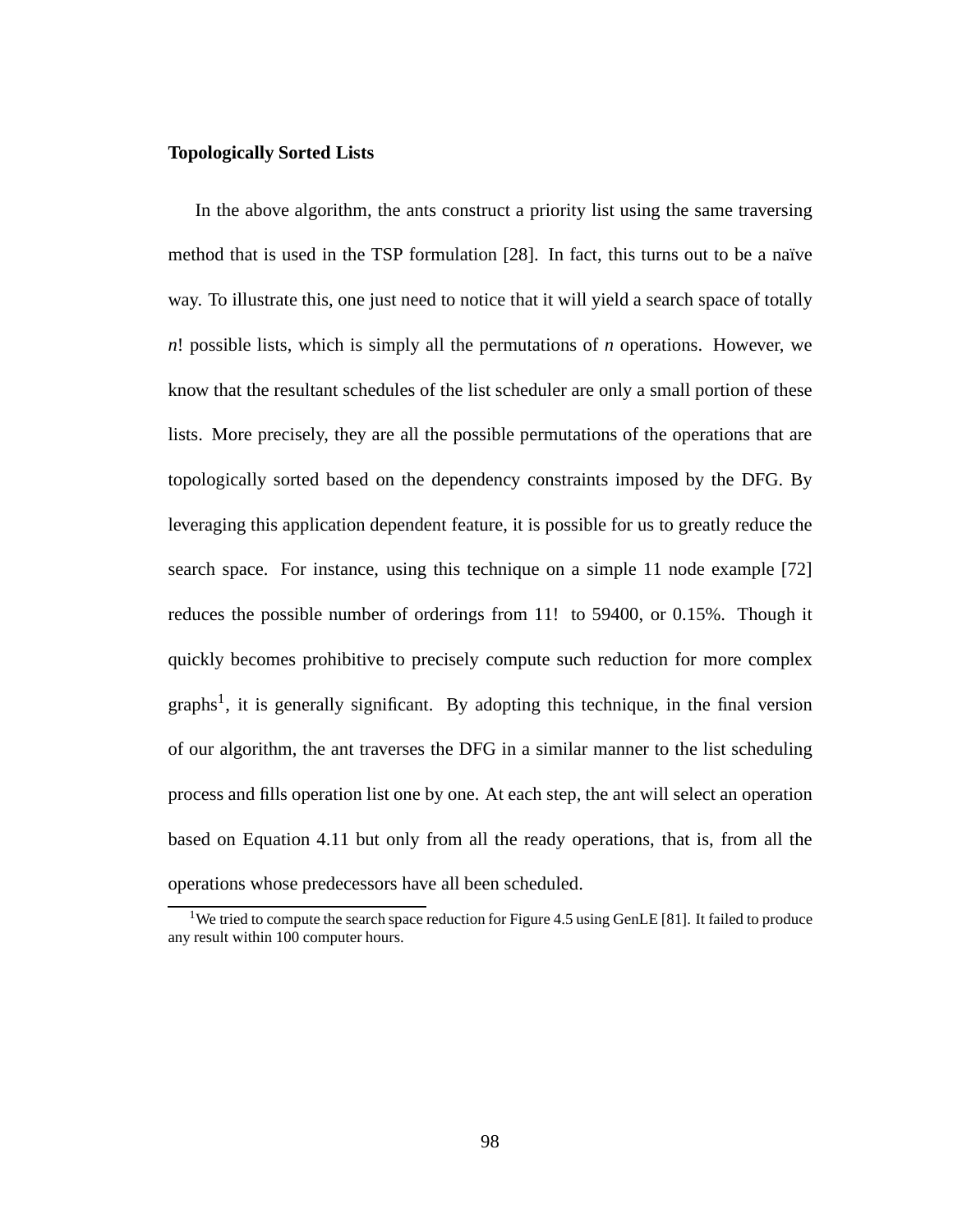### Topologically Sorted Lists

In the above algorithm, the ants construct a priority list using the same traversing method that is used in the TSP formulation [28]. In fact, this turns out to be a naïve way. To illustrate this, one just need to notice that it will yield a search space of totally $n!$ possible lists, which is simply all the permutations of $n$ operations. However, we know that the resultant schedules of the list scheduler are only a small portion of these lists. More precisely, they are all the possible permutations of the operations that are topologically sorted based on the dependency constraints imposed by the DFG. By leveraging this application dependent feature, it is possible for us to greatly reduce the search space. For instance, using this technique on a simple 11 node example [72] reduces the possible number of orderings from 11! to 59400, or 0.15%. Though it quickly becomes prohibitive to precisely compute such reduction for more complex graphs[1], it is generally significant. By adopting this technique, in the final version of our algorithm, the ant traverses the DFG in a similar manner to the list scheduling process and fills operation list one by one. At each step, the ant will select an operation based on Equation 4.11 but only from all the ready operations, that is, from all the operations whose predecessors have all been scheduled.

[1] We tried to compute the search space reduction for Figure 4.5 using GenLE [81]. It failed to produce any result within 100 computer hours.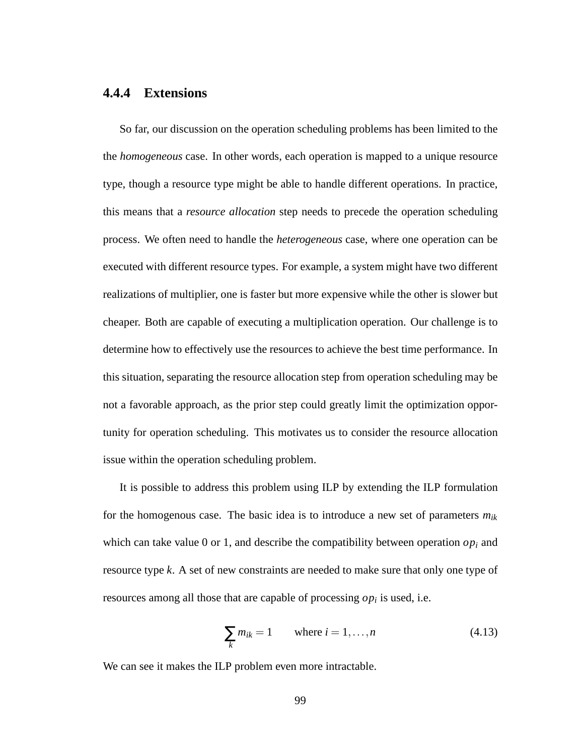### 4.4.4 Extensions

So far, our discussion on the operation scheduling problems has been limited to the the *homogeneous* case. In other words, each operation is mapped to a unique resource type, though a resource type might be able to handle different operations. In practice, this means that a *resource allocation* step needs to precede the operation scheduling process. We often need to handle the *heterogeneous* case, where one operation can be executed with different resource types. For example, a system might have two different realizations of multiplier, one is faster but more expensive while the other is slower but cheaper. Both are capable of executing a multiplication operation. Our challenge is to determine how to effectively use the resources to achieve the best time performance. In this situation, separating the resource allocation step from operation scheduling may be not a favorable approach, as the prior step could greatly limit the optimization opportunity for operation scheduling. This motivates us to consider the resource allocation issue within the operation scheduling problem.

It is possible to address this problem using ILP by extending the ILP formulation for the homogenous case. The basic idea is to introduce a new set of parameters $m_{ik}$ which can take value 0 or 1, and describe the compatibility between operation $op_i$ and resource type $k$. A set of new constraints are needed to make sure that only one type of resources among all those that are capable of processing $op_i$ is used, i.e.

$$\sum_{k} m_{ik} = 1 \qquad \text{where } i = 1, \ldots, n \tag{4.13}$$

We can see it makes the ILP problem even more intractable.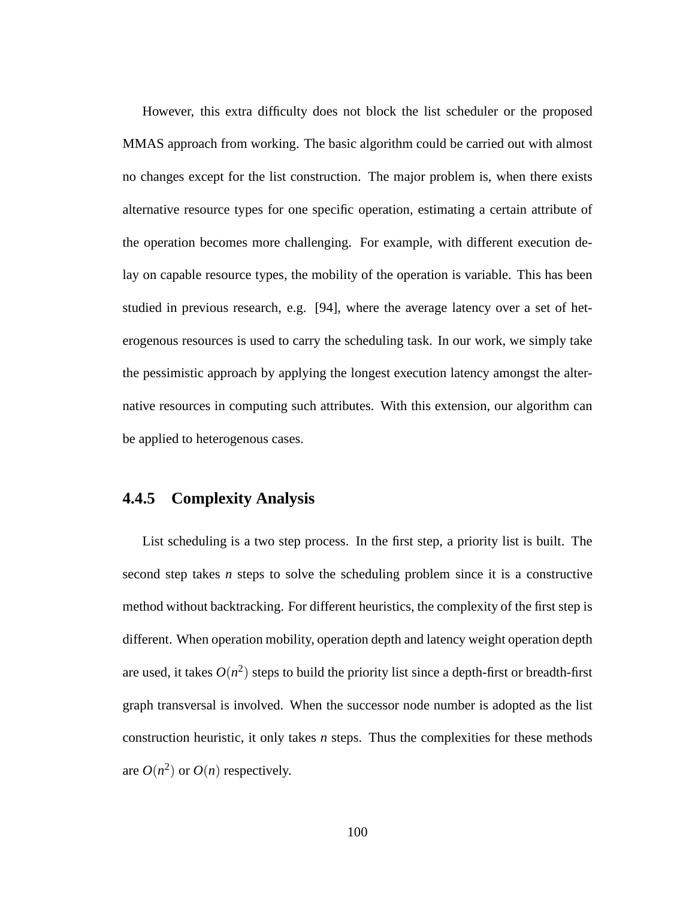However, this extra difficulty does not block the list scheduler or the proposed MMAS approach from working. The basic algorithm could be carried out with almost no changes except for the list construction. The major problem is, when there exists alternative resource types for one specific operation, estimating a certain attribute of the operation becomes more challenging. For example, with different execution delay on capable resource types, the mobility of the operation is variable. This has been studied in previous research, e.g. [94], where the average latency over a set of heterogenous resources is used to carry the scheduling task. In our work, we simply take the pessimistic approach by applying the longest execution latency amongst the alternative resources in computing such attributes. With this extension, our algorithm can be applied to heterogenous cases.

### 4.4.5 Complexity Analysis

List scheduling is a two step process. In the first step, a priority list is built. The second step takes $n$ steps to solve the scheduling problem since it is a constructive method without backtracking. For different heuristics, the complexity of the first step is different. When operation mobility, operation depth and latency weight operation depth are used, it takes $O(n^2)$ steps to build the priority list since a depth-first or breadth-first graph transversal is involved. When the successor node number is adopted as the list construction heuristic, it only takes $n$ steps. Thus the complexities for these methods are $O(n^2)$ or $O(n)$ respectively.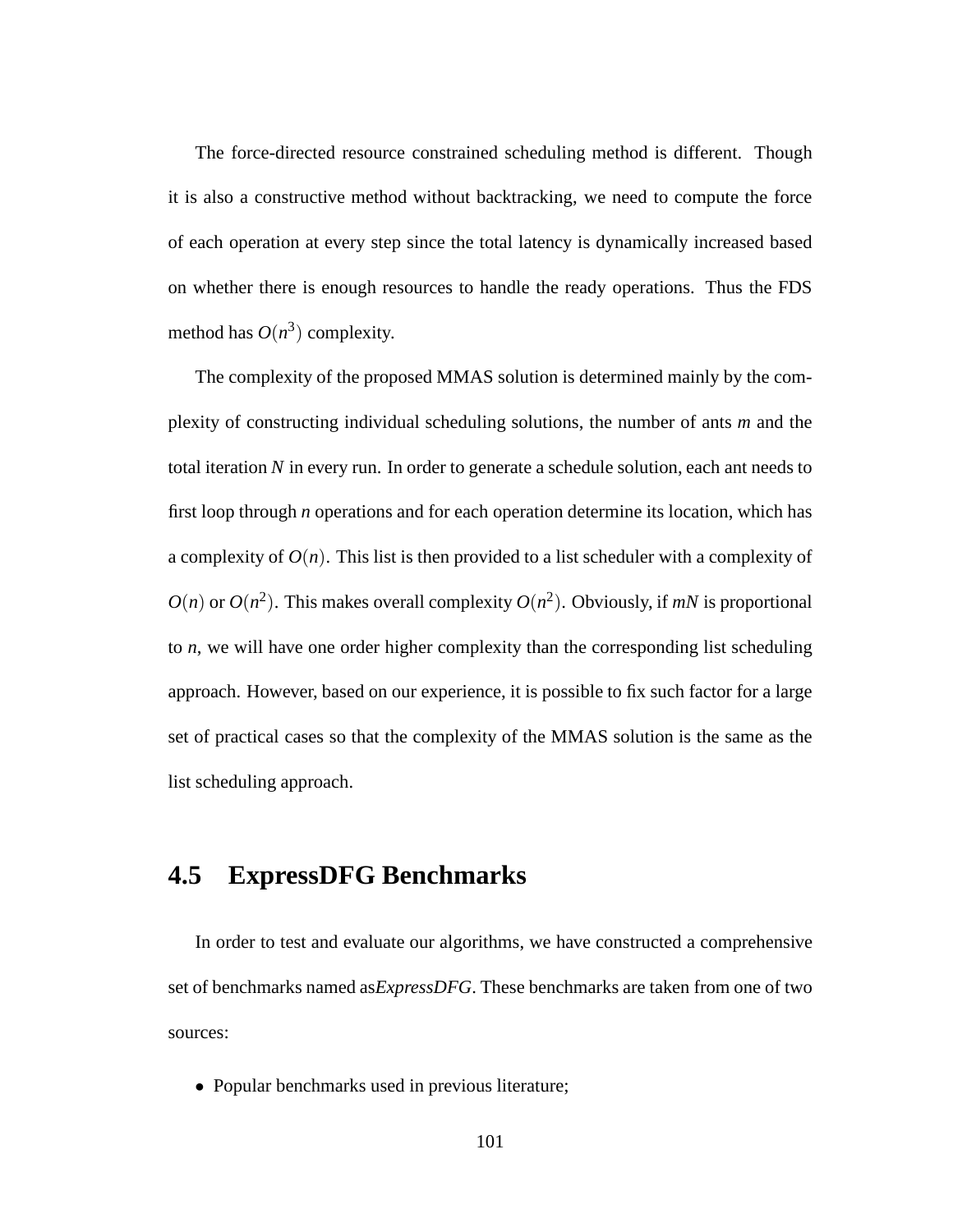The force-directed resource constrained scheduling method is different. Though it is also a constructive method without backtracking, we need to compute the force of each operation at every step since the total latency is dynamically increased based on whether there is enough resources to handle the ready operations. Thus the FDS method has $O(n^3)$ complexity.

The complexity of the proposed MMAS solution is determined mainly by the complexity of constructing individual scheduling solutions, the number of ants $m$ and the total iteration $N$ in every run. In order to generate a schedule solution, each ant needs to first loop through $n$ operations and for each operation determine its location, which has a complexity of $O(n)$. This list is then provided to a list scheduler with a complexity of $O(n)$ or $O(n^2)$. This makes overall complexity $O(n^2)$. Obviously, if $mN$ is proportional to $n$, we will have one order higher complexity than the corresponding list scheduling approach. However, based on our experience, it is possible to fix such factor for a large set of practical cases so that the complexity of the MMAS solution is the same as the list scheduling approach.

## 4.5 ExpressDFG Benchmarks

In order to test and evaluate our algorithms, we have constructed a comprehensive set of benchmarks named as*ExpressDFG*. These benchmarks are taken from one of two sources:

- Popular benchmarks used in previous literature;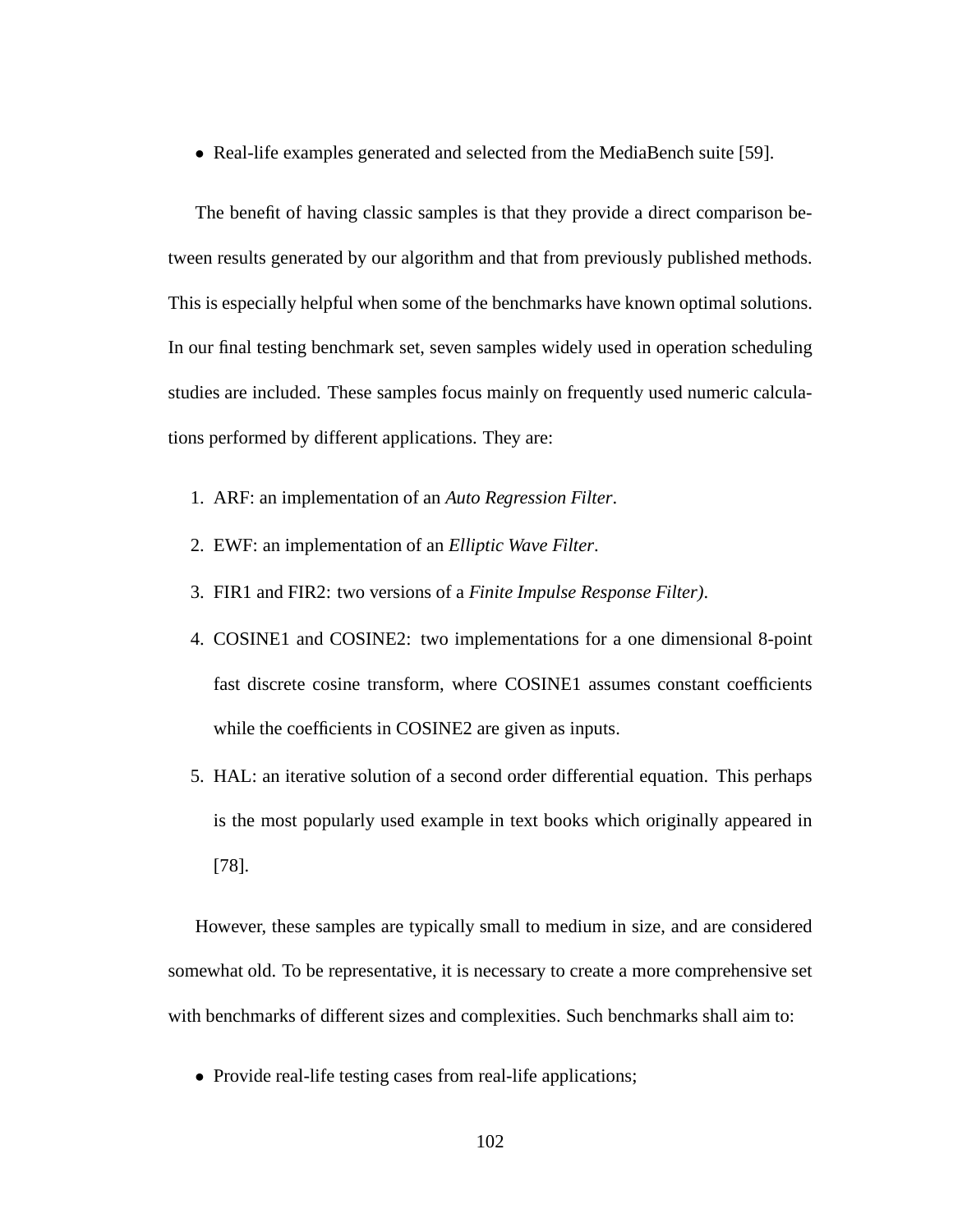- Real-life examples generated and selected from the MediaBench suite [59].

The benefit of having classic samples is that they provide a direct comparison between results generated by our algorithm and that from previously published methods. This is especially helpful when some of the benchmarks have known optimal solutions. In our final testing benchmark set, seven samples widely used in operation scheduling studies are included. These samples focus mainly on frequently used numeric calculations performed by different applications. They are:

1. ARF: an implementation of an *Auto Regression Filter*.
2. EWF: an implementation of an *Elliptic Wave Filter*.
3. FIR1 and FIR2: two versions of a *Finite Impulse Response Filter)*.
4. COSINE1 and COSINE2: two implementations for a one dimensional 8-point fast discrete cosine transform, where COSINE1 assumes constant coefficients while the coefficients in COSINE2 are given as inputs.
5. HAL: an iterative solution of a second order differential equation. This perhaps is the most popularly used example in text books which originally appeared in [78].

However, these samples are typically small to medium in size, and are considered somewhat old. To be representative, it is necessary to create a more comprehensive set with benchmarks of different sizes and complexities. Such benchmarks shall aim to:

- Provide real-life testing cases from real-life applications;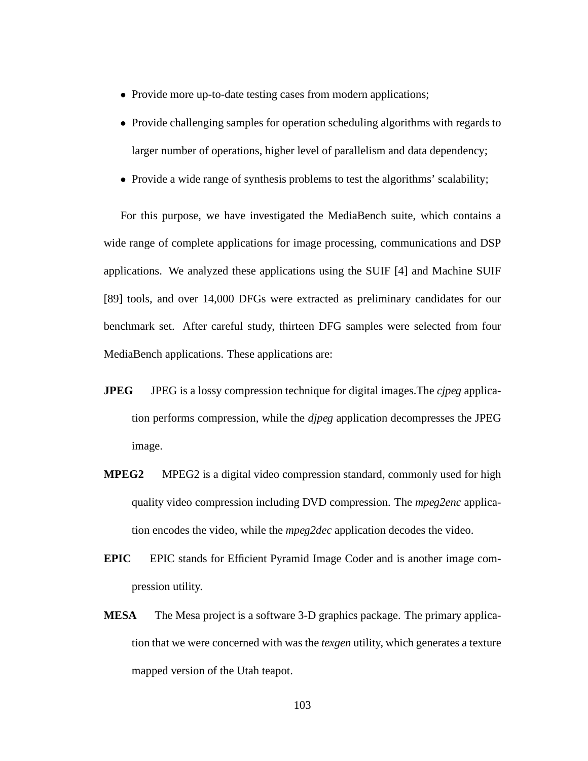- Provide more up-to-date testing cases from modern applications;
- Provide challenging samples for operation scheduling algorithms with regards to larger number of operations, higher level of parallelism and data dependency;
- Provide a wide range of synthesis problems to test the algorithms' scalability;

For this purpose, we have investigated the MediaBench suite, which contains a wide range of complete applications for image processing, communications and DSP applications. We analyzed these applications using the SUIF [4] and Machine SUIF [89] tools, and over 14,000 DFGs were extracted as preliminary candidates for our benchmark set. After careful study, thirteen DFG samples were selected from four MediaBench applications. These applications are:

**JPEG** JPEG is a lossy compression technique for digital images.The *cjpeg* application performs compression, while the *djpeg* application decompresses the JPEG image.

**MPEG2** MPEG2 is a digital video compression standard, commonly used for high quality video compression including DVD compression. The *mpeg2enc* application encodes the video, while the *mpeg2dec* application decodes the video.

**EPIC** EPIC stands for Efficient Pyramid Image Coder and is another image compression utility.

**MESA** The Mesa project is a software 3-D graphics package. The primary application that we were concerned with was the *texgen* utility, which generates a texture mapped version of the Utah teapot.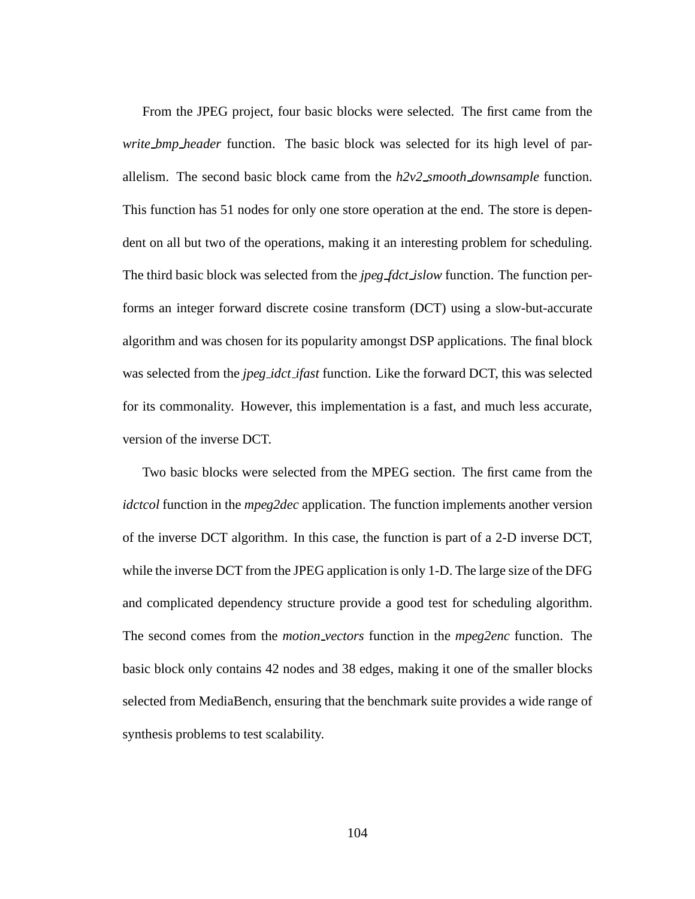From the JPEG project, four basic blocks were selected. The first came from the *write_bmp_header* function. The basic block was selected for its high level of parallelism. The second basic block came from the *h2v2_smooth_downsample* function. This function has 51 nodes for only one store operation at the end. The store is dependent on all but two of the operations, making it an interesting problem for scheduling. The third basic block was selected from the *jpeg_fdct_islow* function. The function performs an integer forward discrete cosine transform (DCT) using a slow-but-accurate algorithm and was chosen for its popularity amongst DSP applications. The final block was selected from the *jpeg_idct_ifast* function. Like the forward DCT, this was selected for its commonality. However, this implementation is a fast, and much less accurate, version of the inverse DCT.

Two basic blocks were selected from the MPEG section. The first came from the *idctcol* function in the *mpeg2dec* application. The function implements another version of the inverse DCT algorithm. In this case, the function is part of a 2-D inverse DCT, while the inverse DCT from the JPEG application is only 1-D. The large size of the DFG and complicated dependency structure provide a good test for scheduling algorithm. The second comes from the *motion_vectors* function in the *mpeg2enc* function. The basic block only contains 42 nodes and 38 edges, making it one of the smaller blocks selected from MediaBench, ensuring that the benchmark suite provides a wide range of synthesis problems to test scalability.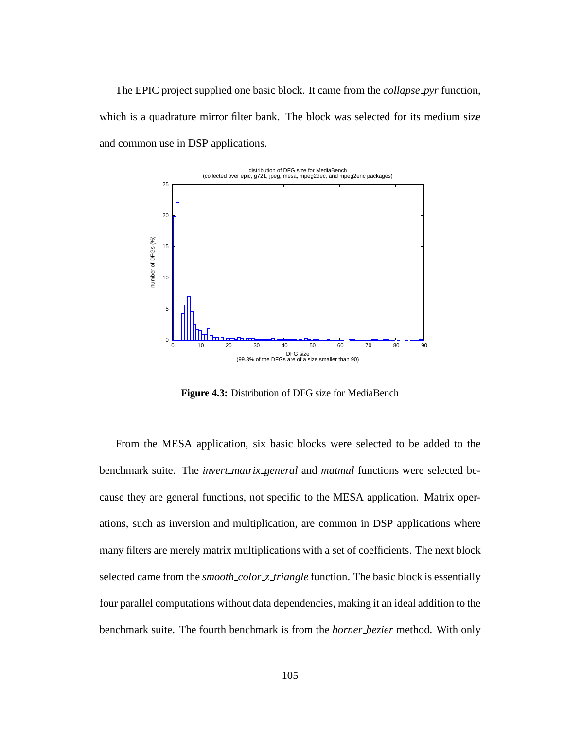The EPIC project supplied one basic block. It came from the *collapse_pyr* function, which is a quadrature mirror filter bank. The block was selected for its medium size and common use in DSP applications.

**Figure 4.3:** Distribution of DFG size for MediaBench

From the MESA application, six basic blocks were selected to be added to the benchmark suite. The *invert_matrix_general* and *matmul* functions were selected because they are general functions, not specific to the MESA application. Matrix operations, such as inversion and multiplication, are common in DSP applications where many filters are merely matrix multiplications with a set of coefficients. The next block selected came from the *smooth_color_z_triangle* function. The basic block is essentially four parallel computations without data dependencies, making it an ideal addition to the benchmark suite. The fourth benchmark is from the *horner_bezier* method. With only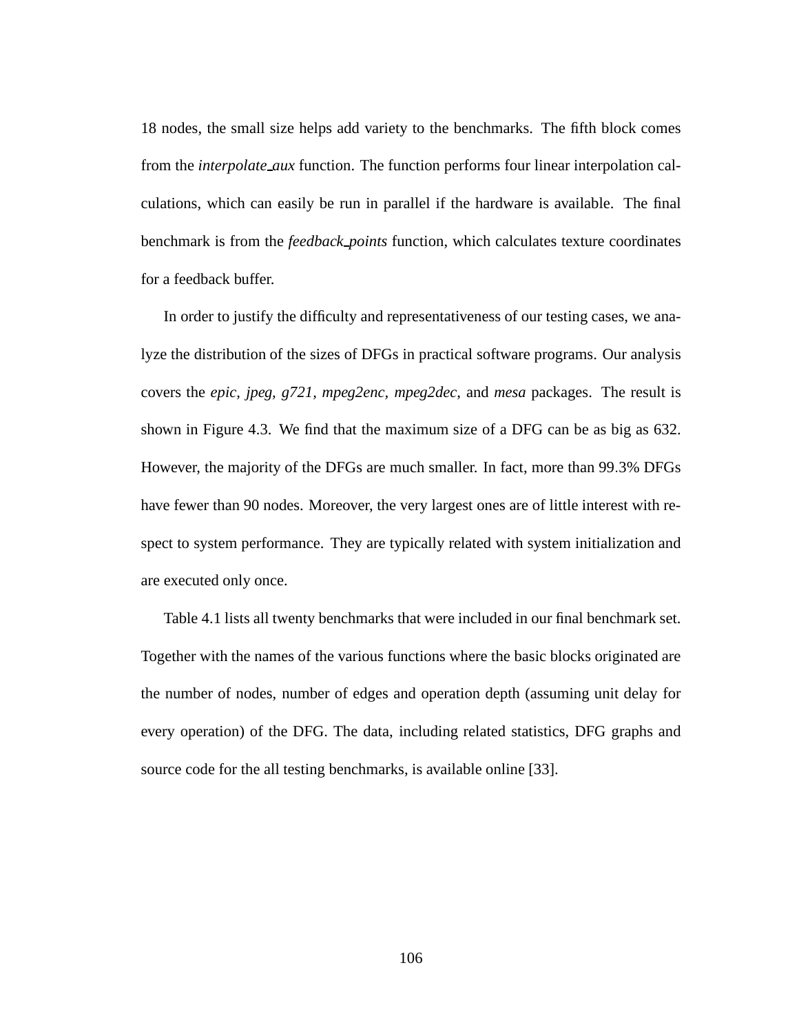18 nodes, the small size helps add variety to the benchmarks. The fifth block comes from the *interpolate_aux* function. The function performs four linear interpolation calculations, which can easily be run in parallel if the hardware is available. The final benchmark is from the *feedback_points* function, which calculates texture coordinates for a feedback buffer.

In order to justify the difficulty and representativeness of our testing cases, we analyze the distribution of the sizes of DFGs in practical software programs. Our analysis covers the *epic*, *jpeg*, *g721*, *mpeg2enc*, *mpeg2dec*, and *mesa* packages. The result is shown in Figure 4.3. We find that the maximum size of a DFG can be as big as 632. However, the majority of the DFGs are much smaller. In fact, more than 99.3% DFGs have fewer than 90 nodes. Moreover, the very largest ones are of little interest with respect to system performance. They are typically related with system initialization and are executed only once.

Table 4.1 lists all twenty benchmarks that were included in our final benchmark set. Together with the names of the various functions where the basic blocks originated are the number of nodes, number of edges and operation depth (assuming unit delay for every operation) of the DFG. The data, including related statistics, DFG graphs and source code for the all testing benchmarks, is available online [33].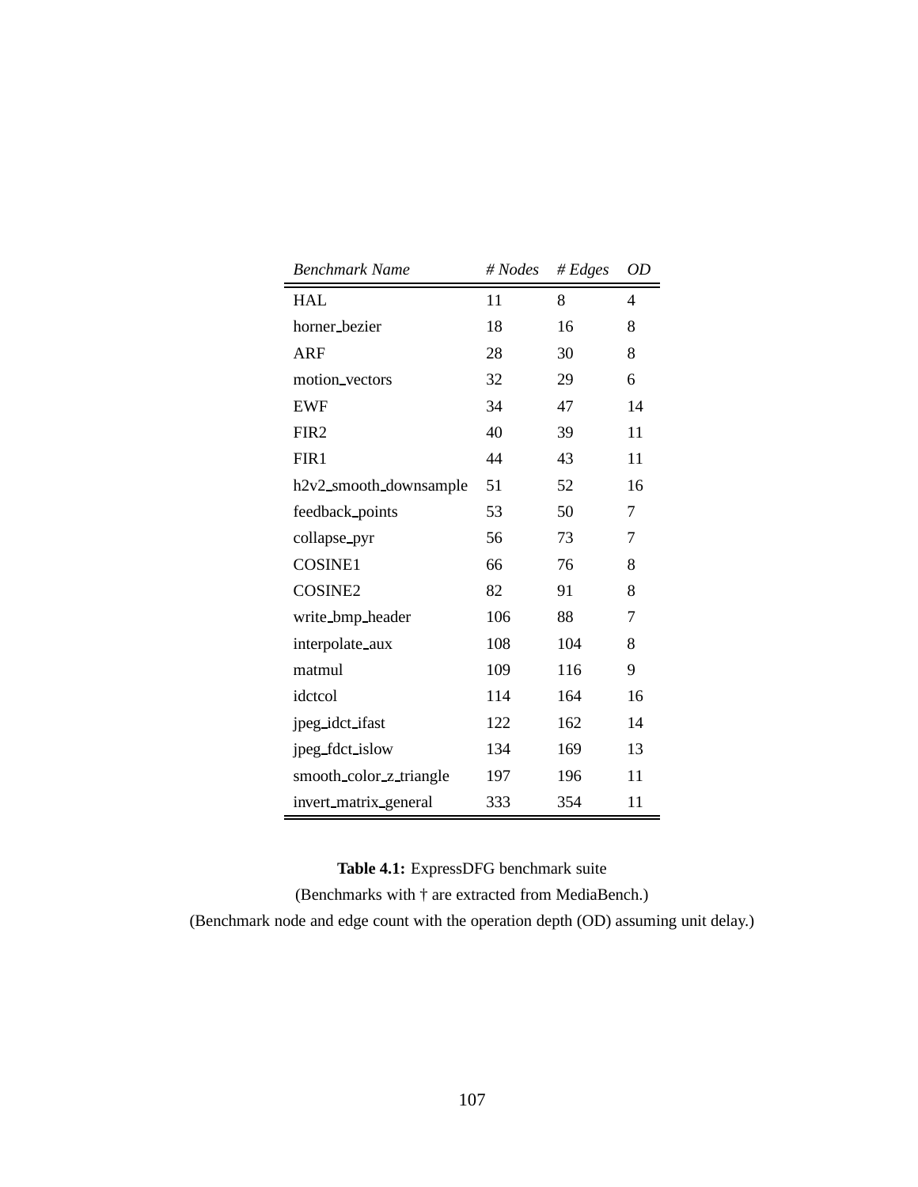| *Benchmark Name* | *# Nodes* | *# Edges* | *OD* |
|---|---|---|---|
| HAL | 11 | 8 | 4 |
| horner_bezier | 18 | 16 | 8 |
| ARF | 28 | 30 | 8 |
| motion_vectors | 32 | 29 | 6 |
| EWF | 34 | 47 | 14 |
| FIR2 | 40 | 39 | 11 |
| FIR1 | 44 | 43 | 11 |
| h2v2_smooth_downsample | 51 | 52 | 16 |
| feedback_points | 53 | 50 | 7 |
| collapse_pyr | 56 | 73 | 7 |
| COSINE1 | 66 | 76 | 8 |
| COSINE2 | 82 | 91 | 8 |
| write_bmp_header | 106 | 88 | 7 |
| interpolate_aux | 108 | 104 | 8 |
| matmul | 109 | 116 | 9 |
| idctcol | 114 | 164 | 16 |
| jpeg_idct_ifast | 122 | 162 | 14 |
| jpeg_fdct_islow | 134 | 169 | 13 |
| smooth_color_z_triangle | 197 | 196 | 11 |
| invert_matrix_general | 333 | 354 | 11 |

**Table 4.1:** ExpressDFG benchmark suite
(Benchmarks with † are extracted from MediaBench.)
(Benchmark node and edge count with the operation depth (OD) assuming unit delay.)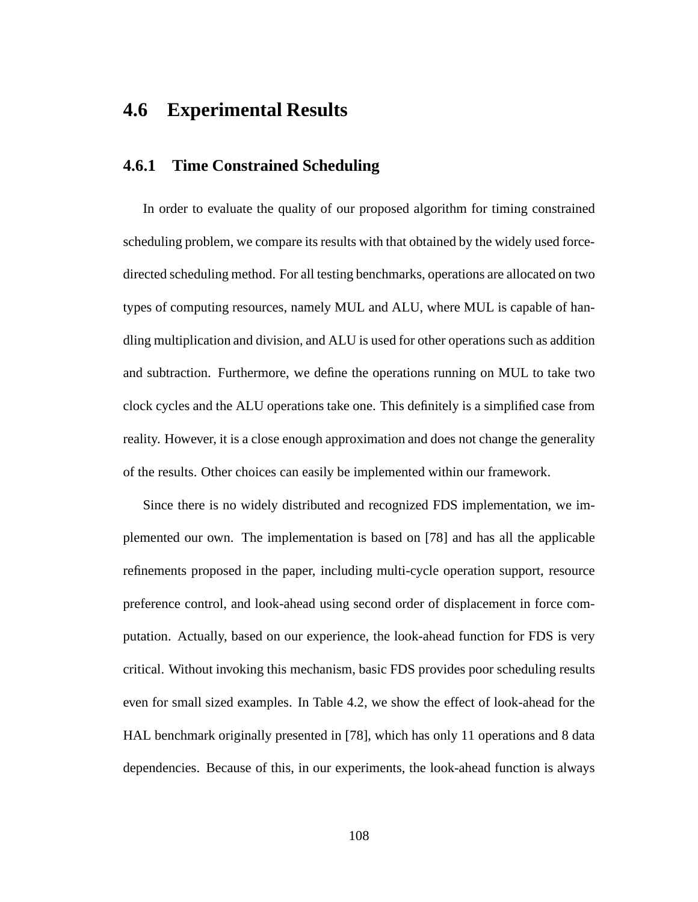## 4.6 Experimental Results

### 4.6.1 Time Constrained Scheduling

In order to evaluate the quality of our proposed algorithm for timing constrained scheduling problem, we compare its results with that obtained by the widely used force-directed scheduling method. For all testing benchmarks, operations are allocated on two types of computing resources, namely MUL and ALU, where MUL is capable of handling multiplication and division, and ALU is used for other operations such as addition and subtraction. Furthermore, we define the operations running on MUL to take two clock cycles and the ALU operations take one. This definitely is a simplified case from reality. However, it is a close enough approximation and does not change the generality of the results. Other choices can easily be implemented within our framework.

Since there is no widely distributed and recognized FDS implementation, we implemented our own. The implementation is based on [78] and has all the applicable refinements proposed in the paper, including multi-cycle operation support, resource preference control, and look-ahead using second order of displacement in force computation. Actually, based on our experience, the look-ahead function for FDS is very critical. Without invoking this mechanism, basic FDS provides poor scheduling results even for small sized examples. In Table 4.2, we show the effect of look-ahead for the HAL benchmark originally presented in [78], which has only 11 operations and 8 data dependencies. Because of this, in our experiments, the look-ahead function is always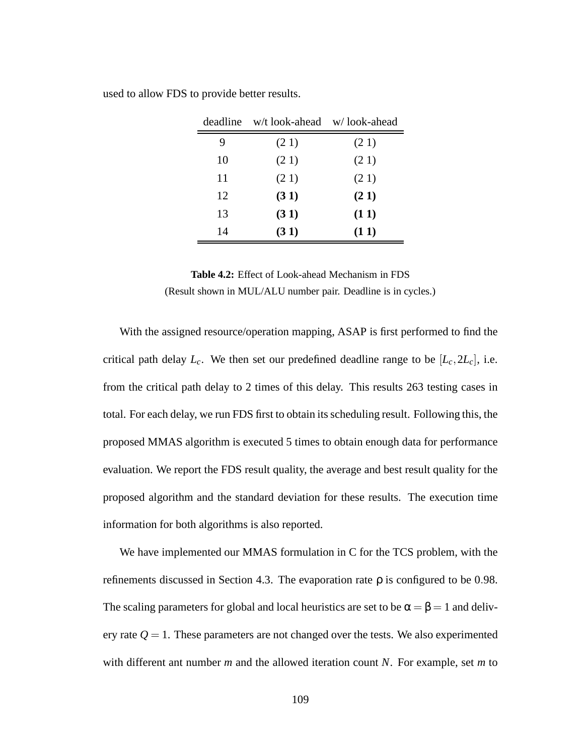used to allow FDS to provide better results.

| deadline | w/t look-ahead | w/ look-ahead |
|---|---|---|
| 9 | (2 1) | (2 1) |
| 10 | (2 1) | (2 1) |
| 11 | (2 1) | (2 1) |
| 12 | **(3 1)** | **(2 1)** |
| 13 | **(3 1)** | **(1 1)** |
| 14 | **(3 1)** | **(1 1)** |

**Table 4.2:** Effect of Look-ahead Mechanism in FDS
(Result shown in MUL/ALU number pair. Deadline is in cycles.)

With the assigned resource/operation mapping, ASAP is first performed to find the critical path delay $L_c$. We then set our predefined deadline range to be $[L_c, 2L_c]$, i.e. from the critical path delay to 2 times of this delay. This results 263 testing cases in total. For each delay, we run FDS first to obtain its scheduling result. Following this, the proposed MMAS algorithm is executed 5 times to obtain enough data for performance evaluation. We report the FDS result quality, the average and best result quality for the proposed algorithm and the standard deviation for these results. The execution time information for both algorithms is also reported.

We have implemented our MMAS formulation in C for the TCS problem, with the refinements discussed in Section 4.3. The evaporation rate $\rho$ is configured to be 0.98. The scaling parameters for global and local heuristics are set to be $\alpha = \beta = 1$ and delivery rate $Q = 1$. These parameters are not changed over the tests. We also experimented with different ant number $m$ and the allowed iteration count $N$. For example, set $m$ to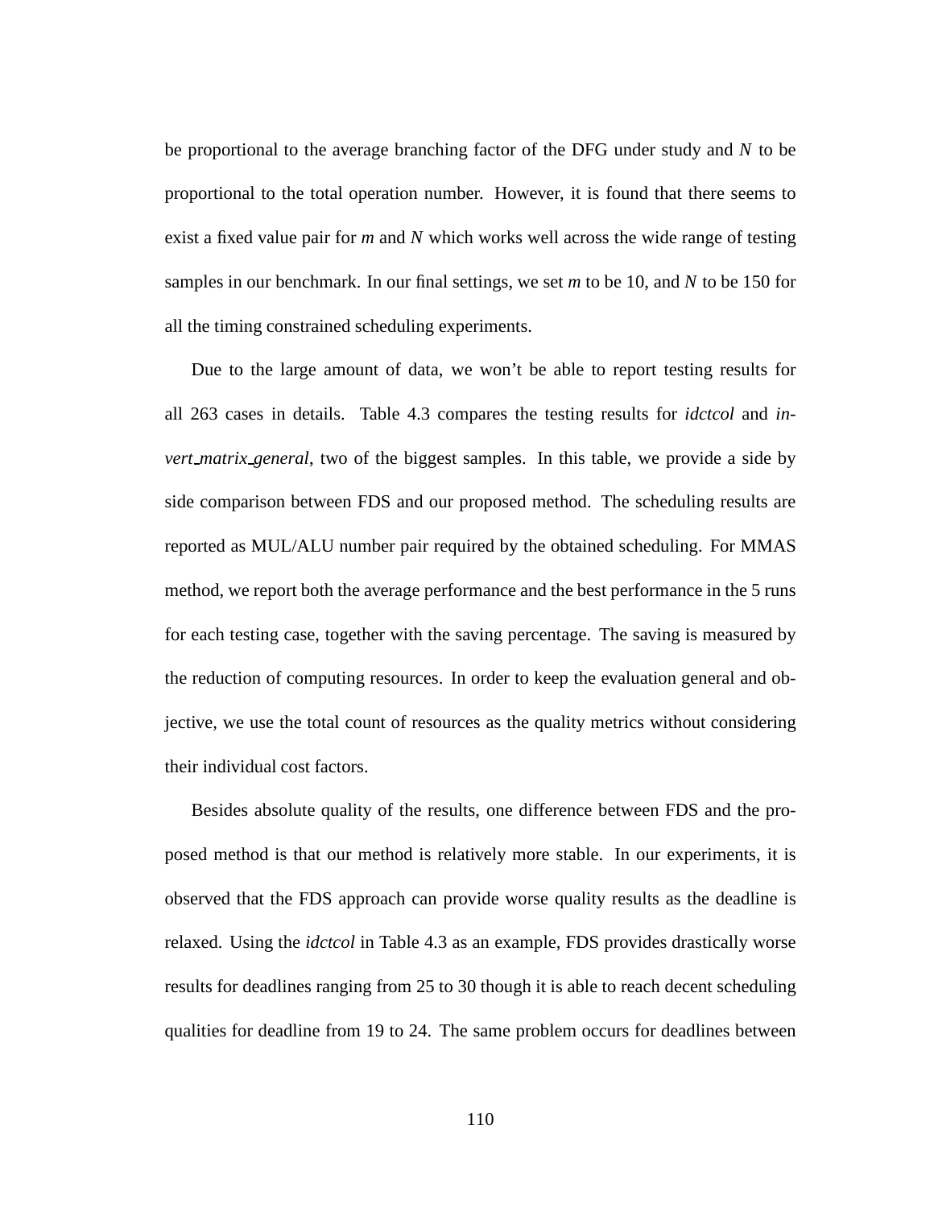be proportional to the average branching factor of the DFG under study and $N$ to be proportional to the total operation number. However, it is found that there seems to exist a fixed value pair for $m$ and $N$ which works well across the wide range of testing samples in our benchmark. In our final settings, we set $m$ to be 10, and $N$ to be 150 for all the timing constrained scheduling experiments.

Due to the large amount of data, we won't be able to report testing results for all 263 cases in details. Table 4.3 compares the testing results for *idctcol* and *invert_matrix_general*, two of the biggest samples. In this table, we provide a side by side comparison between FDS and our proposed method. The scheduling results are reported as MUL/ALU number pair required by the obtained scheduling. For MMAS method, we report both the average performance and the best performance in the 5 runs for each testing case, together with the saving percentage. The saving is measured by the reduction of computing resources. In order to keep the evaluation general and objective, we use the total count of resources as the quality metrics without considering their individual cost factors.

Besides absolute quality of the results, one difference between FDS and the proposed method is that our method is relatively more stable. In our experiments, it is observed that the FDS approach can provide worse quality results as the deadline is relaxed. Using the *idctcol* in Table 4.3 as an example, FDS provides drastically worse results for deadlines ranging from 25 to 30 though it is able to reach decent scheduling qualities for deadline from 19 to 24. The same problem occurs for deadlines between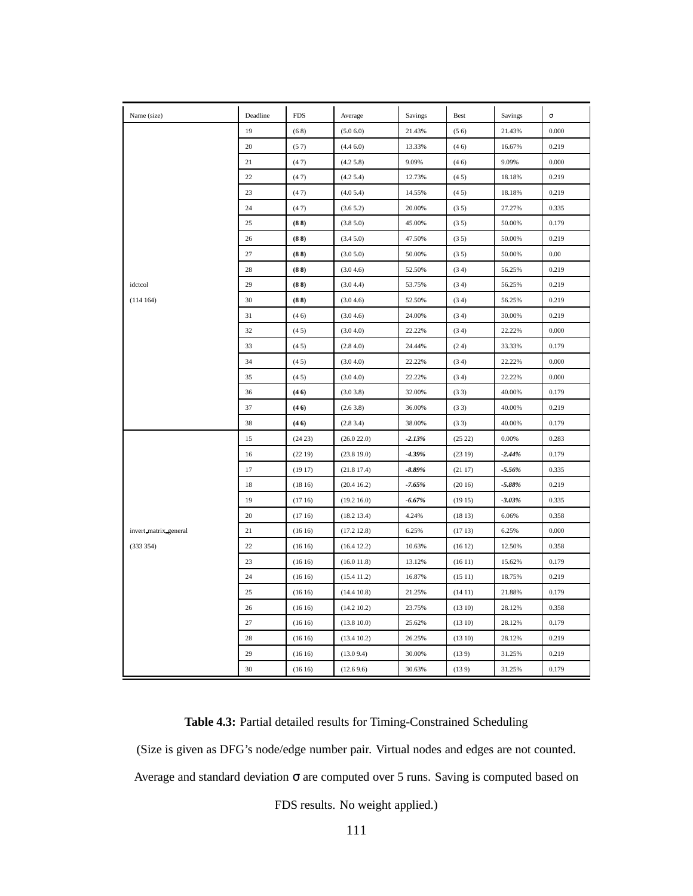| Name (size) | Deadline | FDS | Average | Savings | Best | Savings | σ |
|---|---|---|---|---|---|---|---|
| idctcol (114 164) | 19 | (6 8) | (5.0 6.0) | 21.43% | (5 6) | 21.43% | 0.000 |
| | 20 | (5 7) | (4.4 6.0) | 13.33% | (4 6) | 16.67% | 0.219 |
| | 21 | (4 7) | (4.2 5.8) | 9.09% | (4 6) | 9.09% | 0.000 |
| | 22 | (4 7) | (4.2 5.4) | 12.73% | (4 5) | 18.18% | 0.219 |
| | 23 | (4 7) | (4.0 5.4) | 14.55% | (4 5) | 18.18% | 0.219 |
| | 24 | (4 7) | (3.6 5.2) | 20.00% | (3 5) | 27.27% | 0.335 |
| | 25 | **(8 8)** | (3.8 5.0) | 45.00% | (3 5) | 50.00% | 0.179 |
| | 26 | **(8 8)** | (3.4 5.0) | 47.50% | (3 5) | 50.00% | 0.219 |
| | 27 | **(8 8)** | (3.0 5.0) | 50.00% | (3 5) | 50.00% | 0.00 |
| | 28 | **(8 8)** | (3.0 4.6) | 52.50% | (3 4) | 56.25% | 0.219 |
| | 29 | **(8 8)** | (3.0 4.4) | 53.75% | (3 4) | 56.25% | 0.219 |
| | 30 | **(8 8)** | (3.0 4.6) | 52.50% | (3 4) | 56.25% | 0.219 |
| | 31 | (4 6) | (3.0 4.6) | 24.00% | (3 4) | 30.00% | 0.219 |
| | 32 | (4 5) | (3.0 4.0) | 22.22% | (3 4) | 22.22% | 0.000 |
| | 33 | (4 5) | (2.8 4.0) | 24.44% | (2 4) | 33.33% | 0.179 |
| | 34 | (4 5) | (3.0 4.0) | 22.22% | (3 4) | 22.22% | 0.000 |
| | 35 | (4 5) | (3.0 4.0) | 22.22% | (3 4) | 22.22% | 0.000 |
| | 36 | **(4 6)** | (3.0 3.8) | 32.00% | (3 3) | 40.00% | 0.179 |
| | 37 | **(4 6)** | (2.6 3.8) | 36.00% | (3 3) | 40.00% | 0.219 |
| | 38 | **(4 6)** | (2.8 3.4) | 38.00% | (3 3) | 40.00% | 0.179 |
| invert_matrix_general (333 354) | 15 | (24 23) | (26.0 22.0) | ***-2.13%*** | (25 22) | 0.00% | 0.283 |
| | 16 | (22 19) | (23.8 19.0) | ***-4.39%*** | (23 19) | ***-2.44%*** | 0.179 |
| | 17 | (19 17) | (21.8 17.4) | ***-8.89%*** | (21 17) | ***-5.56%*** | 0.335 |
| | 18 | (18 16) | (20.4 16.2) | ***-7.65%*** | (20 16) | ***-5.88%*** | 0.219 |
| | 19 | (17 16) | (19.2 16.0) | ***-6.67%*** | (19 15) | ***-3.03%*** | 0.335 |
| | 20 | (17 16) | (18.2 13.4) | 4.24% | (18 13) | 6.06% | 0.358 |
| | 21 | (16 16) | (17.2 12.8) | 6.25% | (17 13) | 6.25% | 0.000 |
| | 22 | (16 16) | (16.4 12.2) | 10.63% | (16 12) | 12.50% | 0.358 |
| | 23 | (16 16) | (16.0 11.8) | 13.12% | (16 11) | 15.62% | 0.179 |
| | 24 | (16 16) | (15.4 11.2) | 16.87% | (15 11) | 18.75% | 0.219 |
| | 25 | (16 16) | (14.4 10.8) | 21.25% | (14 11) | 21.88% | 0.179 |
| | 26 | (16 16) | (14.2 10.2) | 23.75% | (13 10) | 28.12% | 0.358 |
| | 27 | (16 16) | (13.8 10.0) | 25.62% | (13 10) | 28.12% | 0.179 |
| | 28 | (16 16) | (13.4 10.2) | 26.25% | (13 10) | 28.12% | 0.219 |
| | 29 | (16 16) | (13.0 9.4) | 30.00% | (13 9) | 31.25% | 0.219 |
| | 30 | (16 16) | (12.6 9.6) | 30.63% | (13 9) | 31.25% | 0.179 |

**Table 4.3:** Partial detailed results for Timing-Constrained Scheduling

(Size is given as DFG's node/edge number pair. Virtual nodes and edges are not counted. Average and standard deviation σ are computed over 5 runs. Saving is computed based on FDS results. No weight applied.)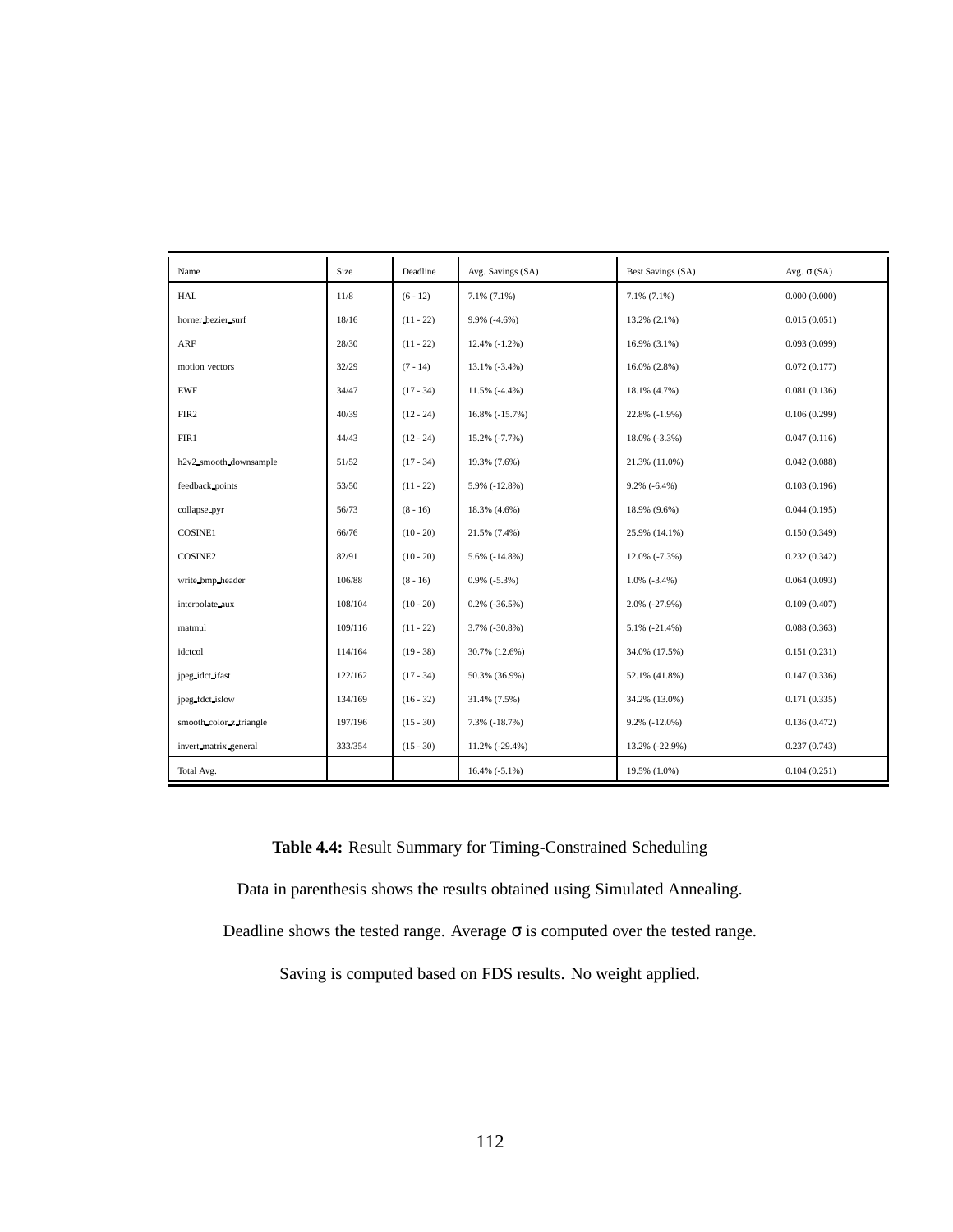| Name | Size | Deadline | Avg. Savings (SA) | Best Savings (SA) | Avg. σ (SA) |
|---|---|---|---|---|---|
| HAL | 11/8 | (6 - 12) | 7.1% (7.1%) | 7.1% (7.1%) | 0.000 (0.000) |
| horner_bezier_surf | 18/16 | (11 - 22) | 9.9% (-4.6%) | 13.2% (2.1%) | 0.015 (0.051) |
| ARF | 28/30 | (11 - 22) | 12.4% (-1.2%) | 16.9% (3.1%) | 0.093 (0.099) |
| motion_vectors | 32/29 | (7 - 14) | 13.1% (-3.4%) | 16.0% (2.8%) | 0.072 (0.177) |
| EWF | 34/47 | (17 - 34) | 11.5% (-4.4%) | 18.1% (4.7%) | 0.081 (0.136) |
| FIR2 | 40/39 | (12 - 24) | 16.8% (-15.7%) | 22.8% (-1.9%) | 0.106 (0.299) |
| FIR1 | 44/43 | (12 - 24) | 15.2% (-7.7%) | 18.0% (-3.3%) | 0.047 (0.116) |
| h2v2_smooth_downsample | 51/52 | (17 - 34) | 19.3% (7.6%) | 21.3% (11.0%) | 0.042 (0.088) |
| feedback_points | 53/50 | (11 - 22) | 5.9% (-12.8%) | 9.2% (-6.4%) | 0.103 (0.196) |
| collapse_pyr | 56/73 | (8 - 16) | 18.3% (4.6%) | 18.9% (9.6%) | 0.044 (0.195) |
| COSINE1 | 66/76 | (10 - 20) | 21.5% (7.4%) | 25.9% (14.1%) | 0.150 (0.349) |
| COSINE2 | 82/91 | (10 - 20) | 5.6% (-14.8%) | 12.0% (-7.3%) | 0.232 (0.342) |
| write_bmp_header | 106/88 | (8 - 16) | 0.9% (-5.3%) | 1.0% (-3.4%) | 0.064 (0.093) |
| interpolate_aux | 108/104 | (10 - 20) | 0.2% (-36.5%) | 2.0% (-27.9%) | 0.109 (0.407) |
| matmul | 109/116 | (11 - 22) | 3.7% (-30.8%) | 5.1% (-21.4%) | 0.088 (0.363) |
| idctcol | 114/164 | (19 - 38) | 30.7% (12.6%) | 34.0% (17.5%) | 0.151 (0.231) |
| jpeg_idct_ifast | 122/162 | (17 - 34) | 50.3% (36.9%) | 52.1% (41.8%) | 0.147 (0.336) |
| jpeg_fdct_islow | 134/169 | (16 - 32) | 31.4% (7.5%) | 34.2% (13.0%) | 0.171 (0.335) |
| smooth_color_z_triangle | 197/196 | (15 - 30) | 7.3% (-18.7%) | 9.2% (-12.0%) | 0.136 (0.472) |
| invert_matrix_general | 333/354 | (15 - 30) | 11.2% (-29.4%) | 13.2% (-22.9%) | 0.237 (0.743) |
| Total Avg. | | | 16.4% (-5.1%) | 19.5% (1.0%) | 0.104 (0.251) |

**Table 4.4:** Result Summary for Timing-Constrained Scheduling

Data in parenthesis shows the results obtained using Simulated Annealing.

Deadline shows the tested range. Average σ is computed over the tested range.

Saving is computed based on FDS results. No weight applied.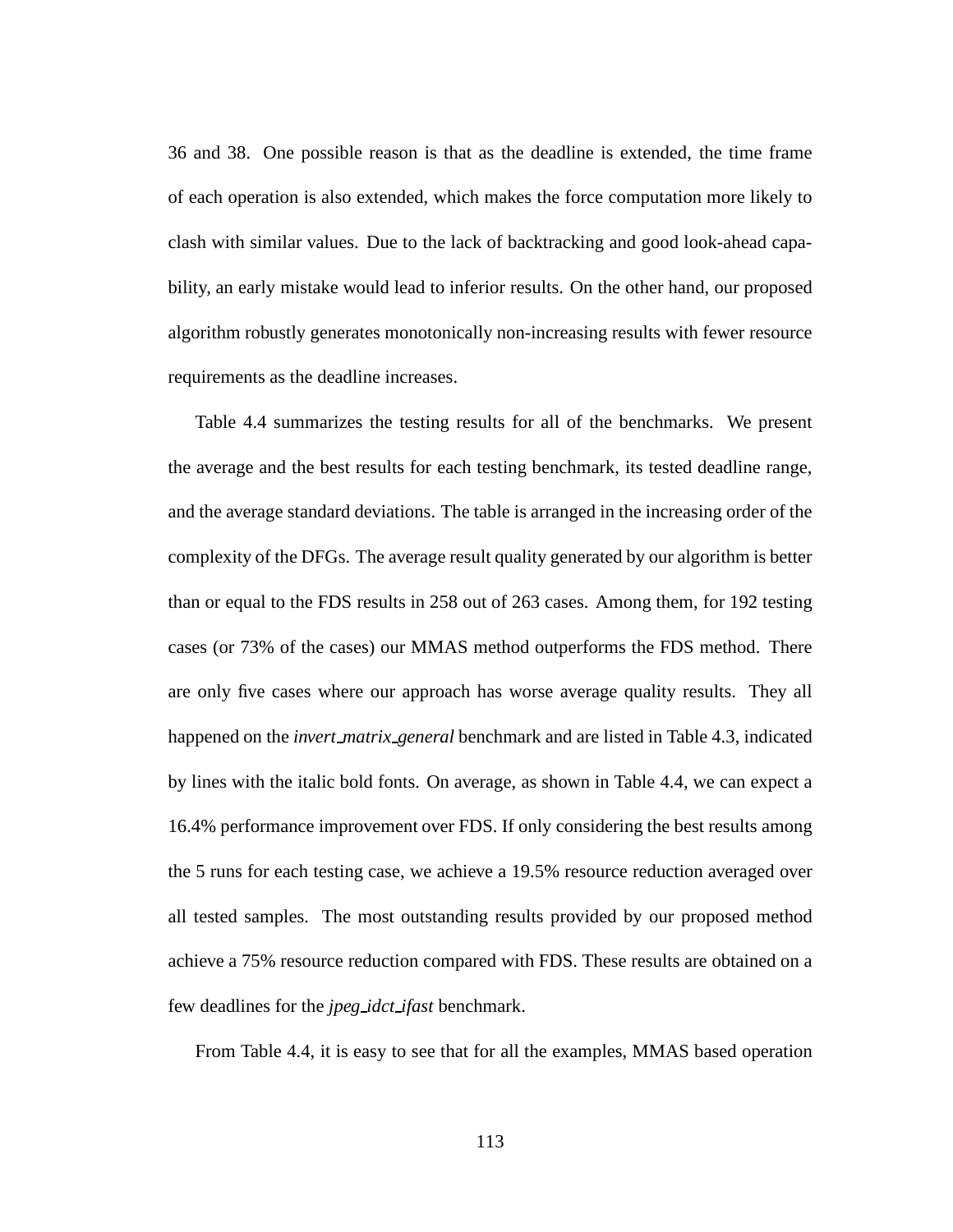36 and 38. One possible reason is that as the deadline is extended, the time frame of each operation is also extended, which makes the force computation more likely to clash with similar values. Due to the lack of backtracking and good look-ahead capability, an early mistake would lead to inferior results. On the other hand, our proposed algorithm robustly generates monotonically non-increasing results with fewer resource requirements as the deadline increases.

Table 4.4 summarizes the testing results for all of the benchmarks. We present the average and the best results for each testing benchmark, its tested deadline range, and the average standard deviations. The table is arranged in the increasing order of the complexity of the DFGs. The average result quality generated by our algorithm is better than or equal to the FDS results in 258 out of 263 cases. Among them, for 192 testing cases (or 73% of the cases) our MMAS method outperforms the FDS method. There are only five cases where our approach has worse average quality results. They all happened on the *invert_matrix_general* benchmark and are listed in Table 4.3, indicated by lines with the italic bold fonts. On average, as shown in Table 4.4, we can expect a 16.4% performance improvement over FDS. If only considering the best results among the 5 runs for each testing case, we achieve a 19.5% resource reduction averaged over all tested samples. The most outstanding results provided by our proposed method achieve a 75% resource reduction compared with FDS. These results are obtained on a few deadlines for the *jpeg_idct_ifast* benchmark.

From Table 4.4, it is easy to see that for all the examples, MMAS based operation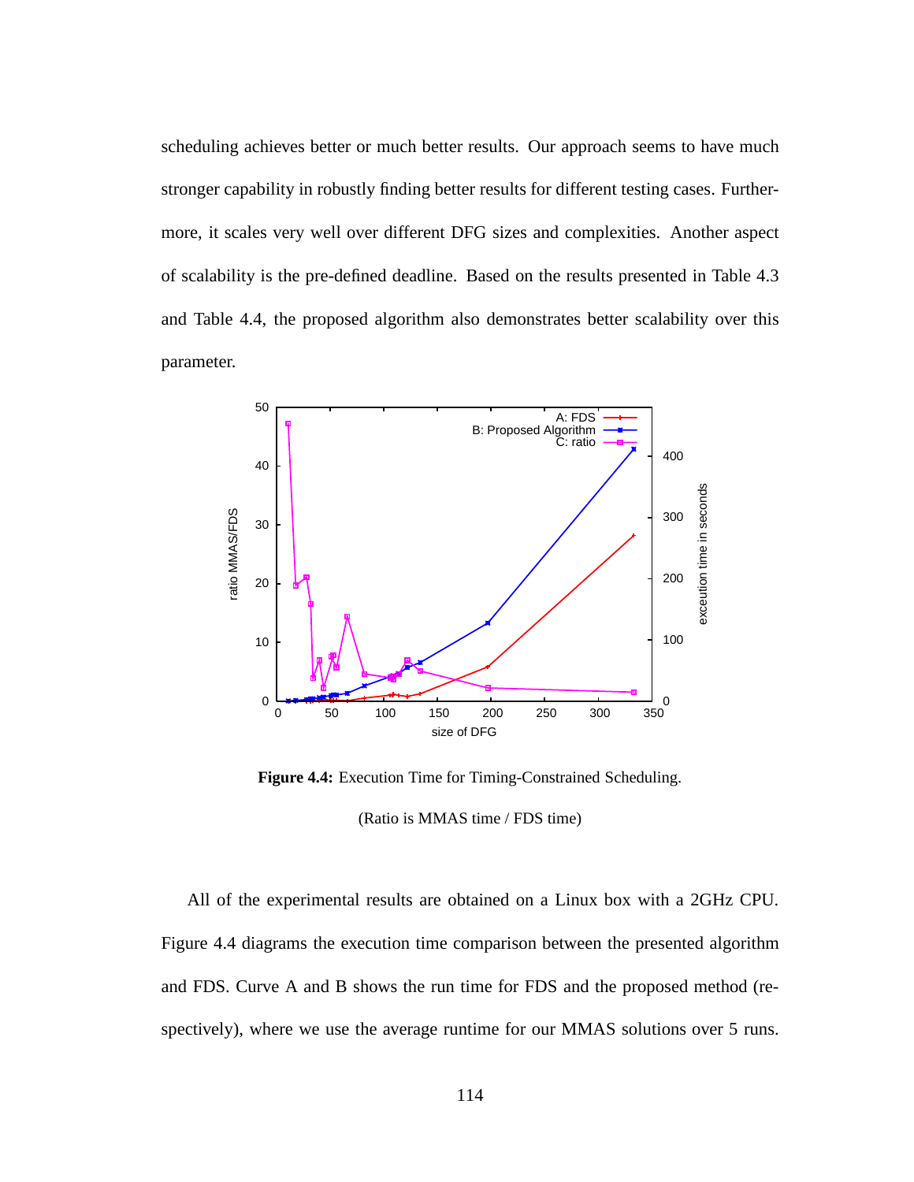scheduling achieves better or much better results. Our approach seems to have much stronger capability in robustly finding better results for different testing cases. Furthermore, it scales very well over different DFG sizes and complexities. Another aspect of scalability is the pre-defined deadline. Based on the results presented in Table 4.3 and Table 4.4, the proposed algorithm also demonstrates better scalability over this parameter.

**Figure 4.4:** Execution Time for Timing-Constrained Scheduling.

(Ratio is MMAS time / FDS time)

All of the experimental results are obtained on a Linux box with a 2GHz CPU. Figure 4.4 diagrams the execution time comparison between the presented algorithm and FDS. Curve A and B shows the run time for FDS and the proposed method (respectively), where we use the average runtime for our MMAS solutions over 5 runs.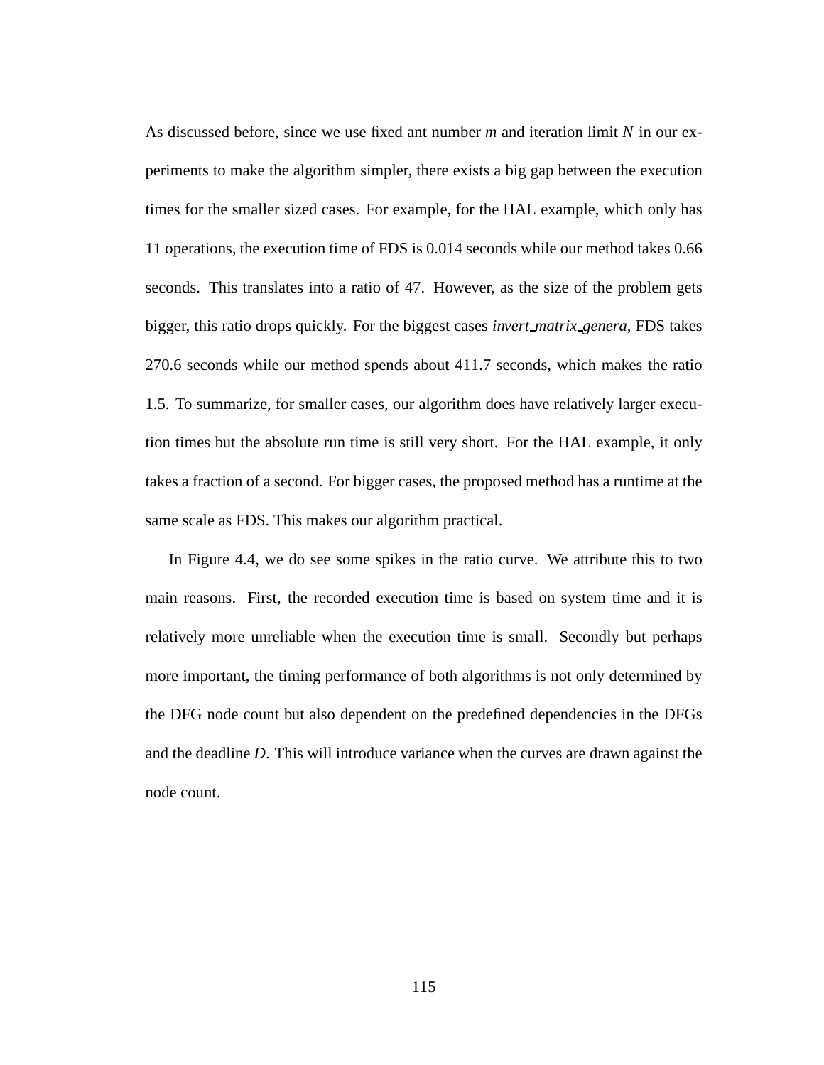As discussed before, since we use fixed ant number $m$ and iteration limit $N$ in our experiments to make the algorithm simpler, there exists a big gap between the execution times for the smaller sized cases. For example, for the HAL example, which only has 11 operations, the execution time of FDS is 0.014 seconds while our method takes 0.66 seconds. This translates into a ratio of 47. However, as the size of the problem gets bigger, this ratio drops quickly. For the biggest cases *invert_matrix_genera*, FDS takes 270.6 seconds while our method spends about 411.7 seconds, which makes the ratio 1.5. To summarize, for smaller cases, our algorithm does have relatively larger execution times but the absolute run time is still very short. For the HAL example, it only takes a fraction of a second. For bigger cases, the proposed method has a runtime at the same scale as FDS. This makes our algorithm practical.

In Figure 4.4, we do see some spikes in the ratio curve. We attribute this to two main reasons. First, the recorded execution time is based on system time and it is relatively more unreliable when the execution time is small. Secondly but perhaps more important, the timing performance of both algorithms is not only determined by the DFG node count but also dependent on the predefined dependencies in the DFGs and the deadline $D$. This will introduce variance when the curves are drawn against the node count.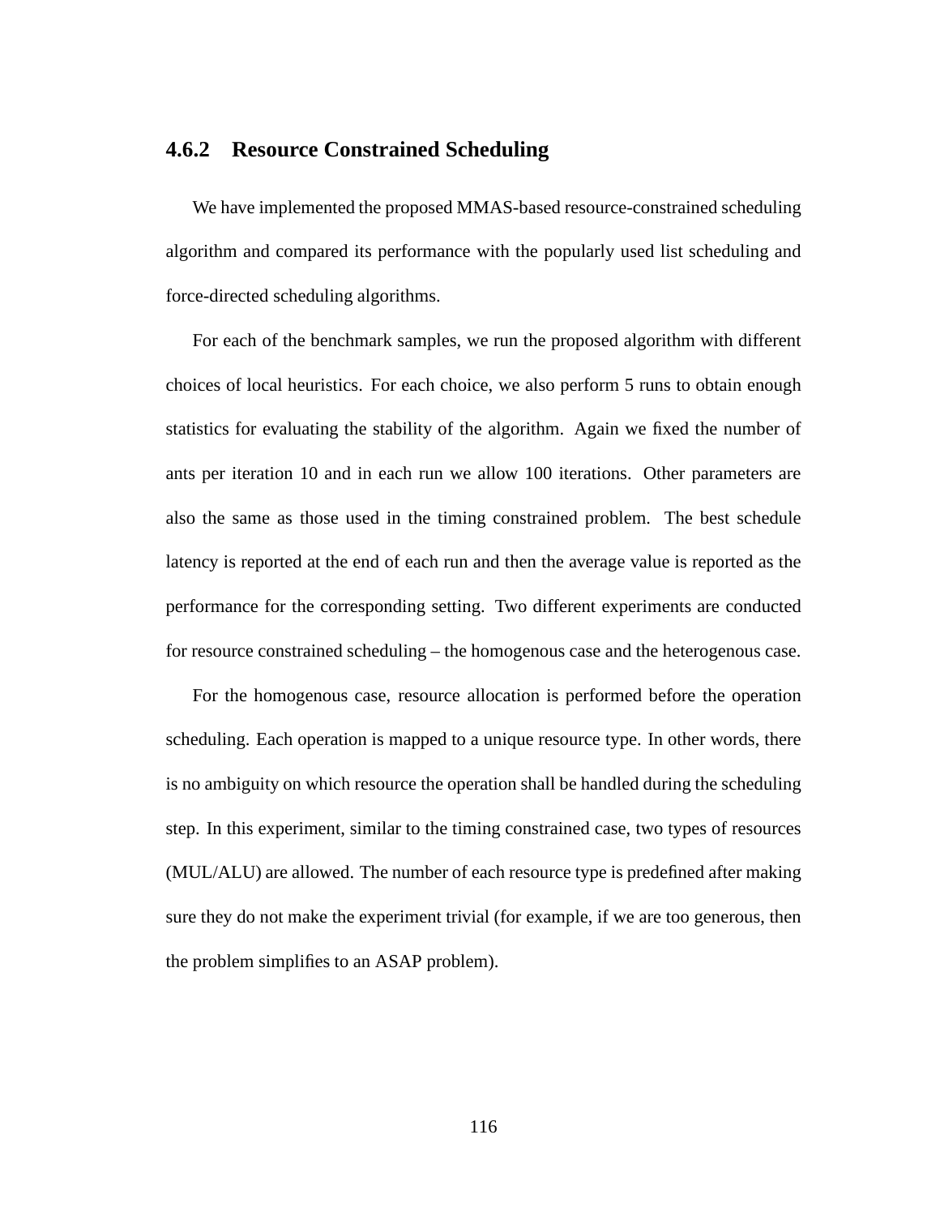### 4.6.2 Resource Constrained Scheduling

We have implemented the proposed MMAS-based resource-constrained scheduling algorithm and compared its performance with the popularly used list scheduling and force-directed scheduling algorithms.

For each of the benchmark samples, we run the proposed algorithm with different choices of local heuristics. For each choice, we also perform 5 runs to obtain enough statistics for evaluating the stability of the algorithm. Again we fixed the number of ants per iteration 10 and in each run we allow 100 iterations. Other parameters are also the same as those used in the timing constrained problem. The best schedule latency is reported at the end of each run and then the average value is reported as the performance for the corresponding setting. Two different experiments are conducted for resource constrained scheduling – the homogenous case and the heterogenous case.

For the homogenous case, resource allocation is performed before the operation scheduling. Each operation is mapped to a unique resource type. In other words, there is no ambiguity on which resource the operation shall be handled during the scheduling step. In this experiment, similar to the timing constrained case, two types of resources (MUL/ALU) are allowed. The number of each resource type is predefined after making sure they do not make the experiment trivial (for example, if we are too generous, then the problem simplifies to an ASAP problem).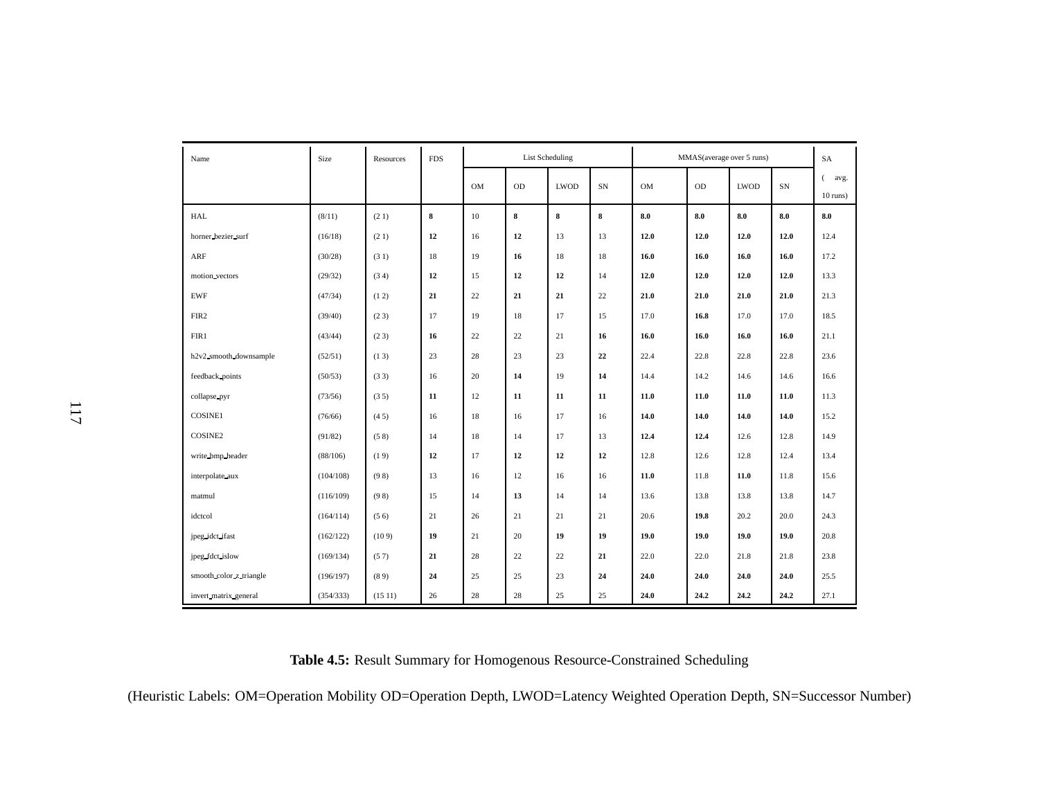| Name | Size | Resources | FDS | List Scheduling | | | | MMAS(average over 5 runs) | | | | SA |
|---|---|---|---|---|---|---|---|---|---|---|---|---|
| | | | | OM | OD | LWOD | SN | OM | OD | LWOD | SN | ( avg. 10 runs) |
| HAL | (8/11) | (2 1) | **8** | 10 | **8** | **8** | **8** | **8.0** | **8.0** | **8.0** | **8.0** | **8.0** |
| horner_bezier_surf | (16/18) | (2 1) | **12** | 16 | **12** | 13 | 13 | **12.0** | **12.0** | **12.0** | **12.0** | 12.4 |
| ARF | (30/28) | (3 1) | 18 | 19 | **16** | 18 | 18 | **16.0** | **16.0** | **16.0** | **16.0** | 17.2 |
| motion_vectors | (29/32) | (3 4) | **12** | 15 | **12** | **12** | 14 | **12.0** | **12.0** | **12.0** | **12.0** | 13.3 |
| EWF | (47/34) | (1 2) | **21** | 22 | **21** | **21** | 22 | **21.0** | **21.0** | **21.0** | **21.0** | 21.3 |
| FIR2 | (39/40) | (2 3) | 17 | 19 | 18 | 17 | 15 | 17.0 | **16.8** | 17.0 | 17.0 | 18.5 |
| FIR1 | (43/44) | (2 3) | **16** | 22 | 22 | 21 | **16** | **16.0** | **16.0** | **16.0** | **16.0** | 21.1 |
| h2v2_smooth_downsample | (52/51) | (1 3) | 23 | 28 | 23 | 23 | **22** | 22.4 | 22.8 | 22.8 | 22.8 | 23.6 |
| feedback_points | (50/53) | (3 3) | 16 | 20 | **14** | 19 | **14** | 14.4 | 14.2 | 14.6 | 14.6 | 16.6 |
| collapse_pyr | (73/56) | (3 5) | **11** | 12 | **11** | **11** | **11** | **11.0** | **11.0** | **11.0** | **11.0** | 11.3 |
| COSINE1 | (76/66) | (4 5) | 16 | 18 | 16 | 17 | 16 | **14.0** | **14.0** | **14.0** | **14.0** | 15.2 |
| COSINE2 | (91/82) | (5 8) | 14 | 18 | 14 | 17 | 13 | **12.4** | **12.4** | 12.6 | 12.8 | 14.9 |
| write_bmp_header | (88/106) | (1 9) | **12** | 17 | **12** | **12** | **12** | 12.8 | 12.6 | 12.8 | 12.4 | 13.4 |
| interpolate_aux | (104/108) | (9 8) | 13 | 16 | 12 | 16 | 16 | **11.0** | 11.8 | **11.0** | 11.8 | 15.6 |
| matmul | (116/109) | (9 8) | 15 | 14 | **13** | 14 | 14 | 13.6 | 13.8 | 13.8 | 13.8 | 14.7 |
| idctcol | (164/114) | (5 6) | 21 | 26 | 21 | 21 | 21 | 20.6 | **19.8** | 20.2 | 20.0 | 24.3 |
| jpeg_idct_ifast | (162/122) | (10 9) | **19** | 21 | 20 | **19** | **19** | **19.0** | **19.0** | **19.0** | **19.0** | 20.8 |
| jpeg_fdct_islow | (169/134) | (5 7) | **21** | 28 | 22 | 22 | **21** | 22.0 | 22.0 | 21.8 | 21.8 | 23.8 |
| smooth_color_z_triangle | (196/197) | (8 9) | **24** | 25 | 25 | 23 | **24** | **24.0** | **24.0** | **24.0** | **24.0** | 25.5 |
| invert_matrix_general | (354/333) | (15 11) | 26 | 28 | 28 | 25 | 25 | **24.0** | **24.2** | **24.2** | **24.2** | 27.1 |

**Table 4.5:** Result Summary for Homogenous Resource-Constrained Scheduling

(Heuristic Labels: OM=Operation Mobility OD=Operation Depth, LWOD=Latency Weighted Operation Depth, SN=Successor Number)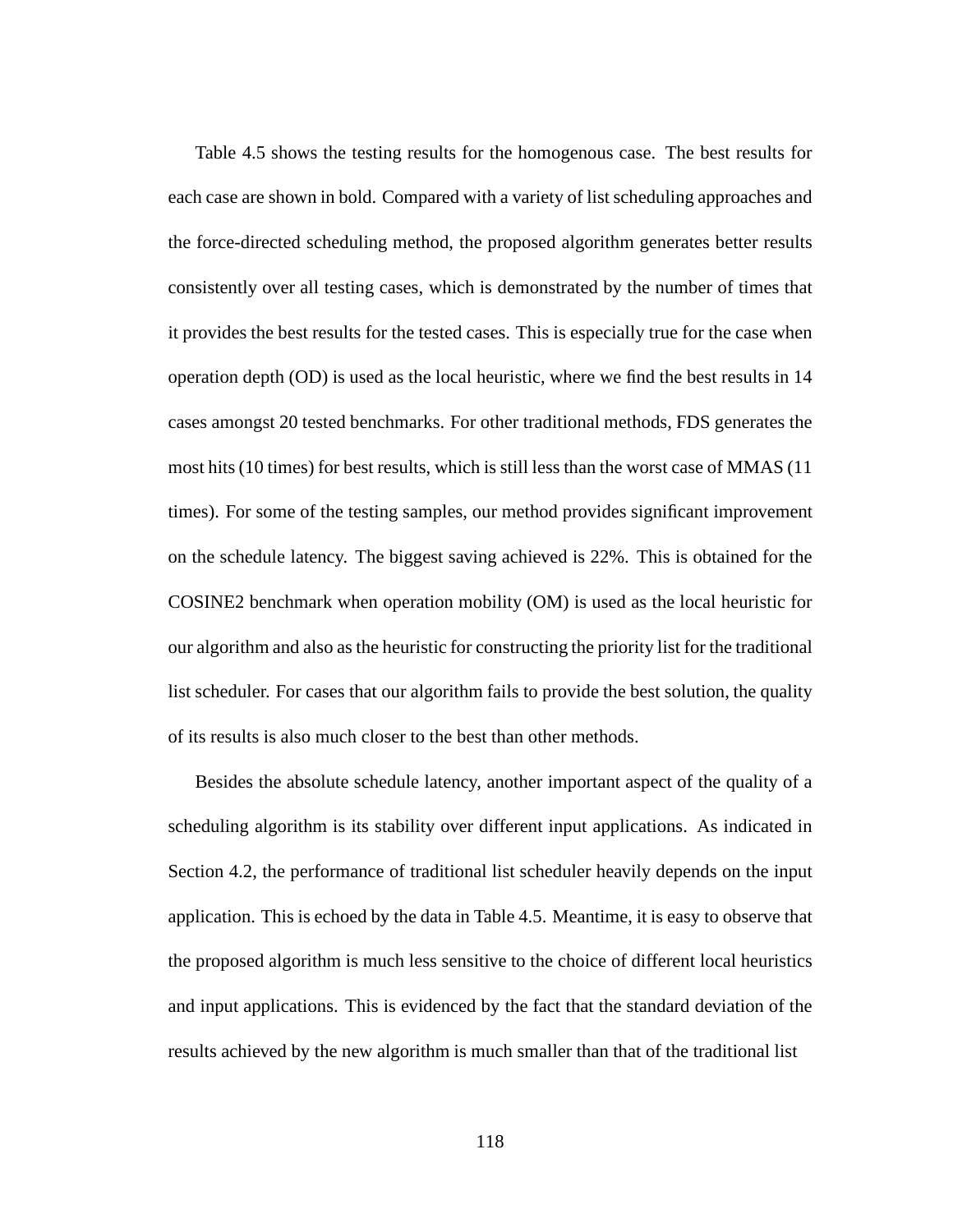Table 4.5 shows the testing results for the homogenous case. The best results for each case are shown in bold. Compared with a variety of list scheduling approaches and the force-directed scheduling method, the proposed algorithm generates better results consistently over all testing cases, which is demonstrated by the number of times that it provides the best results for the tested cases. This is especially true for the case when operation depth (OD) is used as the local heuristic, where we find the best results in 14 cases amongst 20 tested benchmarks. For other traditional methods, FDS generates the most hits (10 times) for best results, which is still less than the worst case of MMAS (11 times). For some of the testing samples, our method provides significant improvement on the schedule latency. The biggest saving achieved is 22%. This is obtained for the COSINE2 benchmark when operation mobility (OM) is used as the local heuristic for our algorithm and also as the heuristic for constructing the priority list for the traditional list scheduler. For cases that our algorithm fails to provide the best solution, the quality of its results is also much closer to the best than other methods.

Besides the absolute schedule latency, another important aspect of the quality of a scheduling algorithm is its stability over different input applications. As indicated in Section 4.2, the performance of traditional list scheduler heavily depends on the input application. This is echoed by the data in Table 4.5. Meantime, it is easy to observe that the proposed algorithm is much less sensitive to the choice of different local heuristics and input applications. This is evidenced by the fact that the standard deviation of the results achieved by the new algorithm is much smaller than that of the traditional list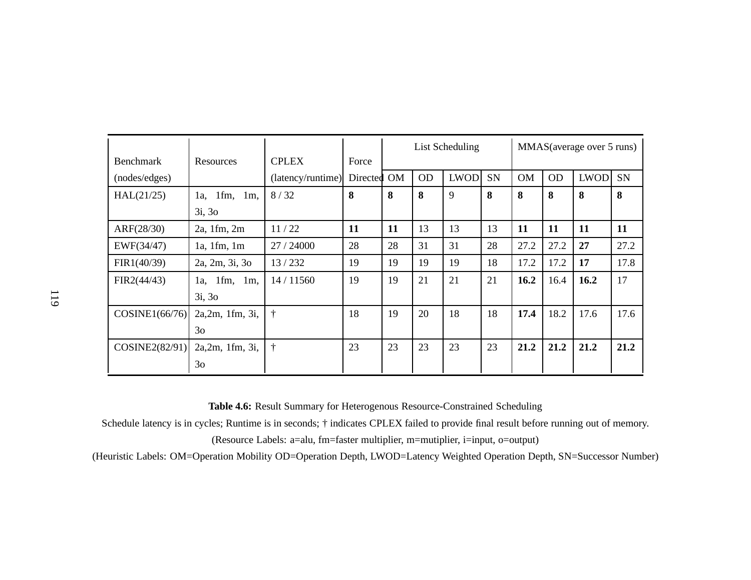| Benchmark (nodes/edges) | Resources | CPLEX (latency/runtime) | Force Directed | List Scheduling | | | | MMAS(average over 5 runs) | | | |
|---|---|---|---|---|---|---|---|---|---|---|---|
| | | | | OM | OD | LWOD | SN | OM | OD | LWOD | SN |
| HAL(21/25) | 1a, 1fm, 1m, 3i, 3o | 8 / 32 | **8** | **8** | **8** | 9 | **8** | **8** | **8** | **8** | **8** |
| ARF(28/30) | 2a, 1fm, 2m | 11 / 22 | **11** | **11** | 13 | 13 | 13 | **11** | **11** | **11** | **11** |
| EWF(34/47) | 1a, 1fm, 1m | 27 / 24000 | 28 | 28 | 31 | 31 | 28 | 27.2 | 27.2 | **27** | 27.2 |
| FIR1(40/39) | 2a, 2m, 3i, 3o | 13 / 232 | 19 | 19 | 19 | 19 | 18 | 17.2 | 17.2 | **17** | 17.8 |
| FIR2(44/43) | 1a, 1fm, 1m, 3i, 3o | 14 / 11560 | 19 | 19 | 21 | 21 | 21 | **16.2** | 16.4 | **16.2** | 17 |
| COSINE1(66/76) | 2a,2m, 1fm, 3i, 3o | † | 18 | 19 | 20 | 18 | 18 | **17.4** | 18.2 | 17.6 | 17.6 |
| COSINE2(82/91) | 2a,2m, 1fm, 3i, 3o | † | 23 | 23 | 23 | 23 | 23 | **21.2** | **21.2** | **21.2** | **21.2** |

**Table 4.6:** Result Summary for Heterogenous Resource-Constrained Scheduling

Schedule latency is in cycles; Runtime is in seconds; † indicates CPLEX failed to provide final result before running out of memory.

(Resource Labels: a=alu, fm=faster multiplier, m=mutiplier, i=input, o=output)

(Heuristic Labels: OM=Operation Mobility OD=Operation Depth, LWOD=Latency Weighted Operation Depth, SN=Successor Number)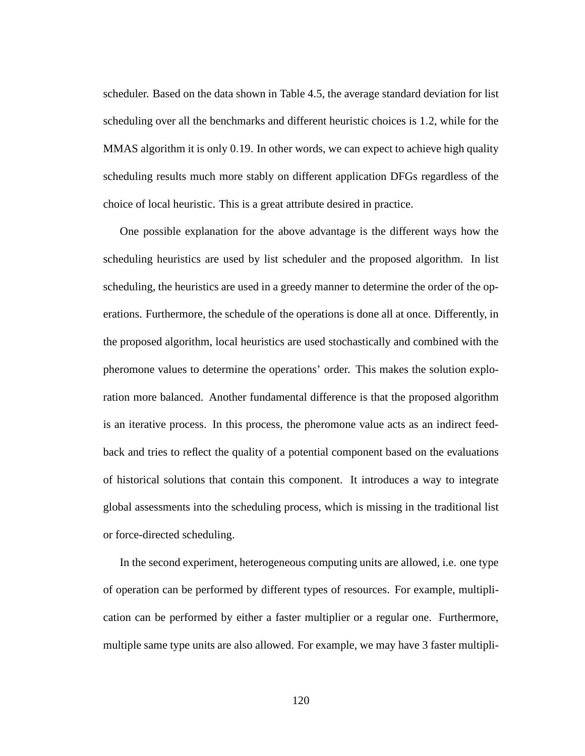scheduler. Based on the data shown in Table 4.5, the average standard deviation for list scheduling over all the benchmarks and different heuristic choices is 1.2, while for the MMAS algorithm it is only 0.19. In other words, we can expect to achieve high quality scheduling results much more stably on different application DFGs regardless of the choice of local heuristic. This is a great attribute desired in practice.

One possible explanation for the above advantage is the different ways how the scheduling heuristics are used by list scheduler and the proposed algorithm. In list scheduling, the heuristics are used in a greedy manner to determine the order of the operations. Furthermore, the schedule of the operations is done all at once. Differently, in the proposed algorithm, local heuristics are used stochastically and combined with the pheromone values to determine the operations' order. This makes the solution exploration more balanced. Another fundamental difference is that the proposed algorithm is an iterative process. In this process, the pheromone value acts as an indirect feedback and tries to reflect the quality of a potential component based on the evaluations of historical solutions that contain this component. It introduces a way to integrate global assessments into the scheduling process, which is missing in the traditional list or force-directed scheduling.

In the second experiment, heterogeneous computing units are allowed, i.e. one type of operation can be performed by different types of resources. For example, multiplication can be performed by either a faster multiplier or a regular one. Furthermore, multiple same type units are also allowed. For example, we may have 3 faster multipli-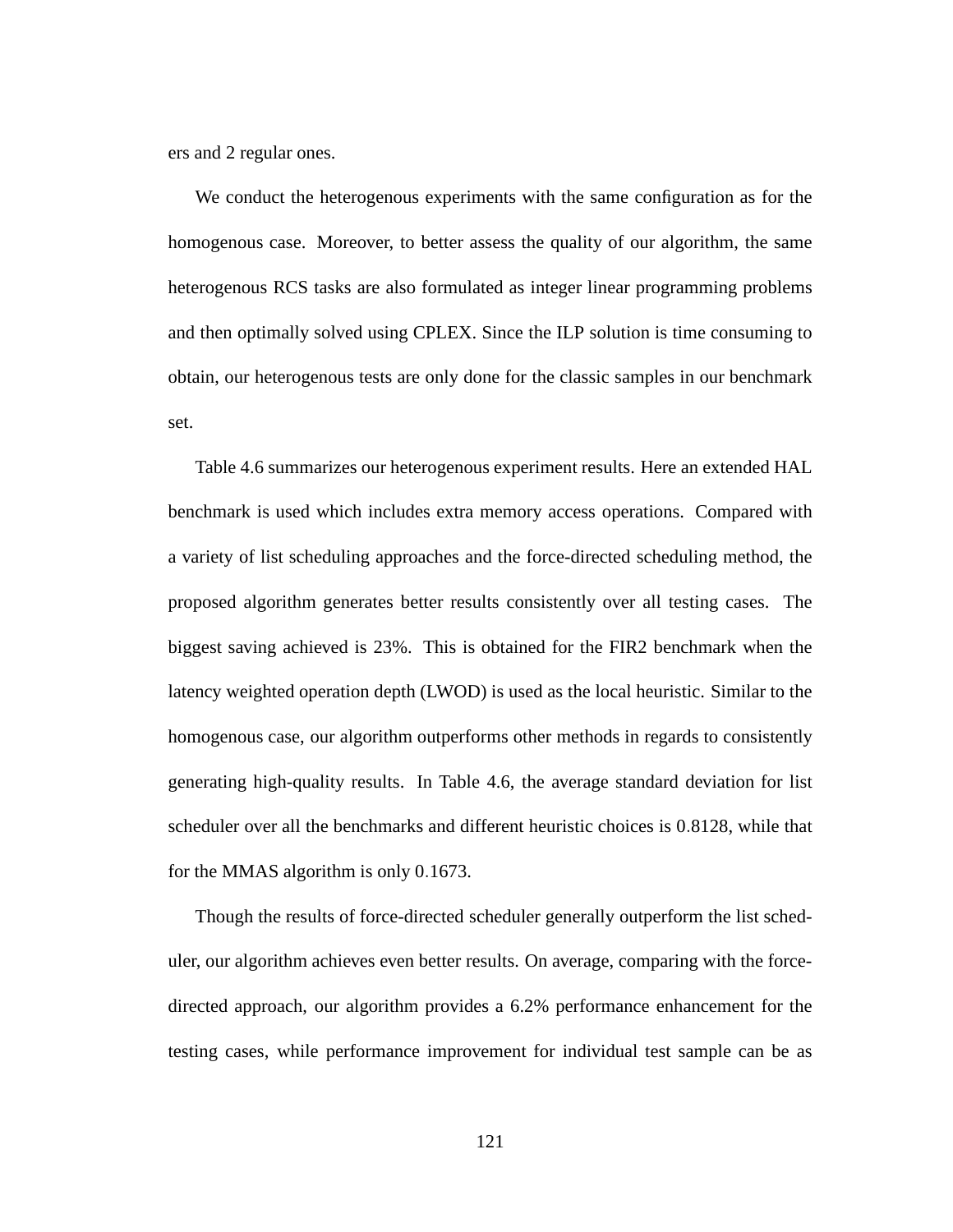ers and 2 regular ones.

We conduct the heterogenous experiments with the same configuration as for the homogenous case. Moreover, to better assess the quality of our algorithm, the same heterogenous RCS tasks are also formulated as integer linear programming problems and then optimally solved using CPLEX. Since the ILP solution is time consuming to obtain, our heterogenous tests are only done for the classic samples in our benchmark set.

Table 4.6 summarizes our heterogenous experiment results. Here an extended HAL benchmark is used which includes extra memory access operations. Compared with a variety of list scheduling approaches and the force-directed scheduling method, the proposed algorithm generates better results consistently over all testing cases. The biggest saving achieved is 23%. This is obtained for the FIR2 benchmark when the latency weighted operation depth (LWOD) is used as the local heuristic. Similar to the homogenous case, our algorithm outperforms other methods in regards to consistently generating high-quality results. In Table 4.6, the average standard deviation for list scheduler over all the benchmarks and different heuristic choices is 0.8128, while that for the MMAS algorithm is only 0.1673.

Though the results of force-directed scheduler generally outperform the list scheduler, our algorithm achieves even better results. On average, comparing with the force-directed approach, our algorithm provides a 6.2% performance enhancement for the testing cases, while performance improvement for individual test sample can be as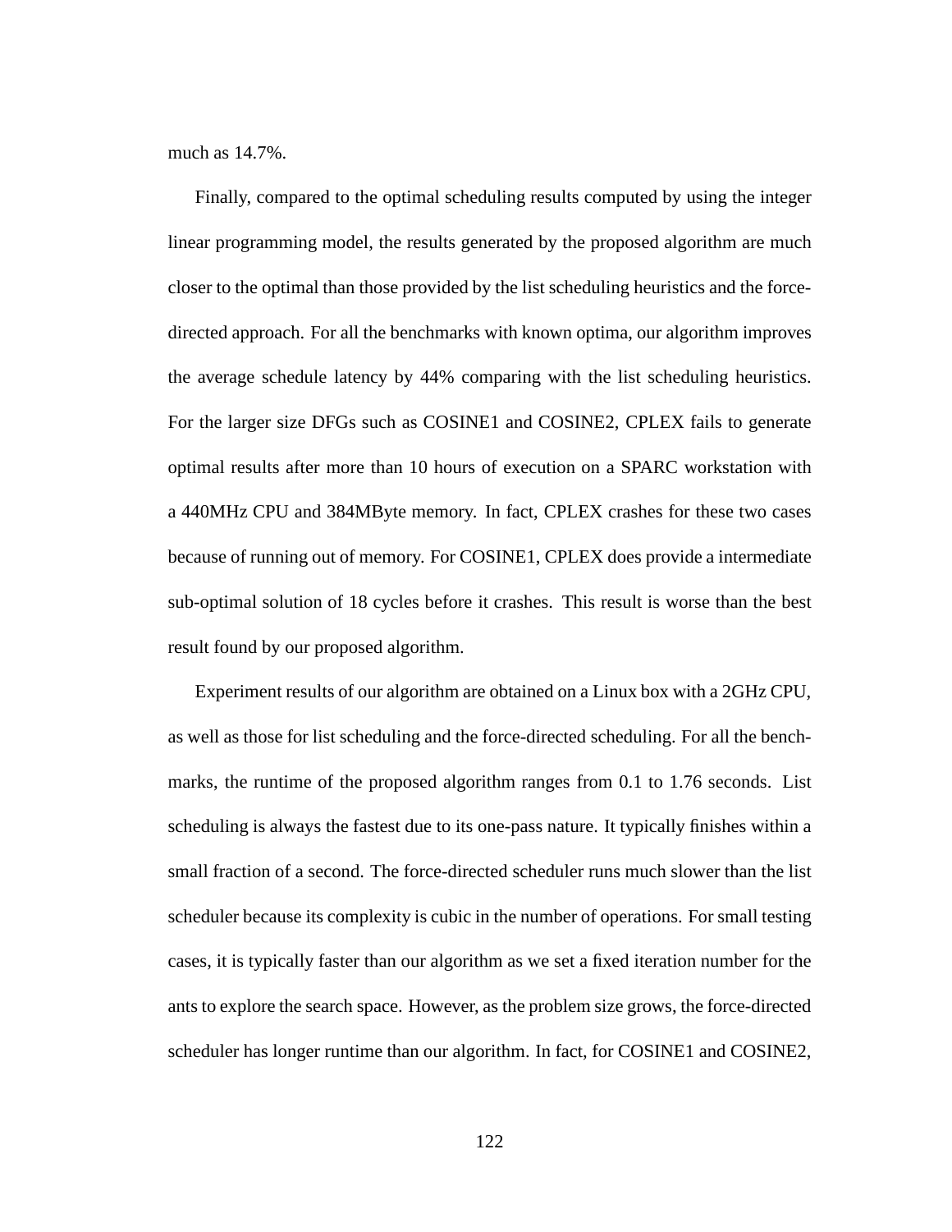much as 14.7%.

Finally, compared to the optimal scheduling results computed by using the integer linear programming model, the results generated by the proposed algorithm are much closer to the optimal than those provided by the list scheduling heuristics and the force-directed approach. For all the benchmarks with known optima, our algorithm improves the average schedule latency by 44% comparing with the list scheduling heuristics. For the larger size DFGs such as COSINE1 and COSINE2, CPLEX fails to generate optimal results after more than 10 hours of execution on a SPARC workstation with a 440MHz CPU and 384MByte memory. In fact, CPLEX crashes for these two cases because of running out of memory. For COSINE1, CPLEX does provide a intermediate sub-optimal solution of 18 cycles before it crashes. This result is worse than the best result found by our proposed algorithm.

Experiment results of our algorithm are obtained on a Linux box with a 2GHz CPU, as well as those for list scheduling and the force-directed scheduling. For all the benchmarks, the runtime of the proposed algorithm ranges from 0.1 to 1.76 seconds. List scheduling is always the fastest due to its one-pass nature. It typically finishes within a small fraction of a second. The force-directed scheduler runs much slower than the list scheduler because its complexity is cubic in the number of operations. For small testing cases, it is typically faster than our algorithm as we set a fixed iteration number for the ants to explore the search space. However, as the problem size grows, the force-directed scheduler has longer runtime than our algorithm. In fact, for COSINE1 and COSINE2,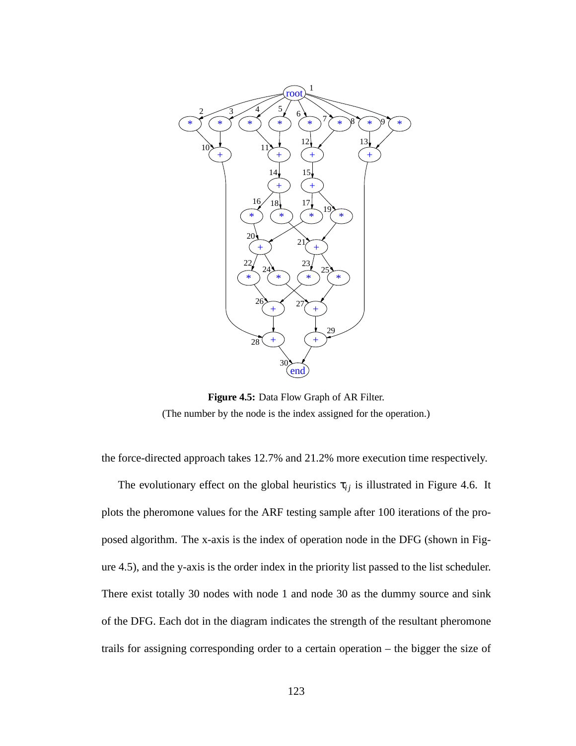**Figure 4.5:** Data Flow Graph of AR Filter.

(The number by the node is the index assigned for the operation.)

the force-directed approach takes 12.7% and 21.2% more execution time respectively.

The evolutionary effect on the global heuristics $\tau_{ij}$ is illustrated in Figure 4.6. It plots the pheromone values for the ARF testing sample after 100 iterations of the proposed algorithm. The x-axis is the index of operation node in the DFG (shown in Figure 4.5), and the y-axis is the order index in the priority list passed to the list scheduler. There exist totally 30 nodes with node 1 and node 30 as the dummy source and sink of the DFG. Each dot in the diagram indicates the strength of the resultant pheromone trails for assigning corresponding order to a certain operation – the bigger the size of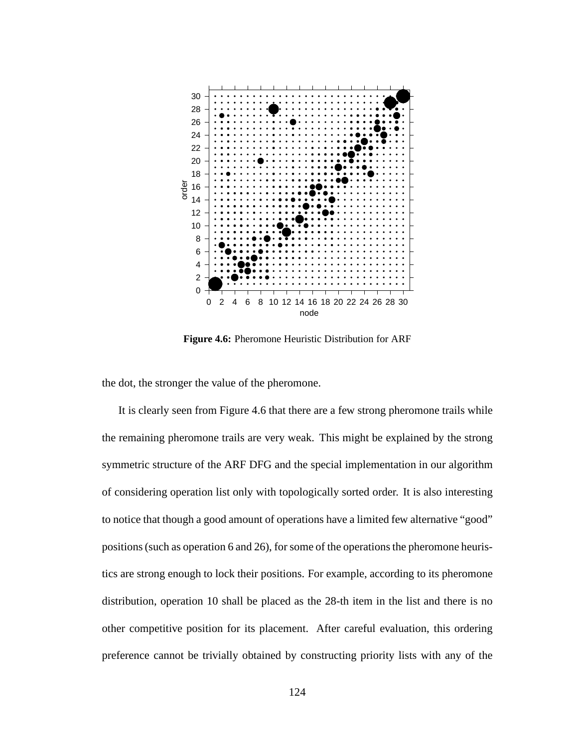Figure 4.6: Pheromone Heuristic Distribution for ARF

the dot, the stronger the value of the pheromone.

It is clearly seen from Figure 4.6 that there are a few strong pheromone trails while the remaining pheromone trails are very weak. This might be explained by the strong symmetric structure of the ARF DFG and the special implementation in our algorithm of considering operation list only with topologically sorted order. It is also interesting to notice that though a good amount of operations have a limited few alternative "good" positions (such as operation 6 and 26), for some of the operations the pheromone heuristics are strong enough to lock their positions. For example, according to its pheromone distribution, operation 10 shall be placed as the 28-th item in the list and there is no other competitive position for its placement. After careful evaluation, this ordering preference cannot be trivially obtained by constructing priority lists with any of the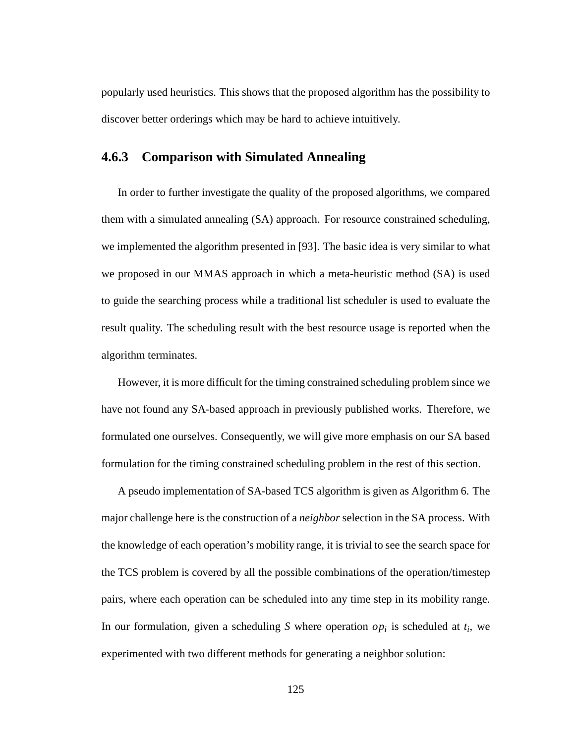popularly used heuristics. This shows that the proposed algorithm has the possibility to discover better orderings which may be hard to achieve intuitively.

### 4.6.3 Comparison with Simulated Annealing

In order to further investigate the quality of the proposed algorithms, we compared them with a simulated annealing (SA) approach. For resource constrained scheduling, we implemented the algorithm presented in [93]. The basic idea is very similar to what we proposed in our MMAS approach in which a meta-heuristic method (SA) is used to guide the searching process while a traditional list scheduler is used to evaluate the result quality. The scheduling result with the best resource usage is reported when the algorithm terminates.

However, it is more difficult for the timing constrained scheduling problem since we have not found any SA-based approach in previously published works. Therefore, we formulated one ourselves. Consequently, we will give more emphasis on our SA based formulation for the timing constrained scheduling problem in the rest of this section.

A pseudo implementation of SA-based TCS algorithm is given as Algorithm 6. The major challenge here is the construction of a *neighbor* selection in the SA process. With the knowledge of each operation's mobility range, it is trivial to see the search space for the TCS problem is covered by all the possible combinations of the operation/timestep pairs, where each operation can be scheduled into any time step in its mobility range. In our formulation, given a scheduling $S$ where operation $op_i$ is scheduled at $t_i$, we experimented with two different methods for generating a neighbor solution: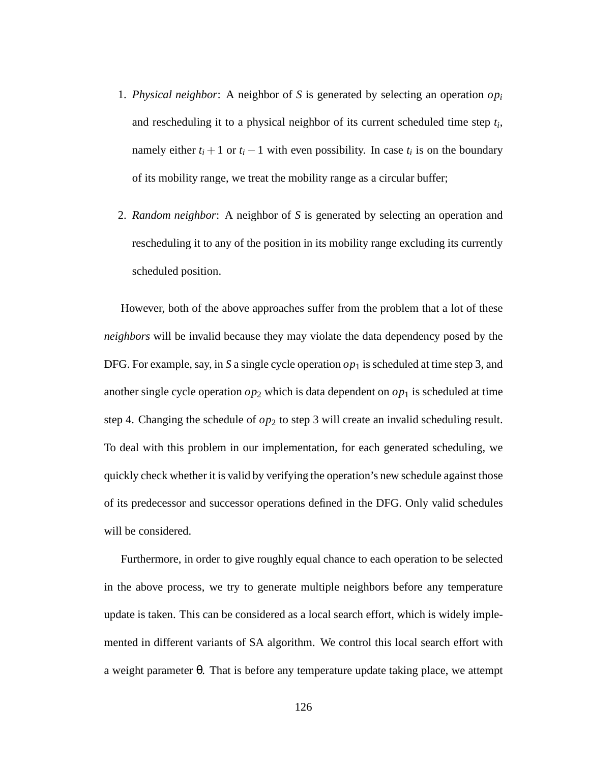1. *Physical neighbor*: A neighbor of $S$ is generated by selecting an operation $op_i$ and rescheduling it to a physical neighbor of its current scheduled time step $t_i$, namely either $t_i + 1$ or $t_i - 1$ with even possibility. In case $t_i$ is on the boundary of its mobility range, we treat the mobility range as a circular buffer;

2. *Random neighbor*: A neighbor of $S$ is generated by selecting an operation and rescheduling it to any of the position in its mobility range excluding its currently scheduled position.

However, both of the above approaches suffer from the problem that a lot of these *neighbors* will be invalid because they may violate the data dependency posed by the DFG. For example, say, in $S$ a single cycle operation $op_1$ is scheduled at time step 3, and another single cycle operation $op_2$ which is data dependent on $op_1$ is scheduled at time step 4. Changing the schedule of $op_2$ to step 3 will create an invalid scheduling result. To deal with this problem in our implementation, for each generated scheduling, we quickly check whether it is valid by verifying the operation's new schedule against those of its predecessor and successor operations defined in the DFG. Only valid schedules will be considered.

Furthermore, in order to give roughly equal chance to each operation to be selected in the above process, we try to generate multiple neighbors before any temperature update is taken. This can be considered as a local search effort, which is widely implemented in different variants of SA algorithm. We control this local search effort with a weight parameter $\theta$. That is before any temperature update taking place, we attempt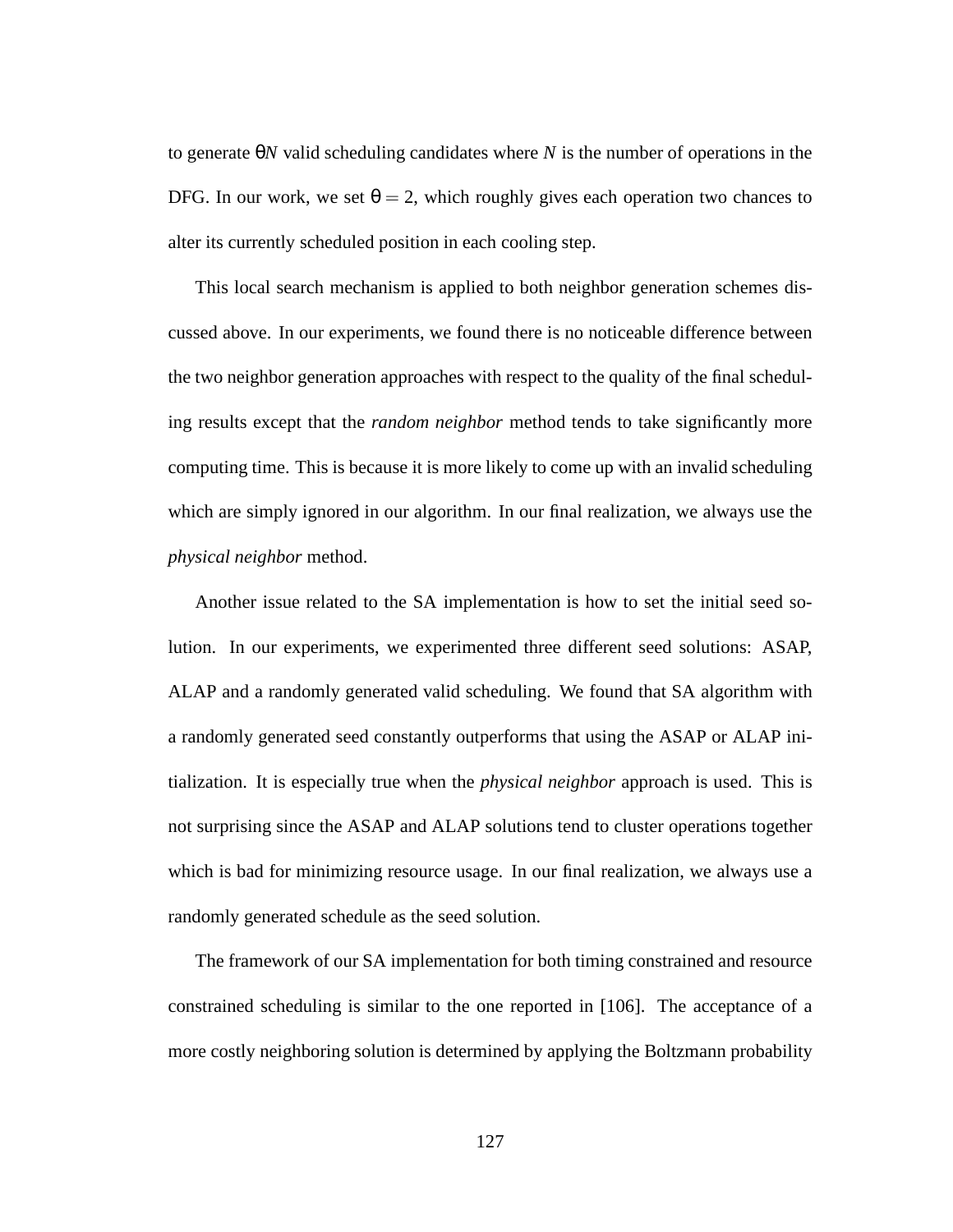to generate $\theta N$ valid scheduling candidates where $N$ is the number of operations in the DFG. In our work, we set $\theta = 2$, which roughly gives each operation two chances to alter its currently scheduled position in each cooling step.

This local search mechanism is applied to both neighbor generation schemes discussed above. In our experiments, we found there is no noticeable difference between the two neighbor generation approaches with respect to the quality of the final scheduling results except that the *random neighbor* method tends to take significantly more computing time. This is because it is more likely to come up with an invalid scheduling which are simply ignored in our algorithm. In our final realization, we always use the *physical neighbor* method.

Another issue related to the SA implementation is how to set the initial seed solution. In our experiments, we experimented three different seed solutions: ASAP, ALAP and a randomly generated valid scheduling. We found that SA algorithm with a randomly generated seed constantly outperforms that using the ASAP or ALAP initialization. It is especially true when the *physical neighbor* approach is used. This is not surprising since the ASAP and ALAP solutions tend to cluster operations together which is bad for minimizing resource usage. In our final realization, we always use a randomly generated schedule as the seed solution.

The framework of our SA implementation for both timing constrained and resource constrained scheduling is similar to the one reported in [106]. The acceptance of a more costly neighboring solution is determined by applying the Boltzmann probability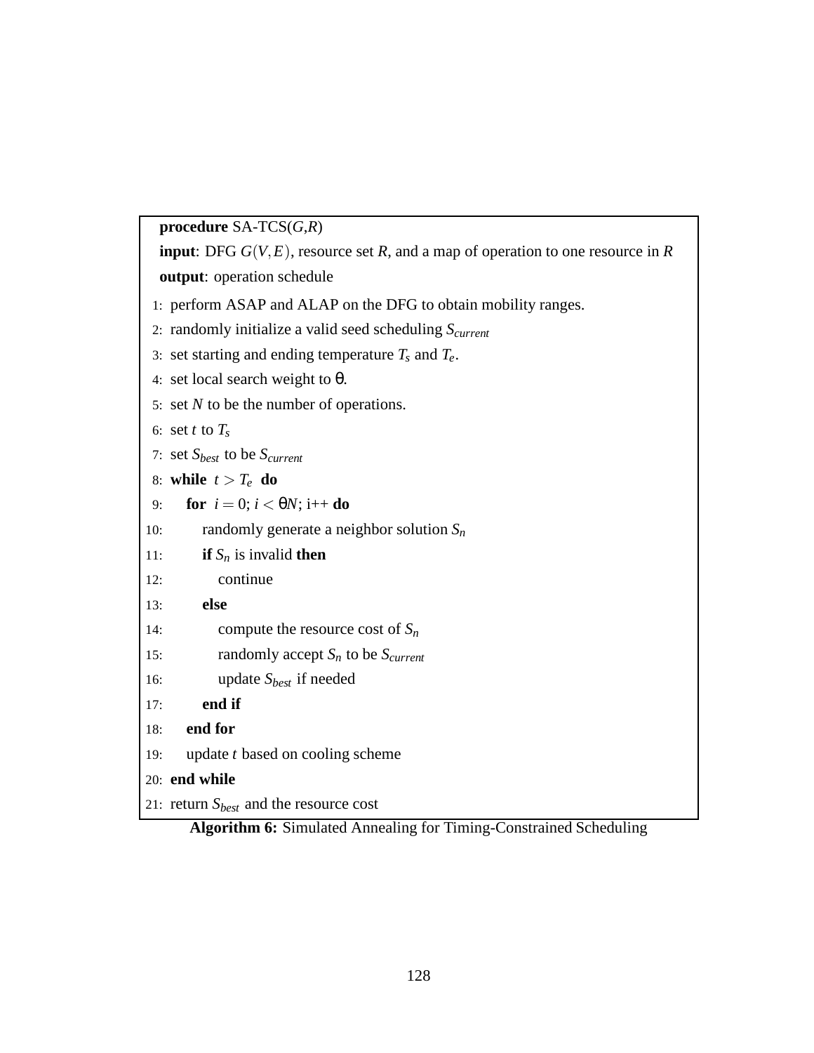```
procedure SA-TCS(G,R)
input: DFG G(V,E), resource set R, and a map of operation to one resource in R
output: operation schedule
 1: perform ASAP and ALAP on the DFG to obtain mobility ranges.
 2: randomly initialize a valid seed scheduling S_current
 3: set starting and ending temperature T_s and T_e.
 4: set local search weight to θ.
 5: set N to be the number of operations.
 6: set t to T_s
 7: set S_best to be S_current
 8: while t > T_e do
 9:     for i = 0; i < θN; i++ do
10:         randomly generate a neighbor solution S_n
11:         if S_n is invalid then
12:             continue
13:         else
14:             compute the resource cost of S_n
15:             randomly accept S_n to be S_current
16:             update S_best if needed
17:         end if
18:     end for
19:     update t based on cooling scheme
20: end while
21: return S_best and the resource cost
```

**Algorithm 6:** Simulated Annealing for Timing-Constrained Scheduling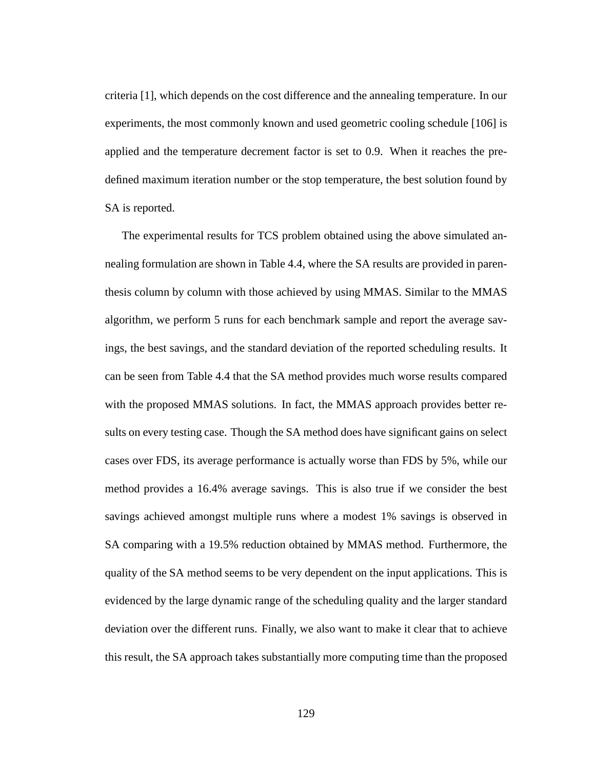criteria [1], which depends on the cost difference and the annealing temperature. In our experiments, the most commonly known and used geometric cooling schedule [106] is applied and the temperature decrement factor is set to 0.9. When it reaches the predefined maximum iteration number or the stop temperature, the best solution found by SA is reported.

The experimental results for TCS problem obtained using the above simulated annealing formulation are shown in Table 4.4, where the SA results are provided in parenthesis column by column with those achieved by using MMAS. Similar to the MMAS algorithm, we perform 5 runs for each benchmark sample and report the average savings, the best savings, and the standard deviation of the reported scheduling results. It can be seen from Table 4.4 that the SA method provides much worse results compared with the proposed MMAS solutions. In fact, the MMAS approach provides better results on every testing case. Though the SA method does have significant gains on select cases over FDS, its average performance is actually worse than FDS by 5%, while our method provides a 16.4% average savings. This is also true if we consider the best savings achieved amongst multiple runs where a modest 1% savings is observed in SA comparing with a 19.5% reduction obtained by MMAS method. Furthermore, the quality of the SA method seems to be very dependent on the input applications. This is evidenced by the large dynamic range of the scheduling quality and the larger standard deviation over the different runs. Finally, we also want to make it clear that to achieve this result, the SA approach takes substantially more computing time than the proposed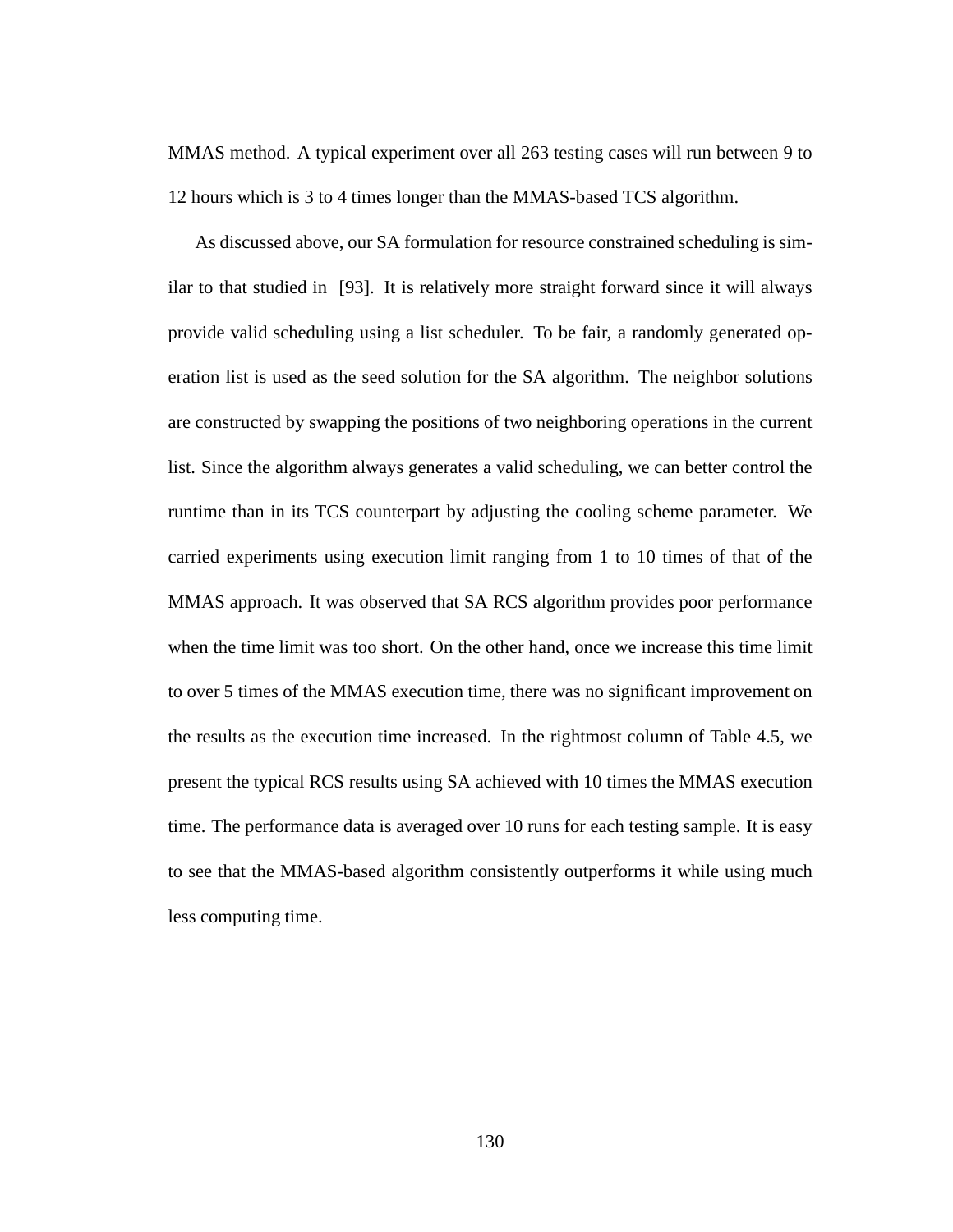MMAS method. A typical experiment over all 263 testing cases will run between 9 to 12 hours which is 3 to 4 times longer than the MMAS-based TCS algorithm.

As discussed above, our SA formulation for resource constrained scheduling is similar to that studied in [93]. It is relatively more straight forward since it will always provide valid scheduling using a list scheduler. To be fair, a randomly generated operation list is used as the seed solution for the SA algorithm. The neighbor solutions are constructed by swapping the positions of two neighboring operations in the current list. Since the algorithm always generates a valid scheduling, we can better control the runtime than in its TCS counterpart by adjusting the cooling scheme parameter. We carried experiments using execution limit ranging from 1 to 10 times of that of the MMAS approach. It was observed that SA RCS algorithm provides poor performance when the time limit was too short. On the other hand, once we increase this time limit to over 5 times of the MMAS execution time, there was no significant improvement on the results as the execution time increased. In the rightmost column of Table 4.5, we present the typical RCS results using SA achieved with 10 times the MMAS execution time. The performance data is averaged over 10 runs for each testing sample. It is easy to see that the MMAS-based algorithm consistently outperforms it while using much less computing time.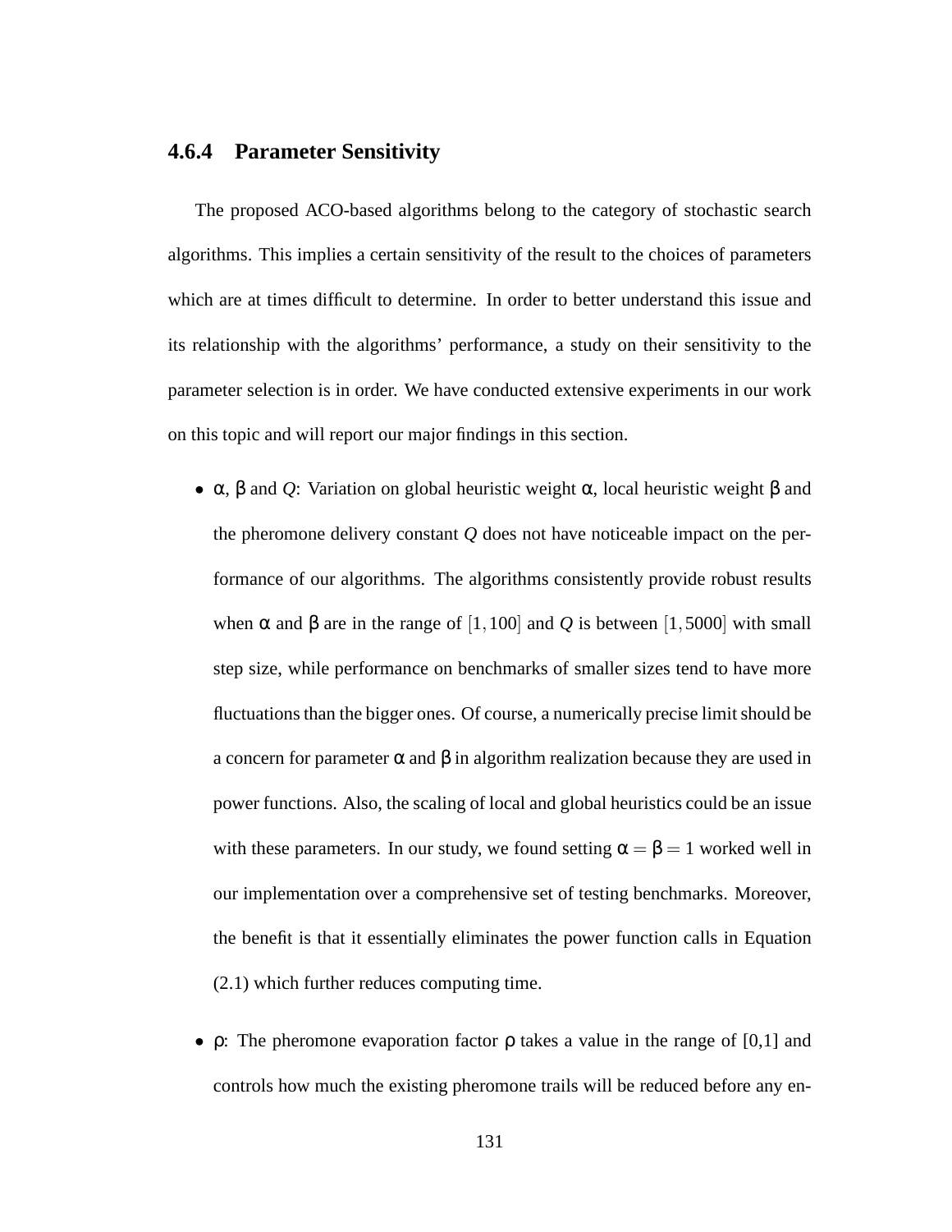### 4.6.4 Parameter Sensitivity

The proposed ACO-based algorithms belong to the category of stochastic search algorithms. This implies a certain sensitivity of the result to the choices of parameters which are at times difficult to determine. In order to better understand this issue and its relationship with the algorithms' performance, a study on their sensitivity to the parameter selection is in order. We have conducted extensive experiments in our work on this topic and will report our major findings in this section.

- $\alpha$, $\beta$ and $Q$: Variation on global heuristic weight $\alpha$, local heuristic weight $\beta$ and the pheromone delivery constant $Q$ does not have noticeable impact on the performance of our algorithms. The algorithms consistently provide robust results when $\alpha$ and $\beta$ are in the range of $[1, 100]$ and $Q$ is between $[1, 5000]$ with small step size, while performance on benchmarks of smaller sizes tend to have more fluctuations than the bigger ones. Of course, a numerically precise limit should be a concern for parameter $\alpha$ and $\beta$ in algorithm realization because they are used in power functions. Also, the scaling of local and global heuristics could be an issue with these parameters. In our study, we found setting $\alpha = \beta = 1$ worked well in our implementation over a comprehensive set of testing benchmarks. Moreover, the benefit is that it essentially eliminates the power function calls in Equation (2.1) which further reduces computing time.

- $\rho$: The pheromone evaporation factor $\rho$ takes a value in the range of [0,1] and controls how much the existing pheromone trails will be reduced before any en-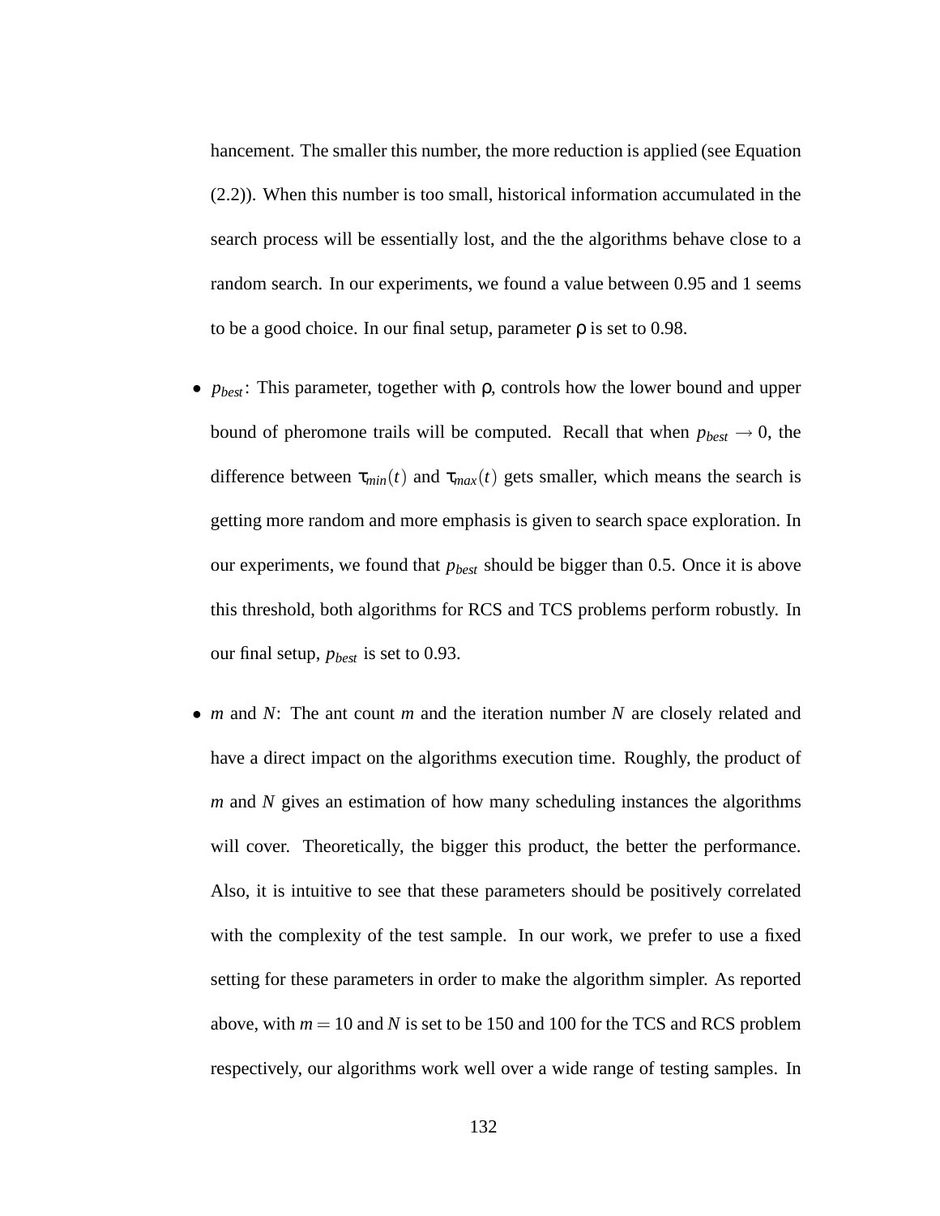hancement. The smaller this number, the more reduction is applied (see Equation (2.2)). When this number is too small, historical information accumulated in the search process will be essentially lost, and the the algorithms behave close to a random search. In our experiments, we found a value between 0.95 and 1 seems to be a good choice. In our final setup, parameter $\rho$ is set to 0.98.

- $p_{best}$: This parameter, together with $\rho$, controls how the lower bound and upper bound of pheromone trails will be computed. Recall that when $p_{best} \rightarrow 0$, the difference between $\tau_{min}(t)$ and $\tau_{max}(t)$ gets smaller, which means the search is getting more random and more emphasis is given to search space exploration. In our experiments, we found that $p_{best}$ should be bigger than 0.5. Once it is above this threshold, both algorithms for RCS and TCS problems perform robustly. In our final setup, $p_{best}$ is set to 0.93.

- $m$ and $N$: The ant count $m$ and the iteration number $N$ are closely related and have a direct impact on the algorithms execution time. Roughly, the product of $m$ and $N$ gives an estimation of how many scheduling instances the algorithms will cover. Theoretically, the bigger this product, the better the performance. Also, it is intuitive to see that these parameters should be positively correlated with the complexity of the test sample. In our work, we prefer to use a fixed setting for these parameters in order to make the algorithm simpler. As reported above, with $m = 10$ and $N$ is set to be 150 and 100 for the TCS and RCS problem respectively, our algorithms work well over a wide range of testing samples. In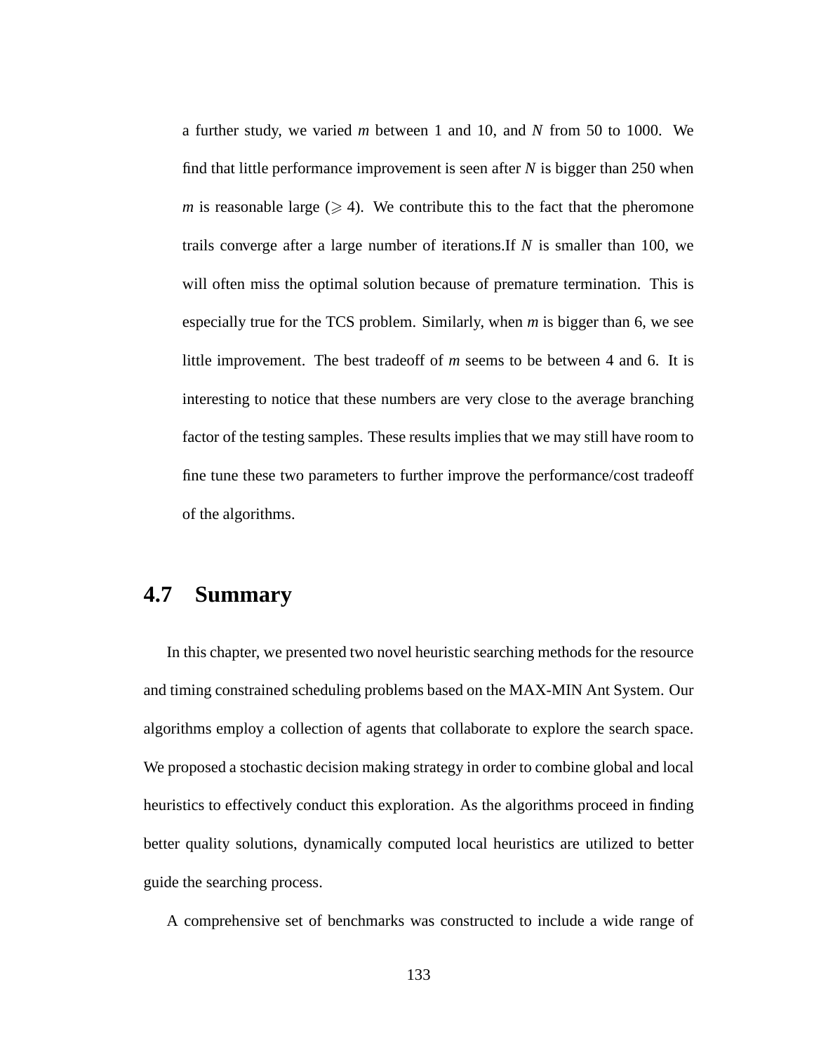a further study, we varied $m$ between 1 and 10, and $N$ from 50 to 1000. We find that little performance improvement is seen after $N$ is bigger than 250 when $m$ is reasonable large ($\geqslant 4$). We contribute this to the fact that the pheromone trails converge after a large number of iterations.If $N$ is smaller than 100, we will often miss the optimal solution because of premature termination. This is especially true for the TCS problem. Similarly, when $m$ is bigger than 6, we see little improvement. The best tradeoff of $m$ seems to be between 4 and 6. It is interesting to notice that these numbers are very close to the average branching factor of the testing samples. These results implies that we may still have room to fine tune these two parameters to further improve the performance/cost tradeoff of the algorithms.

## 4.7 Summary

In this chapter, we presented two novel heuristic searching methods for the resource and timing constrained scheduling problems based on the MAX-MIN Ant System. Our algorithms employ a collection of agents that collaborate to explore the search space. We proposed a stochastic decision making strategy in order to combine global and local heuristics to effectively conduct this exploration. As the algorithms proceed in finding better quality solutions, dynamically computed local heuristics are utilized to better guide the searching process.

A comprehensive set of benchmarks was constructed to include a wide range of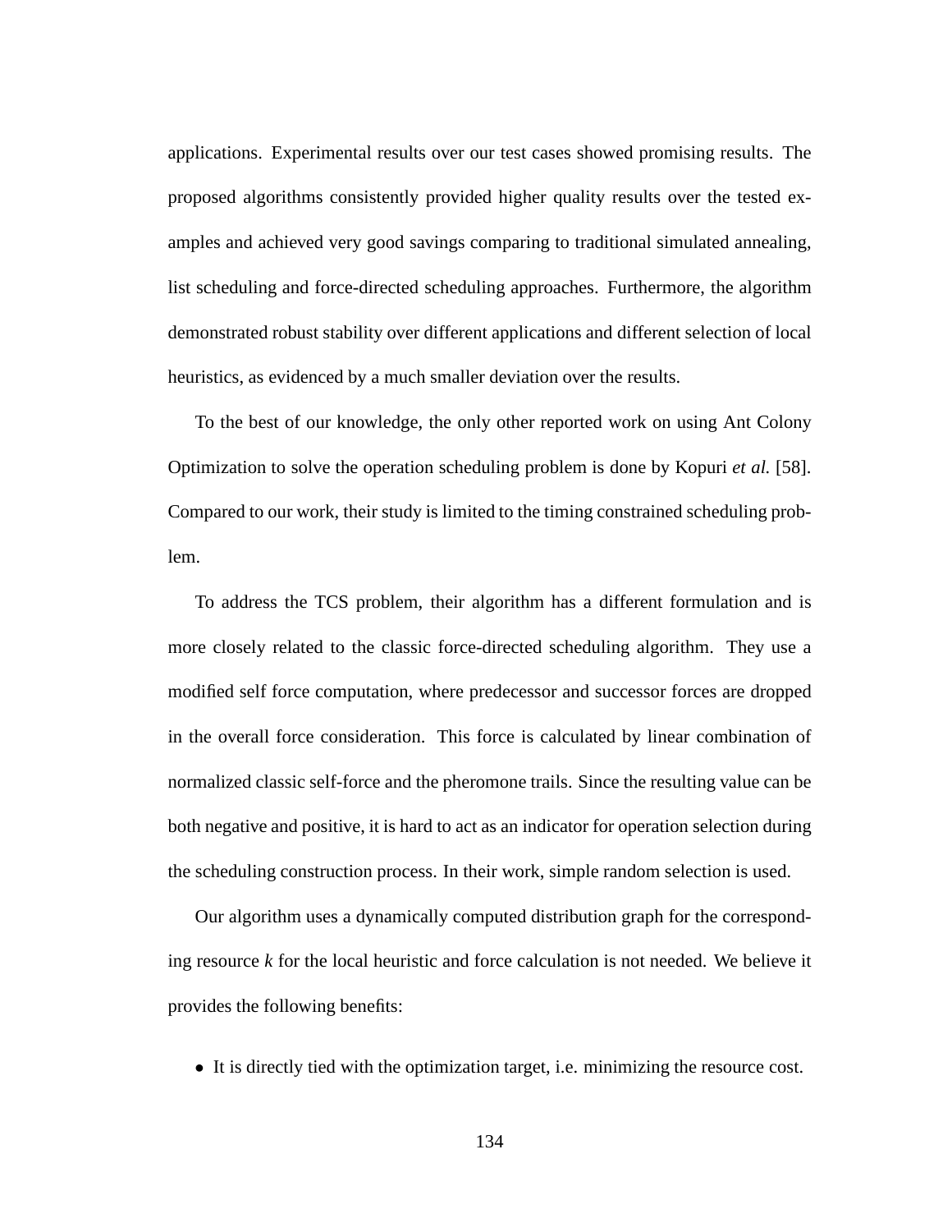applications. Experimental results over our test cases showed promising results. The proposed algorithms consistently provided higher quality results over the tested examples and achieved very good savings comparing to traditional simulated annealing, list scheduling and force-directed scheduling approaches. Furthermore, the algorithm demonstrated robust stability over different applications and different selection of local heuristics, as evidenced by a much smaller deviation over the results.

To the best of our knowledge, the only other reported work on using Ant Colony Optimization to solve the operation scheduling problem is done by Kopuri *et al.* [58]. Compared to our work, their study is limited to the timing constrained scheduling problem.

To address the TCS problem, their algorithm has a different formulation and is more closely related to the classic force-directed scheduling algorithm. They use a modified self force computation, where predecessor and successor forces are dropped in the overall force consideration. This force is calculated by linear combination of normalized classic self-force and the pheromone trails. Since the resulting value can be both negative and positive, it is hard to act as an indicator for operation selection during the scheduling construction process. In their work, simple random selection is used.

Our algorithm uses a dynamically computed distribution graph for the corresponding resource $k$ for the local heuristic and force calculation is not needed. We believe it provides the following benefits:

- It is directly tied with the optimization target, i.e. minimizing the resource cost.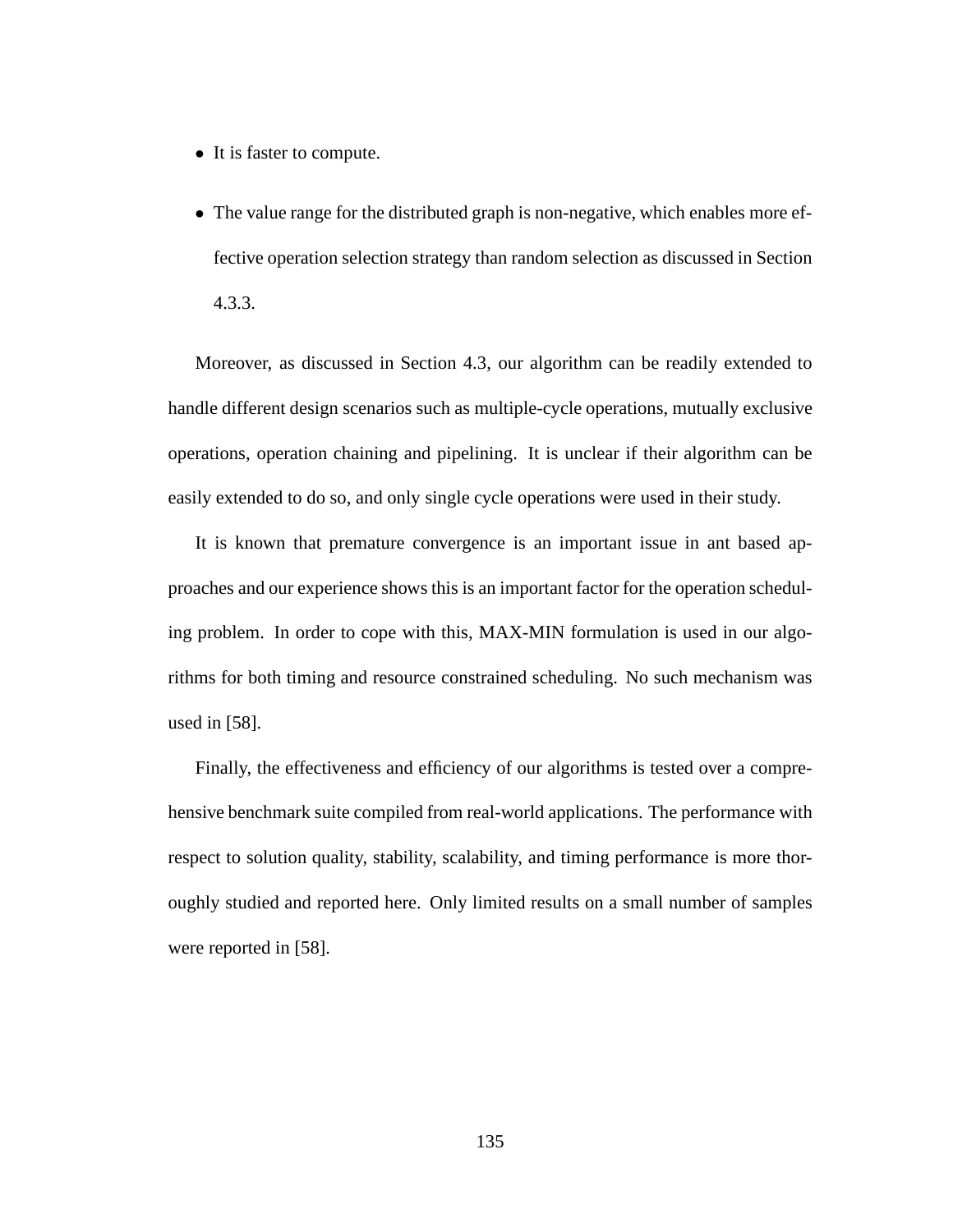- It is faster to compute.
- The value range for the distributed graph is non-negative, which enables more effective operation selection strategy than random selection as discussed in Section 4.3.3.

Moreover, as discussed in Section 4.3, our algorithm can be readily extended to handle different design scenarios such as multiple-cycle operations, mutually exclusive operations, operation chaining and pipelining. It is unclear if their algorithm can be easily extended to do so, and only single cycle operations were used in their study.

It is known that premature convergence is an important issue in ant based approaches and our experience shows this is an important factor for the operation scheduling problem. In order to cope with this, MAX-MIN formulation is used in our algorithms for both timing and resource constrained scheduling. No such mechanism was used in [58].

Finally, the effectiveness and efficiency of our algorithms is tested over a comprehensive benchmark suite compiled from real-world applications. The performance with respect to solution quality, stability, scalability, and timing performance is more thoroughly studied and reported here. Only limited results on a small number of samples were reported in [58].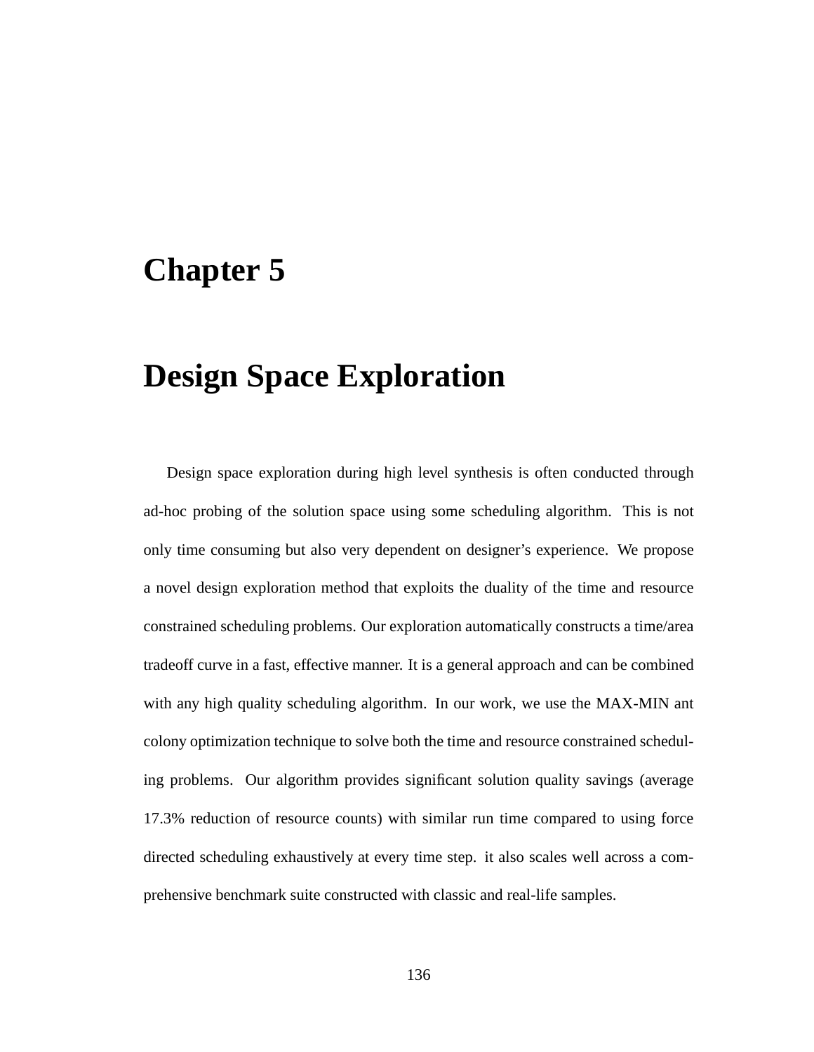# Chapter 5

# Design Space Exploration

Design space exploration during high level synthesis is often conducted through ad-hoc probing of the solution space using some scheduling algorithm. This is not only time consuming but also very dependent on designer's experience. We propose a novel design exploration method that exploits the duality of the time and resource constrained scheduling problems. Our exploration automatically constructs a time/area tradeoff curve in a fast, effective manner. It is a general approach and can be combined with any high quality scheduling algorithm. In our work, we use the MAX-MIN ant colony optimization technique to solve both the time and resource constrained scheduling problems. Our algorithm provides significant solution quality savings (average 17.3% reduction of resource counts) with similar run time compared to using force directed scheduling exhaustively at every time step. it also scales well across a comprehensive benchmark suite constructed with classic and real-life samples.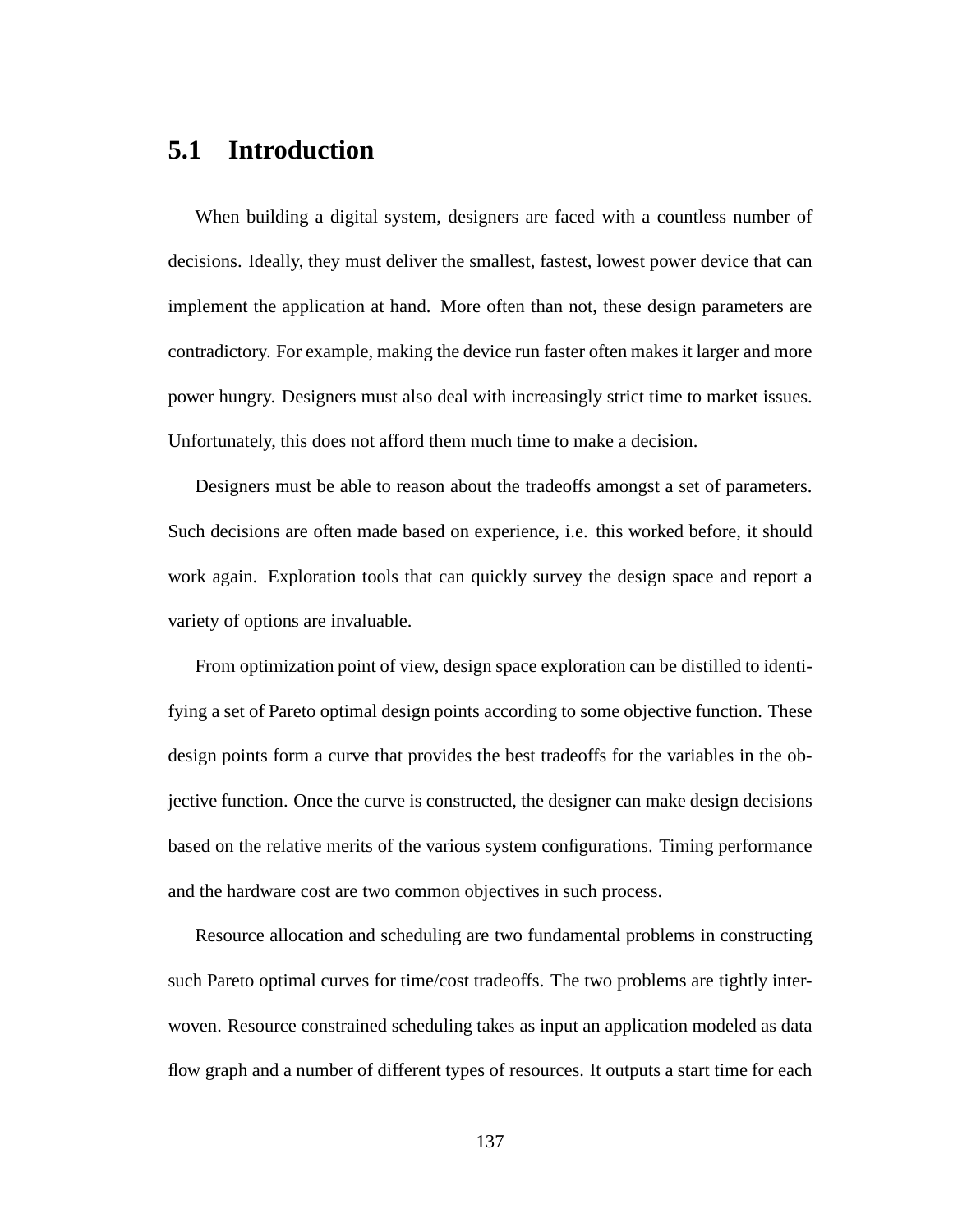## 5.1 Introduction

When building a digital system, designers are faced with a countless number of decisions. Ideally, they must deliver the smallest, fastest, lowest power device that can implement the application at hand. More often than not, these design parameters are contradictory. For example, making the device run faster often makes it larger and more power hungry. Designers must also deal with increasingly strict time to market issues. Unfortunately, this does not afford them much time to make a decision.

Designers must be able to reason about the tradeoffs amongst a set of parameters. Such decisions are often made based on experience, i.e. this worked before, it should work again. Exploration tools that can quickly survey the design space and report a variety of options are invaluable.

From optimization point of view, design space exploration can be distilled to identifying a set of Pareto optimal design points according to some objective function. These design points form a curve that provides the best tradeoffs for the variables in the objective function. Once the curve is constructed, the designer can make design decisions based on the relative merits of the various system configurations. Timing performance and the hardware cost are two common objectives in such process.

Resource allocation and scheduling are two fundamental problems in constructing such Pareto optimal curves for time/cost tradeoffs. The two problems are tightly interwoven. Resource constrained scheduling takes as input an application modeled as data flow graph and a number of different types of resources. It outputs a start time for each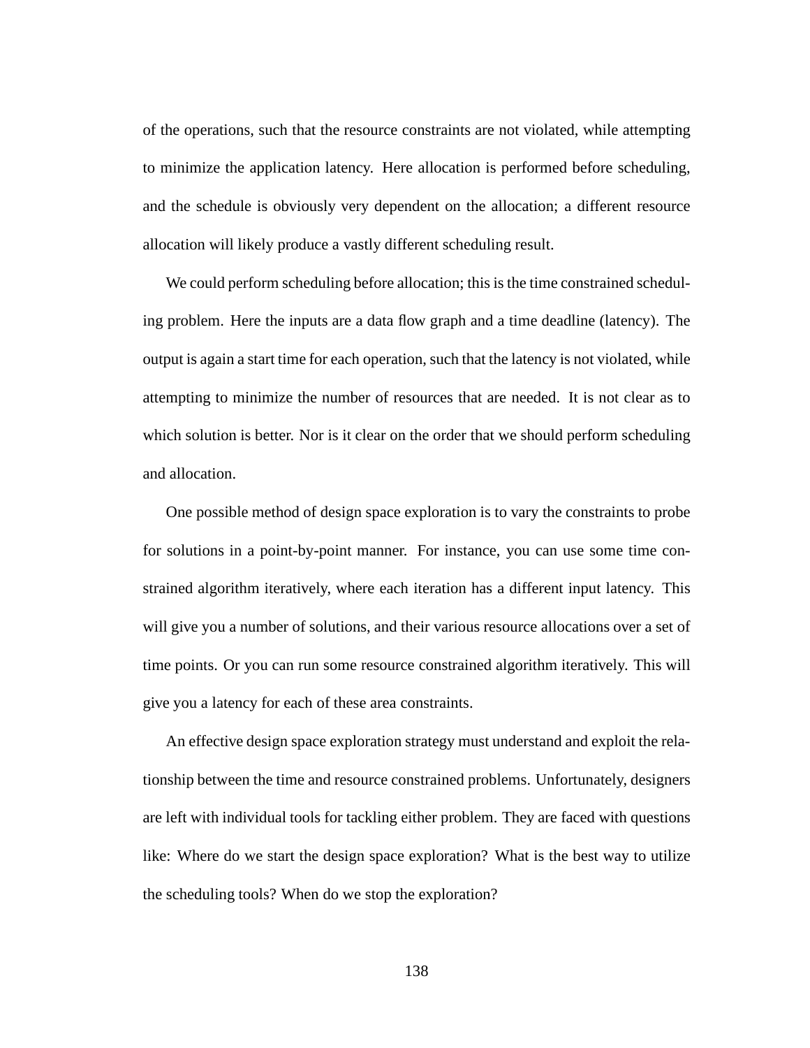of the operations, such that the resource constraints are not violated, while attempting to minimize the application latency. Here allocation is performed before scheduling, and the schedule is obviously very dependent on the allocation; a different resource allocation will likely produce a vastly different scheduling result.

We could perform scheduling before allocation; this is the time constrained scheduling problem. Here the inputs are a data flow graph and a time deadline (latency). The output is again a start time for each operation, such that the latency is not violated, while attempting to minimize the number of resources that are needed. It is not clear as to which solution is better. Nor is it clear on the order that we should perform scheduling and allocation.

One possible method of design space exploration is to vary the constraints to probe for solutions in a point-by-point manner. For instance, you can use some time constrained algorithm iteratively, where each iteration has a different input latency. This will give you a number of solutions, and their various resource allocations over a set of time points. Or you can run some resource constrained algorithm iteratively. This will give you a latency for each of these area constraints.

An effective design space exploration strategy must understand and exploit the relationship between the time and resource constrained problems. Unfortunately, designers are left with individual tools for tackling either problem. They are faced with questions like: Where do we start the design space exploration? What is the best way to utilize the scheduling tools? When do we stop the exploration?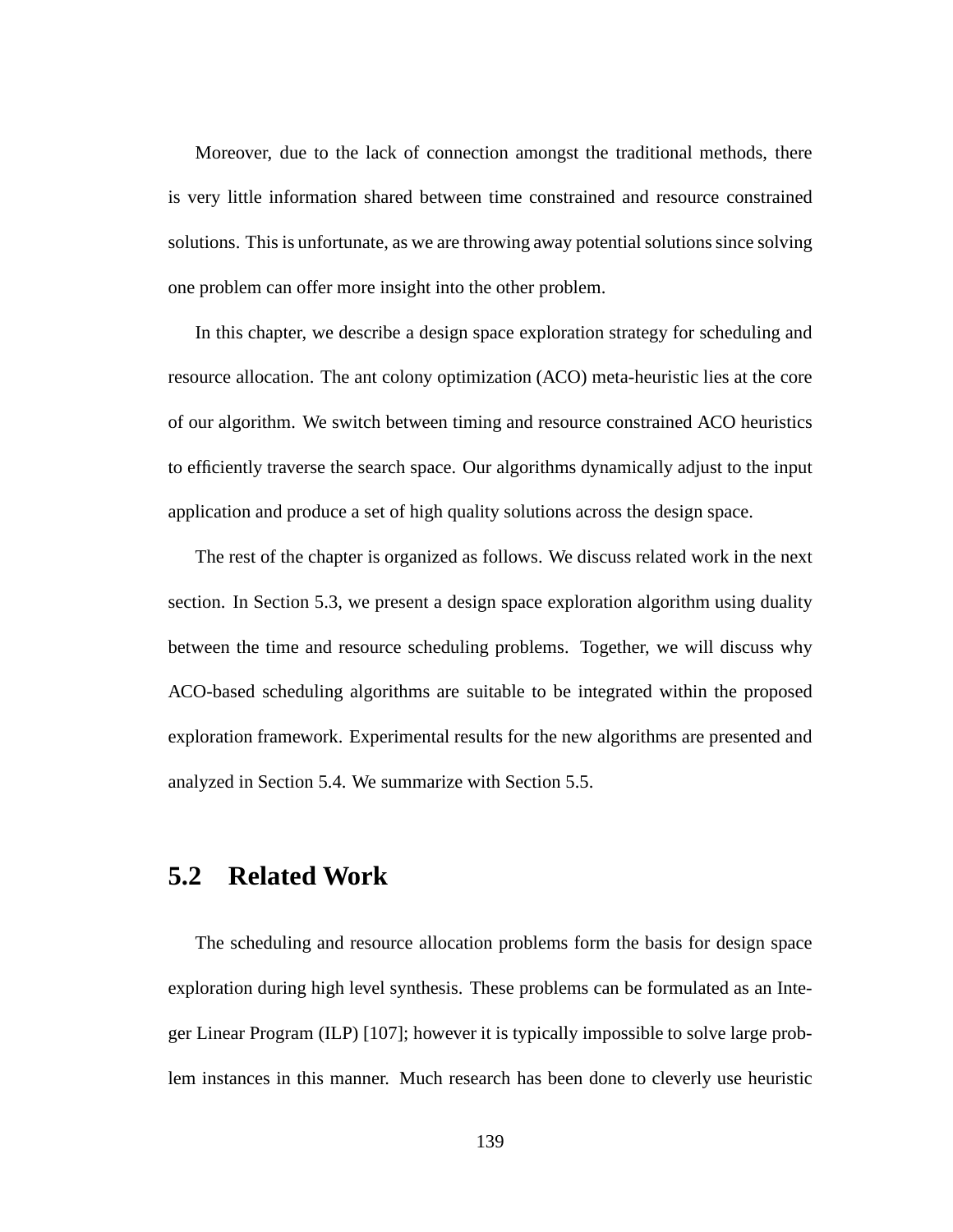Moreover, due to the lack of connection amongst the traditional methods, there is very little information shared between time constrained and resource constrained solutions. This is unfortunate, as we are throwing away potential solutions since solving one problem can offer more insight into the other problem.

In this chapter, we describe a design space exploration strategy for scheduling and resource allocation. The ant colony optimization (ACO) meta-heuristic lies at the core of our algorithm. We switch between timing and resource constrained ACO heuristics to efficiently traverse the search space. Our algorithms dynamically adjust to the input application and produce a set of high quality solutions across the design space.

The rest of the chapter is organized as follows. We discuss related work in the next section. In Section 5.3, we present a design space exploration algorithm using duality between the time and resource scheduling problems. Together, we will discuss why ACO-based scheduling algorithms are suitable to be integrated within the proposed exploration framework. Experimental results for the new algorithms are presented and analyzed in Section 5.4. We summarize with Section 5.5.

## 5.2 Related Work

The scheduling and resource allocation problems form the basis for design space exploration during high level synthesis. These problems can be formulated as an Integer Linear Program (ILP) [107]; however it is typically impossible to solve large problem instances in this manner. Much research has been done to cleverly use heuristic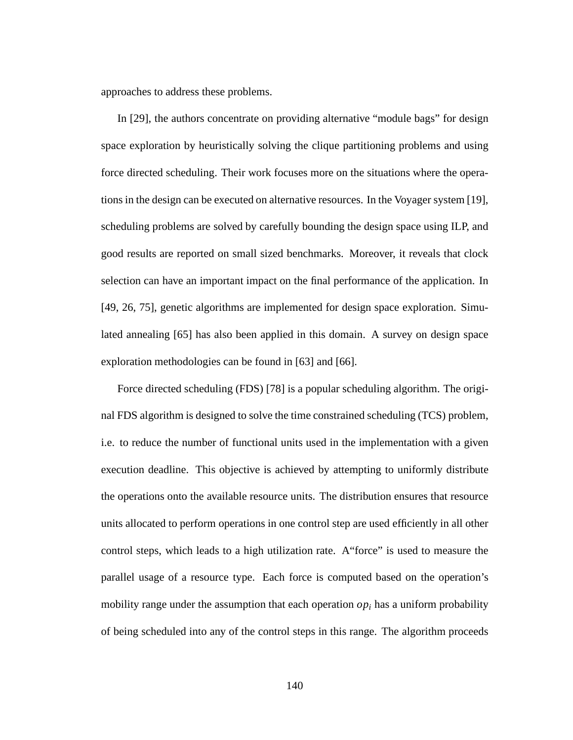approaches to address these problems.

In [29], the authors concentrate on providing alternative "module bags" for design space exploration by heuristically solving the clique partitioning problems and using force directed scheduling. Their work focuses more on the situations where the operations in the design can be executed on alternative resources. In the Voyager system [19], scheduling problems are solved by carefully bounding the design space using ILP, and good results are reported on small sized benchmarks. Moreover, it reveals that clock selection can have an important impact on the final performance of the application. In [49, 26, 75], genetic algorithms are implemented for design space exploration. Simulated annealing [65] has also been applied in this domain. A survey on design space exploration methodologies can be found in [63] and [66].

Force directed scheduling (FDS) [78] is a popular scheduling algorithm. The original FDS algorithm is designed to solve the time constrained scheduling (TCS) problem, i.e. to reduce the number of functional units used in the implementation with a given execution deadline. This objective is achieved by attempting to uniformly distribute the operations onto the available resource units. The distribution ensures that resource units allocated to perform operations in one control step are used efficiently in all other control steps, which leads to a high utilization rate. A"force" is used to measure the parallel usage of a resource type. Each force is computed based on the operation's mobility range under the assumption that each operation $op_i$ has a uniform probability of being scheduled into any of the control steps in this range. The algorithm proceeds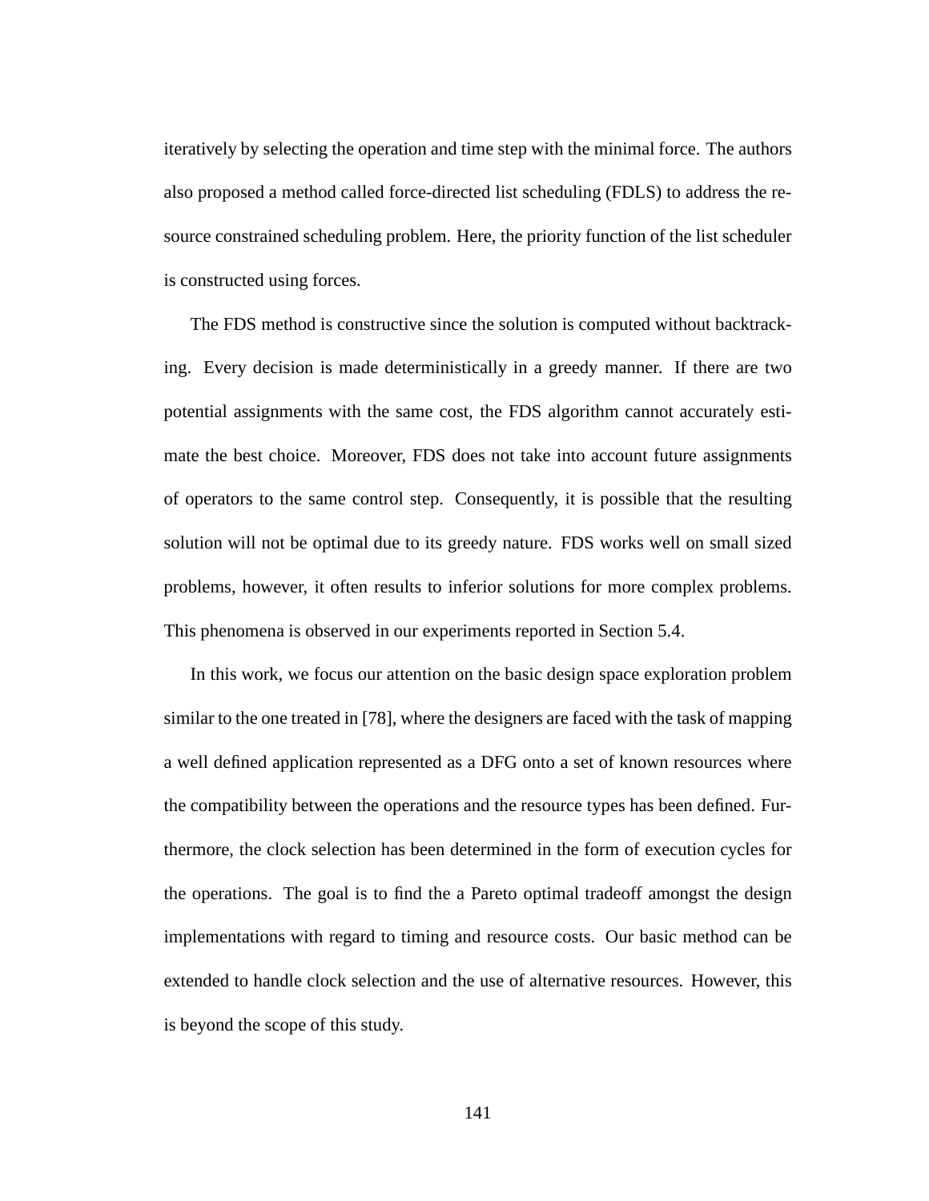iteratively by selecting the operation and time step with the minimal force. The authors also proposed a method called force-directed list scheduling (FDLS) to address the resource constrained scheduling problem. Here, the priority function of the list scheduler is constructed using forces.

The FDS method is constructive since the solution is computed without backtracking. Every decision is made deterministically in a greedy manner. If there are two potential assignments with the same cost, the FDS algorithm cannot accurately estimate the best choice. Moreover, FDS does not take into account future assignments of operators to the same control step. Consequently, it is possible that the resulting solution will not be optimal due to its greedy nature. FDS works well on small sized problems, however, it often results to inferior solutions for more complex problems. This phenomena is observed in our experiments reported in Section 5.4.

In this work, we focus our attention on the basic design space exploration problem similar to the one treated in [78], where the designers are faced with the task of mapping a well defined application represented as a DFG onto a set of known resources where the compatibility between the operations and the resource types has been defined. Furthermore, the clock selection has been determined in the form of execution cycles for the operations. The goal is to find the a Pareto optimal tradeoff amongst the design implementations with regard to timing and resource costs. Our basic method can be extended to handle clock selection and the use of alternative resources. However, this is beyond the scope of this study.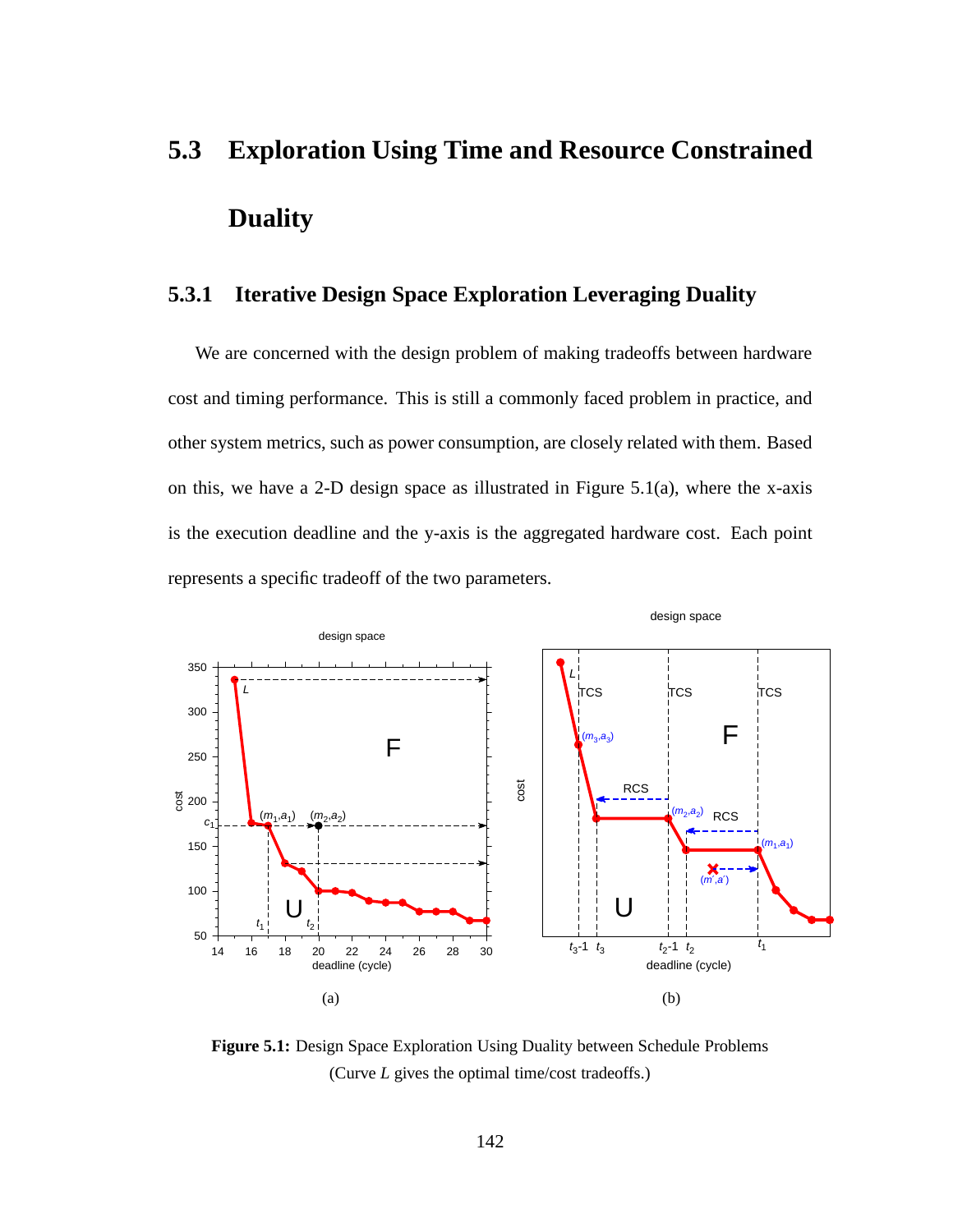## 5.3 Exploration Using Time and Resource Constrained Duality

### 5.3.1 Iterative Design Space Exploration Leveraging Duality

We are concerned with the design problem of making tradeoffs between hardware cost and timing performance. This is still a commonly faced problem in practice, and other system metrics, such as power consumption, are closely related with them. Based on this, we have a 2-D design space as illustrated in Figure 5.1(a), where the x-axis is the execution deadline and the y-axis is the aggregated hardware cost. Each point represents a specific tradeoff of the two parameters.

**Figure 5.1:** Design Space Exploration Using Duality between Schedule Problems (Curve $L$ gives the optimal time/cost tradeoffs.)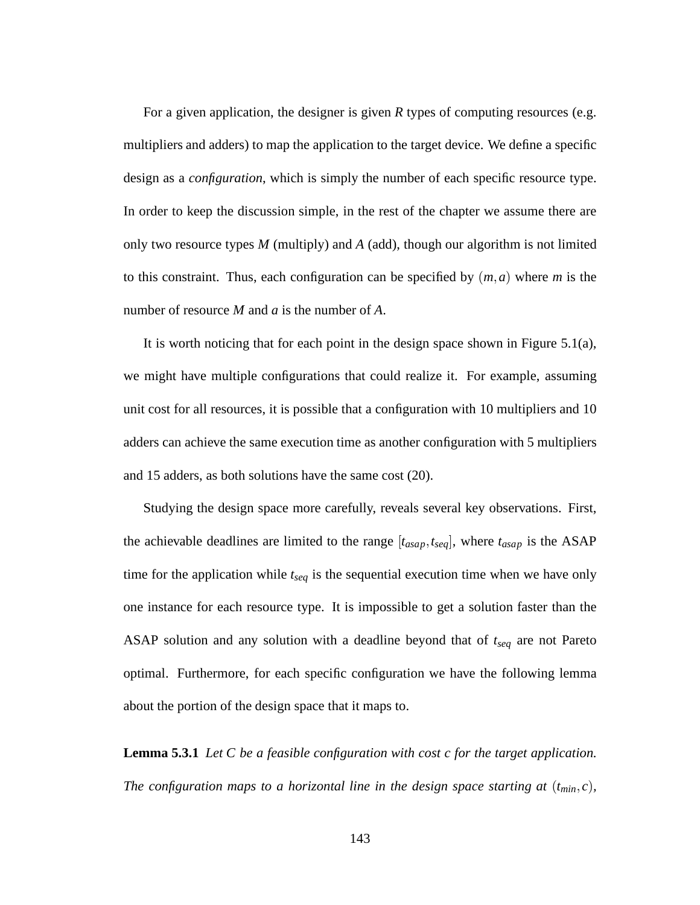For a given application, the designer is given $R$ types of computing resources (e.g. multipliers and adders) to map the application to the target device. We define a specific design as a *configuration*, which is simply the number of each specific resource type. In order to keep the discussion simple, in the rest of the chapter we assume there are only two resource types $M$ (multiply) and $A$ (add), though our algorithm is not limited to this constraint. Thus, each configuration can be specified by $(m,a)$ where $m$ is the number of resource $M$ and $a$ is the number of $A$.

It is worth noticing that for each point in the design space shown in Figure 5.1(a), we might have multiple configurations that could realize it. For example, assuming unit cost for all resources, it is possible that a configuration with 10 multipliers and 10 adders can achieve the same execution time as another configuration with 5 multipliers and 15 adders, as both solutions have the same cost (20).

Studying the design space more carefully, reveals several key observations. First, the achievable deadlines are limited to the range $[t_{asap}, t_{seq}]$, where $t_{asap}$ is the ASAP time for the application while $t_{seq}$ is the sequential execution time when we have only one instance for each resource type. It is impossible to get a solution faster than the ASAP solution and any solution with a deadline beyond that of $t_{seq}$ are not Pareto optimal. Furthermore, for each specific configuration we have the following lemma about the portion of the design space that it maps to.

**Lemma 5.3.1** *Let $C$ be a feasible configuration with cost $c$ for the target application. The configuration maps to a horizontal line in the design space starting at $(t_{min}, c)$,*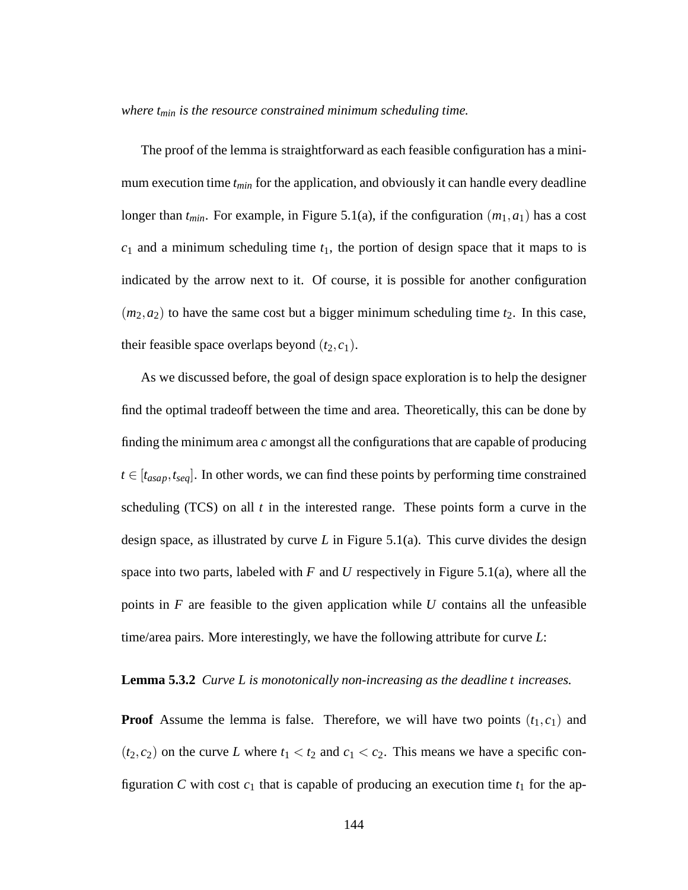*where $t_{min}$ is the resource constrained minimum scheduling time.*

The proof of the lemma is straightforward as each feasible configuration has a minimum execution time $t_{min}$ for the application, and obviously it can handle every deadline longer than $t_{min}$. For example, in Figure 5.1(a), if the configuration $(m_1, a_1)$ has a cost $c_1$ and a minimum scheduling time $t_1$, the portion of design space that it maps to is indicated by the arrow next to it. Of course, it is possible for another configuration $(m_2, a_2)$ to have the same cost but a bigger minimum scheduling time $t_2$. In this case, their feasible space overlaps beyond $(t_2, c_1)$.

As we discussed before, the goal of design space exploration is to help the designer find the optimal tradeoff between the time and area. Theoretically, this can be done by finding the minimum area $c$ amongst all the configurations that are capable of producing $t \in [t_{asap}, t_{seq}]$. In other words, we can find these points by performing time constrained scheduling (TCS) on all $t$ in the interested range. These points form a curve in the design space, as illustrated by curve $L$ in Figure 5.1(a). This curve divides the design space into two parts, labeled with $F$ and $U$ respectively in Figure 5.1(a), where all the points in $F$ are feasible to the given application while $U$ contains all the unfeasible time/area pairs. More interestingly, we have the following attribute for curve $L$:

**Lemma 5.3.2** *Curve $L$ is monotonically non-increasing as the deadline $t$ increases.*

**Proof** Assume the lemma is false. Therefore, we will have two points $(t_1, c_1)$ and $(t_2, c_2)$ on the curve $L$ where $t_1 < t_2$ and $c_1 < c_2$. This means we have a specific configuration $C$ with cost $c_1$ that is capable of producing an execution time $t_1$ for the ap-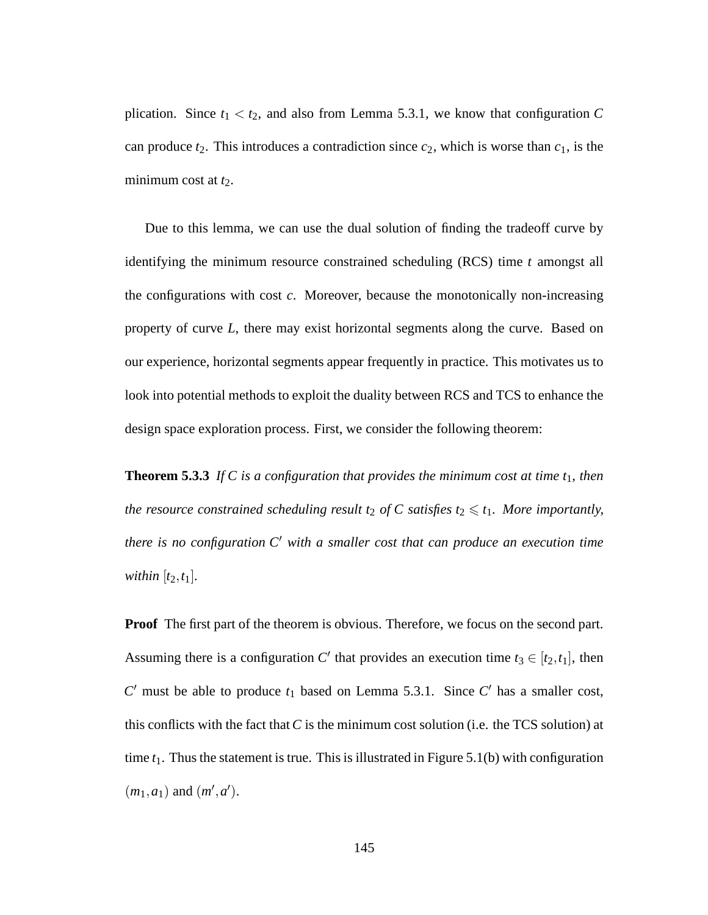plication. Since $t_1 < t_2$, and also from Lemma 5.3.1, we know that configuration $C$ can produce $t_2$. This introduces a contradiction since $c_2$, which is worse than $c_1$, is the minimum cost at $t_2$.

Due to this lemma, we can use the dual solution of finding the tradeoff curve by identifying the minimum resource constrained scheduling (RCS) time $t$ amongst all the configurations with cost $c$. Moreover, because the monotonically non-increasing property of curve $L$, there may exist horizontal segments along the curve. Based on our experience, horizontal segments appear frequently in practice. This motivates us to look into potential methods to exploit the duality between RCS and TCS to enhance the design space exploration process. First, we consider the following theorem:

**Theorem 5.3.3** *If $C$ is a configuration that provides the minimum cost at time $t_1$, then the resource constrained scheduling result $t_2$ of $C$ satisfies $t_2 \leqslant t_1$. More importantly, there is no configuration $C'$ with a smaller cost that can produce an execution time within $[t_2, t_1]$.*

**Proof** The first part of the theorem is obvious. Therefore, we focus on the second part. Assuming there is a configuration $C'$ that provides an execution time $t_3 \in [t_2, t_1]$, then $C'$ must be able to produce $t_1$ based on Lemma 5.3.1. Since $C'$ has a smaller cost, this conflicts with the fact that $C$ is the minimum cost solution (i.e. the TCS solution) at time $t_1$. Thus the statement is true. This is illustrated in Figure 5.1(b) with configuration $(m_1, a_1)$ and $(m', a')$.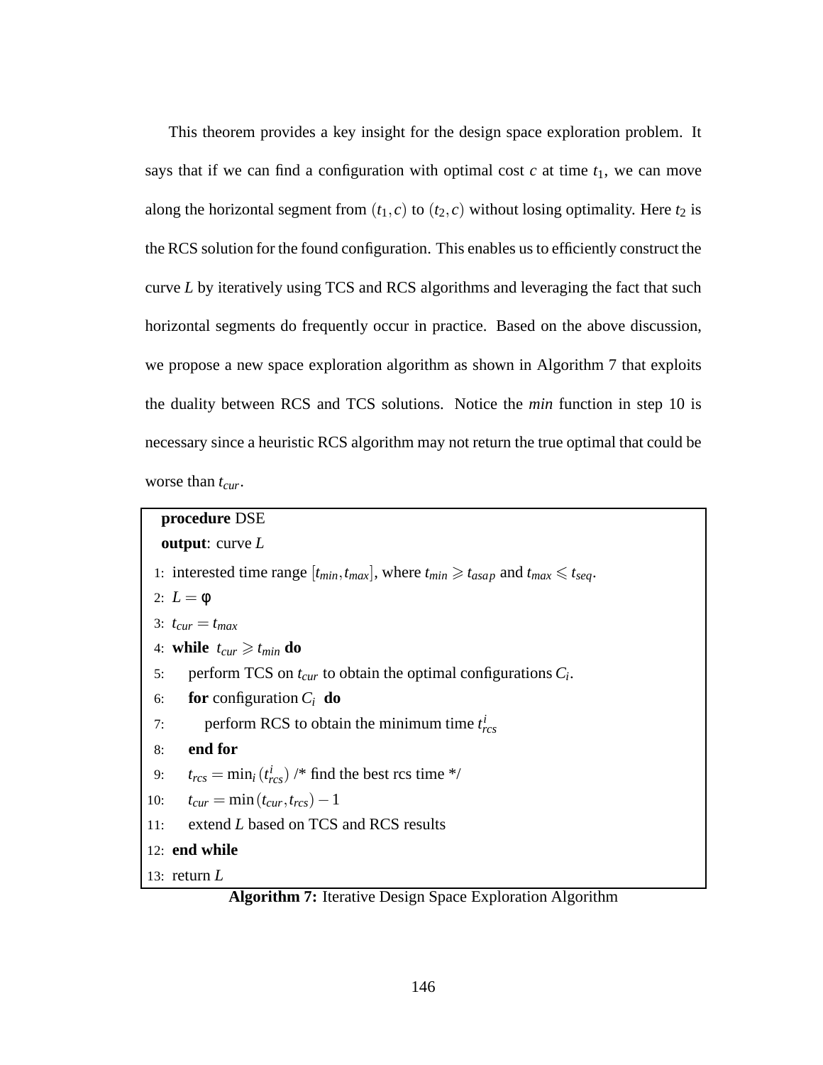This theorem provides a key insight for the design space exploration problem. It says that if we can find a configuration with optimal cost $c$ at time $t_1$, we can move along the horizontal segment from $(t_1, c)$ to $(t_2, c)$ without losing optimality. Here $t_2$ is the RCS solution for the found configuration. This enables us to efficiently construct the curve $L$ by iteratively using TCS and RCS algorithms and leveraging the fact that such horizontal segments do frequently occur in practice. Based on the above discussion, we propose a new space exploration algorithm as shown in Algorithm 7 that exploits the duality between RCS and TCS solutions. Notice the *min* function in step 10 is necessary since a heuristic RCS algorithm may not return the true optimal that could be worse than $t_{cur}$.

```
procedure DSE
output: curve L
 1: interested time range [t_min, t_max], where t_min ⩾ t_asap and t_max ⩽ t_seq.
 2: L = φ
 3: t_cur = t_max
 4: while t_cur ⩾ t_min do
 5:     perform TCS on t_cur to obtain the optimal configurations C_i.
 6:     for configuration C_i do
 7:         perform RCS to obtain the minimum time t^i_rcs
 8:     end for
 9:     t_rcs = min_i (t^i_rcs) /* find the best rcs time */
10:     t_cur = min(t_cur, t_rcs) − 1
11:     extend L based on TCS and RCS results
12: end while
13: return L
```

**Algorithm 7:** Iterative Design Space Exploration Algorithm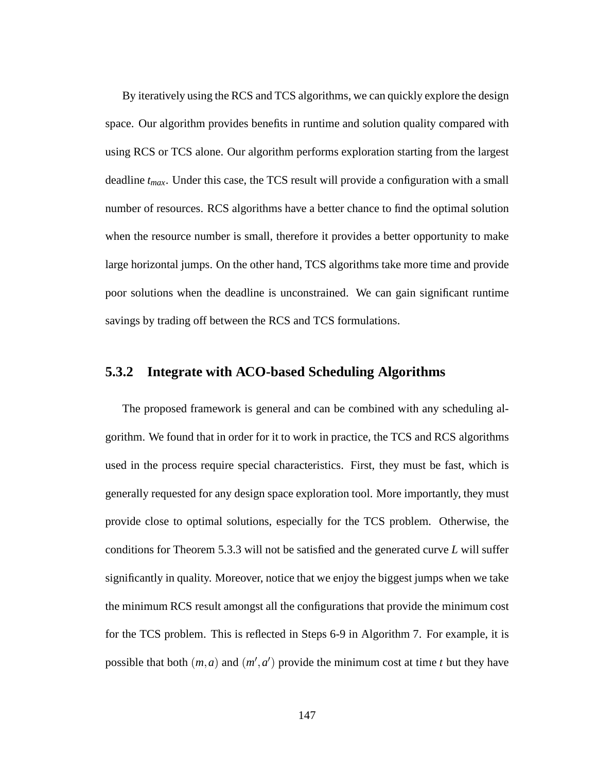By iteratively using the RCS and TCS algorithms, we can quickly explore the design space. Our algorithm provides benefits in runtime and solution quality compared with using RCS or TCS alone. Our algorithm performs exploration starting from the largest deadline $t_{max}$. Under this case, the TCS result will provide a configuration with a small number of resources. RCS algorithms have a better chance to find the optimal solution when the resource number is small, therefore it provides a better opportunity to make large horizontal jumps. On the other hand, TCS algorithms take more time and provide poor solutions when the deadline is unconstrained. We can gain significant runtime savings by trading off between the RCS and TCS formulations.

### 5.3.2 Integrate with ACO-based Scheduling Algorithms

The proposed framework is general and can be combined with any scheduling algorithm. We found that in order for it to work in practice, the TCS and RCS algorithms used in the process require special characteristics. First, they must be fast, which is generally requested for any design space exploration tool. More importantly, they must provide close to optimal solutions, especially for the TCS problem. Otherwise, the conditions for Theorem 5.3.3 will not be satisfied and the generated curve $L$ will suffer significantly in quality. Moreover, notice that we enjoy the biggest jumps when we take the minimum RCS result amongst all the configurations that provide the minimum cost for the TCS problem. This is reflected in Steps 6-9 in Algorithm 7. For example, it is possible that both $(m,a)$ and $(m',a')$ provide the minimum cost at time $t$ but they have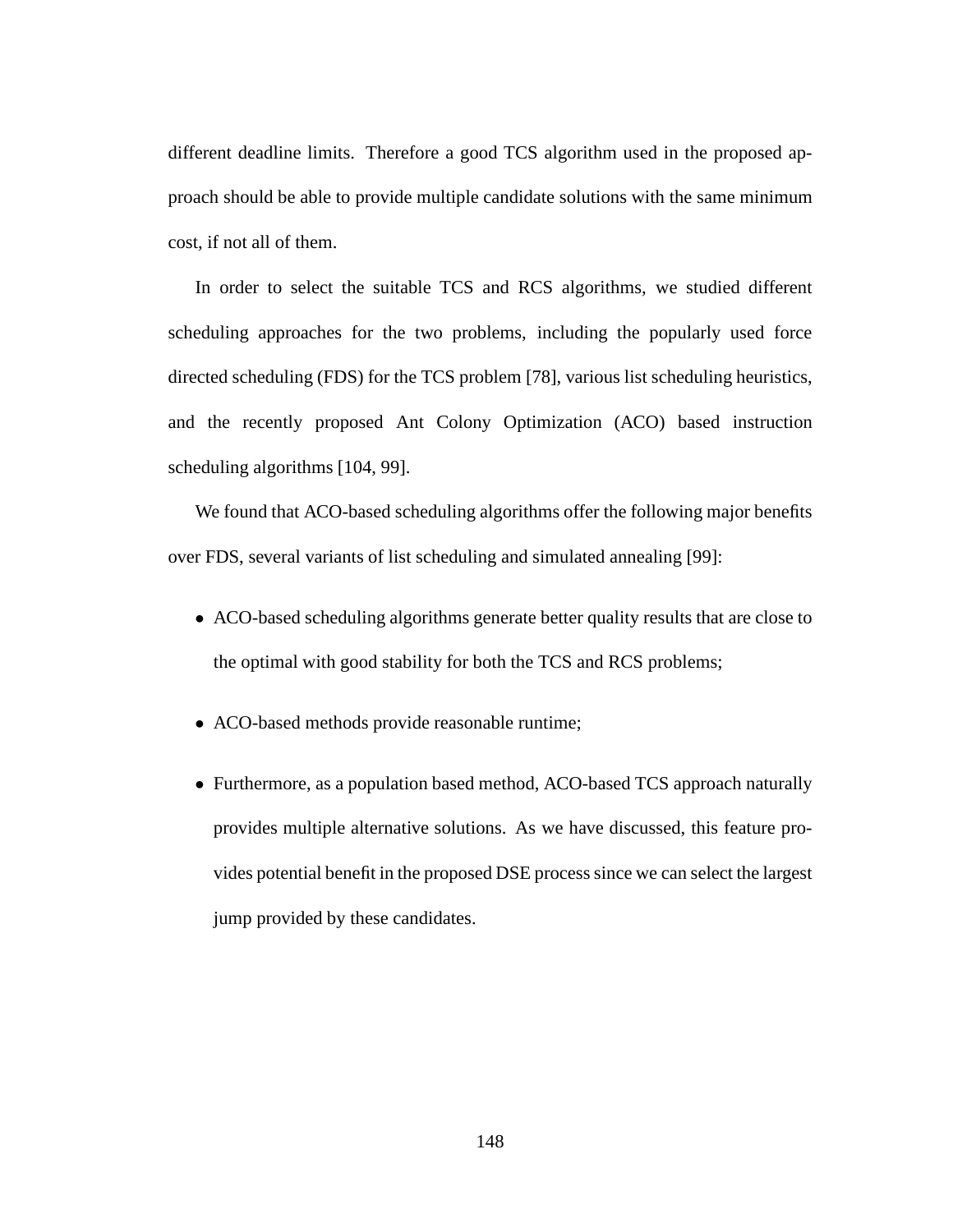different deadline limits. Therefore a good TCS algorithm used in the proposed approach should be able to provide multiple candidate solutions with the same minimum cost, if not all of them.

In order to select the suitable TCS and RCS algorithms, we studied different scheduling approaches for the two problems, including the popularly used force directed scheduling (FDS) for the TCS problem [78], various list scheduling heuristics, and the recently proposed Ant Colony Optimization (ACO) based instruction scheduling algorithms [104, 99].

We found that ACO-based scheduling algorithms offer the following major benefits over FDS, several variants of list scheduling and simulated annealing [99]:

- ACO-based scheduling algorithms generate better quality results that are close to the optimal with good stability for both the TCS and RCS problems;
- ACO-based methods provide reasonable runtime;
- Furthermore, as a population based method, ACO-based TCS approach naturally provides multiple alternative solutions. As we have discussed, this feature provides potential benefit in the proposed DSE process since we can select the largest jump provided by these candidates.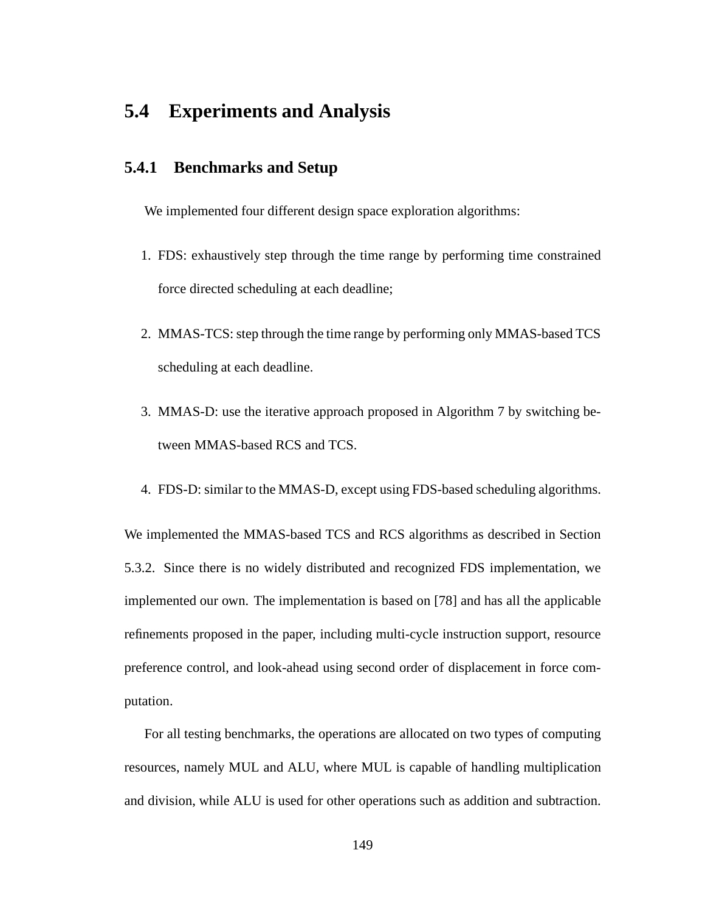## 5.4 Experiments and Analysis

### 5.4.1 Benchmarks and Setup

We implemented four different design space exploration algorithms:

1. FDS: exhaustively step through the time range by performing time constrained force directed scheduling at each deadline;
2. MMAS-TCS: step through the time range by performing only MMAS-based TCS scheduling at each deadline.
3. MMAS-D: use the iterative approach proposed in Algorithm 7 by switching between MMAS-based RCS and TCS.
4. FDS-D: similar to the MMAS-D, except using FDS-based scheduling algorithms.

We implemented the MMAS-based TCS and RCS algorithms as described in Section 5.3.2. Since there is no widely distributed and recognized FDS implementation, we implemented our own. The implementation is based on [78] and has all the applicable refinements proposed in the paper, including multi-cycle instruction support, resource preference control, and look-ahead using second order of displacement in force computation.

For all testing benchmarks, the operations are allocated on two types of computing resources, namely MUL and ALU, where MUL is capable of handling multiplication and division, while ALU is used for other operations such as addition and subtraction.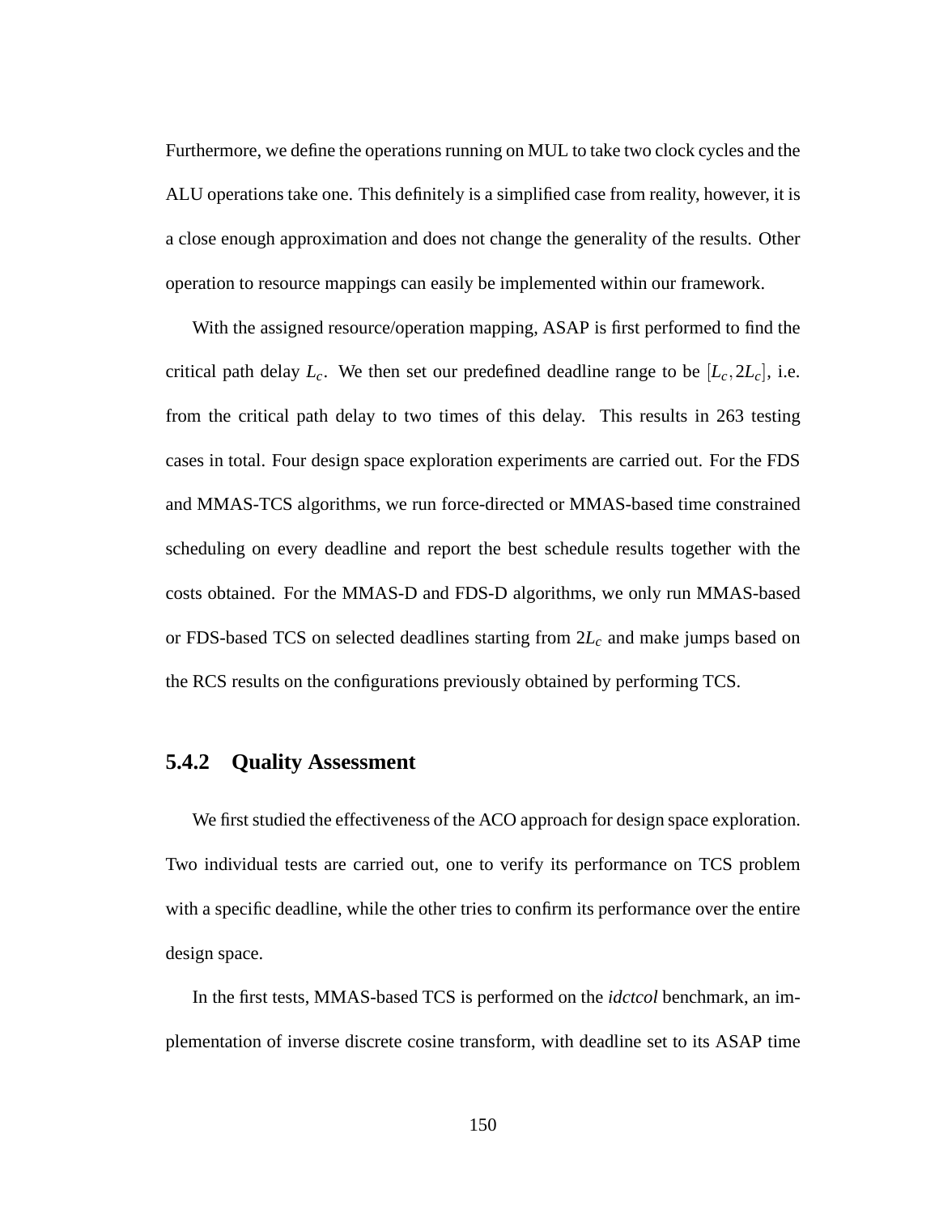Furthermore, we define the operations running on MUL to take two clock cycles and the ALU operations take one. This definitely is a simplified case from reality, however, it is a close enough approximation and does not change the generality of the results. Other operation to resource mappings can easily be implemented within our framework.

With the assigned resource/operation mapping, ASAP is first performed to find the critical path delay $L_c$. We then set our predefined deadline range to be $[L_c, 2L_c]$, i.e. from the critical path delay to two times of this delay. This results in 263 testing cases in total. Four design space exploration experiments are carried out. For the FDS and MMAS-TCS algorithms, we run force-directed or MMAS-based time constrained scheduling on every deadline and report the best schedule results together with the costs obtained. For the MMAS-D and FDS-D algorithms, we only run MMAS-based or FDS-based TCS on selected deadlines starting from $2L_c$ and make jumps based on the RCS results on the configurations previously obtained by performing TCS.

### 5.4.2 Quality Assessment

We first studied the effectiveness of the ACO approach for design space exploration. Two individual tests are carried out, one to verify its performance on TCS problem with a specific deadline, while the other tries to confirm its performance over the entire design space.

In the first tests, MMAS-based TCS is performed on the *idctcol* benchmark, an implementation of inverse discrete cosine transform, with deadline set to its ASAP time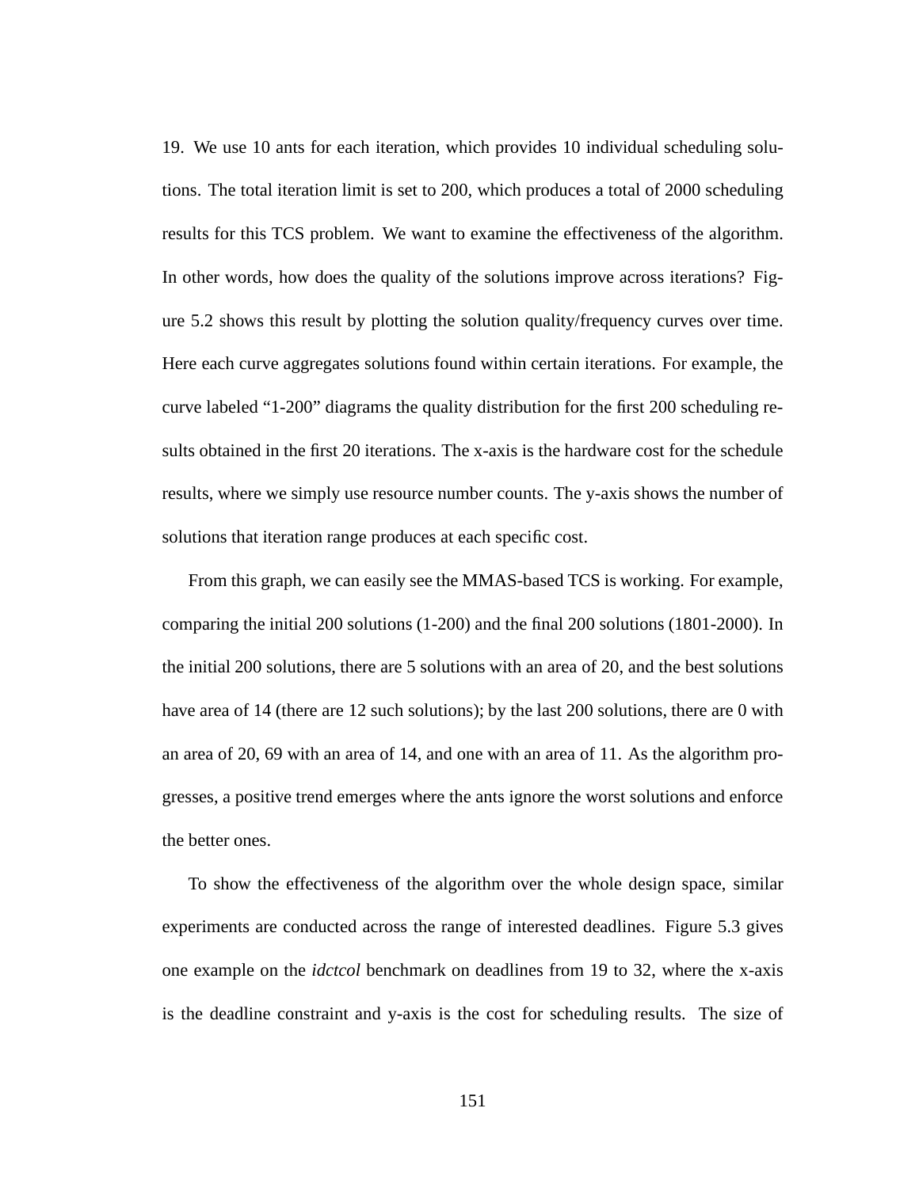19. We use 10 ants for each iteration, which provides 10 individual scheduling solutions. The total iteration limit is set to 200, which produces a total of 2000 scheduling results for this TCS problem. We want to examine the effectiveness of the algorithm. In other words, how does the quality of the solutions improve across iterations? Figure 5.2 shows this result by plotting the solution quality/frequency curves over time. Here each curve aggregates solutions found within certain iterations. For example, the curve labeled "1-200" diagrams the quality distribution for the first 200 scheduling results obtained in the first 20 iterations. The x-axis is the hardware cost for the schedule results, where we simply use resource number counts. The y-axis shows the number of solutions that iteration range produces at each specific cost.

From this graph, we can easily see the MMAS-based TCS is working. For example, comparing the initial 200 solutions (1-200) and the final 200 solutions (1801-2000). In the initial 200 solutions, there are 5 solutions with an area of 20, and the best solutions have area of 14 (there are 12 such solutions); by the last 200 solutions, there are 0 with an area of 20, 69 with an area of 14, and one with an area of 11. As the algorithm progresses, a positive trend emerges where the ants ignore the worst solutions and enforce the better ones.

To show the effectiveness of the algorithm over the whole design space, similar experiments are conducted across the range of interested deadlines. Figure 5.3 gives one example on the *idctcol* benchmark on deadlines from 19 to 32, where the x-axis is the deadline constraint and y-axis is the cost for scheduling results. The size of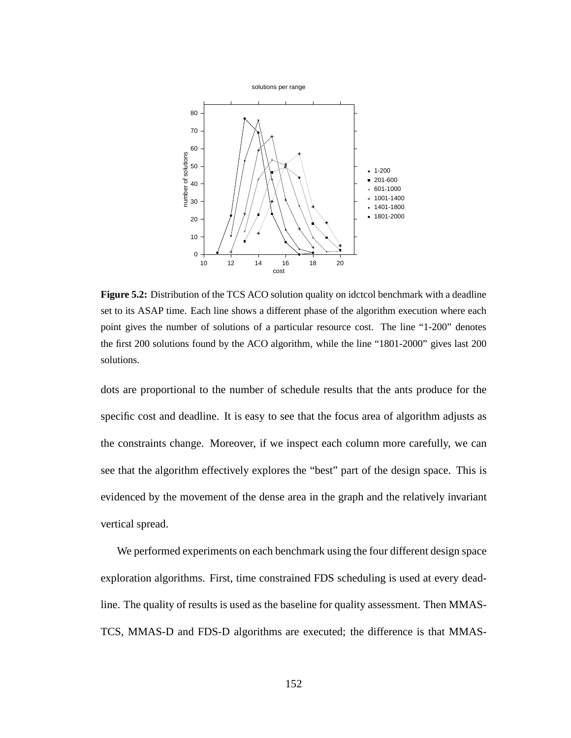**Figure 5.2:** Distribution of the TCS ACO solution quality on idctcol benchmark with a deadline set to its ASAP time. Each line shows a different phase of the algorithm execution where each point gives the number of solutions of a particular resource cost. The line "1-200" denotes the first 200 solutions found by the ACO algorithm, while the line "1801-2000" gives last 200 solutions.

dots are proportional to the number of schedule results that the ants produce for the specific cost and deadline. It is easy to see that the focus area of algorithm adjusts as the constraints change. Moreover, if we inspect each column more carefully, we can see that the algorithm effectively explores the "best" part of the design space. This is evidenced by the movement of the dense area in the graph and the relatively invariant vertical spread.

We performed experiments on each benchmark using the four different design space exploration algorithms. First, time constrained FDS scheduling is used at every deadline. The quality of results is used as the baseline for quality assessment. Then MMAS-TCS, MMAS-D and FDS-D algorithms are executed; the difference is that MMAS-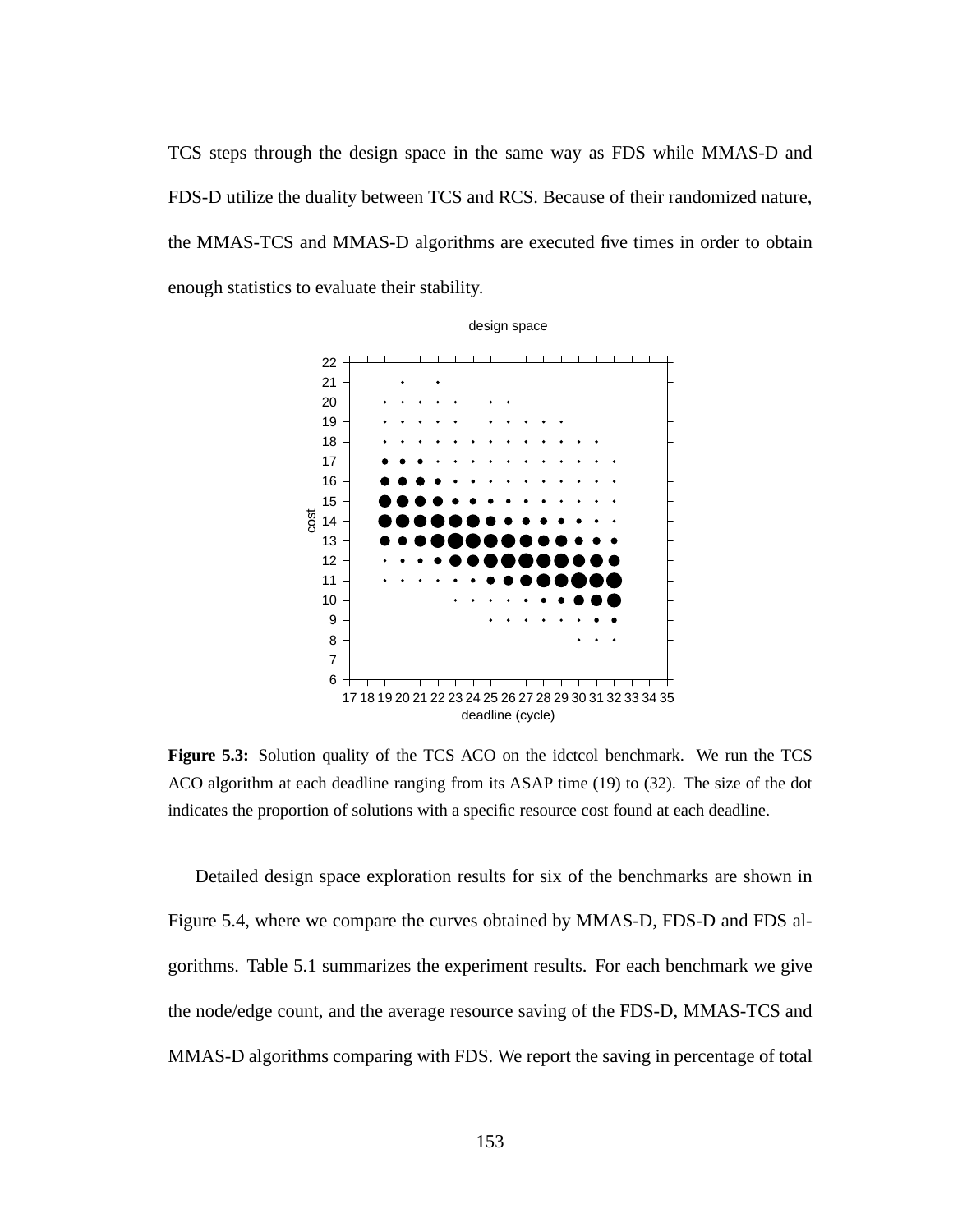TCS steps through the design space in the same way as FDS while MMAS-D and FDS-D utilize the duality between TCS and RCS. Because of their randomized nature, the MMAS-TCS and MMAS-D algorithms are executed five times in order to obtain enough statistics to evaluate their stability.

**Figure 5.3:** Solution quality of the TCS ACO on the idctcol benchmark. We run the TCS ACO algorithm at each deadline ranging from its ASAP time (19) to (32). The size of the dot indicates the proportion of solutions with a specific resource cost found at each deadline.

Detailed design space exploration results for six of the benchmarks are shown in Figure 5.4, where we compare the curves obtained by MMAS-D, FDS-D and FDS algorithms. Table 5.1 summarizes the experiment results. For each benchmark we give the node/edge count, and the average resource saving of the FDS-D, MMAS-TCS and MMAS-D algorithms comparing with FDS. We report the saving in percentage of total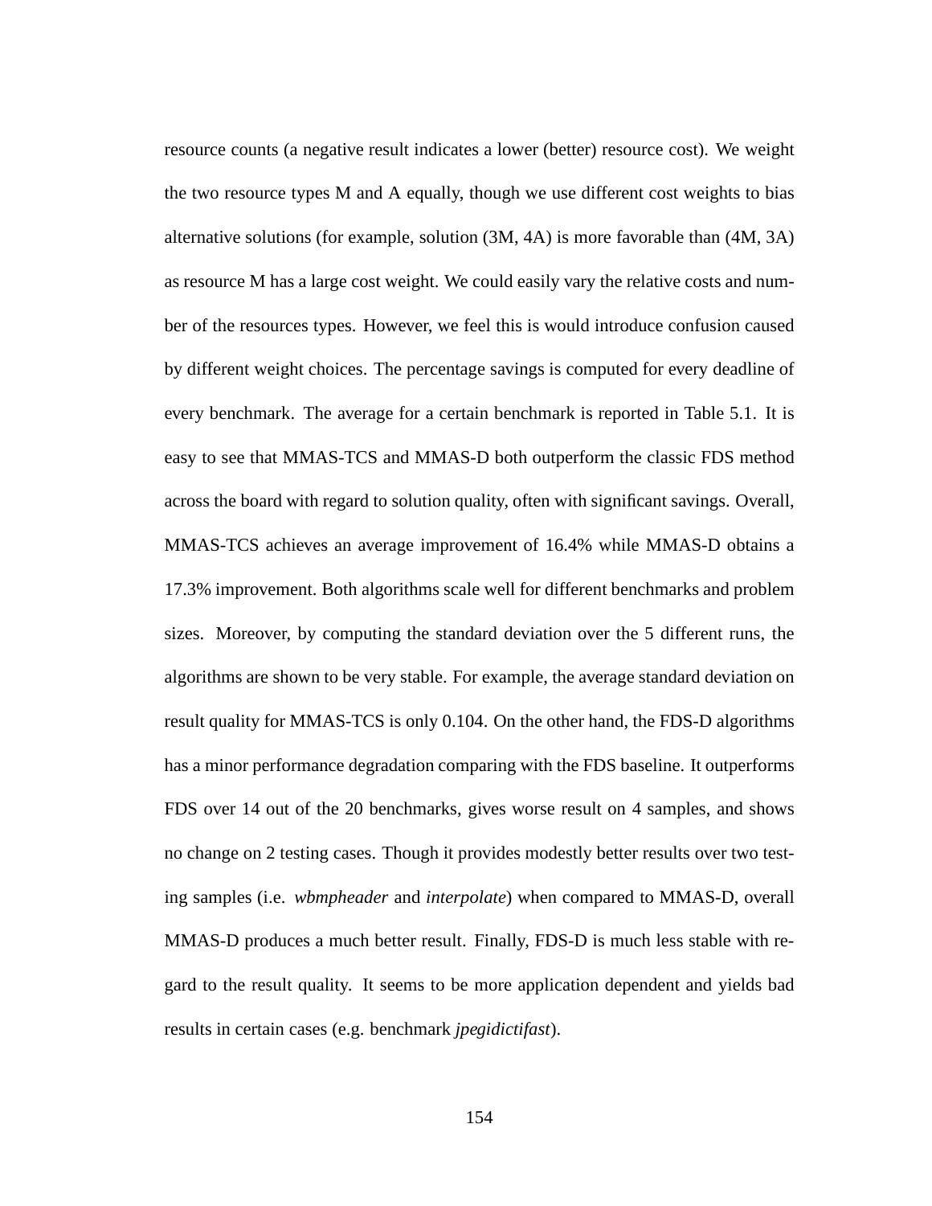resource counts (a negative result indicates a lower (better) resource cost). We weight the two resource types M and A equally, though we use different cost weights to bias alternative solutions (for example, solution (3M, 4A) is more favorable than (4M, 3A) as resource M has a large cost weight. We could easily vary the relative costs and number of the resources types. However, we feel this is would introduce confusion caused by different weight choices. The percentage savings is computed for every deadline of every benchmark. The average for a certain benchmark is reported in Table 5.1. It is easy to see that MMAS-TCS and MMAS-D both outperform the classic FDS method across the board with regard to solution quality, often with significant savings. Overall, MMAS-TCS achieves an average improvement of 16.4% while MMAS-D obtains a 17.3% improvement. Both algorithms scale well for different benchmarks and problem sizes. Moreover, by computing the standard deviation over the 5 different runs, the algorithms are shown to be very stable. For example, the average standard deviation on result quality for MMAS-TCS is only 0.104. On the other hand, the FDS-D algorithms has a minor performance degradation comparing with the FDS baseline. It outperforms FDS over 14 out of the 20 benchmarks, gives worse result on 4 samples, and shows no change on 2 testing cases. Though it provides modestly better results over two testing samples (i.e. *wbmpheader* and *interpolate*) when compared to MMAS-D, overall MMAS-D produces a much better result. Finally, FDS-D is much less stable with regard to the result quality. It seems to be more application dependent and yields bad results in certain cases (e.g. benchmark *jpegidictifast*).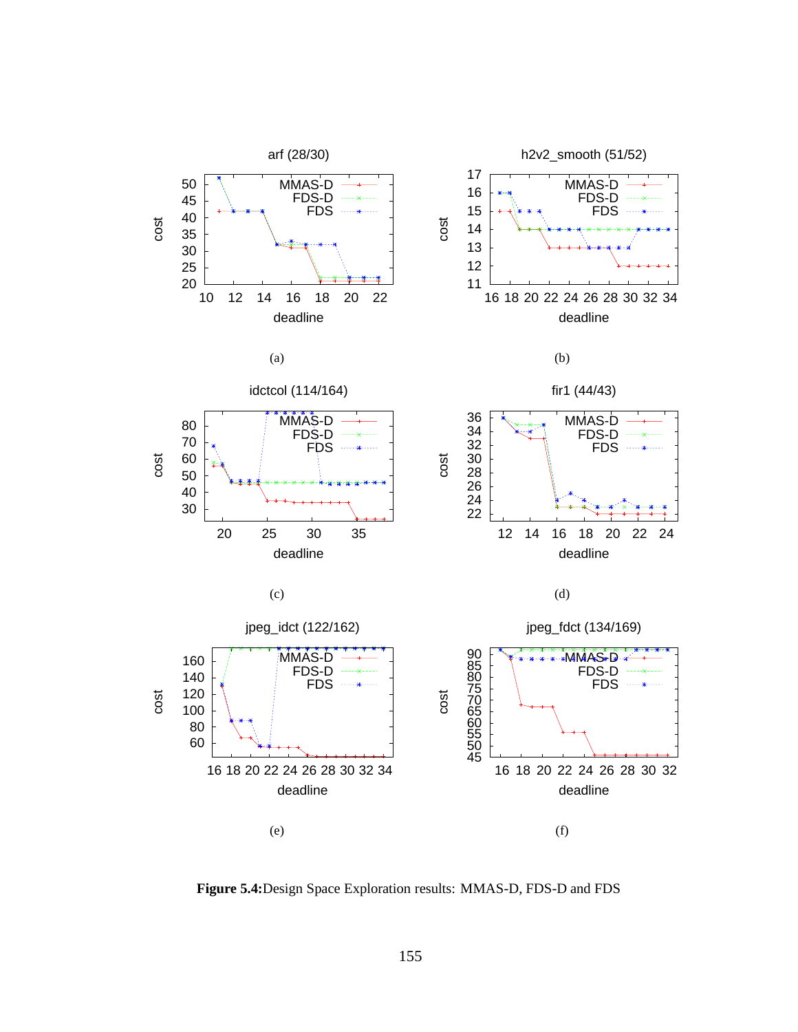Figure 5.4: Design Space Exploration results: MMAS-D, FDS-D and FDS

arf (28/30)

(a)

h2v2_smooth (51/52)

(b)

idctcol (114/164)

(c)

fir1 (44/43)

(d)

jpeg_idct (122/162)

(e)

jpeg_fdct (134/169)

(f)

**Figure 5.4:** Design Space Exploration results: MMAS-D, FDS-D and FDS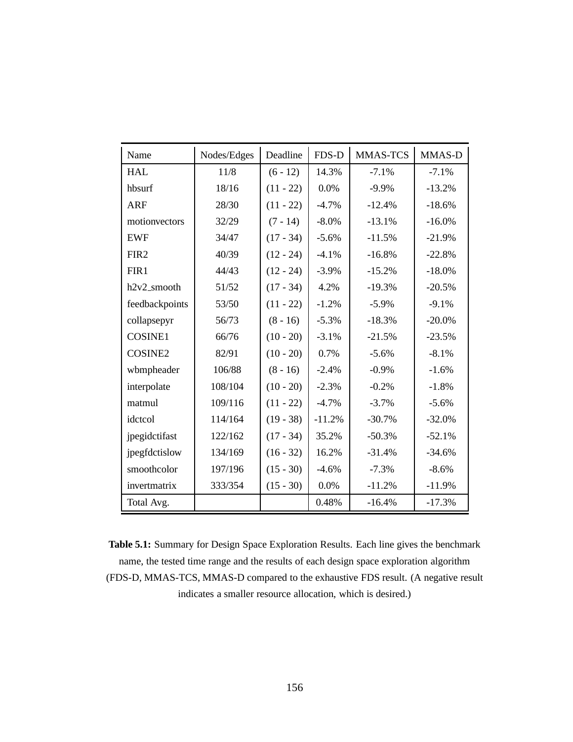| Name | Nodes/Edges | Deadline | FDS-D | MMAS-TCS | MMAS-D |
|---|---|---|---|---|---|
| HAL | 11/8 | (6 - 12) | 14.3% | -7.1% | -7.1% |
| hbsurf | 18/16 | (11 - 22) | 0.0% | -9.9% | -13.2% |
| ARF | 28/30 | (11 - 22) | -4.7% | -12.4% | -18.6% |
| motionvectors | 32/29 | (7 - 14) | -8.0% | -13.1% | -16.0% |
| EWF | 34/47 | (17 - 34) | -5.6% | -11.5% | -21.9% |
| FIR2 | 40/39 | (12 - 24) | -4.1% | -16.8% | -22.8% |
| FIR1 | 44/43 | (12 - 24) | -3.9% | -15.2% | -18.0% |
| h2v2_smooth | 51/52 | (17 - 34) | 4.2% | -19.3% | -20.5% |
| feedbackpoints | 53/50 | (11 - 22) | -1.2% | -5.9% | -9.1% |
| collapsepyr | 56/73 | (8 - 16) | -5.3% | -18.3% | -20.0% |
| COSINE1 | 66/76 | (10 - 20) | -3.1% | -21.5% | -23.5% |
| COSINE2 | 82/91 | (10 - 20) | 0.7% | -5.6% | -8.1% |
| wbmpheader | 106/88 | (8 - 16) | -2.4% | -0.9% | -1.6% |
| interpolate | 108/104 | (10 - 20) | -2.3% | -0.2% | -1.8% |
| matmul | 109/116 | (11 - 22) | -4.7% | -3.7% | -5.6% |
| idctcol | 114/164 | (19 - 38) | -11.2% | -30.7% | -32.0% |
| jpegidctifast | 122/162 | (17 - 34) | 35.2% | -50.3% | -52.1% |
| jpegfdctislow | 134/169 | (16 - 32) | 16.2% | -31.4% | -34.6% |
| smoothcolor | 197/196 | (15 - 30) | -4.6% | -7.3% | -8.6% |
| invertmatrix | 333/354 | (15 - 30) | 0.0% | -11.2% | -11.9% |
| Total Avg. | | | 0.48% | -16.4% | -17.3% |

**Table 5.1:** Summary for Design Space Exploration Results. Each line gives the benchmark name, the tested time range and the results of each design space exploration algorithm (FDS-D, MMAS-TCS, MMAS-D compared to the exhaustive FDS result. (A negative result indicates a smaller resource allocation, which is desired.)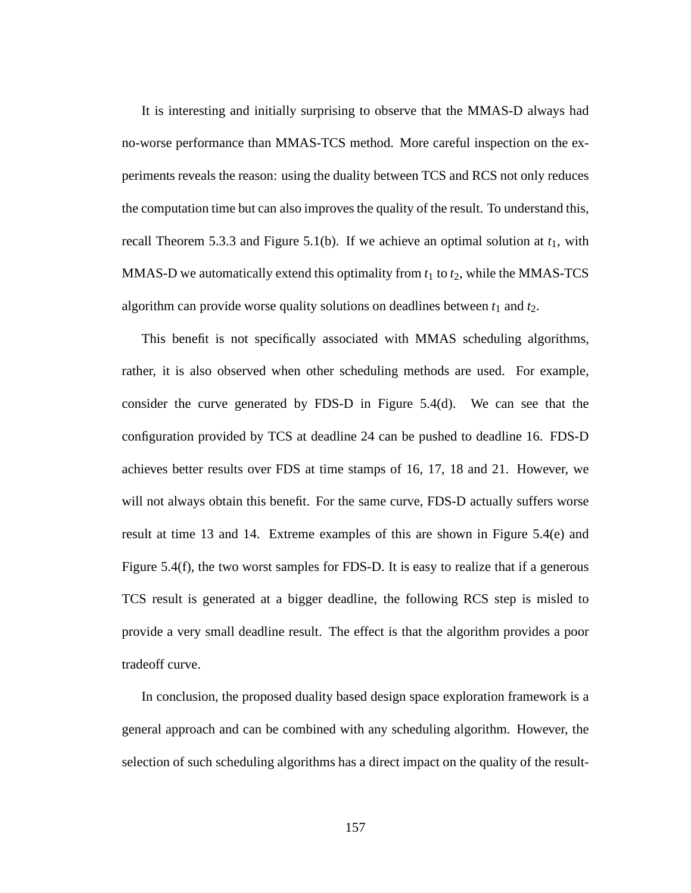It is interesting and initially surprising to observe that the MMAS-D always had no-worse performance than MMAS-TCS method. More careful inspection on the experiments reveals the reason: using the duality between TCS and RCS not only reduces the computation time but can also improves the quality of the result. To understand this, recall Theorem 5.3.3 and Figure 5.1(b). If we achieve an optimal solution at $t_1$, with MMAS-D we automatically extend this optimality from $t_1$ to $t_2$, while the MMAS-TCS algorithm can provide worse quality solutions on deadlines between $t_1$ and $t_2$.

This benefit is not specifically associated with MMAS scheduling algorithms, rather, it is also observed when other scheduling methods are used. For example, consider the curve generated by FDS-D in Figure 5.4(d). We can see that the configuration provided by TCS at deadline 24 can be pushed to deadline 16. FDS-D achieves better results over FDS at time stamps of 16, 17, 18 and 21. However, we will not always obtain this benefit. For the same curve, FDS-D actually suffers worse result at time 13 and 14. Extreme examples of this are shown in Figure 5.4(e) and Figure 5.4(f), the two worst samples for FDS-D. It is easy to realize that if a generous TCS result is generated at a bigger deadline, the following RCS step is misled to provide a very small deadline result. The effect is that the algorithm provides a poor tradeoff curve.

In conclusion, the proposed duality based design space exploration framework is a general approach and can be combined with any scheduling algorithm. However, the selection of such scheduling algorithms has a direct impact on the quality of the result-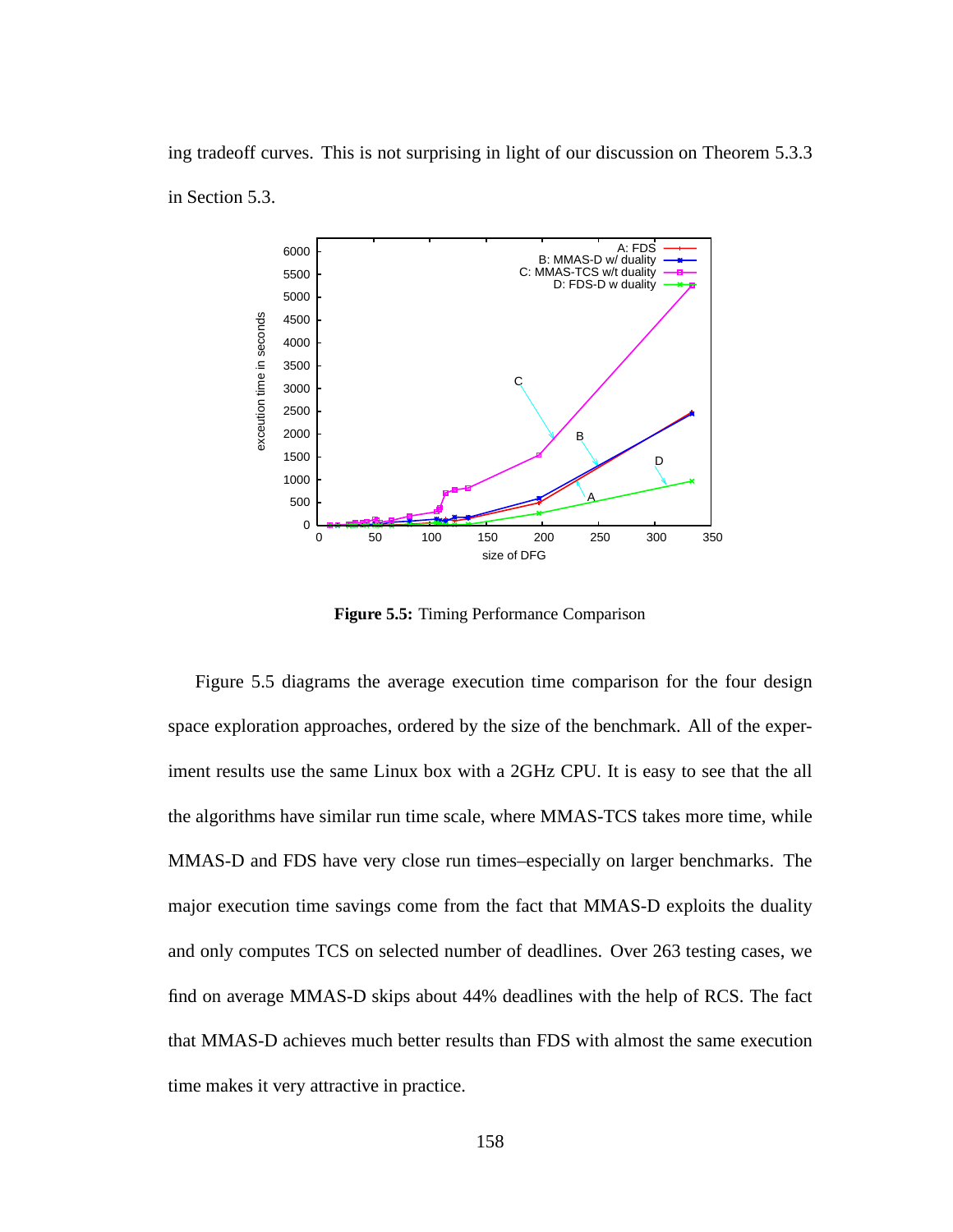ing tradeoff curves. This is not surprising in light of our discussion on Theorem 5.3.3 in Section 5.3.

**Figure 5.5:** Timing Performance Comparison

Figure 5.5 diagrams the average execution time comparison for the four design space exploration approaches, ordered by the size of the benchmark. All of the experiment results use the same Linux box with a 2GHz CPU. It is easy to see that the all the algorithms have similar run time scale, where MMAS-TCS takes more time, while MMAS-D and FDS have very close run times–especially on larger benchmarks. The major execution time savings come from the fact that MMAS-D exploits the duality and only computes TCS on selected number of deadlines. Over 263 testing cases, we find on average MMAS-D skips about 44% deadlines with the help of RCS. The fact that MMAS-D achieves much better results than FDS with almost the same execution time makes it very attractive in practice.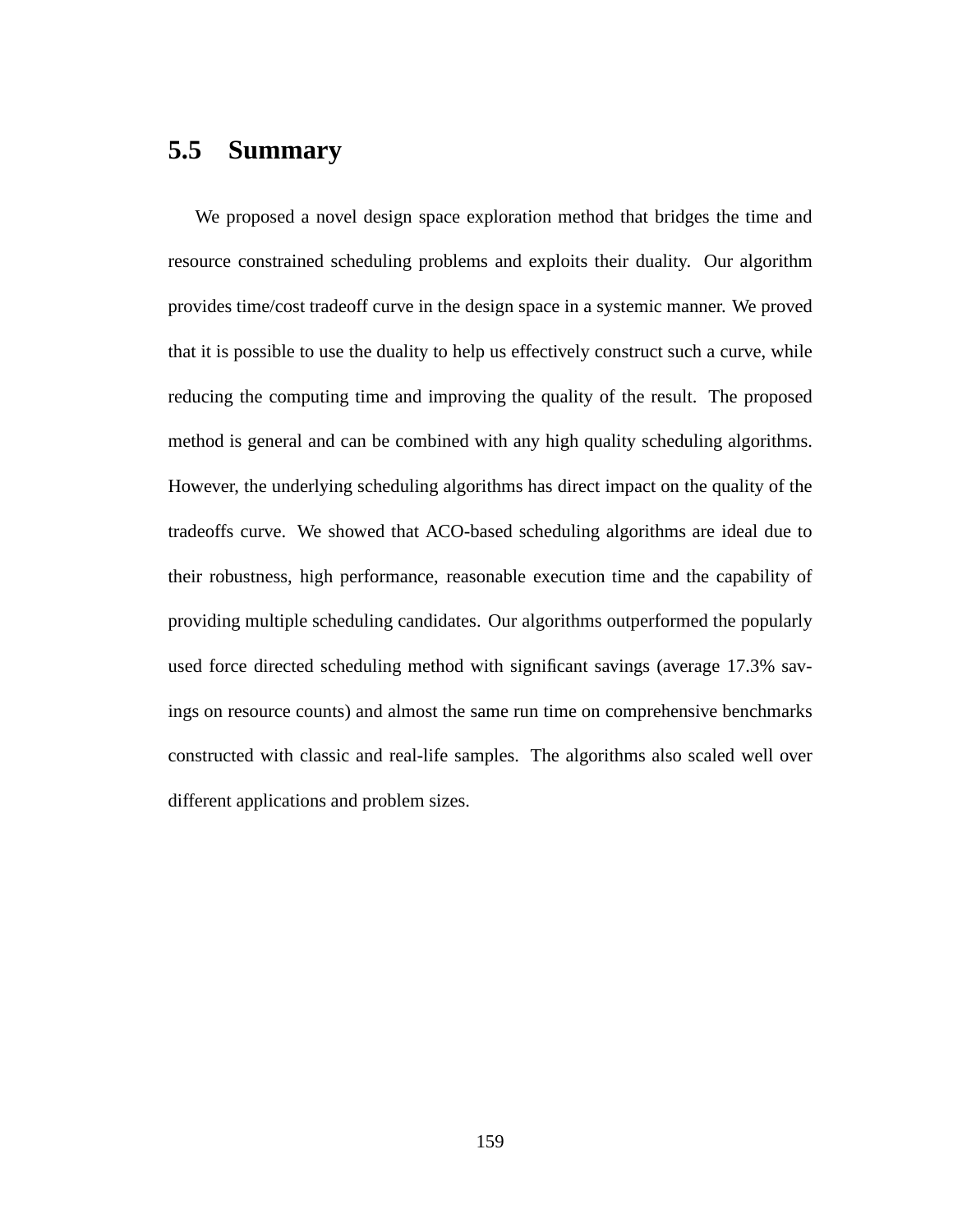## 5.5 Summary

We proposed a novel design space exploration method that bridges the time and resource constrained scheduling problems and exploits their duality. Our algorithm provides time/cost tradeoff curve in the design space in a systemic manner. We proved that it is possible to use the duality to help us effectively construct such a curve, while reducing the computing time and improving the quality of the result. The proposed method is general and can be combined with any high quality scheduling algorithms. However, the underlying scheduling algorithms has direct impact on the quality of the tradeoffs curve. We showed that ACO-based scheduling algorithms are ideal due to their robustness, high performance, reasonable execution time and the capability of providing multiple scheduling candidates. Our algorithms outperformed the popularly used force directed scheduling method with significant savings (average 17.3% savings on resource counts) and almost the same run time on comprehensive benchmarks constructed with classic and real-life samples. The algorithms also scaled well over different applications and problem sizes.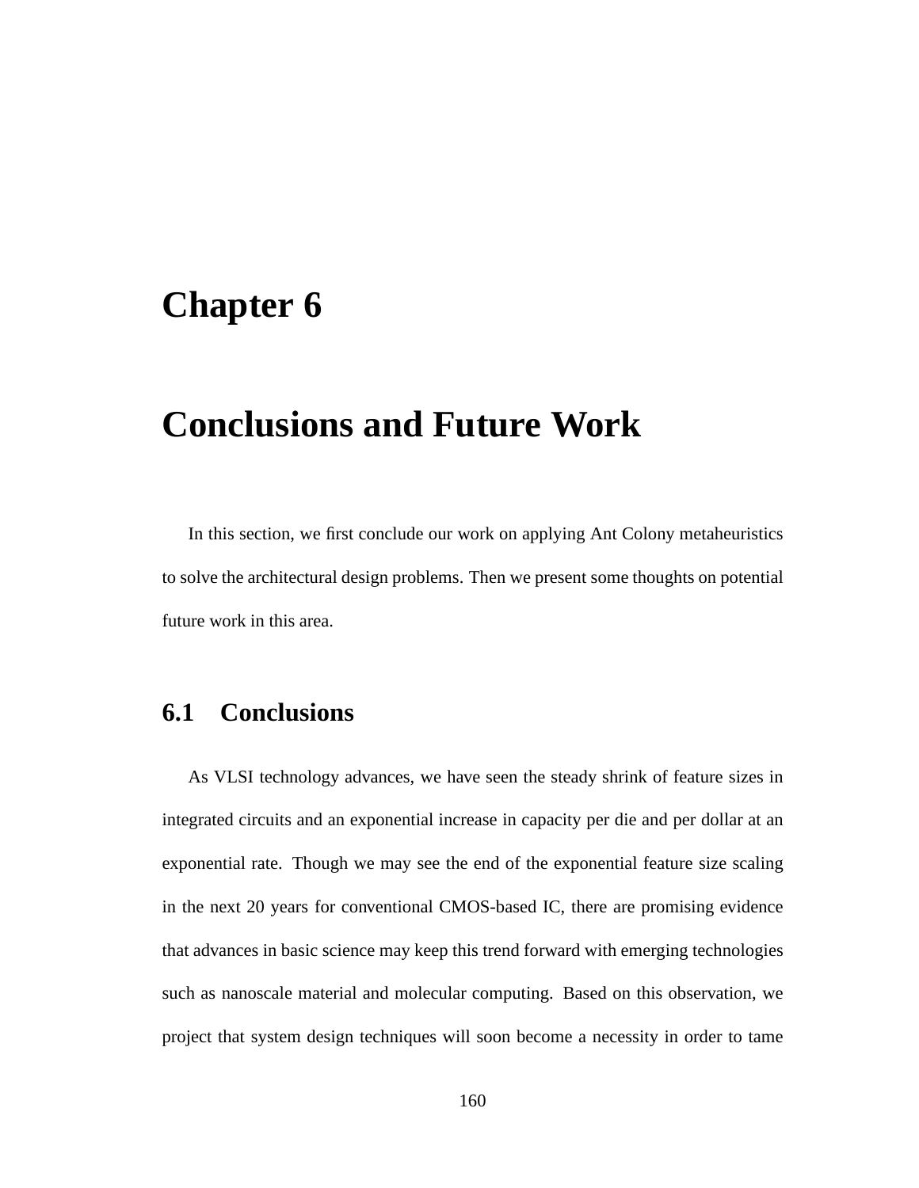# Chapter 6

# Conclusions and Future Work

In this section, we first conclude our work on applying Ant Colony metaheuristics to solve the architectural design problems. Then we present some thoughts on potential future work in this area.

## 6.1 Conclusions

As VLSI technology advances, we have seen the steady shrink of feature sizes in integrated circuits and an exponential increase in capacity per die and per dollar at an exponential rate. Though we may see the end of the exponential feature size scaling in the next 20 years for conventional CMOS-based IC, there are promising evidence that advances in basic science may keep this trend forward with emerging technologies such as nanoscale material and molecular computing. Based on this observation, we project that system design techniques will soon become a necessity in order to tame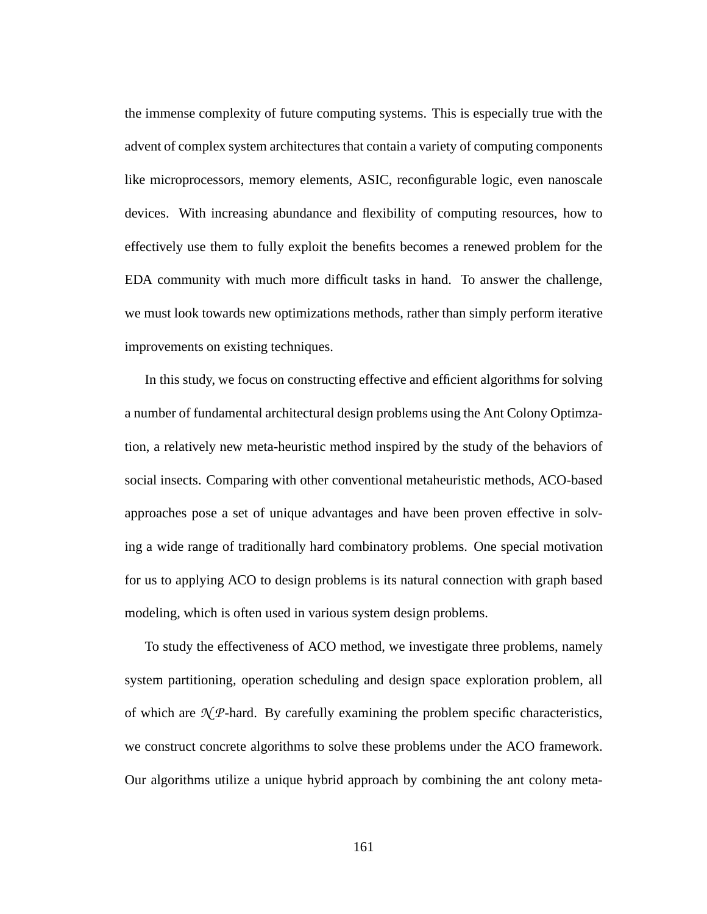the immense complexity of future computing systems. This is especially true with the advent of complex system architectures that contain a variety of computing components like microprocessors, memory elements, ASIC, reconfigurable logic, even nanoscale devices. With increasing abundance and flexibility of computing resources, how to effectively use them to fully exploit the benefits becomes a renewed problem for the EDA community with much more difficult tasks in hand. To answer the challenge, we must look towards new optimizations methods, rather than simply perform iterative improvements on existing techniques.

In this study, we focus on constructing effective and efficient algorithms for solving a number of fundamental architectural design problems using the Ant Colony Optimzation, a relatively new meta-heuristic method inspired by the study of the behaviors of social insects. Comparing with other conventional metaheuristic methods, ACO-based approaches pose a set of unique advantages and have been proven effective in solving a wide range of traditionally hard combinatory problems. One special motivation for us to applying ACO to design problems is its natural connection with graph based modeling, which is often used in various system design problems.

To study the effectiveness of ACO method, we investigate three problems, namely system partitioning, operation scheduling and design space exploration problem, all of which are $\mathcal{NP}$-hard. By carefully examining the problem specific characteristics, we construct concrete algorithms to solve these problems under the ACO framework. Our algorithms utilize a unique hybrid approach by combining the ant colony meta-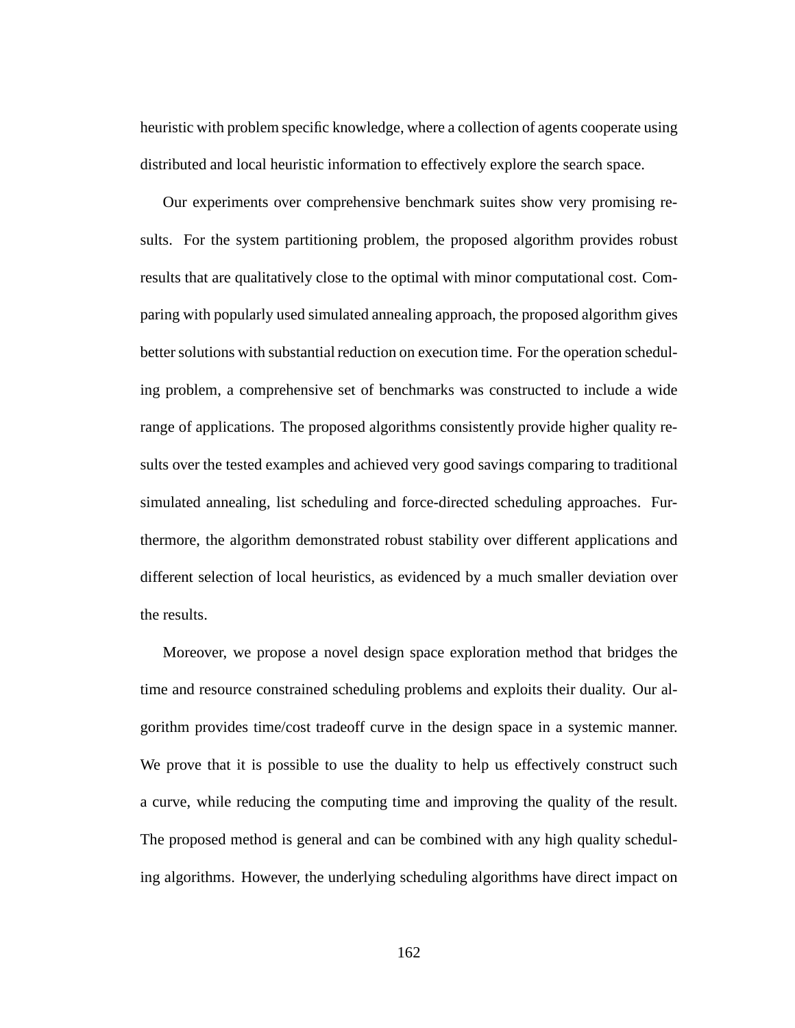heuristic with problem specific knowledge, where a collection of agents cooperate using distributed and local heuristic information to effectively explore the search space.

Our experiments over comprehensive benchmark suites show very promising results. For the system partitioning problem, the proposed algorithm provides robust results that are qualitatively close to the optimal with minor computational cost. Comparing with popularly used simulated annealing approach, the proposed algorithm gives better solutions with substantial reduction on execution time. For the operation scheduling problem, a comprehensive set of benchmarks was constructed to include a wide range of applications. The proposed algorithms consistently provide higher quality results over the tested examples and achieved very good savings comparing to traditional simulated annealing, list scheduling and force-directed scheduling approaches. Furthermore, the algorithm demonstrated robust stability over different applications and different selection of local heuristics, as evidenced by a much smaller deviation over the results.

Moreover, we propose a novel design space exploration method that bridges the time and resource constrained scheduling problems and exploits their duality. Our algorithm provides time/cost tradeoff curve in the design space in a systemic manner. We prove that it is possible to use the duality to help us effectively construct such a curve, while reducing the computing time and improving the quality of the result. The proposed method is general and can be combined with any high quality scheduling algorithms. However, the underlying scheduling algorithms have direct impact on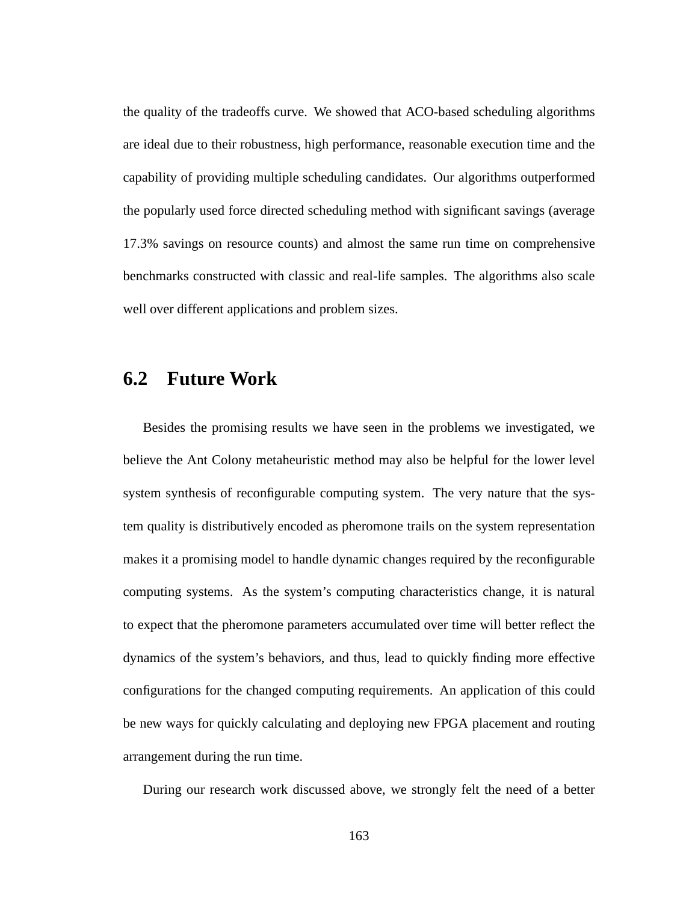the quality of the tradeoffs curve. We showed that ACO-based scheduling algorithms are ideal due to their robustness, high performance, reasonable execution time and the capability of providing multiple scheduling candidates. Our algorithms outperformed the popularly used force directed scheduling method with significant savings (average 17.3% savings on resource counts) and almost the same run time on comprehensive benchmarks constructed with classic and real-life samples. The algorithms also scale well over different applications and problem sizes.

## 6.2 Future Work

Besides the promising results we have seen in the problems we investigated, we believe the Ant Colony metaheuristic method may also be helpful for the lower level system synthesis of reconfigurable computing system. The very nature that the system quality is distributively encoded as pheromone trails on the system representation makes it a promising model to handle dynamic changes required by the reconfigurable computing systems. As the system's computing characteristics change, it is natural to expect that the pheromone parameters accumulated over time will better reflect the dynamics of the system's behaviors, and thus, lead to quickly finding more effective configurations for the changed computing requirements. An application of this could be new ways for quickly calculating and deploying new FPGA placement and routing arrangement during the run time.

During our research work discussed above, we strongly felt the need of a better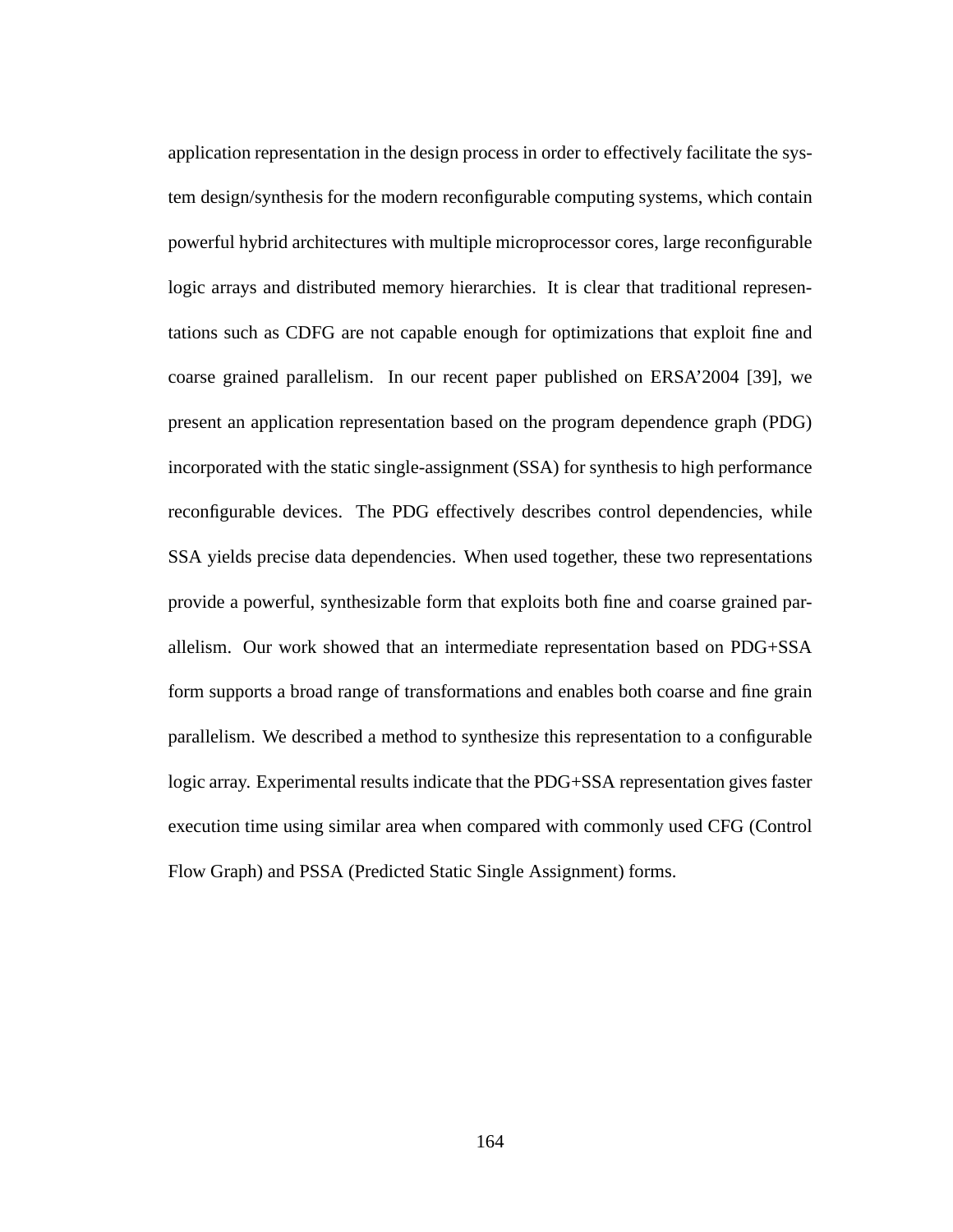application representation in the design process in order to effectively facilitate the system design/synthesis for the modern reconfigurable computing systems, which contain powerful hybrid architectures with multiple microprocessor cores, large reconfigurable logic arrays and distributed memory hierarchies. It is clear that traditional representations such as CDFG are not capable enough for optimizations that exploit fine and coarse grained parallelism. In our recent paper published on ERSA'2004 [39], we present an application representation based on the program dependence graph (PDG) incorporated with the static single-assignment (SSA) for synthesis to high performance reconfigurable devices. The PDG effectively describes control dependencies, while SSA yields precise data dependencies. When used together, these two representations provide a powerful, synthesizable form that exploits both fine and coarse grained parallelism. Our work showed that an intermediate representation based on PDG+SSA form supports a broad range of transformations and enables both coarse and fine grain parallelism. We described a method to synthesize this representation to a configurable logic array. Experimental results indicate that the PDG+SSA representation gives faster execution time using similar area when compared with commonly used CFG (Control Flow Graph) and PSSA (Predicted Static Single Assignment) forms.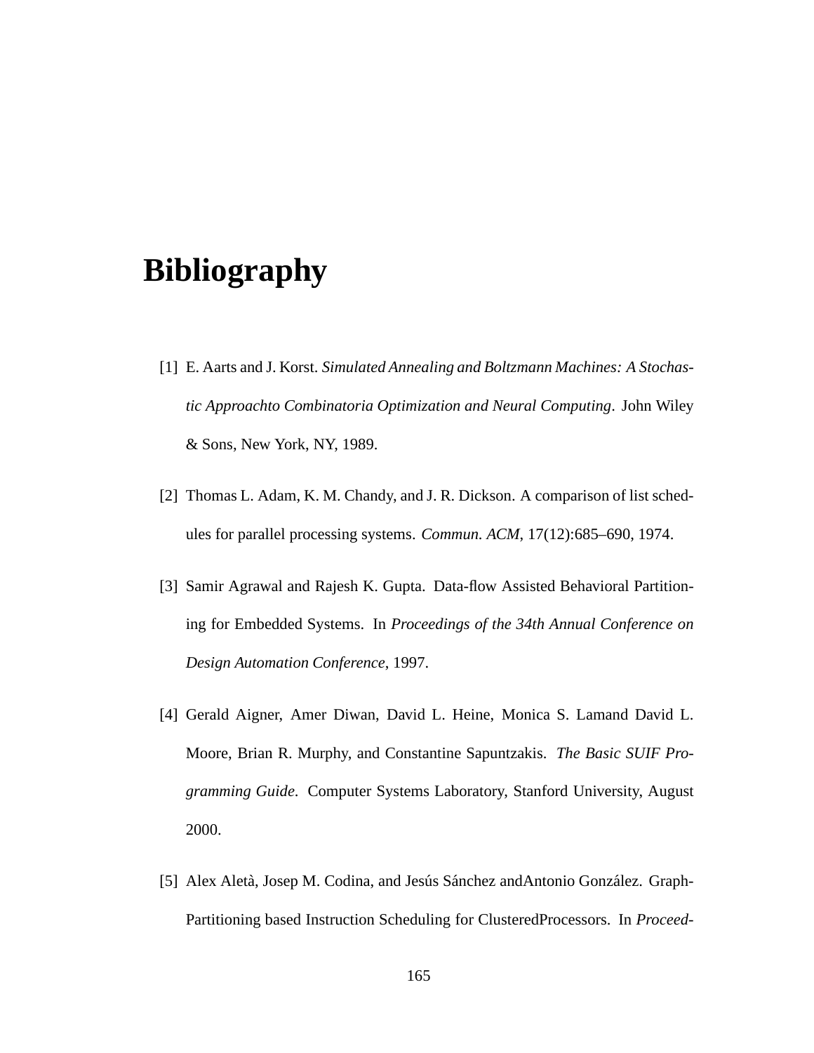# Bibliography

[1] E. Aarts and J. Korst. *Simulated Annealing and Boltzmann Machines: A Stochastic Approachto Combinatoria Optimization and Neural Computing*. John Wiley & Sons, New York, NY, 1989.

[2] Thomas L. Adam, K. M. Chandy, and J. R. Dickson. A comparison of list schedules for parallel processing systems. *Commun. ACM*, 17(12):685–690, 1974.

[3] Samir Agrawal and Rajesh K. Gupta. Data-flow Assisted Behavioral Partitioning for Embedded Systems. In *Proceedings of the 34th Annual Conference on Design Automation Conference*, 1997.

[4] Gerald Aigner, Amer Diwan, David L. Heine, Monica S. Lamand David L. Moore, Brian R. Murphy, and Constantine Sapuntzakis. *The Basic SUIF Programming Guide*. Computer Systems Laboratory, Stanford University, August 2000.

[5] Alex Aletà, Josep M. Codina, and Jesús Sánchez andAntonio González. Graph-Partitioning based Instruction Scheduling for ClusteredProcessors. In *Proceed-*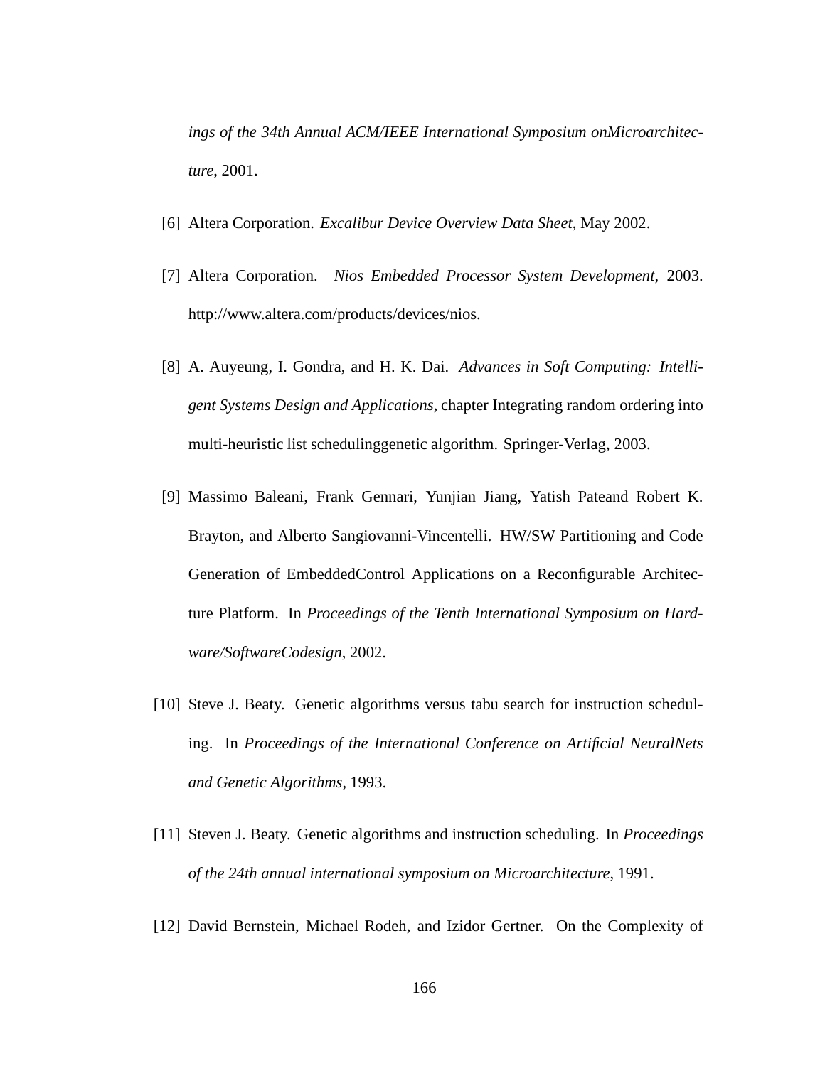*ings of the 34th Annual ACM/IEEE International Symposium onMicroarchitecture*, 2001.

[6] Altera Corporation. *Excalibur Device Overview Data Sheet*, May 2002.

[7] Altera Corporation. *Nios Embedded Processor System Development*, 2003. http://www.altera.com/products/devices/nios.

[8] A. Auyeung, I. Gondra, and H. K. Dai. *Advances in Soft Computing: Intelligent Systems Design and Applications*, chapter Integrating random ordering into multi-heuristic list schedulinggenetic algorithm. Springer-Verlag, 2003.

[9] Massimo Baleani, Frank Gennari, Yunjian Jiang, Yatish Pateand Robert K. Brayton, and Alberto Sangiovanni-Vincentelli. HW/SW Partitioning and Code Generation of EmbeddedControl Applications on a Reconfigurable Architecture Platform. In *Proceedings of the Tenth International Symposium on Hardware/SoftwareCodesign*, 2002.

[10] Steve J. Beaty. Genetic algorithms versus tabu search for instruction scheduling. In *Proceedings of the International Conference on Artificial NeuralNets and Genetic Algorithms*, 1993.

[11] Steven J. Beaty. Genetic algorithms and instruction scheduling. In *Proceedings of the 24th annual international symposium on Microarchitecture*, 1991.

[12] David Bernstein, Michael Rodeh, and Izidor Gertner. On the Complexity of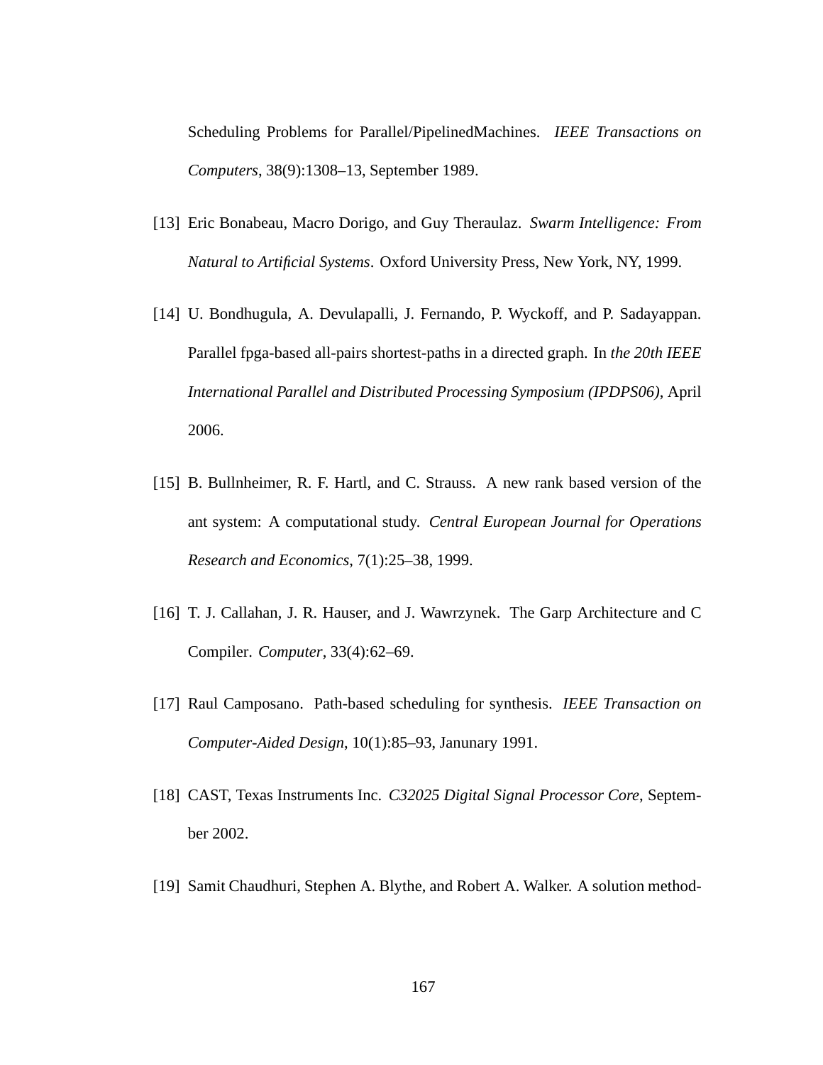Scheduling Problems for Parallel/PipelinedMachines. *IEEE Transactions on Computers*, 38(9):1308–13, September 1989.

[13] Eric Bonabeau, Macro Dorigo, and Guy Theraulaz. *Swarm Intelligence: From Natural to Artificial Systems*. Oxford University Press, New York, NY, 1999.

[14] U. Bondhugula, A. Devulapalli, J. Fernando, P. Wyckoff, and P. Sadayappan. Parallel fpga-based all-pairs shortest-paths in a directed graph. In *the 20th IEEE International Parallel and Distributed Processing Symposium (IPDPS06)*, April 2006.

[15] B. Bullnheimer, R. F. Hartl, and C. Strauss. A new rank based version of the ant system: A computational study. *Central European Journal for Operations Research and Economics*, 7(1):25–38, 1999.

[16] T. J. Callahan, J. R. Hauser, and J. Wawrzynek. The Garp Architecture and C Compiler. *Computer*, 33(4):62–69.

[17] Raul Camposano. Path-based scheduling for synthesis. *IEEE Transaction on Computer-Aided Design*, 10(1):85–93, Janunary 1991.

[18] CAST, Texas Instruments Inc. *C32025 Digital Signal Processor Core*, September 2002.

[19] Samit Chaudhuri, Stephen A. Blythe, and Robert A. Walker. A solution method-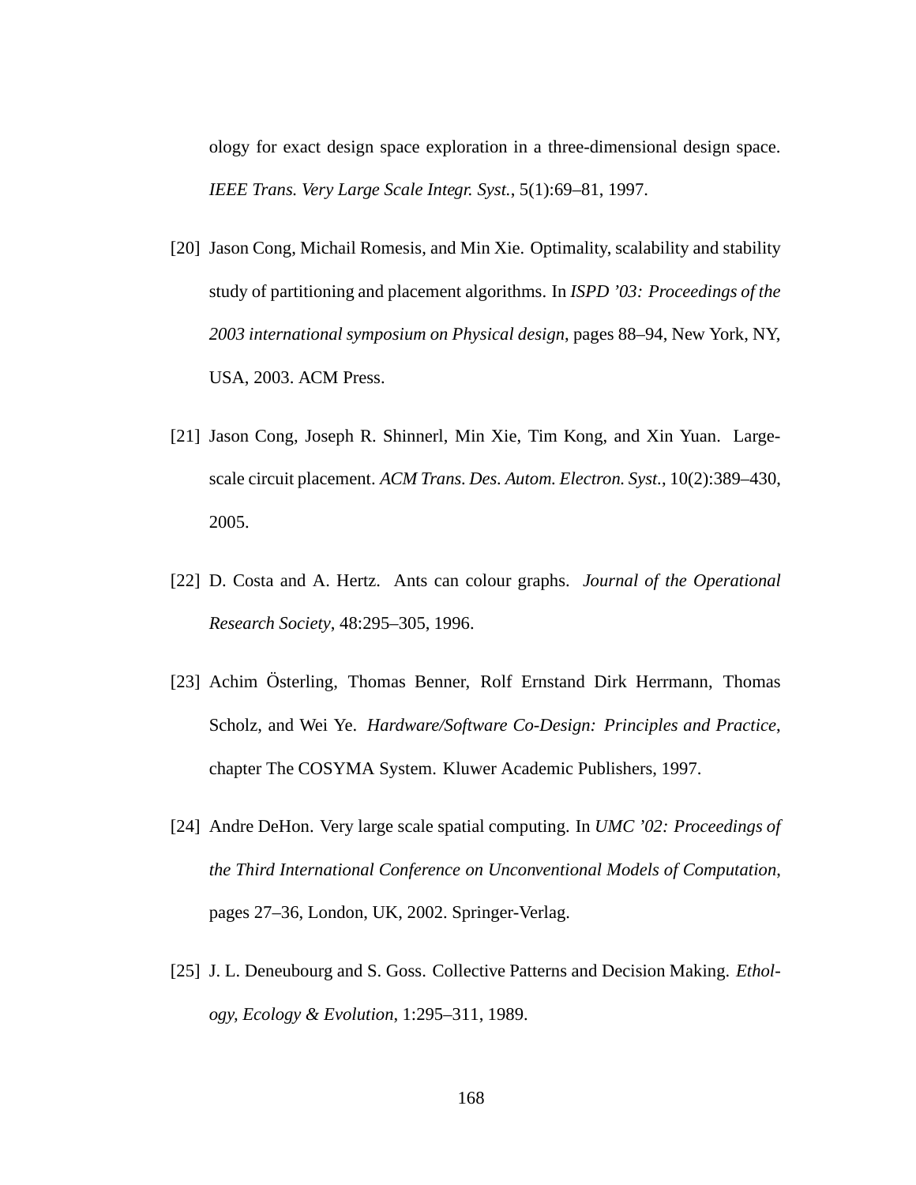ology for exact design space exploration in a three-dimensional design space. *IEEE Trans. Very Large Scale Integr. Syst.*, 5(1):69–81, 1997.

[20] Jason Cong, Michail Romesis, and Min Xie. Optimality, scalability and stability study of partitioning and placement algorithms. In *ISPD '03: Proceedings of the 2003 international symposium on Physical design*, pages 88–94, New York, NY, USA, 2003. ACM Press.

[21] Jason Cong, Joseph R. Shinnerl, Min Xie, Tim Kong, and Xin Yuan. Large-scale circuit placement. *ACM Trans. Des. Autom. Electron. Syst.*, 10(2):389–430, 2005.

[22] D. Costa and A. Hertz. Ants can colour graphs. *Journal of the Operational Research Society*, 48:295–305, 1996.

[23] Achim Österling, Thomas Benner, Rolf Ernstand Dirk Herrmann, Thomas Scholz, and Wei Ye. *Hardware/Software Co-Design: Principles and Practice*, chapter The COSYMA System. Kluwer Academic Publishers, 1997.

[24] Andre DeHon. Very large scale spatial computing. In *UMC '02: Proceedings of the Third International Conference on Unconventional Models of Computation*, pages 27–36, London, UK, 2002. Springer-Verlag.

[25] J. L. Deneubourg and S. Goss. Collective Patterns and Decision Making. *Ethology, Ecology & Evolution*, 1:295–311, 1989.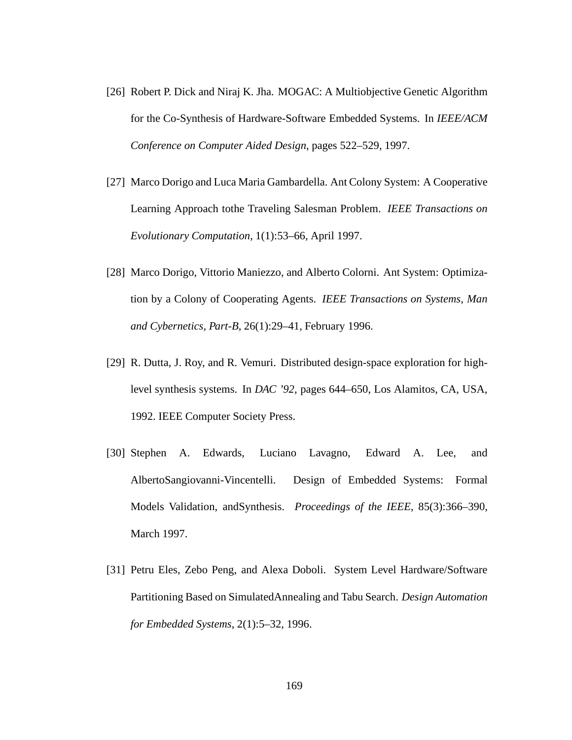[26] Robert P. Dick and Niraj K. Jha. MOGAC: A Multiobjective Genetic Algorithm for the Co-Synthesis of Hardware-Software Embedded Systems. In *IEEE/ACM Conference on Computer Aided Design*, pages 522–529, 1997.

[27] Marco Dorigo and Luca Maria Gambardella. Ant Colony System: A Cooperative Learning Approach tothe Traveling Salesman Problem. *IEEE Transactions on Evolutionary Computation*, 1(1):53–66, April 1997.

[28] Marco Dorigo, Vittorio Maniezzo, and Alberto Colorni. Ant System: Optimization by a Colony of Cooperating Agents. *IEEE Transactions on Systems, Man and Cybernetics, Part-B*, 26(1):29–41, February 1996.

[29] R. Dutta, J. Roy, and R. Vemuri. Distributed design-space exploration for high-level synthesis systems. In *DAC '92*, pages 644–650, Los Alamitos, CA, USA, 1992. IEEE Computer Society Press.

[30] Stephen A. Edwards, Luciano Lavagno, Edward A. Lee, and AlbertoSangiovanni-Vincentelli. Design of Embedded Systems: Formal Models Validation, andSynthesis. *Proceedings of the IEEE*, 85(3):366–390, March 1997.

[31] Petru Eles, Zebo Peng, and Alexa Doboli. System Level Hardware/Software Partitioning Based on SimulatedAnnealing and Tabu Search. *Design Automation for Embedded Systems*, 2(1):5–32, 1996.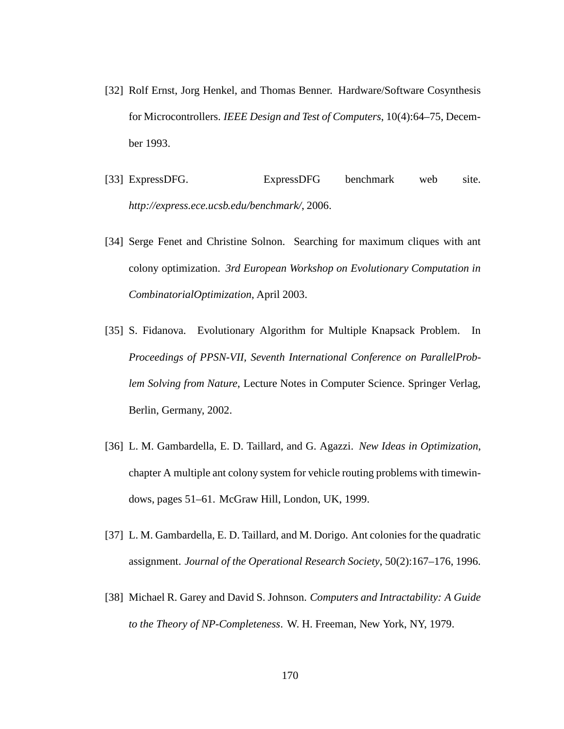[32] Rolf Ernst, Jorg Henkel, and Thomas Benner. Hardware/Software Cosynthesis for Microcontrollers. *IEEE Design and Test of Computers*, 10(4):64–75, December 1993.

[33] ExpressDFG. ExpressDFG benchmark web site. *http://express.ece.ucsb.edu/benchmark/*, 2006.

[34] Serge Fenet and Christine Solnon. Searching for maximum cliques with ant colony optimization. *3rd European Workshop on Evolutionary Computation in CombinatorialOptimization*, April 2003.

[35] S. Fidanova. Evolutionary Algorithm for Multiple Knapsack Problem. In *Proceedings of PPSN-VII, Seventh International Conference on ParallelProblem Solving from Nature*, Lecture Notes in Computer Science. Springer Verlag, Berlin, Germany, 2002.

[36] L. M. Gambardella, E. D. Taillard, and G. Agazzi. *New Ideas in Optimization*, chapter A multiple ant colony system for vehicle routing problems with timewindows, pages 51–61. McGraw Hill, London, UK, 1999.

[37] L. M. Gambardella, E. D. Taillard, and M. Dorigo. Ant colonies for the quadratic assignment. *Journal of the Operational Research Society*, 50(2):167–176, 1996.

[38] Michael R. Garey and David S. Johnson. *Computers and Intractability: A Guide to the Theory of NP-Completeness*. W. H. Freeman, New York, NY, 1979.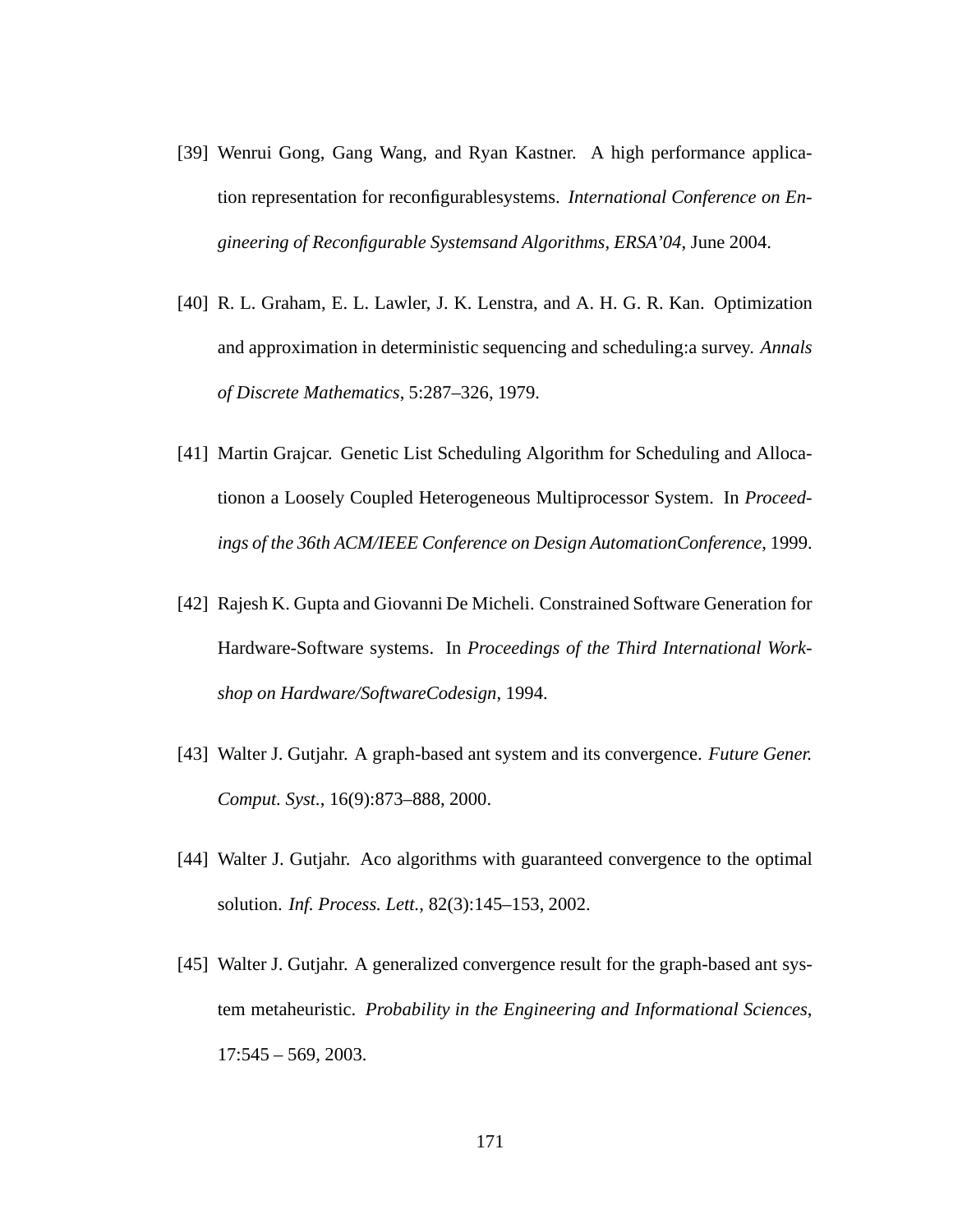[39] Wenrui Gong, Gang Wang, and Ryan Kastner. A high performance application representation for reconfigurablesystems. *International Conference on Engineering of Reconfigurable Systemsand Algorithms, ERSA'04*, June 2004.

[40] R. L. Graham, E. L. Lawler, J. K. Lenstra, and A. H. G. R. Kan. Optimization and approximation in deterministic sequencing and scheduling:a survey. *Annals of Discrete Mathematics*, 5:287–326, 1979.

[41] Martin Grajcar. Genetic List Scheduling Algorithm for Scheduling and Allocationon a Loosely Coupled Heterogeneous Multiprocessor System. In *Proceedings of the 36th ACM/IEEE Conference on Design AutomationConference*, 1999.

[42] Rajesh K. Gupta and Giovanni De Micheli. Constrained Software Generation for Hardware-Software systems. In *Proceedings of the Third International Workshop on Hardware/SoftwareCodesign*, 1994.

[43] Walter J. Gutjahr. A graph-based ant system and its convergence. *Future Gener. Comput. Syst.*, 16(9):873–888, 2000.

[44] Walter J. Gutjahr. Aco algorithms with guaranteed convergence to the optimal solution. *Inf. Process. Lett.*, 82(3):145–153, 2002.

[45] Walter J. Gutjahr. A generalized convergence result for the graph-based ant system metaheuristic. *Probability in the Engineering and Informational Sciences*, 17:545 – 569, 2003.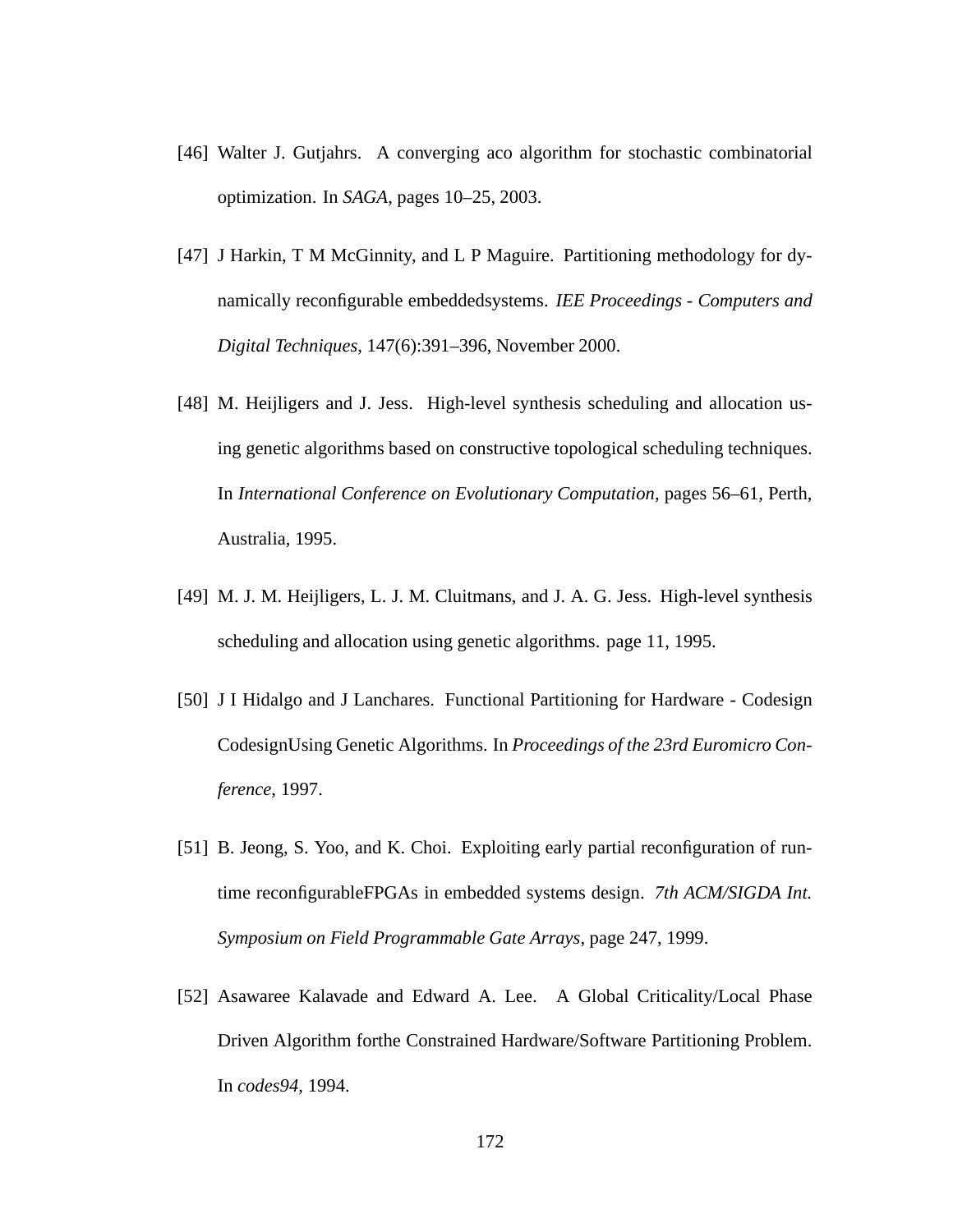[46] Walter J. Gutjahrs. A converging aco algorithm for stochastic combinatorial optimization. In *SAGA*, pages 10–25, 2003.

[47] J Harkin, T M McGinnity, and L P Maguire. Partitioning methodology for dynamically reconfigurable embeddedsystems. *IEE Proceedings - Computers and Digital Techniques*, 147(6):391–396, November 2000.

[48] M. Heijligers and J. Jess. High-level synthesis scheduling and allocation using genetic algorithms based on constructive topological scheduling techniques. In *International Conference on Evolutionary Computation*, pages 56–61, Perth, Australia, 1995.

[49] M. J. M. Heijligers, L. J. M. Cluitmans, and J. A. G. Jess. High-level synthesis scheduling and allocation using genetic algorithms. page 11, 1995.

[50] J I Hidalgo and J Lanchares. Functional Partitioning for Hardware - Codesign CodesignUsing Genetic Algorithms. In *Proceedings of the 23rd Euromicro Conference*, 1997.

[51] B. Jeong, S. Yoo, and K. Choi. Exploiting early partial reconfiguration of runtime reconfigurableFPGAs in embedded systems design. *7th ACM/SIGDA Int. Symposium on Field Programmable Gate Arrays*, page 247, 1999.

[52] Asawaree Kalavade and Edward A. Lee. A Global Criticality/Local Phase Driven Algorithm forthe Constrained Hardware/Software Partitioning Problem. In *codes94*, 1994.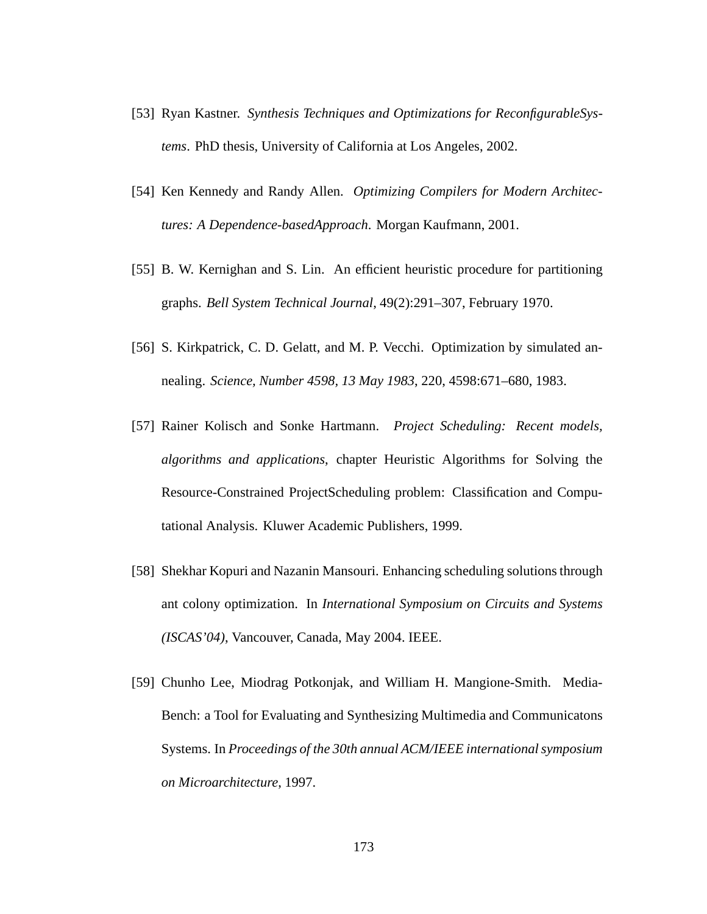[53] Ryan Kastner. *Synthesis Techniques and Optimizations for ReconfigurableSystems*. PhD thesis, University of California at Los Angeles, 2002.

[54] Ken Kennedy and Randy Allen. *Optimizing Compilers for Modern Architectures: A Dependence-basedApproach*. Morgan Kaufmann, 2001.

[55] B. W. Kernighan and S. Lin. An efficient heuristic procedure for partitioning graphs. *Bell System Technical Journal*, 49(2):291–307, February 1970.

[56] S. Kirkpatrick, C. D. Gelatt, and M. P. Vecchi. Optimization by simulated annealing. *Science, Number 4598, 13 May 1983*, 220, 4598:671–680, 1983.

[57] Rainer Kolisch and Sonke Hartmann. *Project Scheduling: Recent models, algorithms and applications*, chapter Heuristic Algorithms for Solving the Resource-Constrained ProjectScheduling problem: Classification and Computational Analysis. Kluwer Academic Publishers, 1999.

[58] Shekhar Kopuri and Nazanin Mansouri. Enhancing scheduling solutions through ant colony optimization. In *International Symposium on Circuits and Systems (ISCAS'04)*, Vancouver, Canada, May 2004. IEEE.

[59] Chunho Lee, Miodrag Potkonjak, and William H. Mangione-Smith. MediaBench: a Tool for Evaluating and Synthesizing Multimedia and Communicatons Systems. In *Proceedings of the 30th annual ACM/IEEE international symposium on Microarchitecture*, 1997.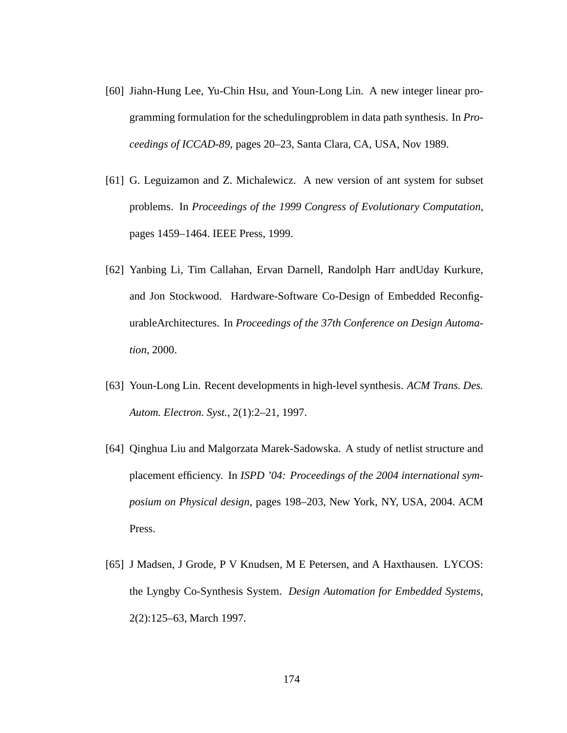[60] Jiahn-Hung Lee, Yu-Chin Hsu, and Youn-Long Lin. A new integer linear programming formulation for the schedulingproblem in data path synthesis. In *Proceedings of ICCAD-89*, pages 20–23, Santa Clara, CA, USA, Nov 1989.

[61] G. Leguizamon and Z. Michalewicz. A new version of ant system for subset problems. In *Proceedings of the 1999 Congress of Evolutionary Computation*, pages 1459–1464. IEEE Press, 1999.

[62] Yanbing Li, Tim Callahan, Ervan Darnell, Randolph Harr andUday Kurkure, and Jon Stockwood. Hardware-Software Co-Design of Embedded ReconfigurableArchitectures. In *Proceedings of the 37th Conference on Design Automation*, 2000.

[63] Youn-Long Lin. Recent developments in high-level synthesis. *ACM Trans. Des. Autom. Electron. Syst.*, 2(1):2–21, 1997.

[64] Qinghua Liu and Malgorzata Marek-Sadowska. A study of netlist structure and placement efficiency. In *ISPD '04: Proceedings of the 2004 international symposium on Physical design*, pages 198–203, New York, NY, USA, 2004. ACM Press.

[65] J Madsen, J Grode, P V Knudsen, M E Petersen, and A Haxthausen. LYCOS: the Lyngby Co-Synthesis System. *Design Automation for Embedded Systems*, 2(2):125–63, March 1997.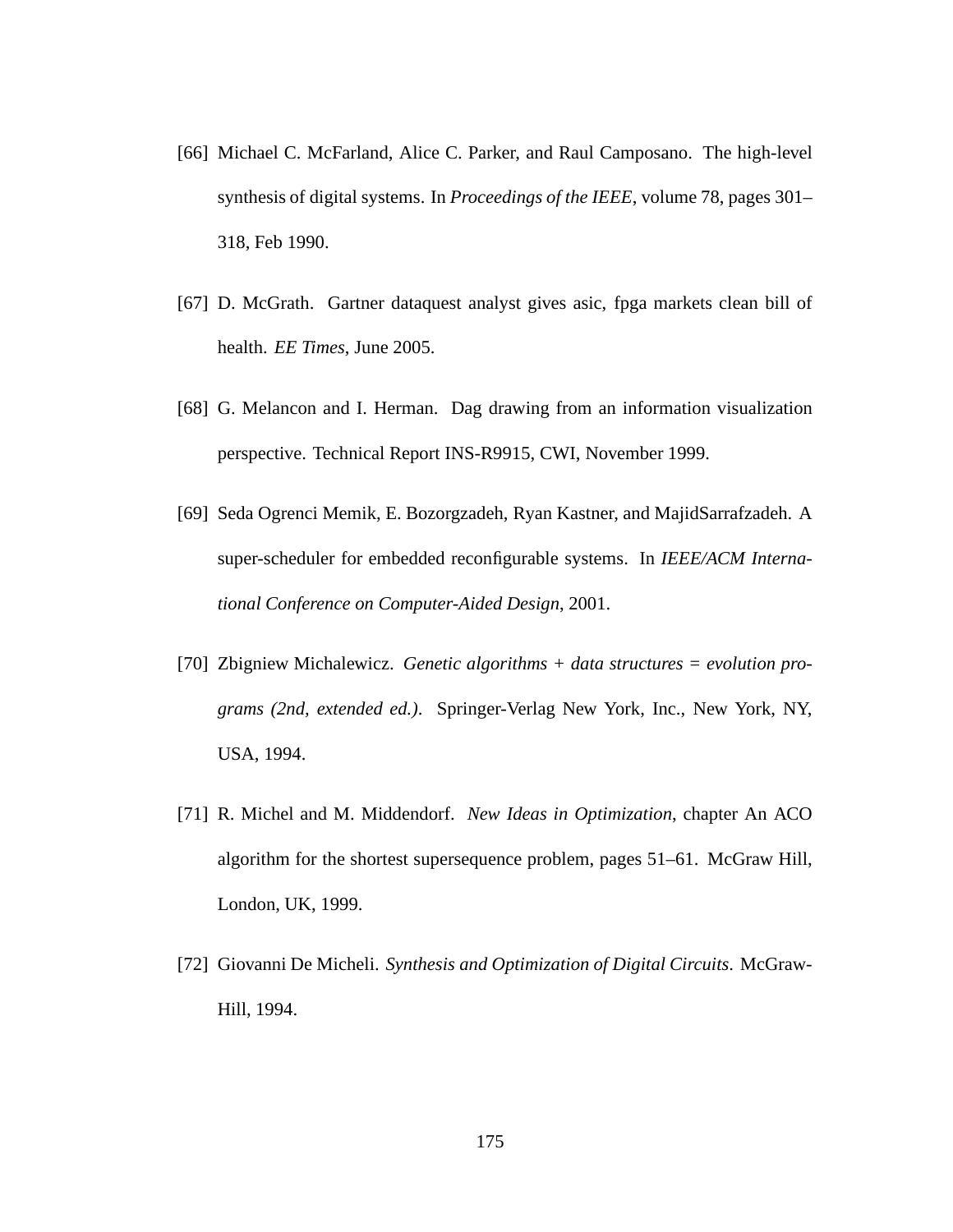[66] Michael C. McFarland, Alice C. Parker, and Raul Camposano. The high-level synthesis of digital systems. In *Proceedings of the IEEE*, volume 78, pages 301–318, Feb 1990.

[67] D. McGrath. Gartner dataquest analyst gives asic, fpga markets clean bill of health. *EE Times*, June 2005.

[68] G. Melancon and I. Herman. Dag drawing from an information visualization perspective. Technical Report INS-R9915, CWI, November 1999.

[69] Seda Ogrenci Memik, E. Bozorgzadeh, Ryan Kastner, and MajidSarrafzadeh. A super-scheduler for embedded reconfigurable systems. In *IEEE/ACM International Conference on Computer-Aided Design*, 2001.

[70] Zbigniew Michalewicz. *Genetic algorithms + data structures = evolution programs (2nd, extended ed.)*. Springer-Verlag New York, Inc., New York, NY, USA, 1994.

[71] R. Michel and M. Middendorf. *New Ideas in Optimization*, chapter An ACO algorithm for the shortest supersequence problem, pages 51–61. McGraw Hill, London, UK, 1999.

[72] Giovanni De Micheli. *Synthesis and Optimization of Digital Circuits*. McGraw-Hill, 1994.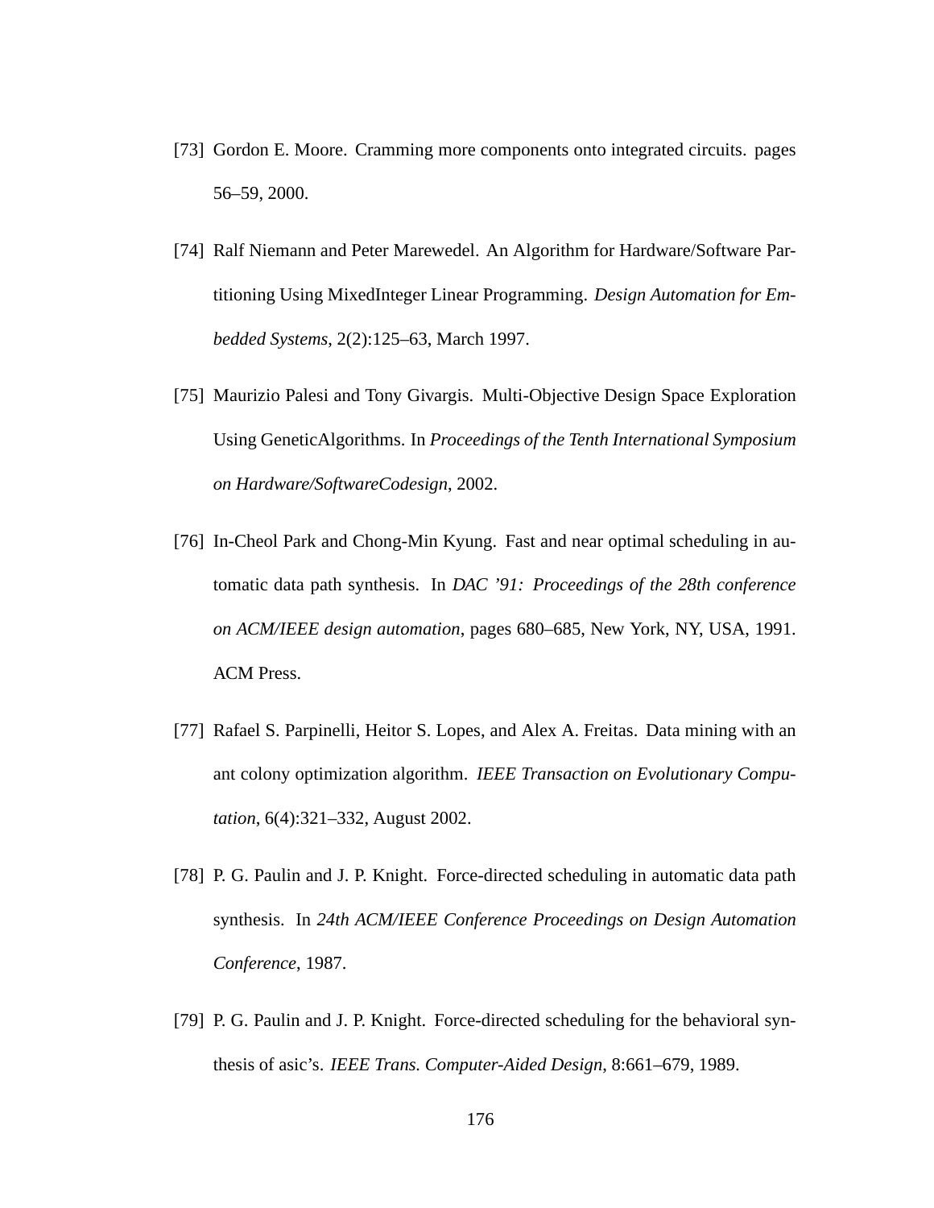[73] Gordon E. Moore. Cramming more components onto integrated circuits. pages 56–59, 2000.

[74] Ralf Niemann and Peter Marewedel. An Algorithm for Hardware/Software Partitioning Using MixedInteger Linear Programming. *Design Automation for Embedded Systems*, 2(2):125–63, March 1997.

[75] Maurizio Palesi and Tony Givargis. Multi-Objective Design Space Exploration Using GeneticAlgorithms. In *Proceedings of the Tenth International Symposium on Hardware/SoftwareCodesign*, 2002.

[76] In-Cheol Park and Chong-Min Kyung. Fast and near optimal scheduling in automatic data path synthesis. In *DAC '91: Proceedings of the 28th conference on ACM/IEEE design automation*, pages 680–685, New York, NY, USA, 1991. ACM Press.

[77] Rafael S. Parpinelli, Heitor S. Lopes, and Alex A. Freitas. Data mining with an ant colony optimization algorithm. *IEEE Transaction on Evolutionary Computation*, 6(4):321–332, August 2002.

[78] P. G. Paulin and J. P. Knight. Force-directed scheduling in automatic data path synthesis. In *24th ACM/IEEE Conference Proceedings on Design Automation Conference*, 1987.

[79] P. G. Paulin and J. P. Knight. Force-directed scheduling for the behavioral synthesis of asic's. *IEEE Trans. Computer-Aided Design*, 8:661–679, 1989.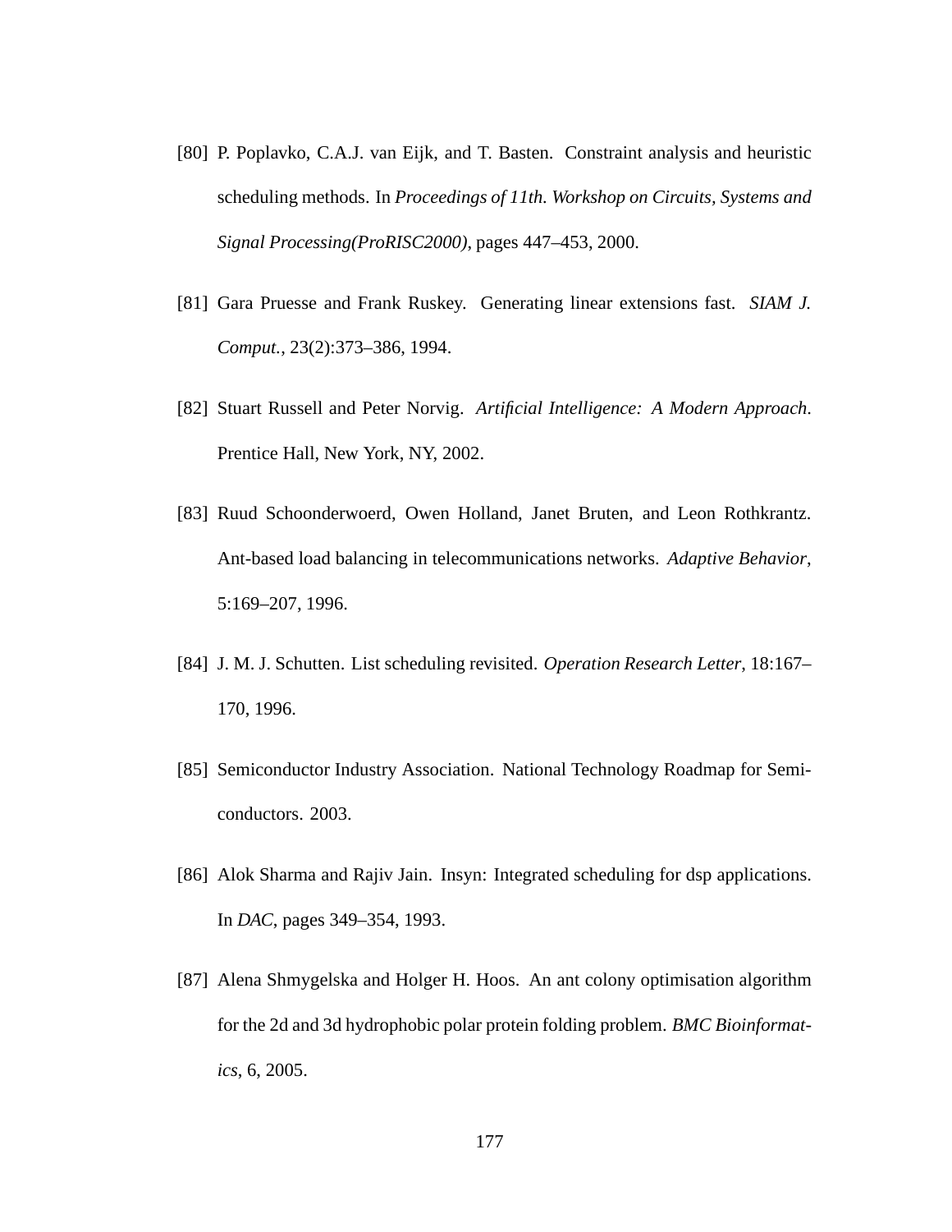[80] P. Poplavko, C.A.J. van Eijk, and T. Basten. Constraint analysis and heuristic scheduling methods. In *Proceedings of 11th. Workshop on Circuits, Systems and Signal Processing(ProRISC2000)*, pages 447–453, 2000.

[81] Gara Pruesse and Frank Ruskey. Generating linear extensions fast. *SIAM J. Comput.*, 23(2):373–386, 1994.

[82] Stuart Russell and Peter Norvig. *Artificial Intelligence: A Modern Approach*. Prentice Hall, New York, NY, 2002.

[83] Ruud Schoonderwoerd, Owen Holland, Janet Bruten, and Leon Rothkrantz. Ant-based load balancing in telecommunications networks. *Adaptive Behavior*, 5:169–207, 1996.

[84] J. M. J. Schutten. List scheduling revisited. *Operation Research Letter*, 18:167–170, 1996.

[85] Semiconductor Industry Association. National Technology Roadmap for Semiconductors. 2003.

[86] Alok Sharma and Rajiv Jain. Insyn: Integrated scheduling for dsp applications. In *DAC*, pages 349–354, 1993.

[87] Alena Shmygelska and Holger H. Hoos. An ant colony optimisation algorithm for the 2d and 3d hydrophobic polar protein folding problem. *BMC Bioinformatics*, 6, 2005.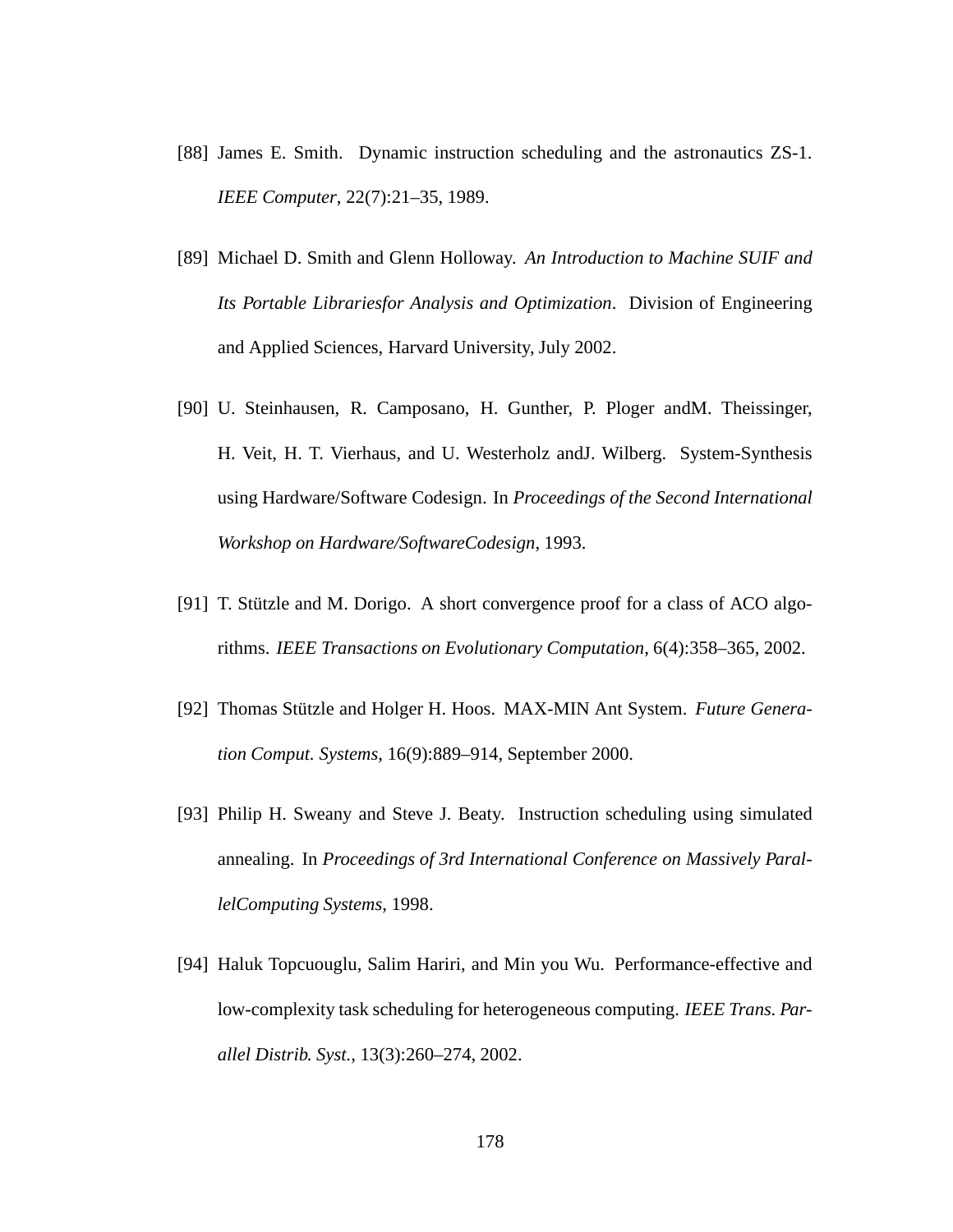[88] James E. Smith. Dynamic instruction scheduling and the astronautics ZS-1. *IEEE Computer*, 22(7):21–35, 1989.

[89] Michael D. Smith and Glenn Holloway. *An Introduction to Machine SUIF and Its Portable Librariesfor Analysis and Optimization*. Division of Engineering and Applied Sciences, Harvard University, July 2002.

[90] U. Steinhausen, R. Camposano, H. Gunther, P. Ploger andM. Theissinger, H. Veit, H. T. Vierhaus, and U. Westerholz andJ. Wilberg. System-Synthesis using Hardware/Software Codesign. In *Proceedings of the Second International Workshop on Hardware/SoftwareCodesign*, 1993.

[91] T. Stützle and M. Dorigo. A short convergence proof for a class of ACO algorithms. *IEEE Transactions on Evolutionary Computation*, 6(4):358–365, 2002.

[92] Thomas Stützle and Holger H. Hoos. MAX-MIN Ant System. *Future Generation Comput. Systems*, 16(9):889–914, September 2000.

[93] Philip H. Sweany and Steve J. Beaty. Instruction scheduling using simulated annealing. In *Proceedings of 3rd International Conference on Massively ParallelComputing Systems*, 1998.

[94] Haluk Topcuouglu, Salim Hariri, and Min you Wu. Performance-effective and low-complexity task scheduling for heterogeneous computing. *IEEE Trans. Parallel Distrib. Syst.*, 13(3):260–274, 2002.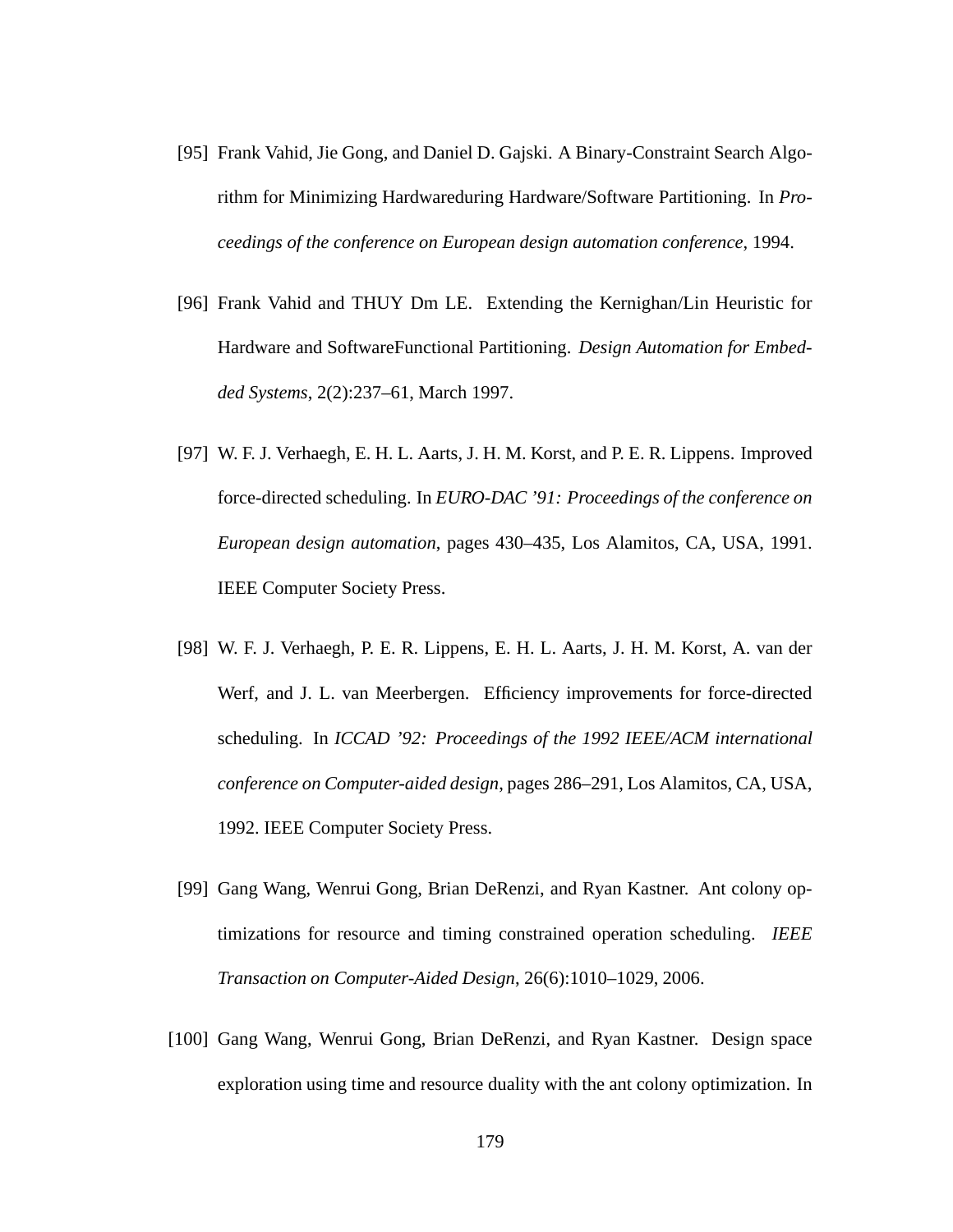[95] Frank Vahid, Jie Gong, and Daniel D. Gajski. A Binary-Constraint Search Algorithm for Minimizing Hardwareduring Hardware/Software Partitioning. In *Proceedings of the conference on European design automation conference*, 1994.

[96] Frank Vahid and THUY Dm LE. Extending the Kernighan/Lin Heuristic for Hardware and SoftwareFunctional Partitioning. *Design Automation for Embedded Systems*, 2(2):237–61, March 1997.

[97] W. F. J. Verhaegh, E. H. L. Aarts, J. H. M. Korst, and P. E. R. Lippens. Improved force-directed scheduling. In *EURO-DAC '91: Proceedings of the conference on European design automation*, pages 430–435, Los Alamitos, CA, USA, 1991. IEEE Computer Society Press.

[98] W. F. J. Verhaegh, P. E. R. Lippens, E. H. L. Aarts, J. H. M. Korst, A. van der Werf, and J. L. van Meerbergen. Efficiency improvements for force-directed scheduling. In *ICCAD '92: Proceedings of the 1992 IEEE/ACM international conference on Computer-aided design*, pages 286–291, Los Alamitos, CA, USA, 1992. IEEE Computer Society Press.

[99] Gang Wang, Wenrui Gong, Brian DeRenzi, and Ryan Kastner. Ant colony optimizations for resource and timing constrained operation scheduling. *IEEE Transaction on Computer-Aided Design*, 26(6):1010–1029, 2006.

[100] Gang Wang, Wenrui Gong, Brian DeRenzi, and Ryan Kastner. Design space exploration using time and resource duality with the ant colony optimization. In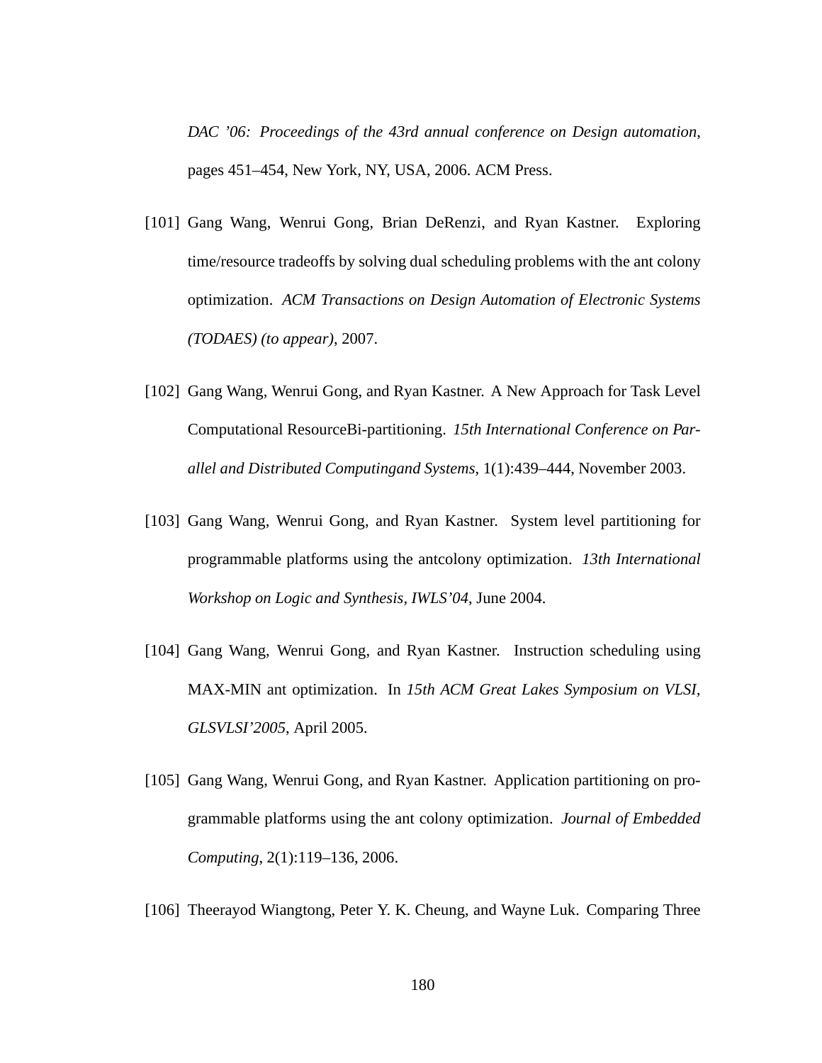*DAC '06: Proceedings of the 43rd annual conference on Design automation*, pages 451–454, New York, NY, USA, 2006. ACM Press.

[101] Gang Wang, Wenrui Gong, Brian DeRenzi, and Ryan Kastner. Exploring time/resource tradeoffs by solving dual scheduling problems with the ant colony optimization. *ACM Transactions on Design Automation of Electronic Systems (TODAES) (to appear)*, 2007.

[102] Gang Wang, Wenrui Gong, and Ryan Kastner. A New Approach for Task Level Computational ResourceBi-partitioning. *15th International Conference on Parallel and Distributed Computingand Systems*, 1(1):439–444, November 2003.

[103] Gang Wang, Wenrui Gong, and Ryan Kastner. System level partitioning for programmable platforms using the antcolony optimization. *13th International Workshop on Logic and Synthesis, IWLS'04*, June 2004.

[104] Gang Wang, Wenrui Gong, and Ryan Kastner. Instruction scheduling using MAX-MIN ant optimization. In *15th ACM Great Lakes Symposium on VLSI, GLSVLSI'2005*, April 2005.

[105] Gang Wang, Wenrui Gong, and Ryan Kastner. Application partitioning on programmable platforms using the ant colony optimization. *Journal of Embedded Computing*, 2(1):119–136, 2006.

[106] Theerayod Wiangtong, Peter Y. K. Cheung, and Wayne Luk. Comparing Three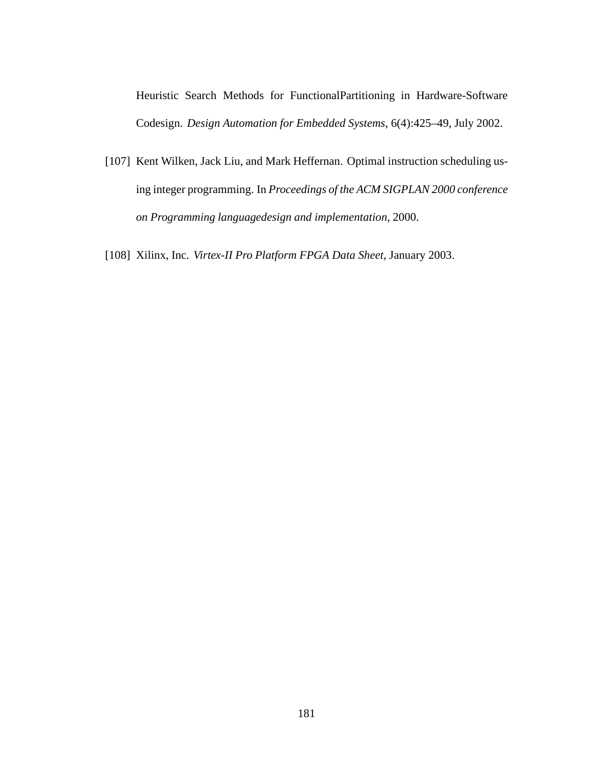Heuristic Search Methods for FunctionalPartitioning in Hardware-Software Codesign. *Design Automation for Embedded Systems*, 6(4):425–49, July 2002.

[107] Kent Wilken, Jack Liu, and Mark Heffernan. Optimal instruction scheduling using integer programming. In *Proceedings of the ACM SIGPLAN 2000 conference on Programming languagedesign and implementation*, 2000.

[108] Xilinx, Inc. *Virtex-II Pro Platform FPGA Data Sheet*, January 2003.